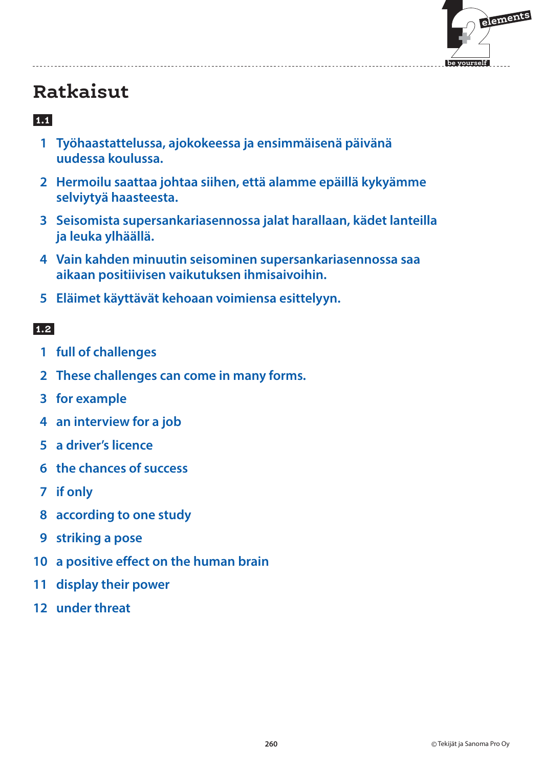# Ratkaisut

**1.1**

1. Työhaastattelussa, ajokokeessa ja ensimmäisenä päivänä uudessa koulussa.
2. Hermoilu saattaa johtaa siihen, että alamme epäillä kykyämme selviytyä haasteesta.
3. Seisomista supersankariasennossa jalat harallaan, kädet lanteilla ja leuka ylhäällä.
4. Vain kahden minuutin seisominen supersankariasennossa saa aikaan positiivisen vaikutuksen ihmisaivoihin.
5. Eläimet käyttävät kehoaan voimiensa esittelyyn.

**1.2**

1. full of challenges
2. These challenges can come in many forms.
3. for example
4. an interview for a job
5. a driver's licence
6. the chances of success
7. if only
8. according to one study
9. striking a pose
10. a positive effect on the human brain
11. display their power
12. under threat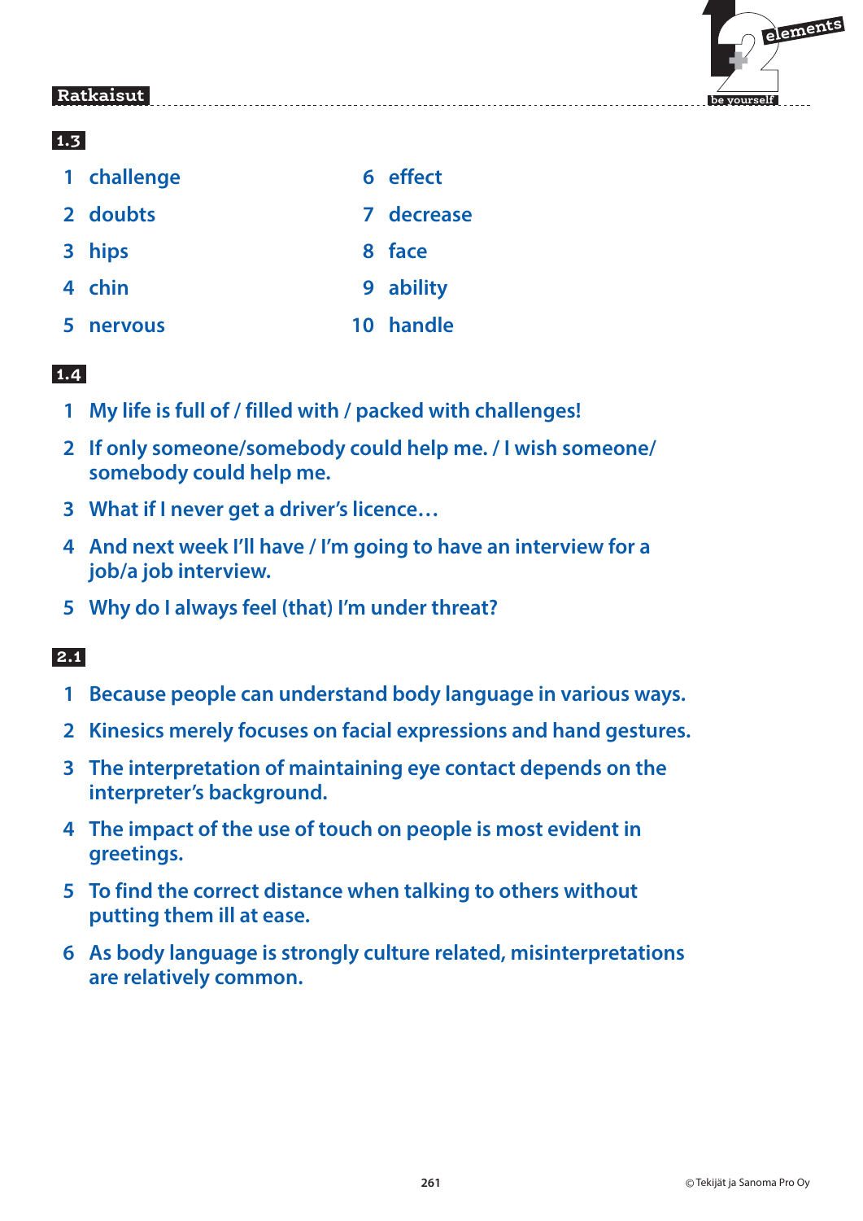## Ratkaisut

### 1.3

1. challenge
2. doubts
3. hips
4. chin
5. nervous
6. effect
7. decrease
8. face
9. ability
10. handle

### 1.4

1. My life is full of / filled with / packed with challenges!
2. If only someone/somebody could help me. / I wish someone/somebody could help me.
3. What if I never get a driver's licence…
4. And next week I'll have / I'm going to have an interview for a job/a job interview.
5. Why do I always feel (that) I'm under threat?

### 2.1

1. Because people can understand body language in various ways.
2. Kinesics merely focuses on facial expressions and hand gestures.
3. The interpretation of maintaining eye contact depends on the interpreter's background.
4. The impact of the use of touch on people is most evident in greetings.
5. To find the correct distance when talking to others without putting them ill at ease.
6. As body language is strongly culture related, misinterpretations are relatively common.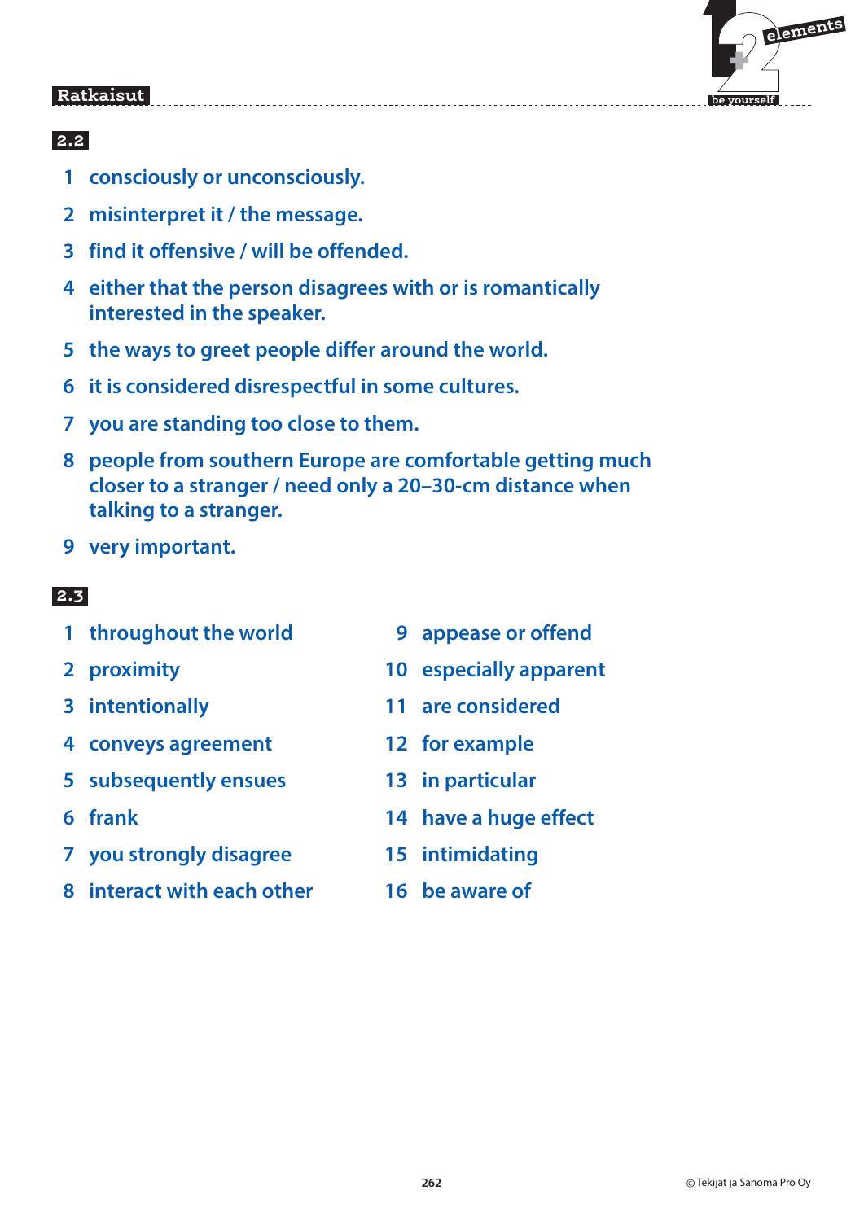**Ratkaisut**

## 2.2

1. consciously or unconsciously.
2. misinterpret it / the message.
3. find it offensive / will be offended.
4. either that the person disagrees with or is romantically interested in the speaker.
5. the ways to greet people differ around the world.
6. it is considered disrespectful in some cultures.
7. you are standing too close to them.
8. people from southern Europe are comfortable getting much closer to a stranger / need only a 20–30-cm distance when talking to a stranger.
9. very important.

## 2.3

1. throughout the world
2. proximity
3. intentionally
4. conveys agreement
5. subsequently ensues
6. frank
7. you strongly disagree
8. interact with each other
9. appease or offend
10. especially apparent
11. are considered
12. for example
13. in particular
14. have a huge effect
15. intimidating
16. be aware of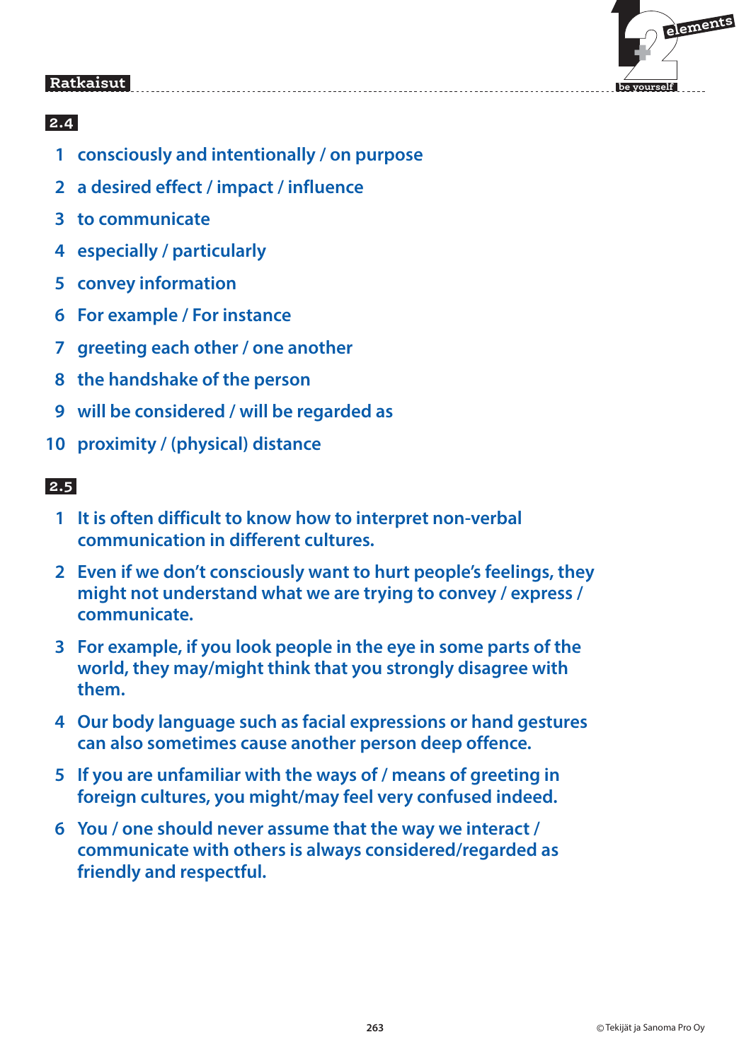## Ratkaisut

### 2.4

1. consciously and intentionally / on purpose
2. a desired effect / impact / influence
3. to communicate
4. especially / particularly
5. convey information
6. For example / For instance
7. greeting each other / one another
8. the handshake of the person
9. will be considered / will be regarded as
10. proximity / (physical) distance

### 2.5

1. It is often difficult to know how to interpret non-verbal communication in different cultures.
2. Even if we don't consciously want to hurt people's feelings, they might not understand what we are trying to convey / express / communicate.
3. For example, if you look people in the eye in some parts of the world, they may/might think that you strongly disagree with them.
4. Our body language such as facial expressions or hand gestures can also sometimes cause another person deep offence.
5. If you are unfamiliar with the ways of / means of greeting in foreign cultures, you might/may feel very confused indeed.
6. You / one should never assume that the way we interact / communicate with others is always considered/regarded as friendly and respectful.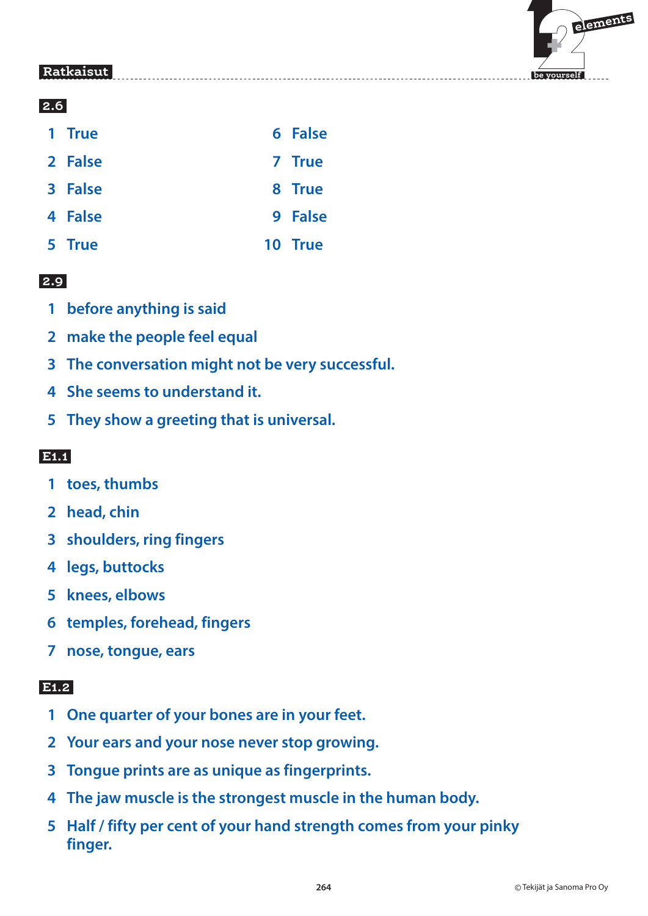## Ratkaisut

### 2.6

1. True
2. False
3. False
4. False
5. True
6. False
7. True
8. True
9. False
10. True

### 2.9

1. before anything is said
2. make the people feel equal
3. The conversation might not be very successful.
4. She seems to understand it.
5. They show a greeting that is universal.

### E1.1

1. toes, thumbs
2. head, chin
3. shoulders, ring fingers
4. legs, buttocks
5. knees, elbows
6. temples, forehead, fingers
7. nose, tongue, ears

### E1.2

1. One quarter of your bones are in your feet.
2. Your ears and your nose never stop growing.
3. Tongue prints are as unique as fingerprints.
4. The jaw muscle is the strongest muscle in the human body.
5. Half / fifty per cent of your hand strength comes from your pinky finger.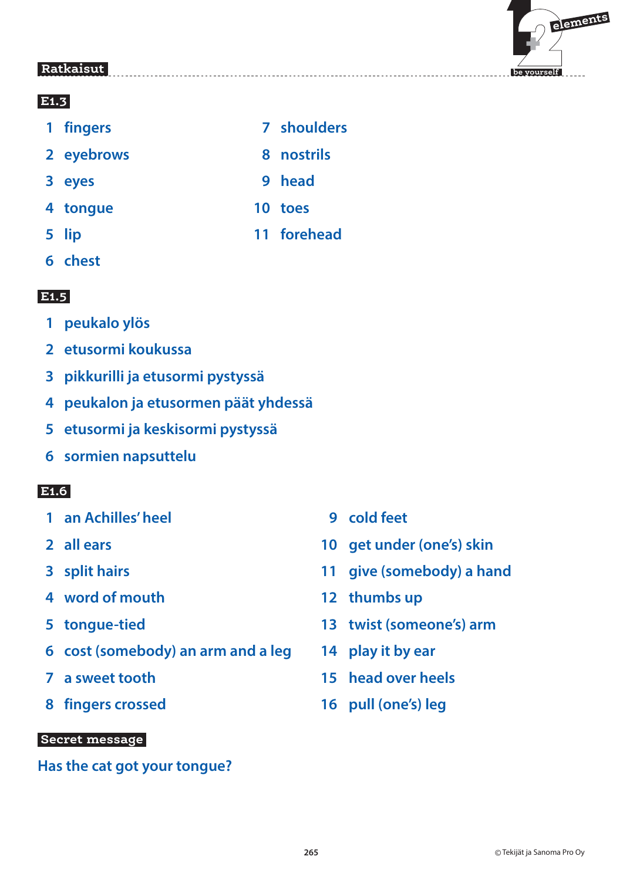## Ratkaisut

### E1.3

1. fingers
2. eyebrows
3. eyes
4. tongue
5. lip
6. chest
7. shoulders
8. nostrils
9. head
10. toes
11. forehead

### E1.5

1. peukalo ylös
2. etusormi koukussa
3. pikkurilli ja etusormi pystyssä
4. peukalon ja etusormen päät yhdessä
5. etusormi ja keskisormi pystyssä
6. sormien napsuttelu

### E1.6

1. an Achilles' heel
2. all ears
3. split hairs
4. word of mouth
5. tongue-tied
6. cost (somebody) an arm and a leg
7. a sweet tooth
8. fingers crossed
9. cold feet
10. get under (one's) skin
11. give (somebody) a hand
12. thumbs up
13. twist (someone's) arm
14. play it by ear
15. head over heels
16. pull (one's) leg

### Secret message

Has the cat got your tongue?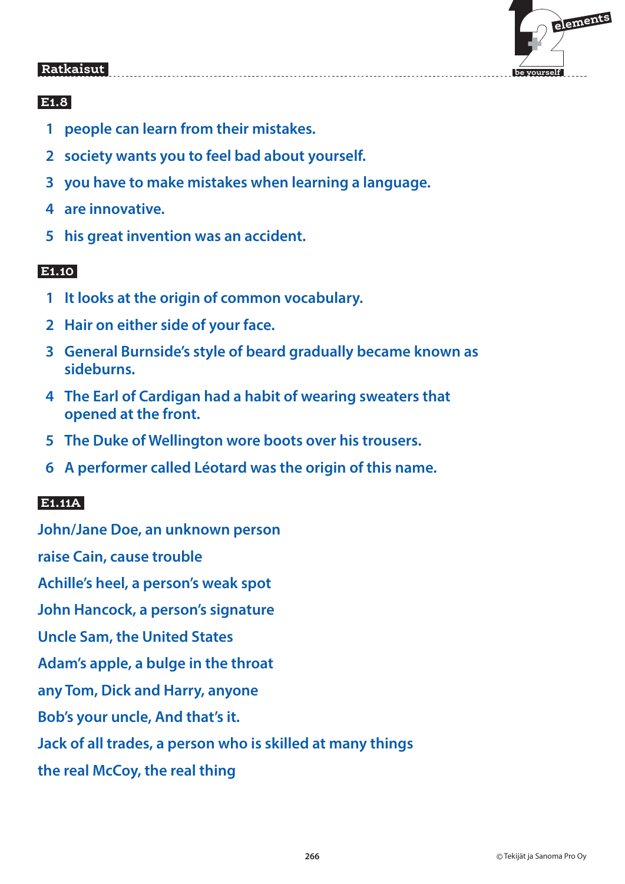## Ratkaisut

### E1.8

1. people can learn from their mistakes.
2. society wants you to feel bad about yourself.
3. you have to make mistakes when learning a language.
4. are innovative.
5. his great invention was an accident.

### E1.10

1. It looks at the origin of common vocabulary.
2. Hair on either side of your face.
3. General Burnside's style of beard gradually became known as sideburns.
4. The Earl of Cardigan had a habit of wearing sweaters that opened at the front.
5. The Duke of Wellington wore boots over his trousers.
6. A performer called Léotard was the origin of this name.

### E1.11A

John/Jane Doe, an unknown person

raise Cain, cause trouble

Achille's heel, a person's weak spot

John Hancock, a person's signature

Uncle Sam, the United States

Adam's apple, a bulge in the throat

any Tom, Dick and Harry, anyone

Bob's your uncle, And that's it.

Jack of all trades, a person who is skilled at many things

the real McCoy, the real thing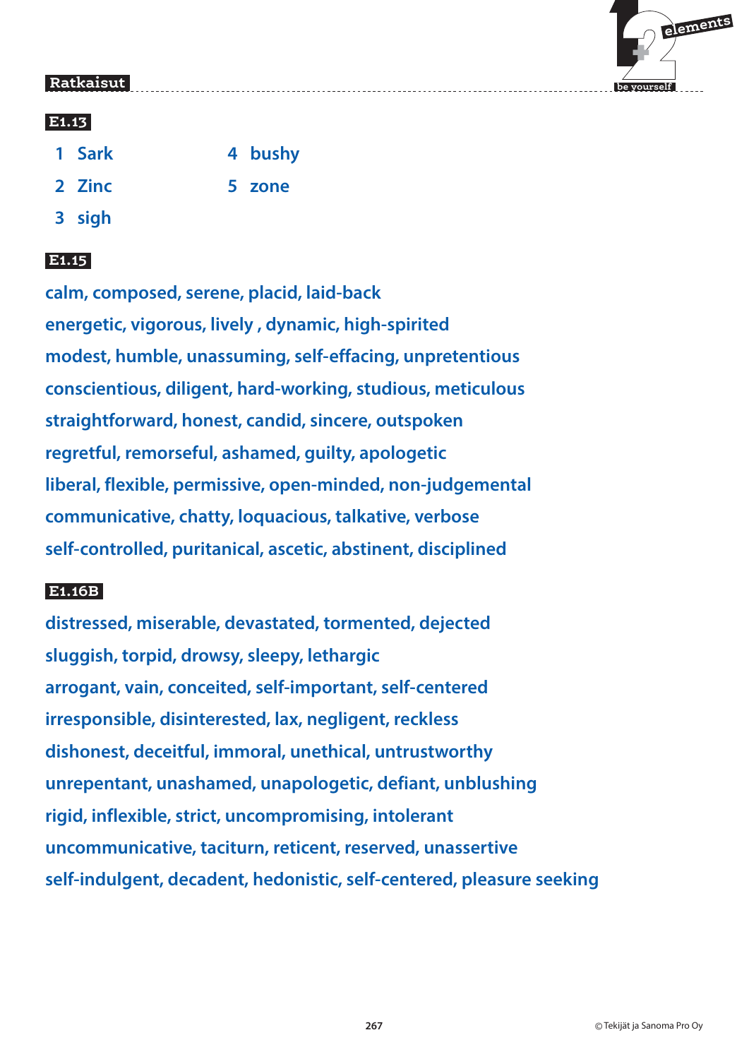**Ratkaisut**

**E1.13**

1 Sark
2 Zinc
3 sigh
4 bushy
5 zone

**E1.15**

calm, composed, serene, placid, laid-back
energetic, vigorous, lively , dynamic, high-spirited
modest, humble, unassuming, self-effacing, unpretentious
conscientious, diligent, hard-working, studious, meticulous
straightforward, honest, candid, sincere, outspoken
regretful, remorseful, ashamed, guilty, apologetic
liberal, flexible, permissive, open-minded, non-judgemental
communicative, chatty, loquacious, talkative, verbose
self-controlled, puritanical, ascetic, abstinent, disciplined

**E1.16B**

distressed, miserable, devastated, tormented, dejected
sluggish, torpid, drowsy, sleepy, lethargic
arrogant, vain, conceited, self-important, self-centered
irresponsible, disinterested, lax, negligent, reckless
dishonest, deceitful, immoral, unethical, untrustworthy
unrepentant, unashamed, unapologetic, defiant, unblushing
rigid, inflexible, strict, uncompromising, intolerant
uncommunicative, taciturn, reticent, reserved, unassertive
self-indulgent, decadent, hedonistic, self-centered, pleasure seeking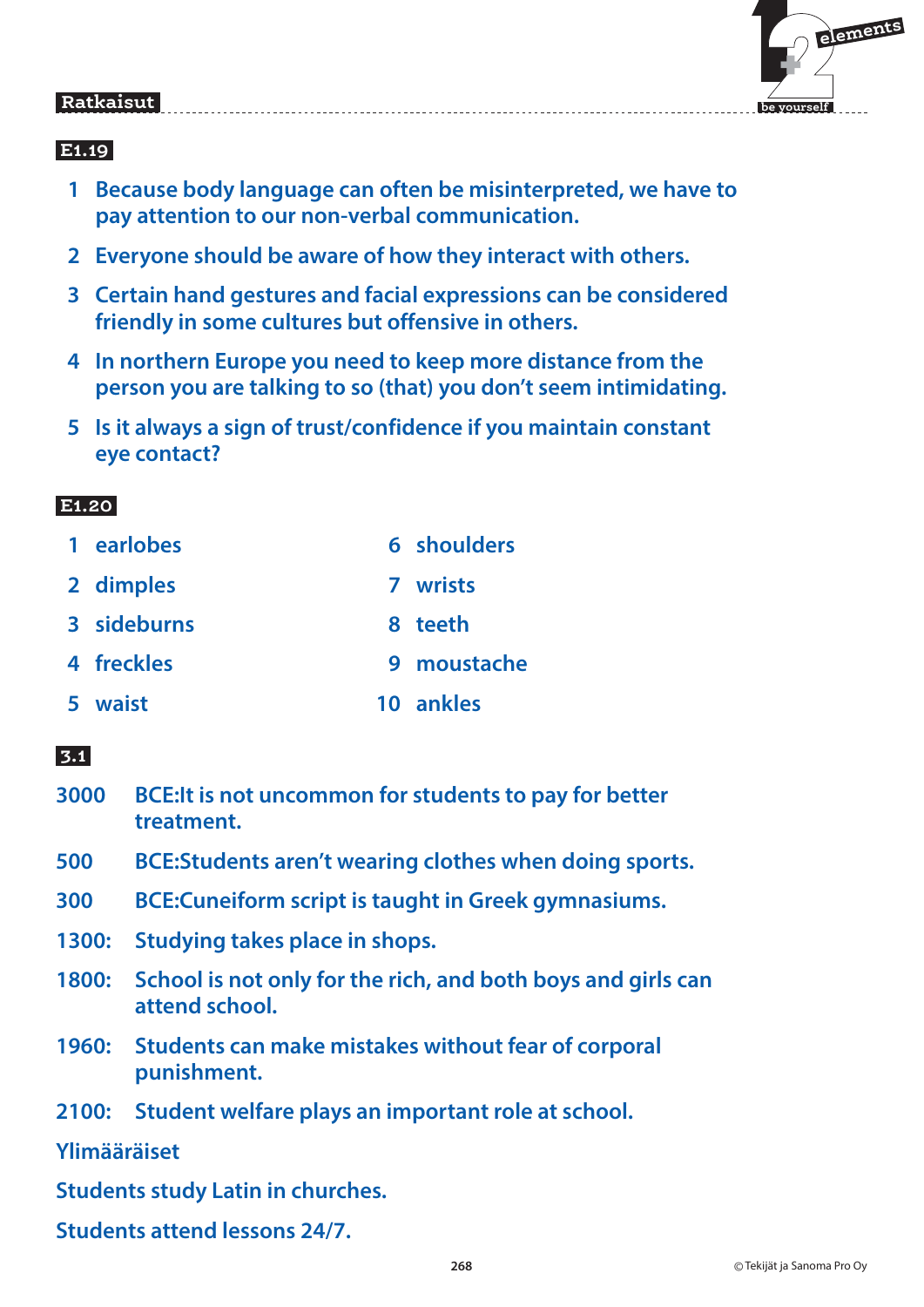**Ratkaisut**

**E1.19**

1 Because body language can often be misinterpreted, we have to pay attention to our non-verbal communication.

2 Everyone should be aware of how they interact with others.

3 Certain hand gestures and facial expressions can be considered friendly in some cultures but offensive in others.

4 In northern Europe you need to keep more distance from the person you are talking to so (that) you don't seem intimidating.

5 Is it always a sign of trust/confidence if you maintain constant eye contact?

**E1.20**

1 earlobes
2 dimples
3 sideburns
4 freckles
5 waist
6 shoulders
7 wrists
8 teeth
9 moustache
10 ankles

**3.1**

3000 BCE:It is not uncommon for students to pay for better treatment.

500 BCE:Students aren't wearing clothes when doing sports.

300 BCE:Cuneiform script is taught in Greek gymnasiums.

1300: Studying takes place in shops.

1800: School is not only for the rich, and both boys and girls can attend school.

1960: Students can make mistakes without fear of corporal punishment.

2100: Student welfare plays an important role at school.

Ylimääräiset

Students study Latin in churches.

Students attend lessons 24/7.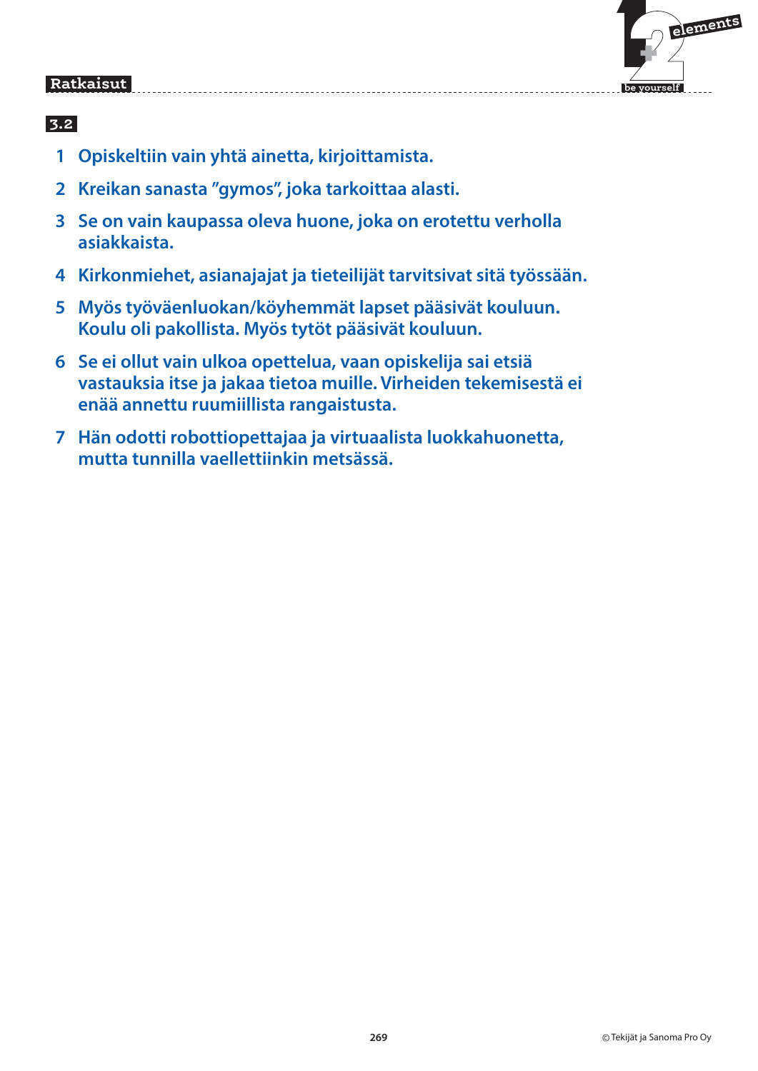**Ratkaisut**

**3.2**

1. Opiskeltiin vain yhtä ainetta, kirjoittamista.
2. Kreikan sanasta ”gymos”, joka tarkoittaa alasti.
3. Se on vain kaupassa oleva huone, joka on erotettu verholla asiakkaista.
4. Kirkonmiehet, asianajajat ja tieteilijät tarvitsivat sitä työssään.
5. Myös työväenluokan/köyhemmät lapset pääsivät kouluun. Koulu oli pakollista. Myös tytöt pääsivät kouluun.
6. Se ei ollut vain ulkoa opettelua, vaan opiskelija sai etsiä vastauksia itse ja jakaa tietoa muille. Virheiden tekemisestä ei enää annettu ruumiillista rangaistusta.
7. Hän odotti robottiopettajaa ja virtuaalista luokkahuonetta, mutta tunnilla vaellettiinkin metsässä.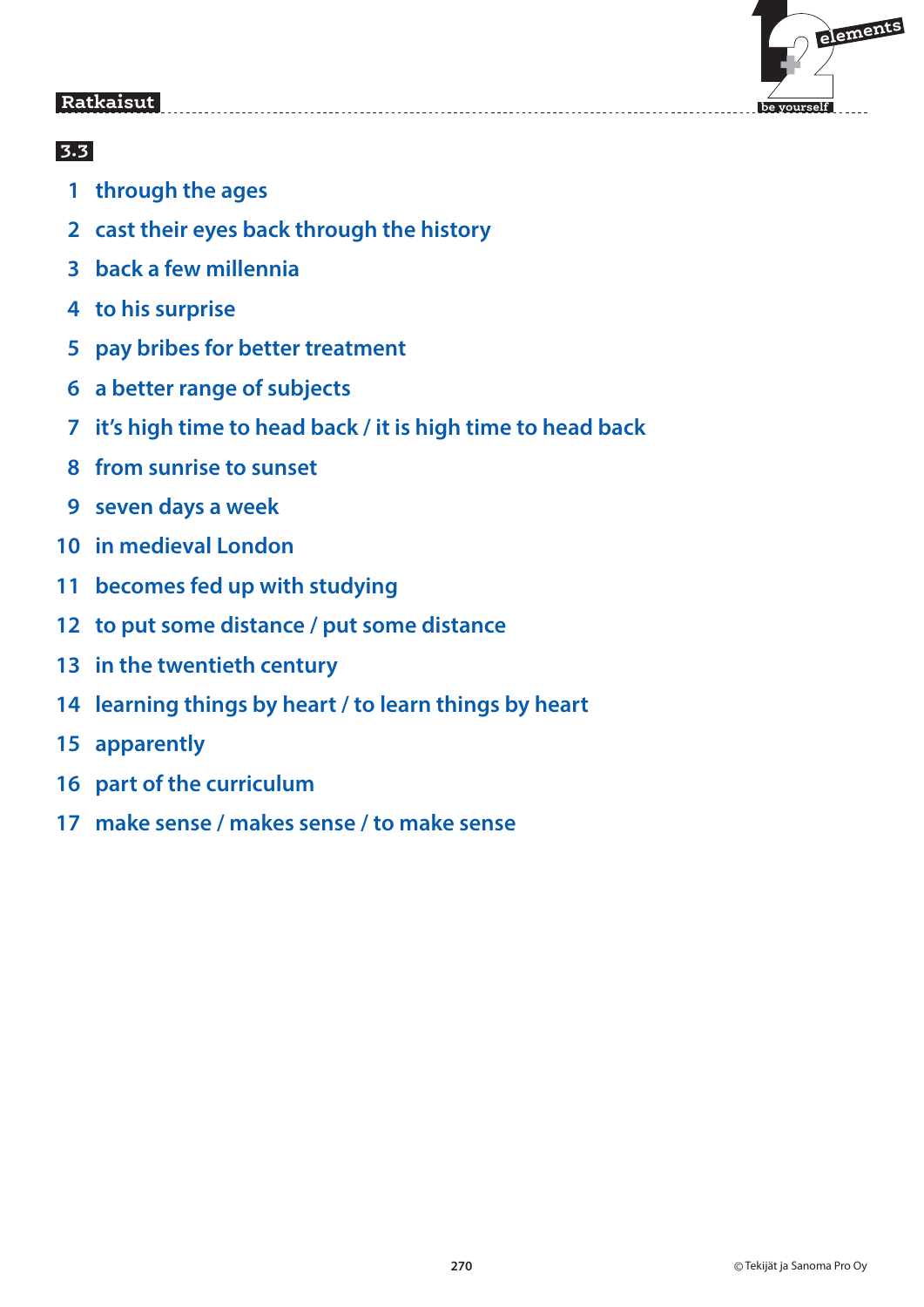Ratkaisut

### 3.3

1. through the ages
2. cast their eyes back through the history
3. back a few millennia
4. to his surprise
5. pay bribes for better treatment
6. a better range of subjects
7. it's high time to head back / it is high time to head back
8. from sunrise to sunset
9. seven days a week
10. in medieval London
11. becomes fed up with studying
12. to put some distance / put some distance
13. in the twentieth century
14. learning things by heart / to learn things by heart
15. apparently
16. part of the curriculum
17. make sense / makes sense / to make sense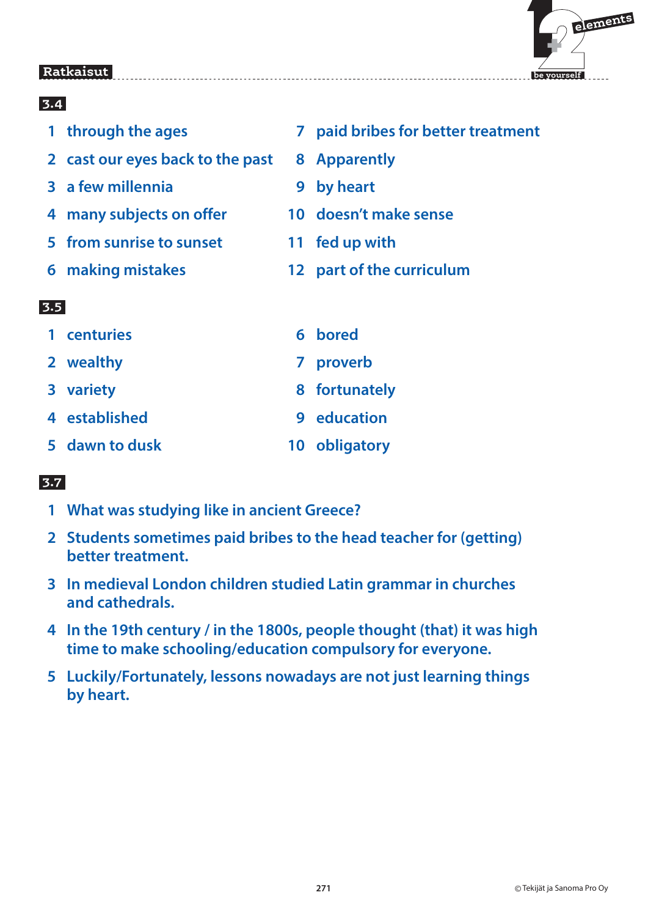## Ratkaisut

### 3.4

1. through the ages
2. cast our eyes back to the past
3. a few millennia
4. many subjects on offer
5. from sunrise to sunset
6. making mistakes
7. paid bribes for better treatment
8. Apparently
9. by heart
10. doesn't make sense
11. fed up with
12. part of the curriculum

### 3.5

1. centuries
2. wealthy
3. variety
4. established
5. dawn to dusk
6. bored
7. proverb
8. fortunately
9. education
10. obligatory

### 3.7

1. What was studying like in ancient Greece?
2. Students sometimes paid bribes to the head teacher for (getting) better treatment.
3. In medieval London children studied Latin grammar in churches and cathedrals.
4. In the 19th century / in the 1800s, people thought (that) it was high time to make schooling/education compulsory for everyone.
5. Luckily/Fortunately, lessons nowadays are not just learning things by heart.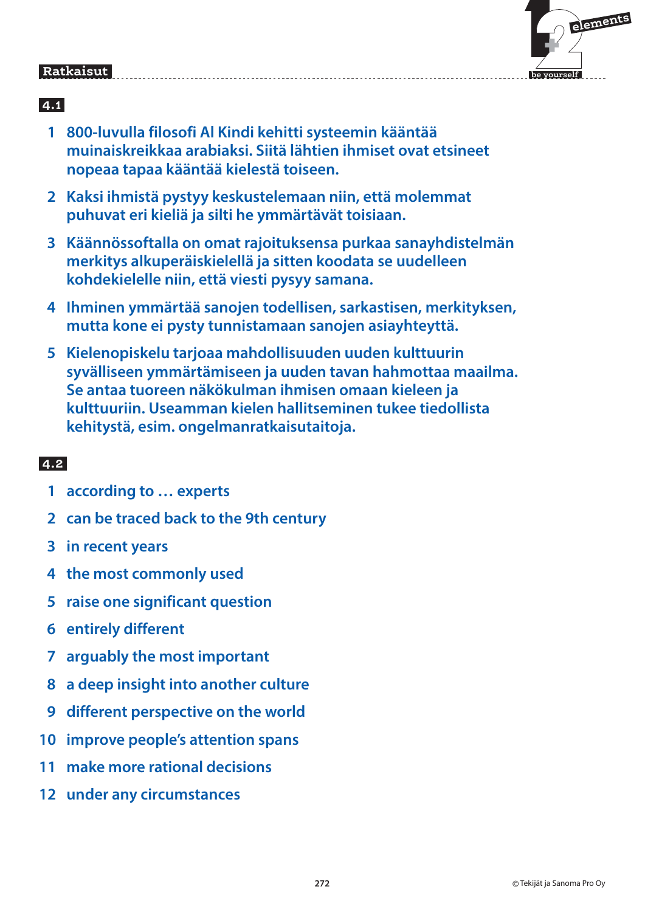**Ratkaisut**

**4.1**

1. 800-luvulla filosofi Al Kindi kehitti systeemin kääntää muinaiskreikkaa arabiaksi. Siitä lähtien ihmiset ovat etsineet nopeaa tapaa kääntää kielestä toiseen.
2. Kaksi ihmistä pystyy keskustelemaan niin, että molemmat puhuvat eri kieliä ja silti he ymmärtävät toisiaan.
3. Käännössoftalla on omat rajoituksensa purkaa sanayhdistelmän merkitys alkuperäiskielellä ja sitten koodata se uudelleen kohdekielelle niin, että viesti pysyy samana.
4. Ihminen ymmärtää sanojen todellisen, sarkastisen, merkityksen, mutta kone ei pysty tunnistamaan sanojen asiayhteyttä.
5. Kielenopiskelu tarjoaa mahdollisuuden uuden kulttuurin syvälliseen ymmärtämiseen ja uuden tavan hahmottaa maailma. Se antaa tuoreen näkökulman ihmisen omaan kieleen ja kulttuuriin. Useamman kielen hallitseminen tukee tiedollista kehitystä, esim. ongelmanratkaisutaitoja.

**4.2**

1. according to … experts
2. can be traced back to the 9th century
3. in recent years
4. the most commonly used
5. raise one significant question
6. entirely different
7. arguably the most important
8. a deep insight into another culture
9. different perspective on the world
10. improve people's attention spans
11. make more rational decisions
12. under any circumstances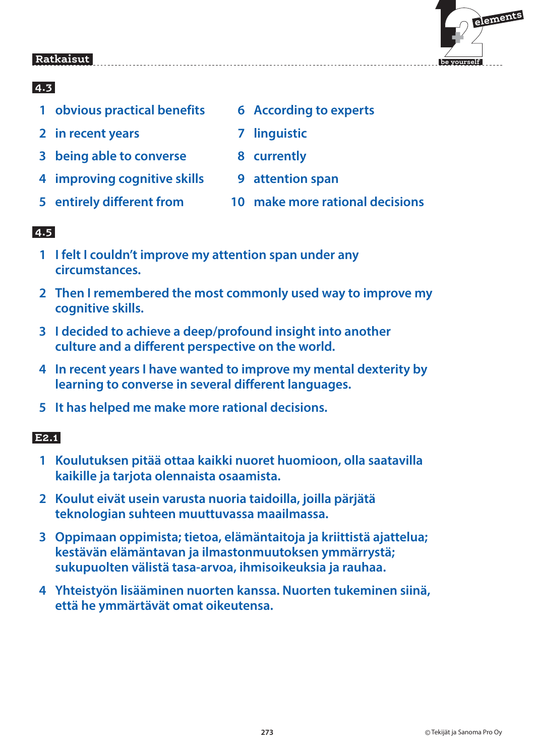**Ratkaisut**

## 4.3

1. obvious practical benefits
2. in recent years
3. being able to converse
4. improving cognitive skills
5. entirely different from
6. According to experts
7. linguistic
8. currently
9. attention span
10. make more rational decisions

## 4.5

1. I felt I couldn't improve my attention span under any circumstances.
2. Then I remembered the most commonly used way to improve my cognitive skills.
3. I decided to achieve a deep/profound insight into another culture and a different perspective on the world.
4. In recent years I have wanted to improve my mental dexterity by learning to converse in several different languages.
5. It has helped me make more rational decisions.

## E2.1

1. Koulutuksen pitää ottaa kaikki nuoret huomioon, olla saatavilla kaikille ja tarjota olennaista osaamista.
2. Koulut eivät usein varusta nuoria taidoilla, joilla pärjätä teknologian suhteen muuttuvassa maailmassa.
3. Oppimaan oppimista; tietoa, elämäntaitoja ja kriittistä ajattelua; kestävän elämäntavan ja ilmastonmuutoksen ymmärrystä; sukupuolten välistä tasa-arvoa, ihmisoikeuksia ja rauhaa.
4. Yhteistyön lisääminen nuorten kanssa. Nuorten tukeminen siinä, että he ymmärtävät omat oikeutensa.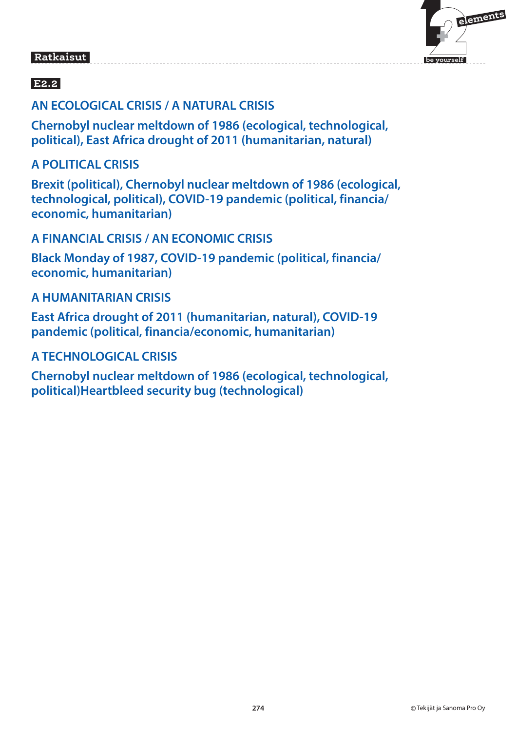Ratkaisut

**E2.2**

## AN ECOLOGICAL CRISIS / A NATURAL CRISIS

Chernobyl nuclear meltdown of 1986 (ecological, technological, political), East Africa drought of 2011 (humanitarian, natural)

## A POLITICAL CRISIS

Brexit (political), Chernobyl nuclear meltdown of 1986 (ecological, technological, political), COVID-19 pandemic (political, financia/ economic, humanitarian)

## A FINANCIAL CRISIS / AN ECONOMIC CRISIS

Black Monday of 1987, COVID-19 pandemic (political, financia/ economic, humanitarian)

## A HUMANITARIAN CRISIS

East Africa drought of 2011 (humanitarian, natural), COVID-19 pandemic (political, financia/economic, humanitarian)

## A TECHNOLOGICAL CRISIS

Chernobyl nuclear meltdown of 1986 (ecological, technological, political)Heartbleed security bug (technological)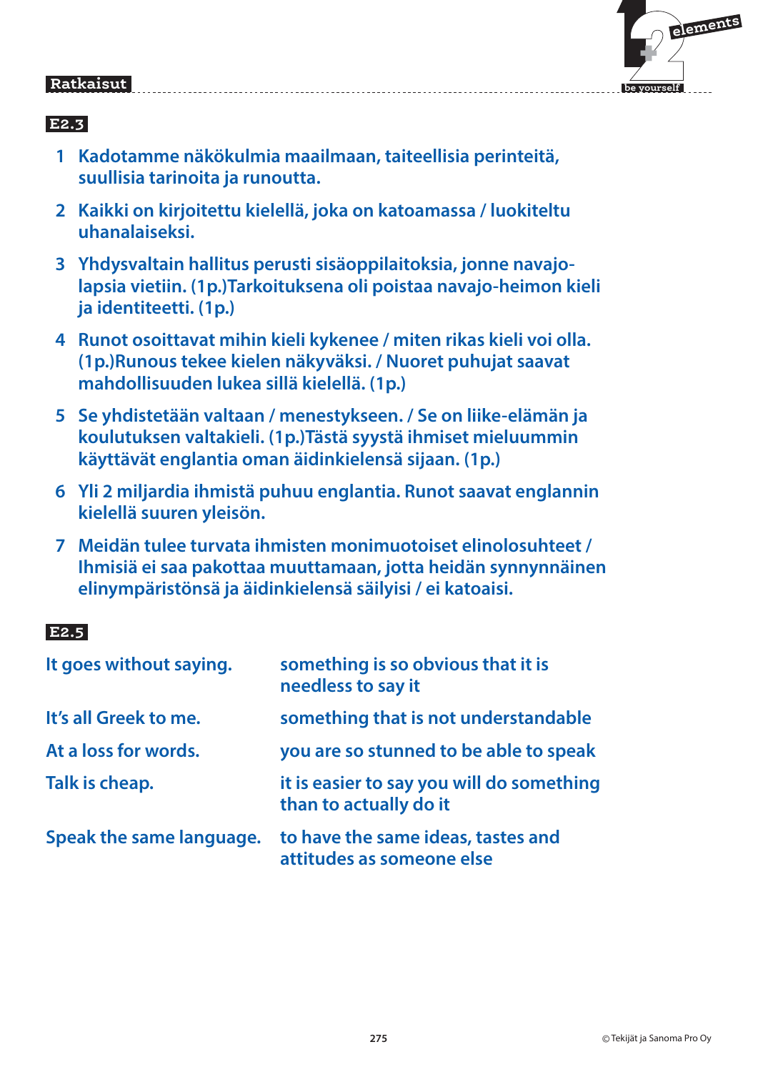Ratkaisut

## E2.3

1. Kadotamme näkökulmia maailmaan, taiteellisia perinteitä, suullisia tarinoita ja runoutta.
2. Kaikki on kirjoitettu kielellä, joka on katoamassa / luokiteltu uhanalaiseksi.
3. Yhdysvaltain hallitus perusti sisäoppilaitoksia, jonne navajo-lapsia vietiin. (1p.)Tarkoituksena oli poistaa navajo-heimon kieli ja identiteetti. (1p.)
4. Runot osoittavat mihin kieli kykenee / miten rikas kieli voi olla. (1p.)Runous tekee kielen näkyväksi. / Nuoret puhujat saavat mahdollisuuden lukea sillä kielellä. (1p.)
5. Se yhdistetään valtaan / menestykseen. / Se on liike-elämän ja koulutuksen valtakieli. (1p.)Tästä syystä ihmiset mieluummin käyttävät englantia oman äidinkielensä sijaan. (1p.)
6. Yli 2 miljardia ihmistä puhuu englantia. Runot saavat englannin kielellä suuren yleisön.
7. Meidän tulee turvata ihmisten monimuotoiset elinolosuhteet / Ihmisiä ei saa pakottaa muuttamaan, jotta heidän synnynnäinen elinympäristönsä ja äidinkielensä säilyisi / ei katoaisi.

## E2.5

| | |
|---|---|
| It goes without saying. | something is so obvious that it is needless to say it |
| It's all Greek to me. | something that is not understandable |
| At a loss for words. | you are so stunned to be able to speak |
| Talk is cheap. | it is easier to say you will do something than to actually do it |
| Speak the same language. | to have the same ideas, tastes and attitudes as someone else |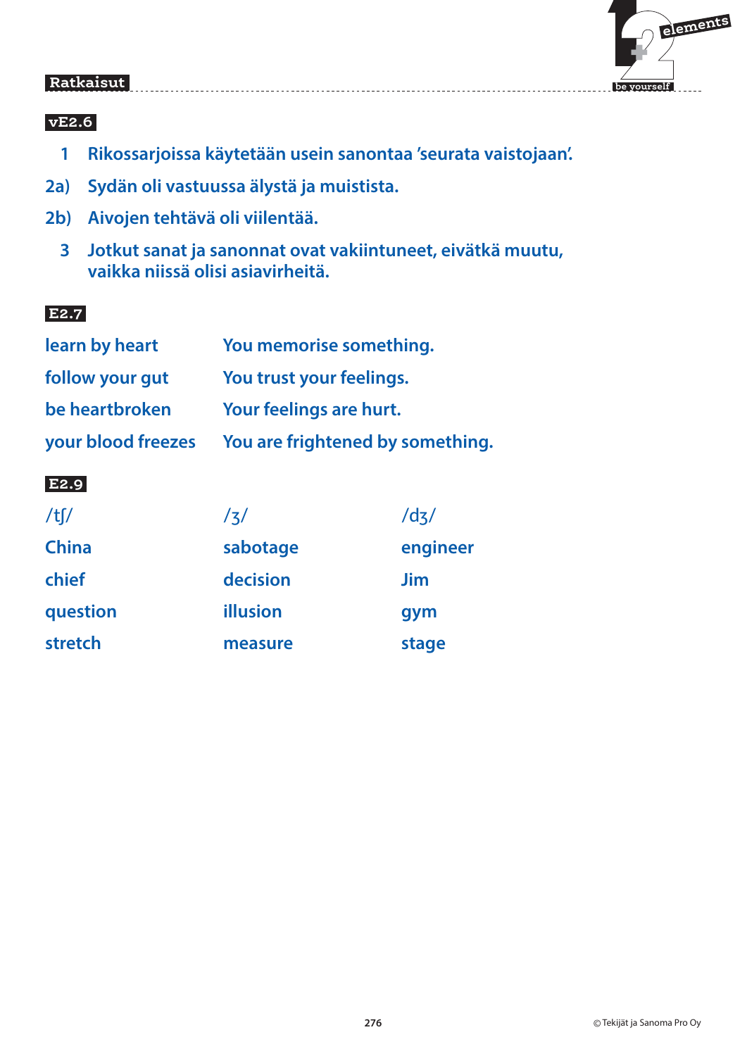## Ratkaisut

### vE2.6

1 Rikossarjoissa käytetään usein sanontaa 'seurata vaistojaan'.

2a) Sydän oli vastuussa älystä ja muistista.

2b) Aivojen tehtävä oli viilentää.

3 Jotkut sanat ja sanonnat ovat vakiintuneet, eivätkä muutu, vaikka niissä olisi asiavirheitä.

### E2.7

| | |
|---|---|
| learn by heart | You memorise something. |
| follow your gut | You trust your feelings. |
| be heartbroken | Your feelings are hurt. |
| your blood freezes | You are frightened by something. |

### E2.9

| /tʃ/ | /ʒ/ | /dʒ/ |
|---|---|---|
| China | sabotage | engineer |
| chief | decision | Jim |
| question | illusion | gym |
| stretch | measure | stage |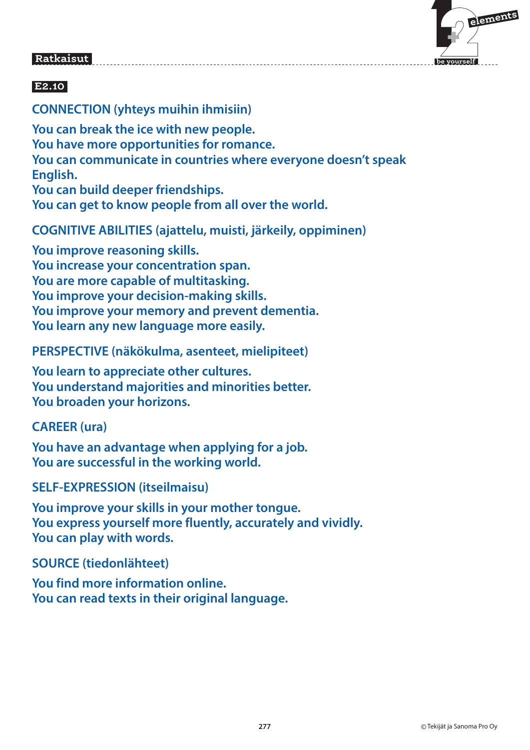Ratkaisut

**E2.10**

**CONNECTION (yhteys muihin ihmisiin)**

You can break the ice with new people.
You have more opportunities for romance.
You can communicate in countries where everyone doesn't speak English.
You can build deeper friendships.
You can get to know people from all over the world.

**COGNITIVE ABILITIES (ajattelu, muisti, järkeily, oppiminen)**

You improve reasoning skills.
You increase your concentration span.
You are more capable of multitasking.
You improve your decision-making skills.
You improve your memory and prevent dementia.
You learn any new language more easily.

**PERSPECTIVE (näkökulma, asenteet, mielipiteet)**

You learn to appreciate other cultures.
You understand majorities and minorities better.
You broaden your horizons.

**CAREER (ura)**

You have an advantage when applying for a job.
You are successful in the working world.

**SELF-EXPRESSION (itseilmaisu)**

You improve your skills in your mother tongue.
You express yourself more fluently, accurately and vividly.
You can play with words.

**SOURCE (tiedonlähteet)**

You find more information online.
You can read texts in their original language.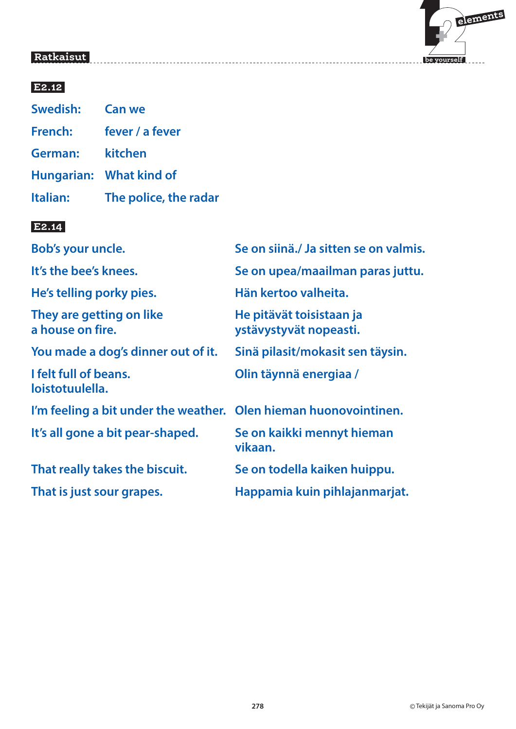**Ratkaisut**

**E2.12**

| | |
|---|---|
| Swedish: | Can we |
| French: | fever / a fever |
| German: | kitchen |
| Hungarian: | What kind of |
| Italian: | The police, the radar |

**E2.14**

| | |
|---|---|
| Bob's your uncle. | Se on siinä./ Ja sitten se on valmis. |
| It's the bee's knees. | Se on upea/maailman paras juttu. |
| He's telling porky pies. | Hän kertoo valheita. |
| They are getting on like a house on fire. | He pitävät toisistaan ja ystävystyvät nopeasti. |
| You made a dog's dinner out of it. | Sinä pilasit/mokasit sen täysin. |
| I felt full of beans. loistotuulella. | Olin täynnä energiaa / |
| I'm feeling a bit under the weather. | Olen hieman huonovointinen. |
| It's all gone a bit pear-shaped. | Se on kaikki mennyt hieman vikaan. |
| That really takes the biscuit. | Se on todella kaiken huippu. |
| That is just sour grapes. | Happamia kuin pihlajanmarjat. |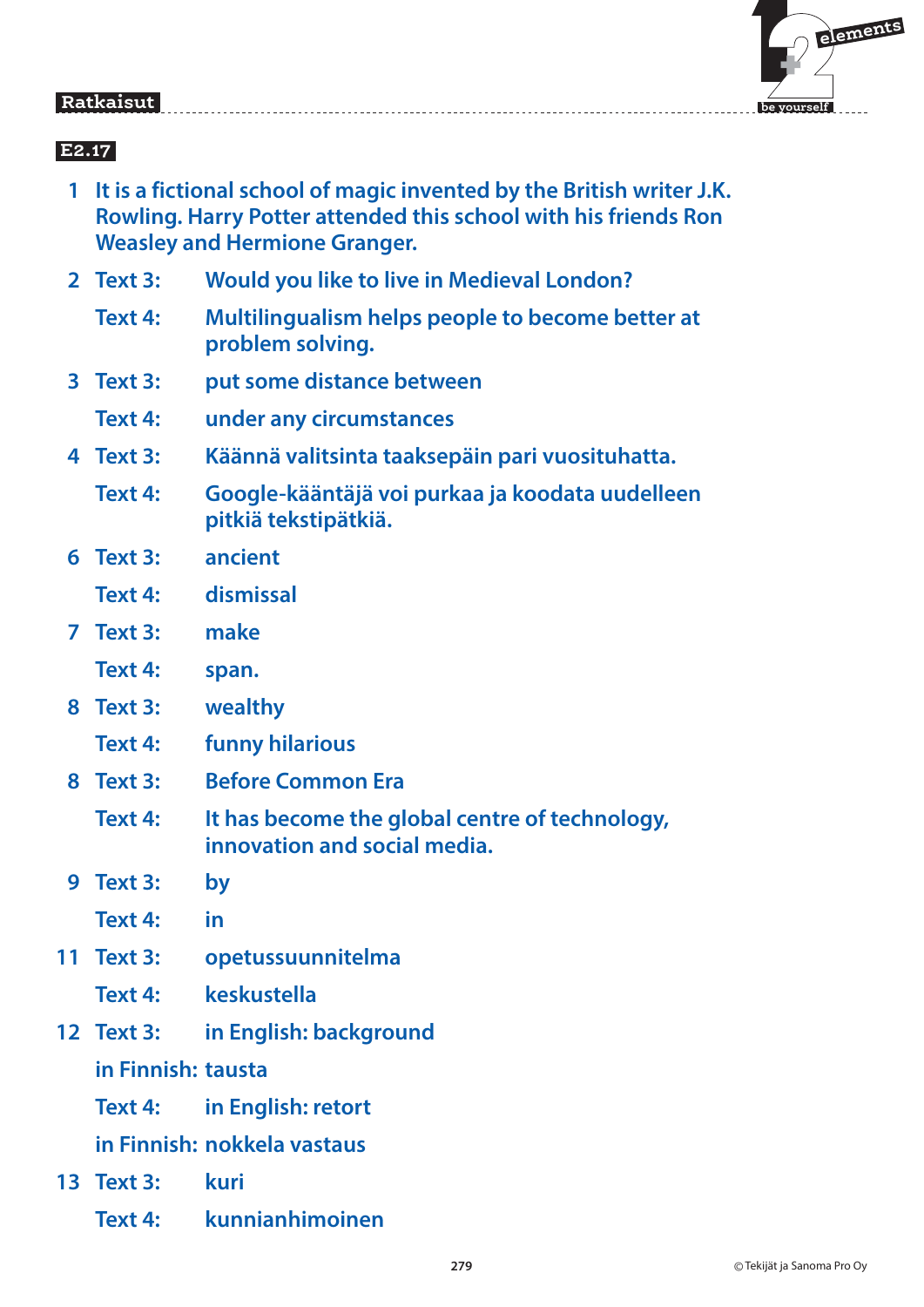**Ratkaisut**

**E2.17**

1. It is a fictional school of magic invented by the British writer J.K. Rowling. Harry Potter attended this school with his friends Ron Weasley and Hermione Granger.

2. Text 3: Would you like to live in Medieval London?

   Text 4: Multilingualism helps people to become better at problem solving.

3. Text 3: put some distance between

   Text 4: under any circumstances

4. Text 3: Käännä valitsinta taaksepäin pari vuosituhatta.

   Text 4: Google-kääntäjä voi purkaa ja koodata uudelleen pitkiä tekstipätkiä.

6. Text 3: ancient

   Text 4: dismissal

7. Text 3: make

   Text 4: span.

8. Text 3: wealthy

   Text 4: funny hilarious

8. Text 3: Before Common Era

   Text 4: It has become the global centre of technology, innovation and social media.

9. Text 3: by

   Text 4: in

11. Text 3: opetussuunnitelma

    Text 4: keskustella

12. Text 3: in English: background

    in Finnish: tausta

    Text 4: in English: retort

    in Finnish: nokkela vastaus

13. Text 3: kuri

    Text 4: kunnianhimoinen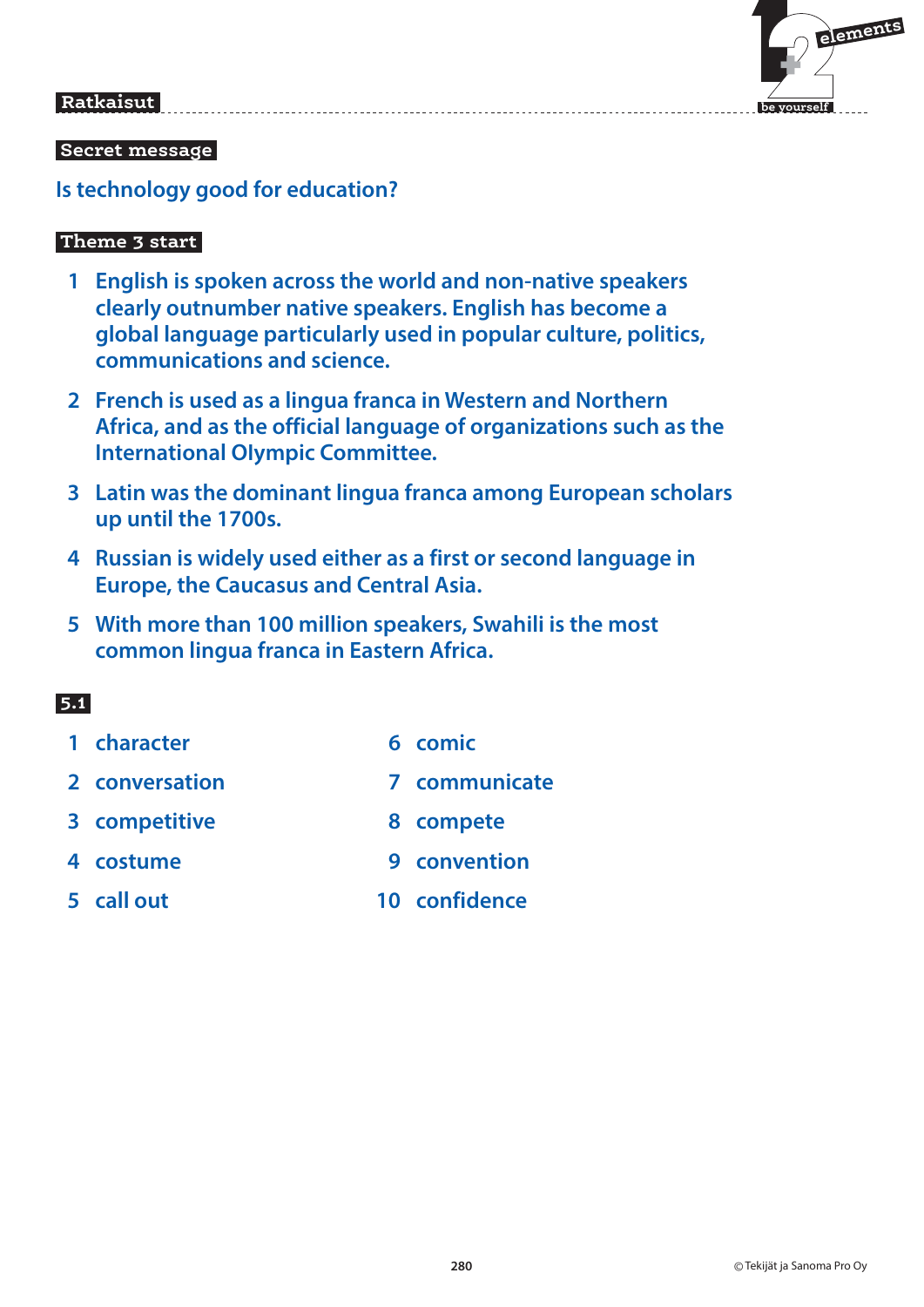## Ratkaisut

### Secret message

Is technology good for education?

### Theme 3 start

1. English is spoken across the world and non-native speakers clearly outnumber native speakers. English has become a global language particularly used in popular culture, politics, communications and science.
2. French is used as a lingua franca in Western and Northern Africa, and as the official language of organizations such as the International Olympic Committee.
3. Latin was the dominant lingua franca among European scholars up until the 1700s.
4. Russian is widely used either as a first or second language in Europe, the Caucasus and Central Asia.
5. With more than 100 million speakers, Swahili is the most common lingua franca in Eastern Africa.

### 5.1

1. character
2. conversation
3. competitive
4. costume
5. call out
6. comic
7. communicate
8. compete
9. convention
10. confidence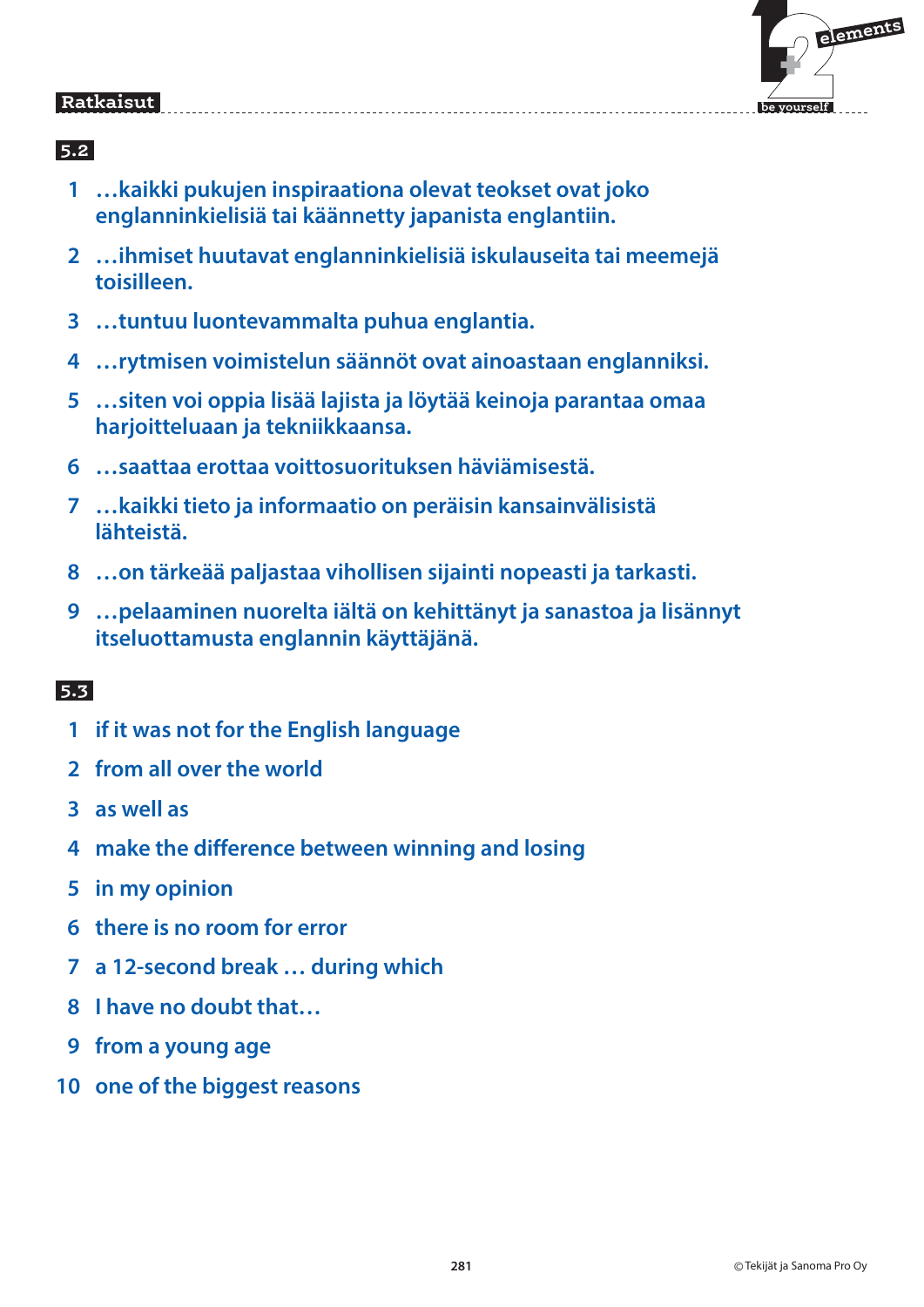**Ratkaisut**

**5.2**

1. …kaikki pukujen inspiraationa olevat teokset ovat joko englanninkielisiä tai käännetty japanista englantiin.
2. …ihmiset huutavat englanninkielisiä iskulauseita tai meemejä toisilleen.
3. …tuntuu luontevammalta puhua englantia.
4. …rytmisen voimistelun säännöt ovat ainoastaan englanniksi.
5. …siten voi oppia lisää lajista ja löytää keinoja parantaa omaa harjoitteluaan ja tekniikkaansa.
6. …saattaa erottaa voittosuorituksen häviämisestä.
7. …kaikki tieto ja informaatio on peräisin kansainvälisistä lähteistä.
8. …on tärkeää paljastaa vihollisen sijainti nopeasti ja tarkasti.
9. …pelaaminen nuorelta iältä on kehittänyt ja sanastoa ja lisännyt itseluottamusta englannin käyttäjänä.

**5.3**

1. if it was not for the English language
2. from all over the world
3. as well as
4. make the difference between winning and losing
5. in my opinion
6. there is no room for error
7. a 12-second break … during which
8. I have no doubt that…
9. from a young age
10. one of the biggest reasons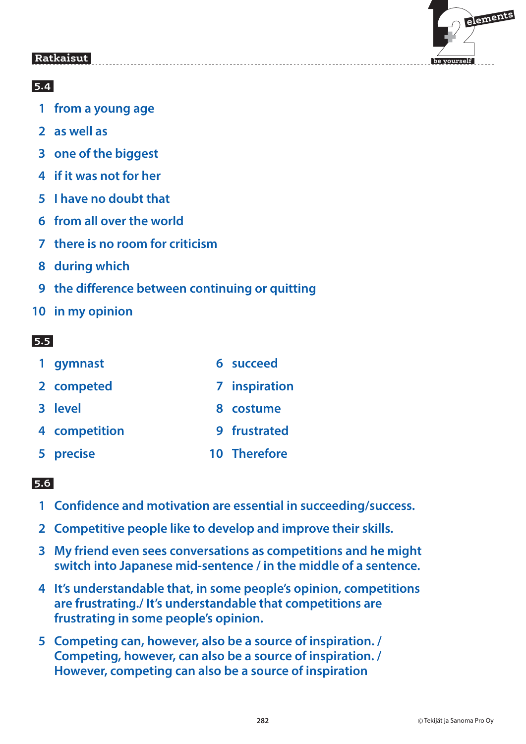**Ratkaisut**

## 5.4

1. from a young age
2. as well as
3. one of the biggest
4. if it was not for her
5. I have no doubt that
6. from all over the world
7. there is no room for criticism
8. during which
9. the difference between continuing or quitting
10. in my opinion

## 5.5

1. gymnast
2. competed
3. level
4. competition
5. precise
6. succeed
7. inspiration
8. costume
9. frustrated
10. Therefore

## 5.6

1. Confidence and motivation are essential in succeeding/success.
2. Competitive people like to develop and improve their skills.
3. My friend even sees conversations as competitions and he might switch into Japanese mid-sentence / in the middle of a sentence.
4. It's understandable that, in some people's opinion, competitions are frustrating./ It's understandable that competitions are frustrating in some people's opinion.
5. Competing can, however, also be a source of inspiration. / Competing, however, can also be a source of inspiration. / However, competing can also be a source of inspiration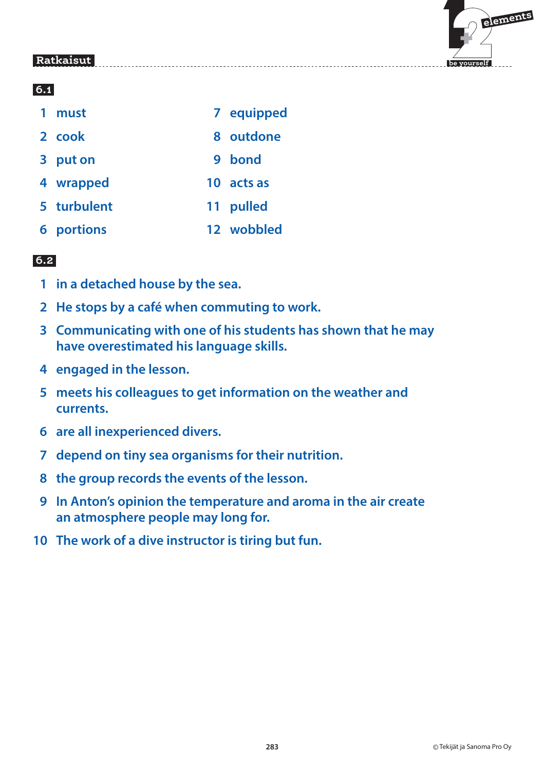## Ratkaisut

### 6.1

1 must
2 cook
3 put on
4 wrapped
5 turbulent
6 portions
7 equipped
8 outdone
9 bond
10 acts as
11 pulled
12 wobbled

### 6.2

1 in a detached house by the sea.
2 He stops by a café when commuting to work.
3 Communicating with one of his students has shown that he may have overestimated his language skills.
4 engaged in the lesson.
5 meets his colleagues to get information on the weather and currents.
6 are all inexperienced divers.
7 depend on tiny sea organisms for their nutrition.
8 the group records the events of the lesson.
9 In Anton's opinion the temperature and aroma in the air create an atmosphere people may long for.
10 The work of a dive instructor is tiring but fun.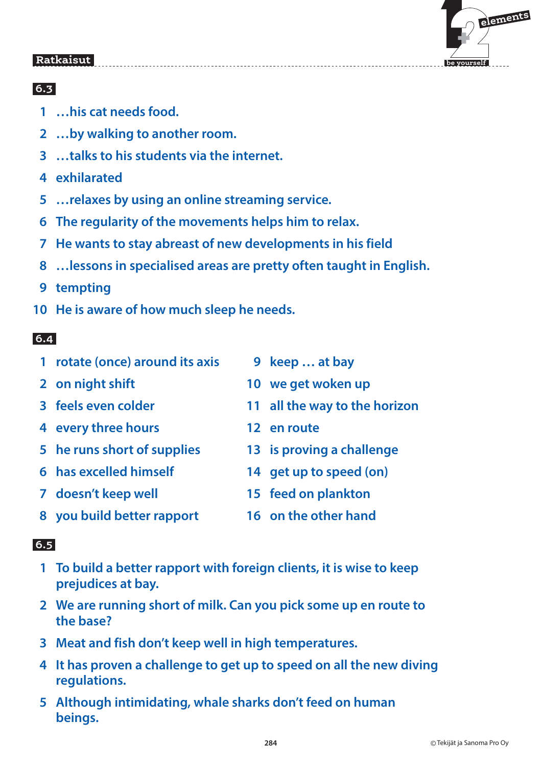**Ratkaisut**

## 6.3

1. …his cat needs food.
2. …by walking to another room.
3. …talks to his students via the internet.
4. exhilarated
5. …relaxes by using an online streaming service.
6. The regularity of the movements helps him to relax.
7. He wants to stay abreast of new developments in his field
8. …lessons in specialised areas are pretty often taught in English.
9. tempting
10. He is aware of how much sleep he needs.

## 6.4

1. rotate (once) around its axis
2. on night shift
3. feels even colder
4. every three hours
5. he runs short of supplies
6. has excelled himself
7. doesn't keep well
8. you build better rapport
9. keep … at bay
10. we get woken up
11. all the way to the horizon
12. en route
13. is proving a challenge
14. get up to speed (on)
15. feed on plankton
16. on the other hand

## 6.5

1. To build a better rapport with foreign clients, it is wise to keep prejudices at bay.
2. We are running short of milk. Can you pick some up en route to the base?
3. Meat and fish don't keep well in high temperatures.
4. It has proven a challenge to get up to speed on all the new diving regulations.
5. Although intimidating, whale sharks don't feed on human beings.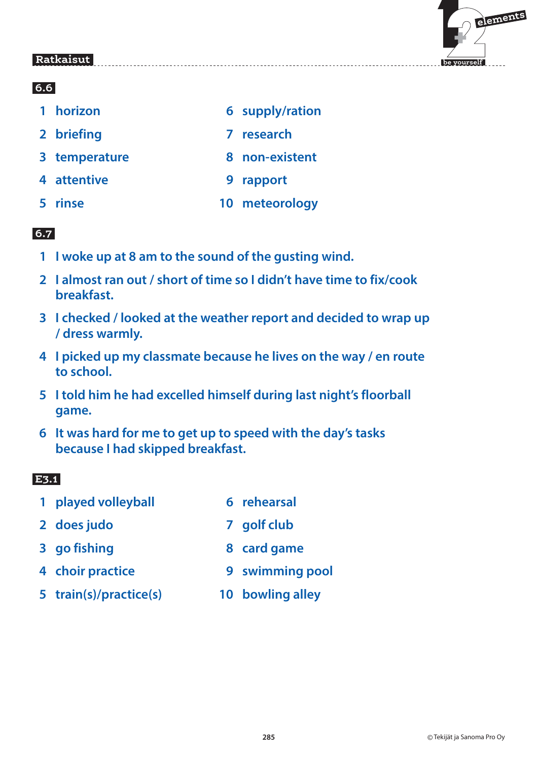**Ratkaisut**

## 6.6

1. horizon
2. briefing
3. temperature
4. attentive
5. rinse
6. supply/ration
7. research
8. non-existent
9. rapport
10. meteorology

## 6.7

1. I woke up at 8 am to the sound of the gusting wind.
2. I almost ran out / short of time so I didn't have time to fix/cook breakfast.
3. I checked / looked at the weather report and decided to wrap up / dress warmly.
4. I picked up my classmate because he lives on the way / en route to school.
5. I told him he had excelled himself during last night's floorball game.
6. It was hard for me to get up to speed with the day's tasks because I had skipped breakfast.

## E3.1

1. played volleyball
2. does judo
3. go fishing
4. choir practice
5. train(s)/practice(s)
6. rehearsal
7. golf club
8. card game
9. swimming pool
10. bowling alley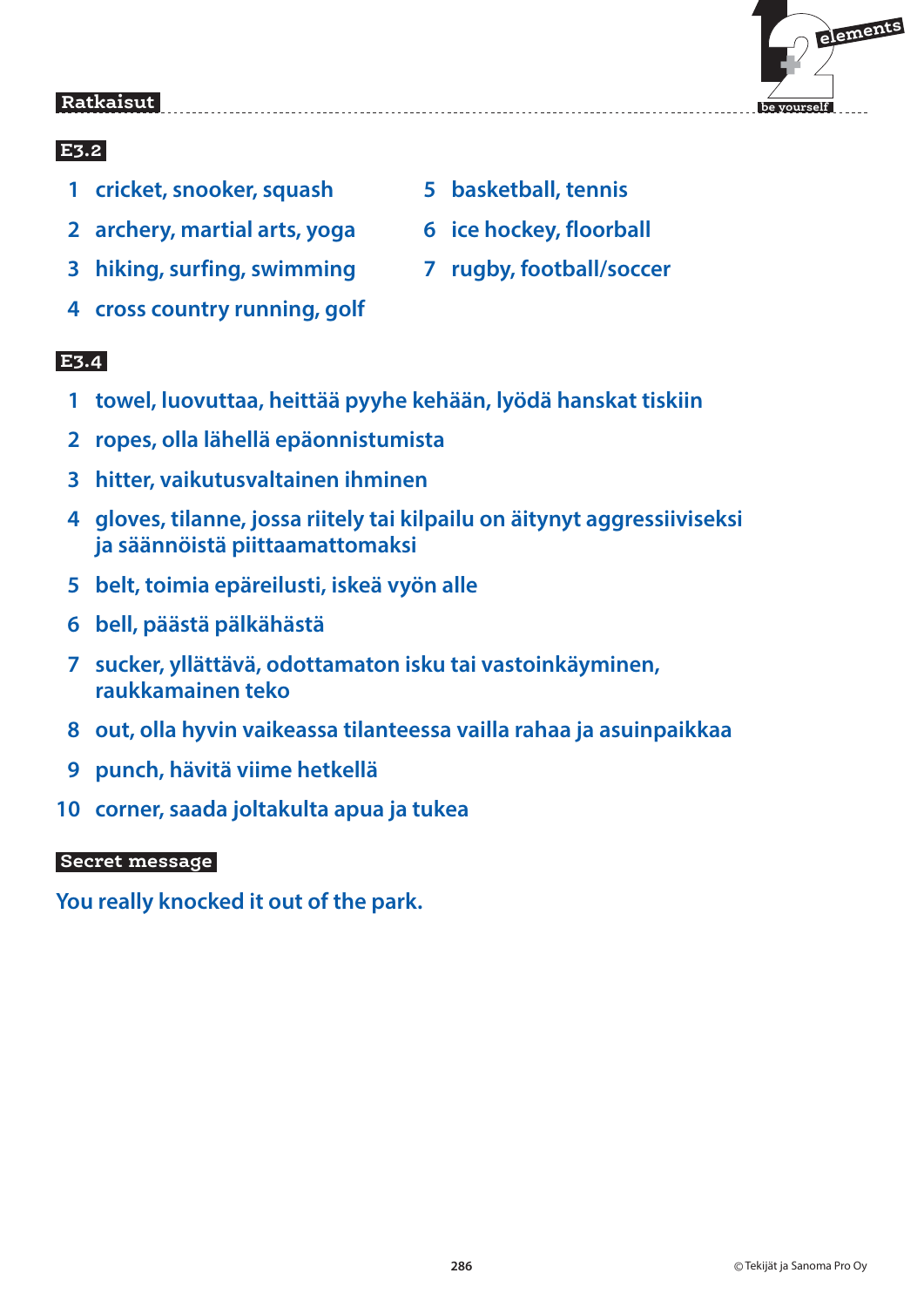## Ratkaisut

### E3.2

1. cricket, snooker, squash
2. archery, martial arts, yoga
3. hiking, surfing, swimming
4. cross country running, golf
5. basketball, tennis
6. ice hockey, floorball
7. rugby, football/soccer

### E3.4

1. towel, luovuttaa, heittää pyyhe kehään, lyödä hanskat tiskiin
2. ropes, olla lähellä epäonnistumista
3. hitter, vaikutusvaltainen ihminen
4. gloves, tilanne, jossa riitely tai kilpailu on äitynyt aggressiiviseksi ja säännöistä piittaamattomaksi
5. belt, toimia epäreilusti, iskeä vyön alle
6. bell, päästä pälkähästä
7. sucker, yllättävä, odottamaton isku tai vastoinkäyminen, raukkamainen teko
8. out, olla hyvin vaikeassa tilanteessa vailla rahaa ja asuinpaikkaa
9. punch, hävitä viime hetkellä
10. corner, saada joltakulta apua ja tukea

### Secret message

You really knocked it out of the park.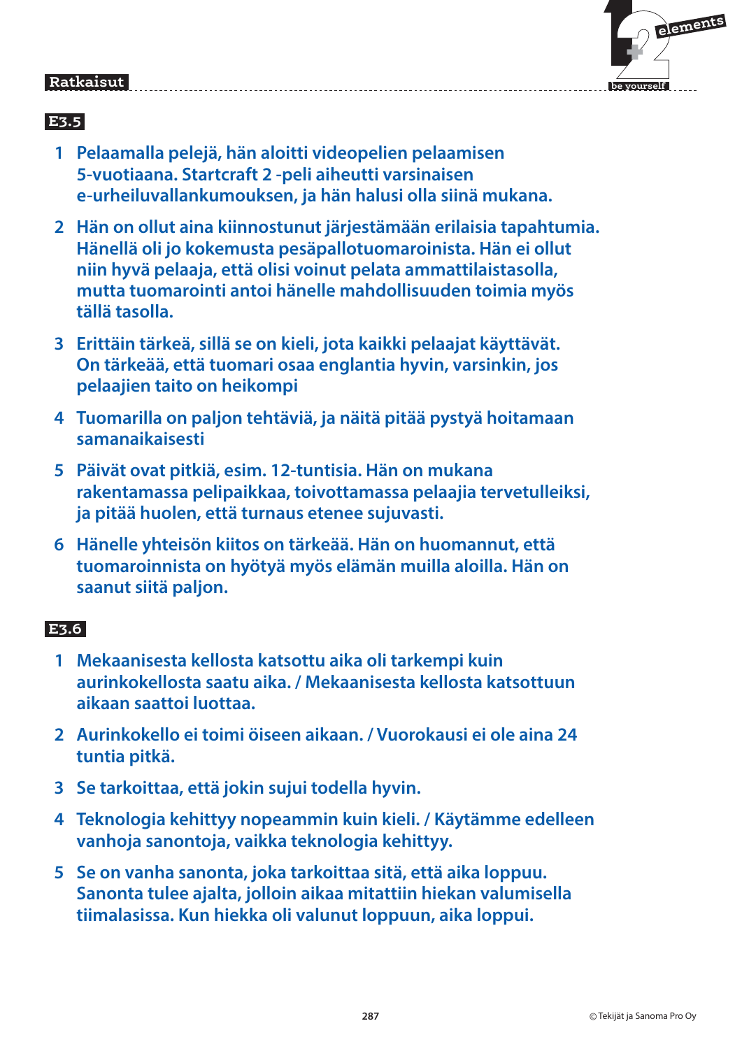Ratkaisut

## E3.5

1. Pelaamalla pelejä, hän aloitti videopelien pelaamisen 5-vuotiaana. Startcraft 2 -peli aiheutti varsinaisen e-urheiluvallankumouksen, ja hän halusi olla siinä mukana.
2. Hän on ollut aina kiinnostunut järjestämään erilaisia tapahtumia. Hänellä oli jo kokemusta pesäpallotuomaroinista. Hän ei ollut niin hyvä pelaaja, että olisi voinut pelata ammattilaistasolla, mutta tuomarointi antoi hänelle mahdollisuuden toimia myös tällä tasolla.
3. Erittäin tärkeä, sillä se on kieli, jota kaikki pelaajat käyttävät. On tärkeää, että tuomari osaa englantia hyvin, varsinkin, jos pelaajien taito on heikompi
4. Tuomarilla on paljon tehtäviä, ja näitä pitää pystyä hoitamaan samanaikaisesti
5. Päivät ovat pitkiä, esim. 12-tuntisia. Hän on mukana rakentamassa pelipaikkaa, toivottamassa pelaajia tervetulleiksi, ja pitää huolen, että turnaus etenee sujuvasti.
6. Hänelle yhteisön kiitos on tärkeää. Hän on huomannut, että tuomaroinnista on hyötyä myös elämän muilla aloilla. Hän on saanut siitä paljon.

## E3.6

1. Mekaanisesta kellosta katsottu aika oli tarkempi kuin aurinkokellosta saatu aika. / Mekaanisesta kellosta katsottuun aikaan saattoi luottaa.
2. Aurinkokello ei toimi öiseen aikaan. / Vuorokausi ei ole aina 24 tuntia pitkä.
3. Se tarkoittaa, että jokin sujui todella hyvin.
4. Teknologia kehittyy nopeammin kuin kieli. / Käytämme edelleen vanhoja sanontoja, vaikka teknologia kehittyy.
5. Se on vanha sanonta, joka tarkoittaa sitä, että aika loppuu. Sanonta tulee ajalta, jolloin aikaa mitattiin hiekan valumisella tiimalasissa. Kun hiekka oli valunut loppuun, aika loppui.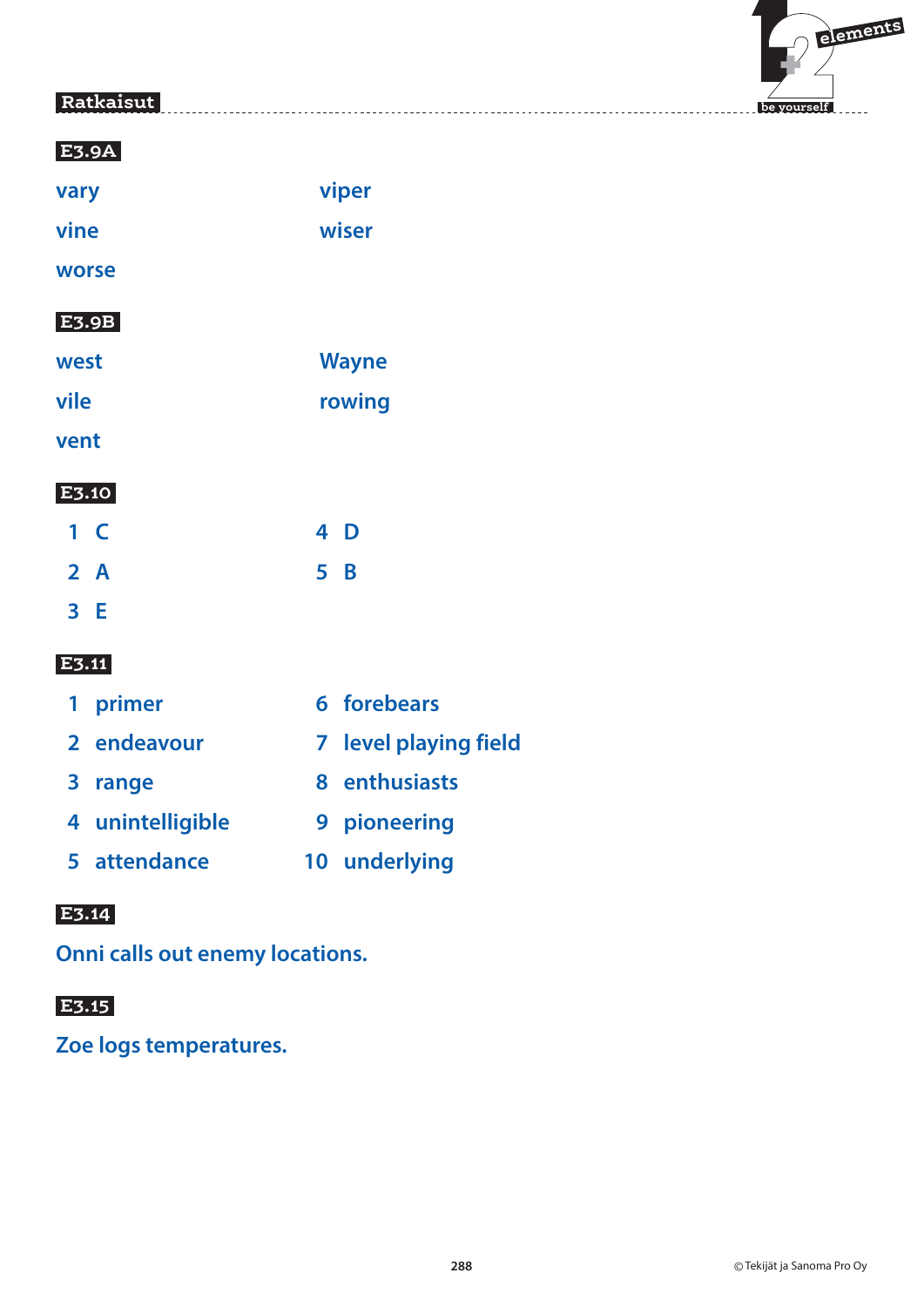## Ratkaisut

### E3.9A

vary

vine

worse

viper

wiser

### E3.9B

west

vile

vent

Wayne

rowing

### E3.10

1 C
2 A
3 E
4 D
5 B

### E3.11

1 primer
2 endeavour
3 range
4 unintelligible
5 attendance
6 forebears
7 level playing field
8 enthusiasts
9 pioneering
10 underlying

### E3.14

Onni calls out enemy locations.

### E3.15

Zoe logs temperatures.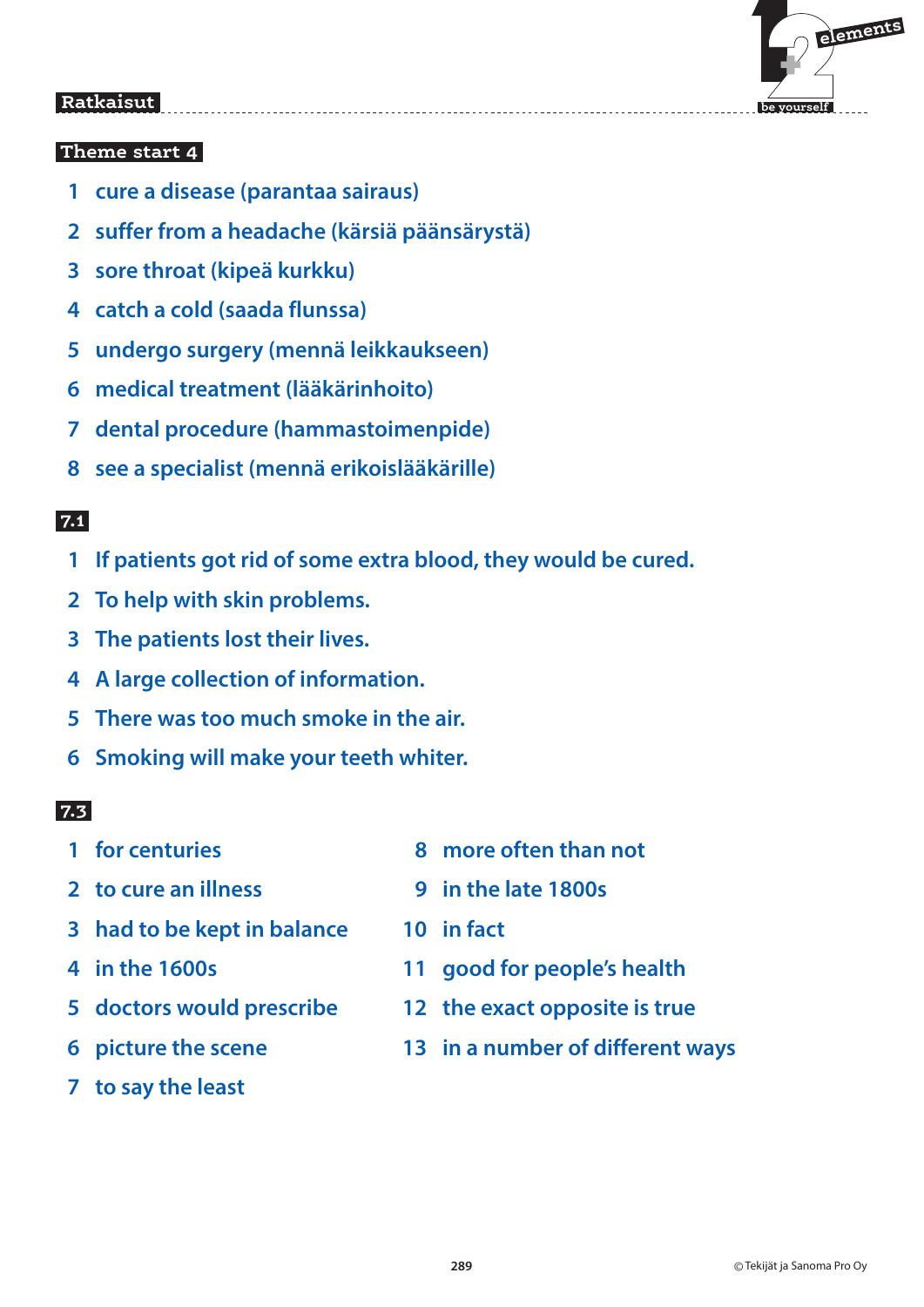## Ratkaisut

### Theme start 4

1. cure a disease (parantaa sairaus)
2. suffer from a headache (kärsiä päänsärystä)
3. sore throat (kipeä kurkku)
4. catch a cold (saada flunssa)
5. undergo surgery (mennä leikkaukseen)
6. medical treatment (lääkärinhoito)
7. dental procedure (hammastoimenpide)
8. see a specialist (mennä erikoislääkärille)

### 7.1

1. If patients got rid of some extra blood, they would be cured.
2. To help with skin problems.
3. The patients lost their lives.
4. A large collection of information.
5. There was too much smoke in the air.
6. Smoking will make your teeth whiter.

### 7.3

1. for centuries
2. to cure an illness
3. had to be kept in balance
4. in the 1600s
5. doctors would prescribe
6. picture the scene
7. to say the least
8. more often than not
9. in the late 1800s
10. in fact
11. good for people's health
12. the exact opposite is true
13. in a number of different ways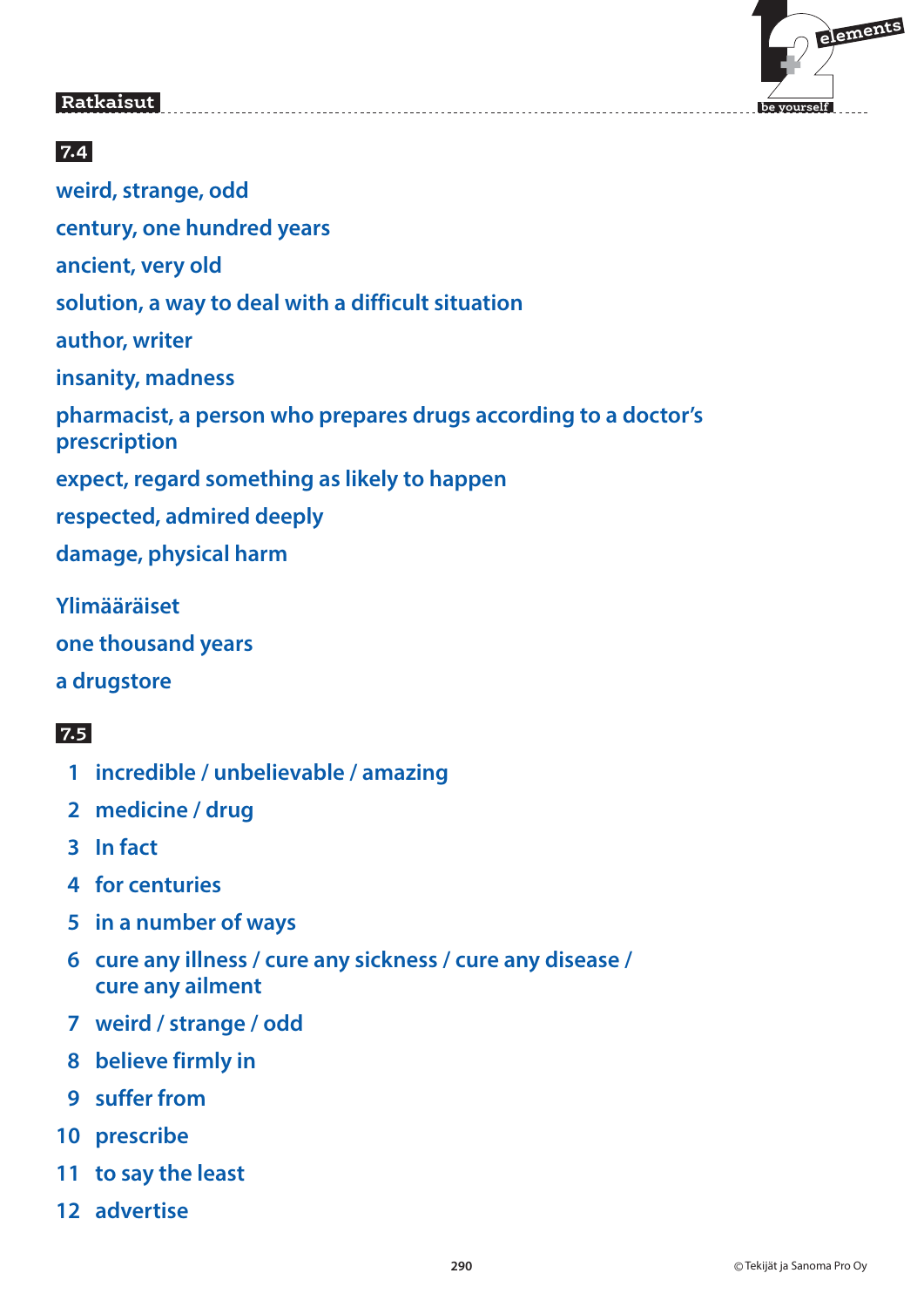**Ratkaisut**

## 7.4

weird, strange, odd

century, one hundred years

ancient, very old

solution, a way to deal with a difficult situation

author, writer

insanity, madness

pharmacist, a person who prepares drugs according to a doctor's prescription

expect, regard something as likely to happen

respected, admired deeply

damage, physical harm

Ylimääräiset

one thousand years

a drugstore

## 7.5

1. incredible / unbelievable / amazing
2. medicine / drug
3. In fact
4. for centuries
5. in a number of ways
6. cure any illness / cure any sickness / cure any disease / cure any ailment
7. weird / strange / odd
8. believe firmly in
9. suffer from
10. prescribe
11. to say the least
12. advertise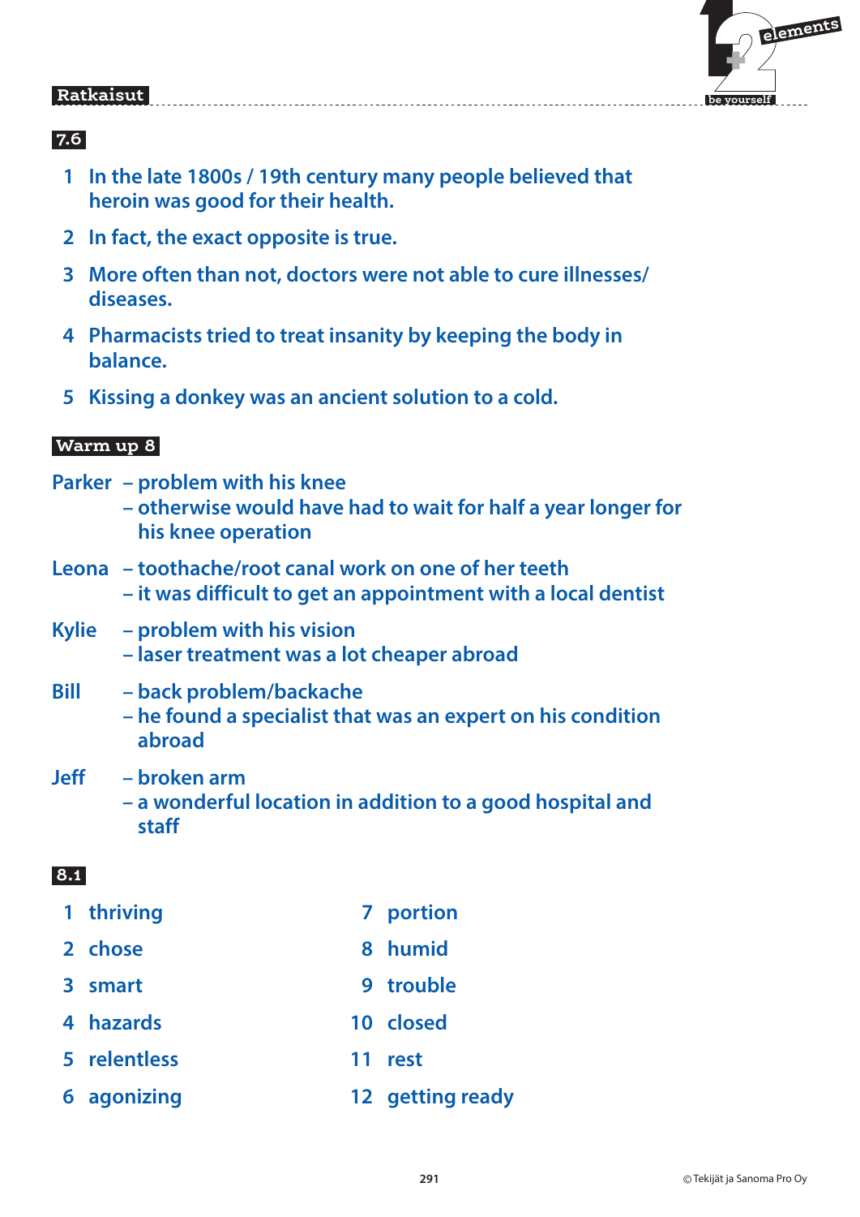## Ratkaisut

### 7.6

1. In the late 1800s / 19th century many people believed that heroin was good for their health.
2. In fact, the exact opposite is true.
3. More often than not, doctors were not able to cure illnesses/ diseases.
4. Pharmacists tried to treat insanity by keeping the body in balance.
5. Kissing a donkey was an ancient solution to a cold.

### Warm up 8

**Parker**
- problem with his knee
- otherwise would have had to wait for half a year longer for his knee operation

**Leona**
- toothache/root canal work on one of her teeth
- it was difficult to get an appointment with a local dentist

**Kylie**
- problem with his vision
- laser treatment was a lot cheaper abroad

**Bill**
- back problem/backache
- he found a specialist that was an expert on his condition abroad

**Jeff**
- broken arm
- a wonderful location in addition to a good hospital and staff

### 8.1

1. thriving
2. chose
3. smart
4. hazards
5. relentless
6. agonizing
7. portion
8. humid
9. trouble
10. closed
11. rest
12. getting ready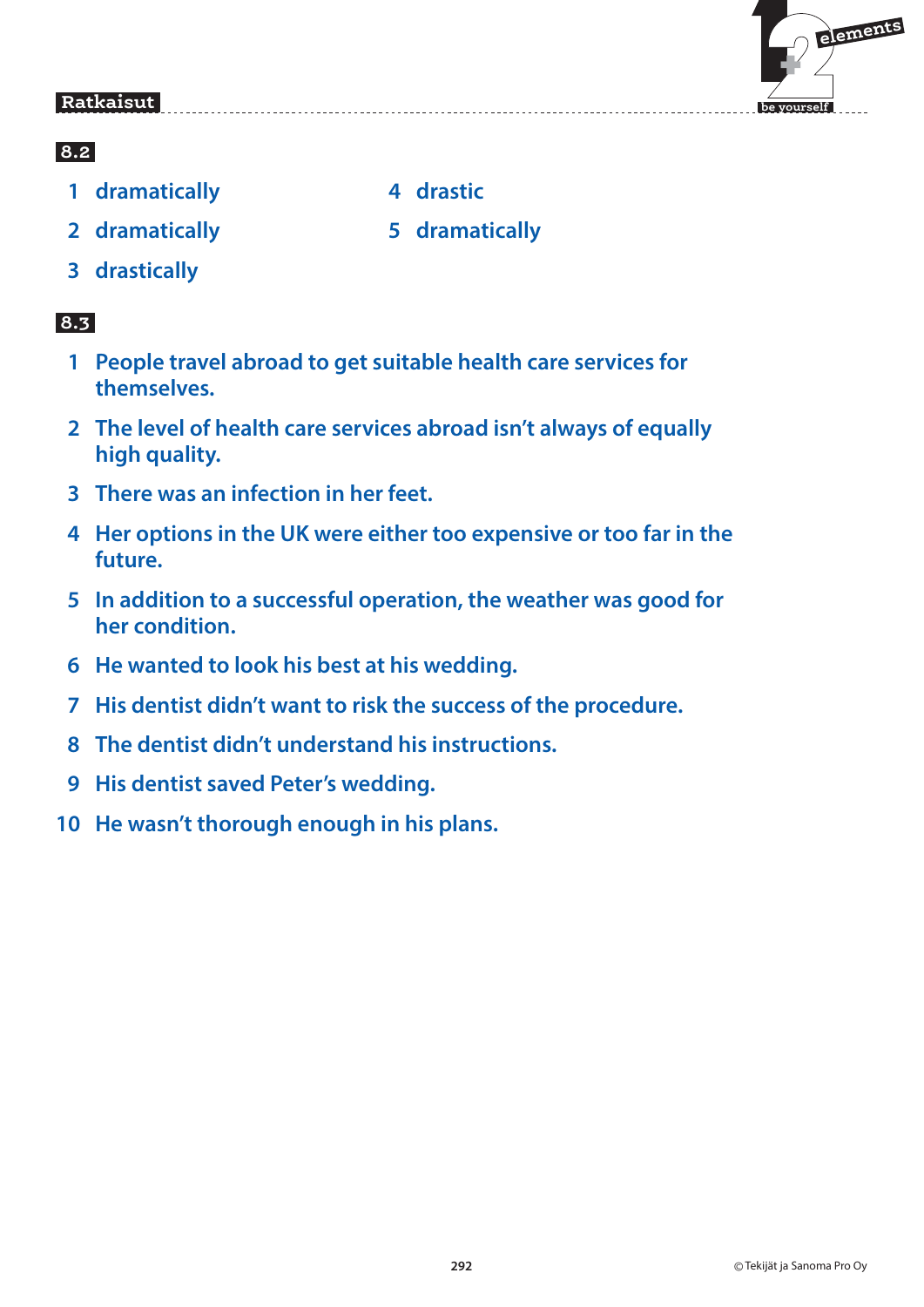## Ratkaisut

### 8.2

1. dramatically
2. dramatically
3. drastically
4. drastic
5. dramatically

### 8.3

1. People travel abroad to get suitable health care services for themselves.
2. The level of health care services abroad isn't always of equally high quality.
3. There was an infection in her feet.
4. Her options in the UK were either too expensive or too far in the future.
5. In addition to a successful operation, the weather was good for her condition.
6. He wanted to look his best at his wedding.
7. His dentist didn't want to risk the success of the procedure.
8. The dentist didn't understand his instructions.
9. His dentist saved Peter's wedding.
10. He wasn't thorough enough in his plans.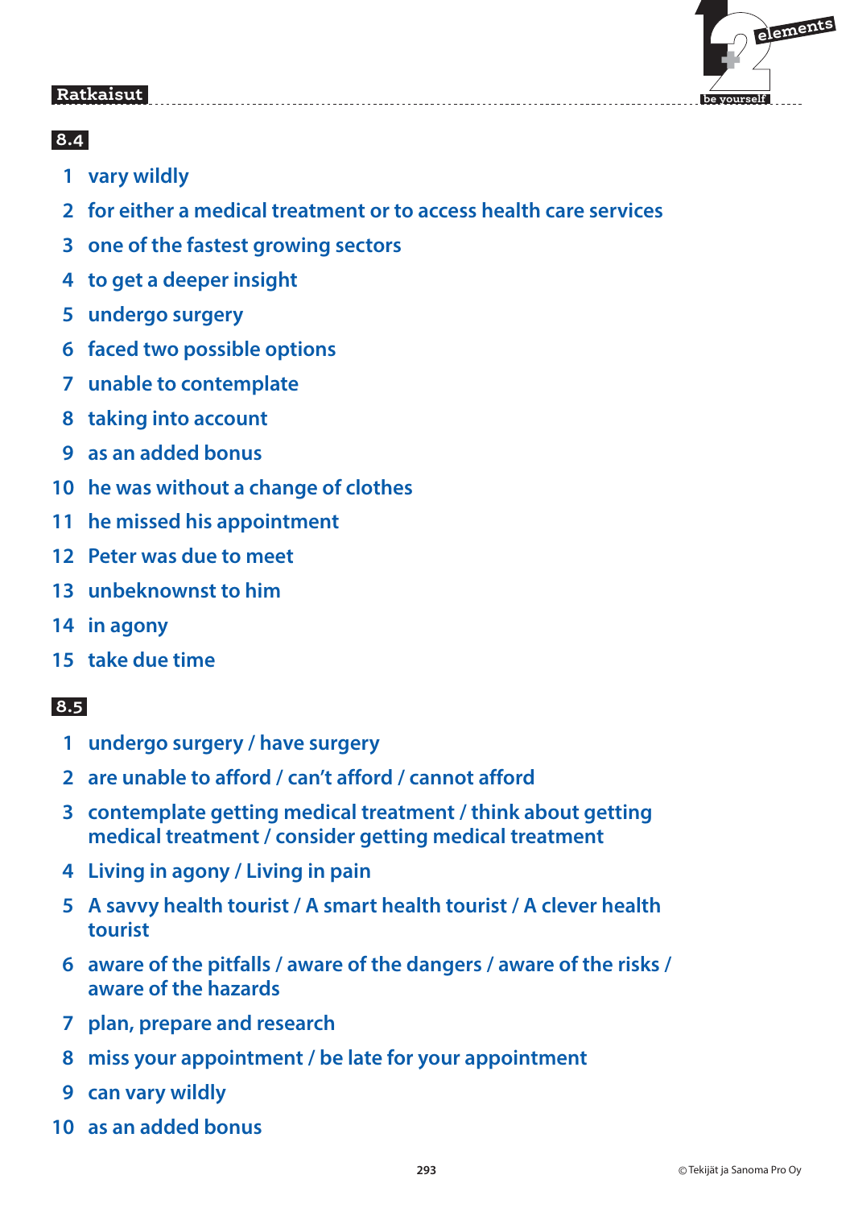## 8.4

1. vary wildly
2. for either a medical treatment or to access health care services
3. one of the fastest growing sectors
4. to get a deeper insight
5. undergo surgery
6. faced two possible options
7. unable to contemplate
8. taking into account
9. as an added bonus
10. he was without a change of clothes
11. he missed his appointment
12. Peter was due to meet
13. unbeknownst to him
14. in agony
15. take due time

## 8.5

1. undergo surgery / have surgery
2. are unable to afford / can't afford / cannot afford
3. contemplate getting medical treatment / think about getting medical treatment / consider getting medical treatment
4. Living in agony / Living in pain
5. A savvy health tourist / A smart health tourist / A clever health tourist
6. aware of the pitfalls / aware of the dangers / aware of the risks / aware of the hazards
7. plan, prepare and research
8. miss your appointment / be late for your appointment
9. can vary wildly
10. as an added bonus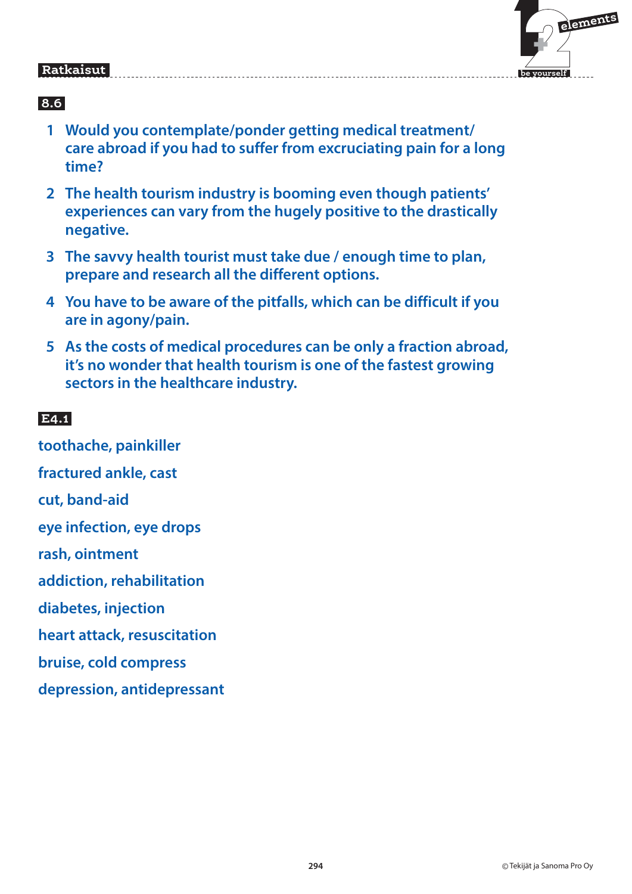Ratkaisut

## 8.6

1. Would you contemplate/ponder getting medical treatment/ care abroad if you had to suffer from excruciating pain for a long time?
2. The health tourism industry is booming even though patients' experiences can vary from the hugely positive to the drastically negative.
3. The savvy health tourist must take due / enough time to plan, prepare and research all the different options.
4. You have to be aware of the pitfalls, which can be difficult if you are in agony/pain.
5. As the costs of medical procedures can be only a fraction abroad, it's no wonder that health tourism is one of the fastest growing sectors in the healthcare industry.

## E4.1

toothache, painkiller

fractured ankle, cast

cut, band-aid

eye infection, eye drops

rash, ointment

addiction, rehabilitation

diabetes, injection

heart attack, resuscitation

bruise, cold compress

depression, antidepressant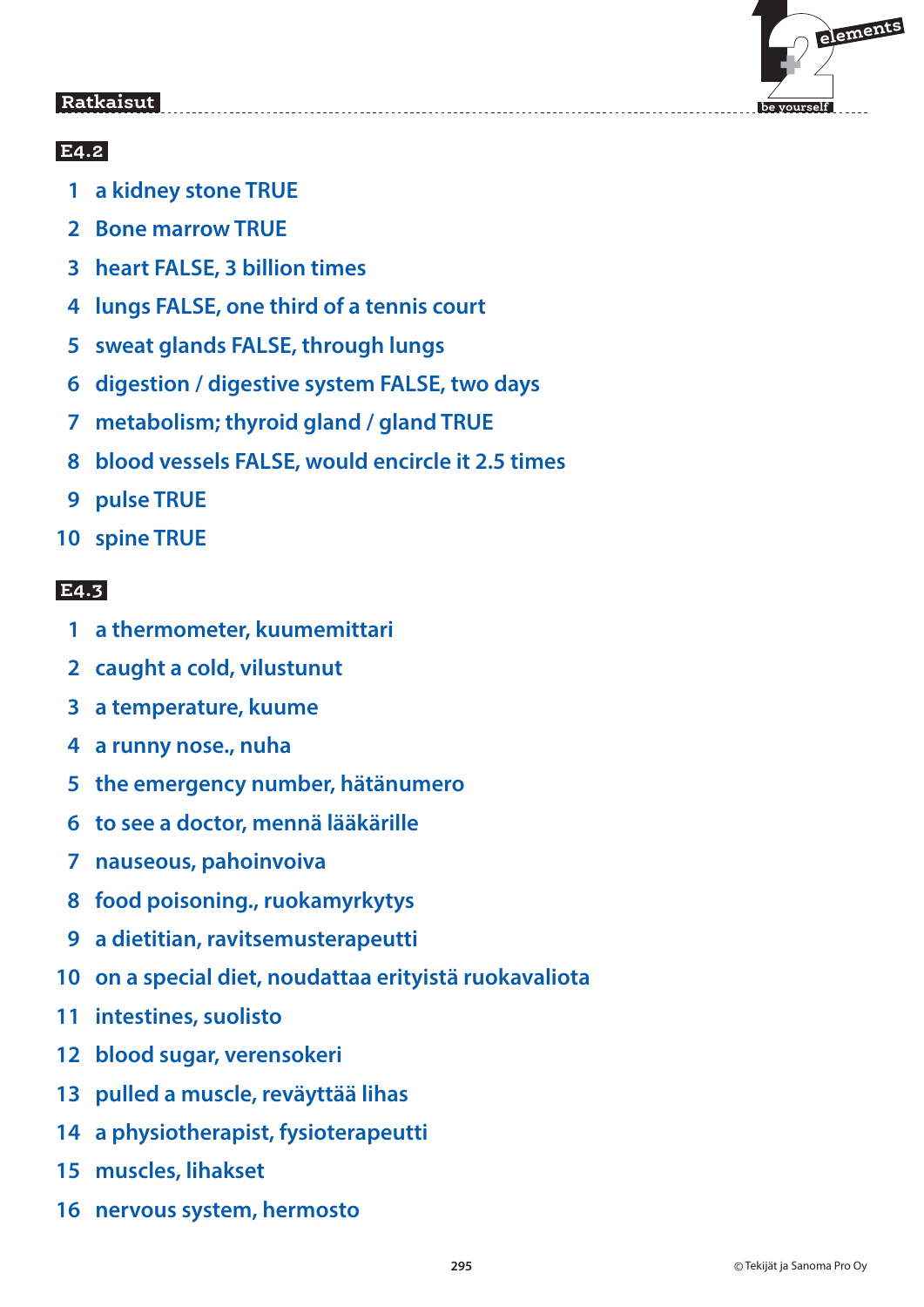**Ratkaisut**

**E4.2**

1. a kidney stone TRUE
2. Bone marrow TRUE
3. heart FALSE, 3 billion times
4. lungs FALSE, one third of a tennis court
5. sweat glands FALSE, through lungs
6. digestion / digestive system FALSE, two days
7. metabolism; thyroid gland / gland TRUE
8. blood vessels FALSE, would encircle it 2.5 times
9. pulse TRUE
10. spine TRUE

**E4.3**

1. a thermometer, kuumemittari
2. caught a cold, vilustunut
3. a temperature, kuume
4. a runny nose., nuha
5. the emergency number, hätänumero
6. to see a doctor, mennä lääkärille
7. nauseous, pahoinvoiva
8. food poisoning., ruokamyrkytys
9. a dietitian, ravitsemusterapeutti
10. on a special diet, noudattaa erityistä ruokavaliota
11. intestines, suolisto
12. blood sugar, verensokeri
13. pulled a muscle, reväyttää lihas
14. a physiotherapist, fysioterapeutti
15. muscles, lihakset
16. nervous system, hermosto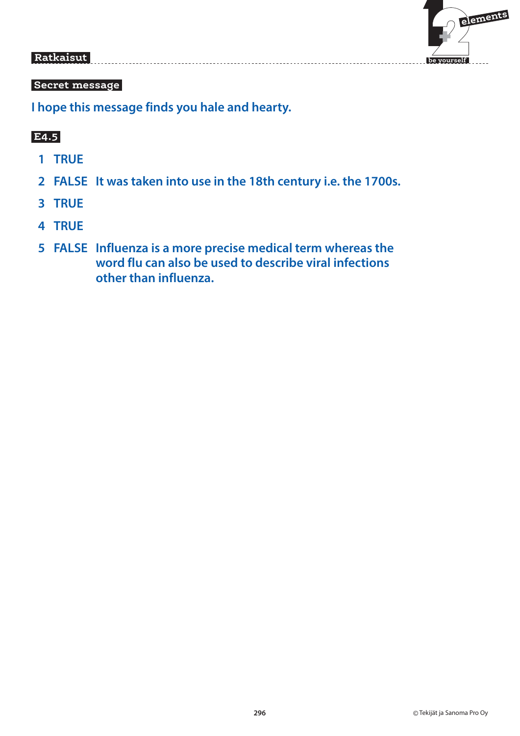## Ratkaisut

### Secret message

I hope this message finds you hale and hearty.

### E4.5

1. TRUE
2. FALSE It was taken into use in the 18th century i.e. the 1700s.
3. TRUE
4. TRUE
5. FALSE Influenza is a more precise medical term whereas the word flu can also be used to describe viral infections other than influenza.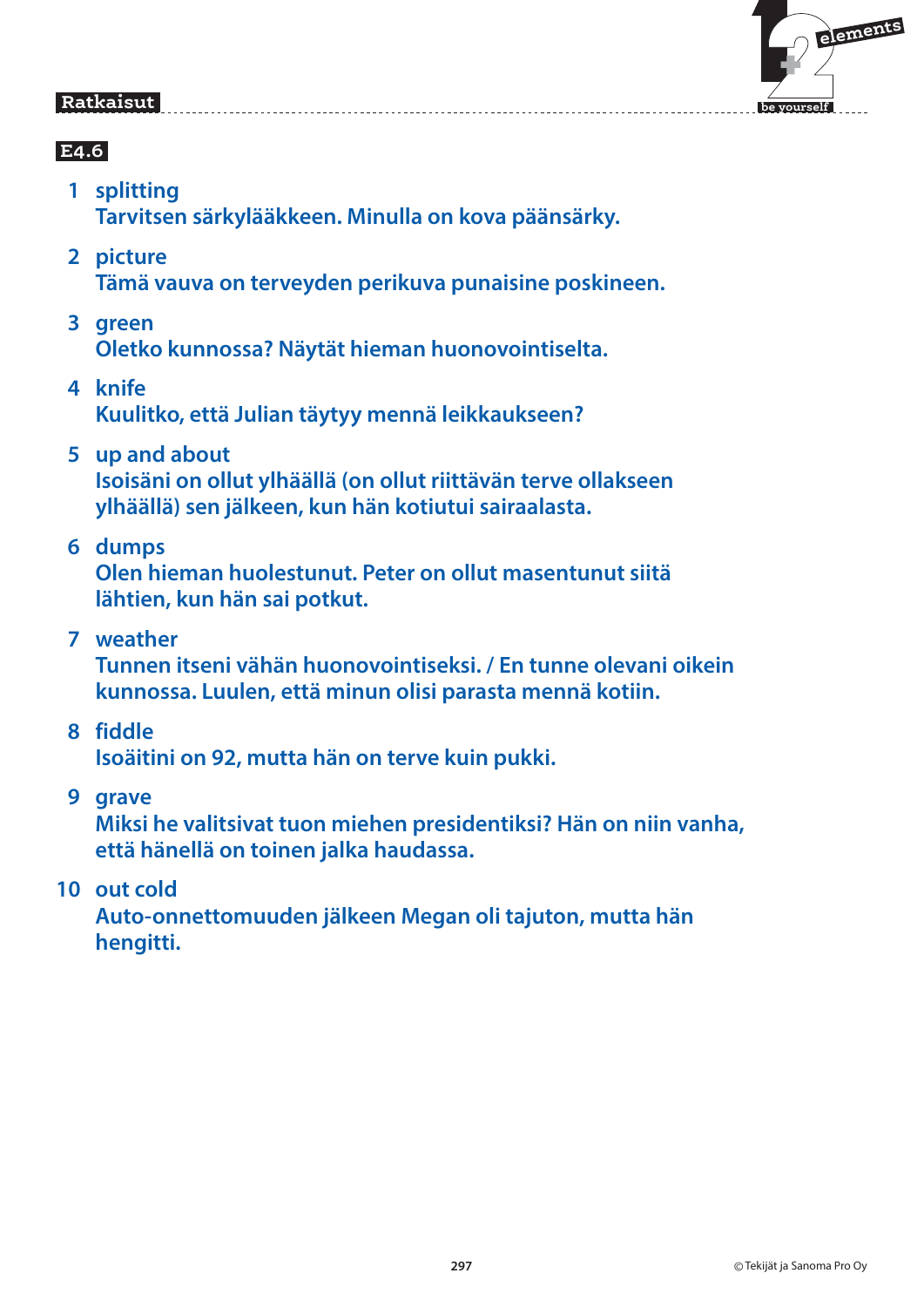Ratkaisut

## E4.6

1. splitting
   Tarvitsen särkylääkkeen. Minulla on kova päänsärky.

2. picture
   Tämä vauva on terveyden perikuva punaisine poskineen.

3. green
   Oletko kunnossa? Näytät hieman huonovointiselta.

4. knife
   Kuulitko, että Julian täytyy mennä leikkaukseen?

5. up and about
   Isoisäni on ollut ylhäällä (on ollut riittävän terve ollakseen ylhäällä) sen jälkeen, kun hän kotiutui sairaalasta.

6. dumps
   Olen hieman huolestunut. Peter on ollut masentunut siitä lähtien, kun hän sai potkut.

7. weather
   Tunnen itseni vähän huonovointiseksi. / En tunne olevani oikein kunnossa. Luulen, että minun olisi parasta mennä kotiin.

8. fiddle
   Isoäitini on 92, mutta hän on terve kuin pukki.

9. grave
   Miksi he valitsivat tuon miehen presidentiksi? Hän on niin vanha, että hänellä on toinen jalka haudassa.

10. out cold
    Auto-onnettomuuden jälkeen Megan oli tajuton, mutta hän hengitti.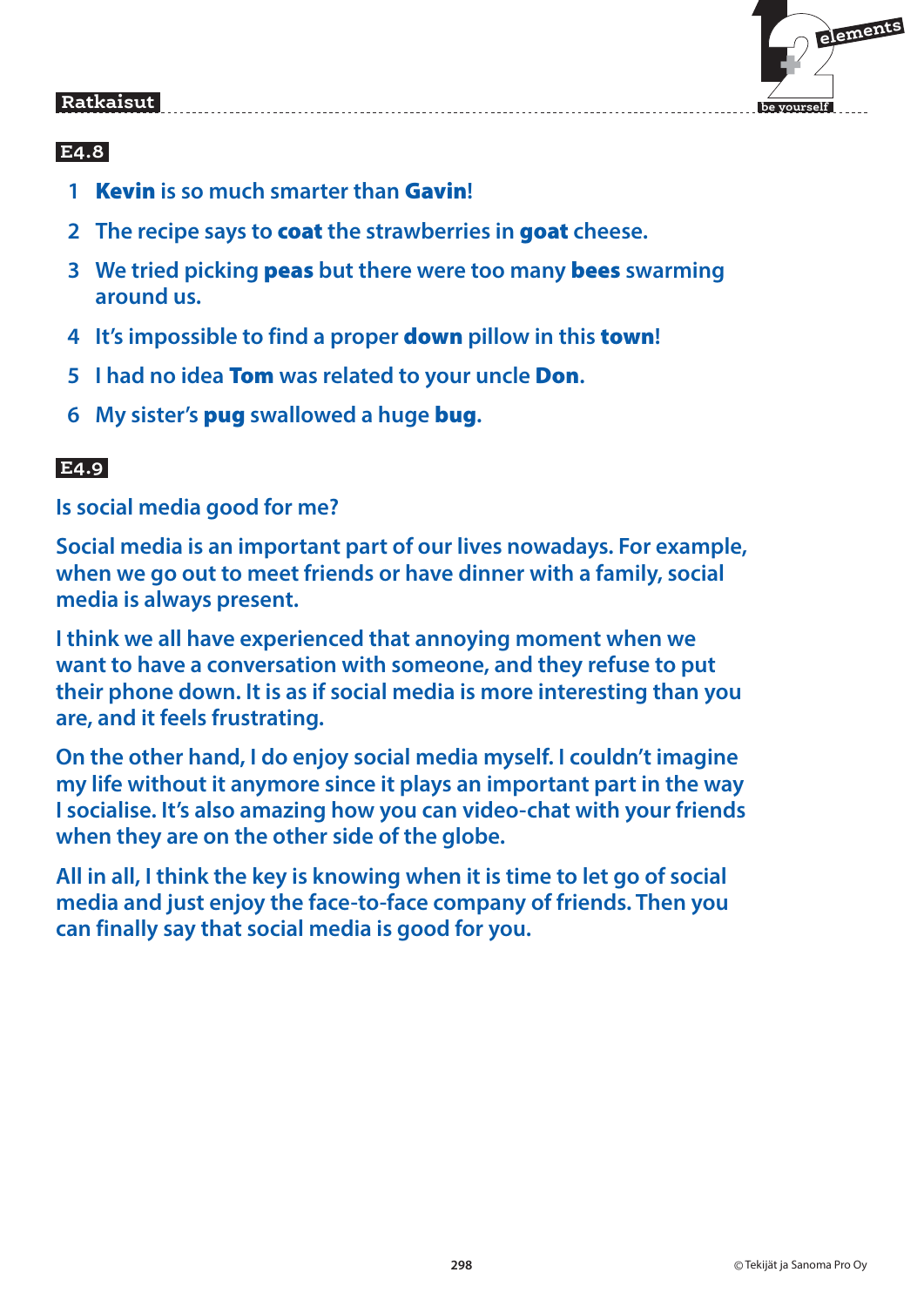**Ratkaisut**

**E4.8**

1. **Kevin** is so much smarter than **Gavin**!
2. The recipe says to **coat** the strawberries in **goat** cheese.
3. We tried picking **peas** but there were too many **bees** swarming around us.
4. It's impossible to find a proper **down** pillow in this **town**!
5. I had no idea **Tom** was related to your uncle **Don**.
6. My sister's **pug** swallowed a huge **bug**.

**E4.9**

Is social media good for me?

Social media is an important part of our lives nowadays. For example, when we go out to meet friends or have dinner with a family, social media is always present.

I think we all have experienced that annoying moment when we want to have a conversation with someone, and they refuse to put their phone down. It is as if social media is more interesting than you are, and it feels frustrating.

On the other hand, I do enjoy social media myself. I couldn't imagine my life without it anymore since it plays an important part in the way I socialise. It's also amazing how you can video-chat with your friends when they are on the other side of the globe.

All in all, I think the key is knowing when it is time to let go of social media and just enjoy the face-to-face company of friends. Then you can finally say that social media is good for you.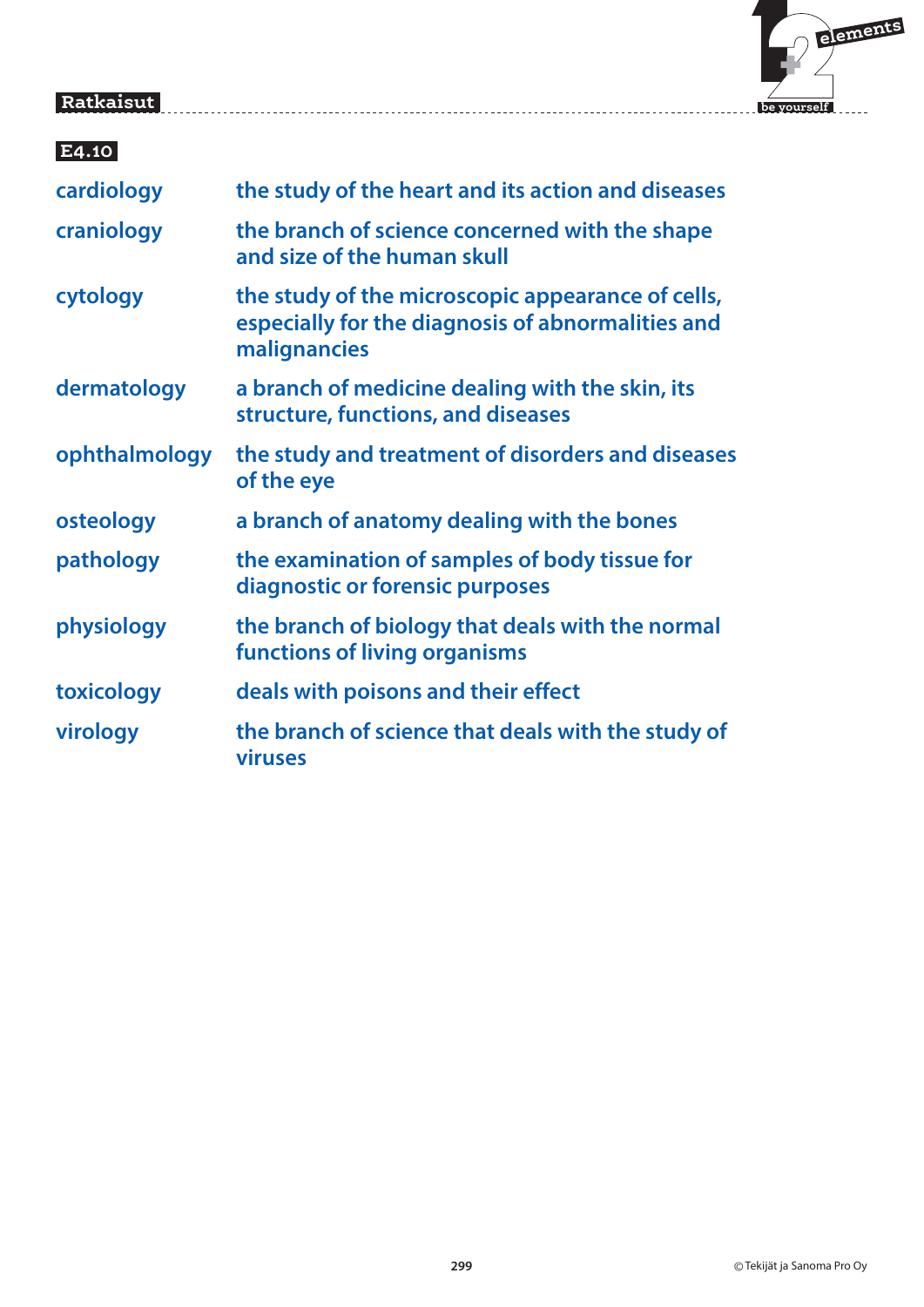Ratkaisut

## E4.10

| | |
|---|---|
| cardiology | the study of the heart and its action and diseases |
| craniology | the branch of science concerned with the shape and size of the human skull |
| cytology | the study of the microscopic appearance of cells, especially for the diagnosis of abnormalities and malignancies |
| dermatology | a branch of medicine dealing with the skin, its structure, functions, and diseases |
| ophthalmology | the study and treatment of disorders and diseases of the eye |
| osteology | a branch of anatomy dealing with the bones |
| pathology | the examination of samples of body tissue for diagnostic or forensic purposes |
| physiology | the branch of biology that deals with the normal functions of living organisms |
| toxicology | deals with poisons and their effect |
| virology | the branch of science that deals with the study of viruses |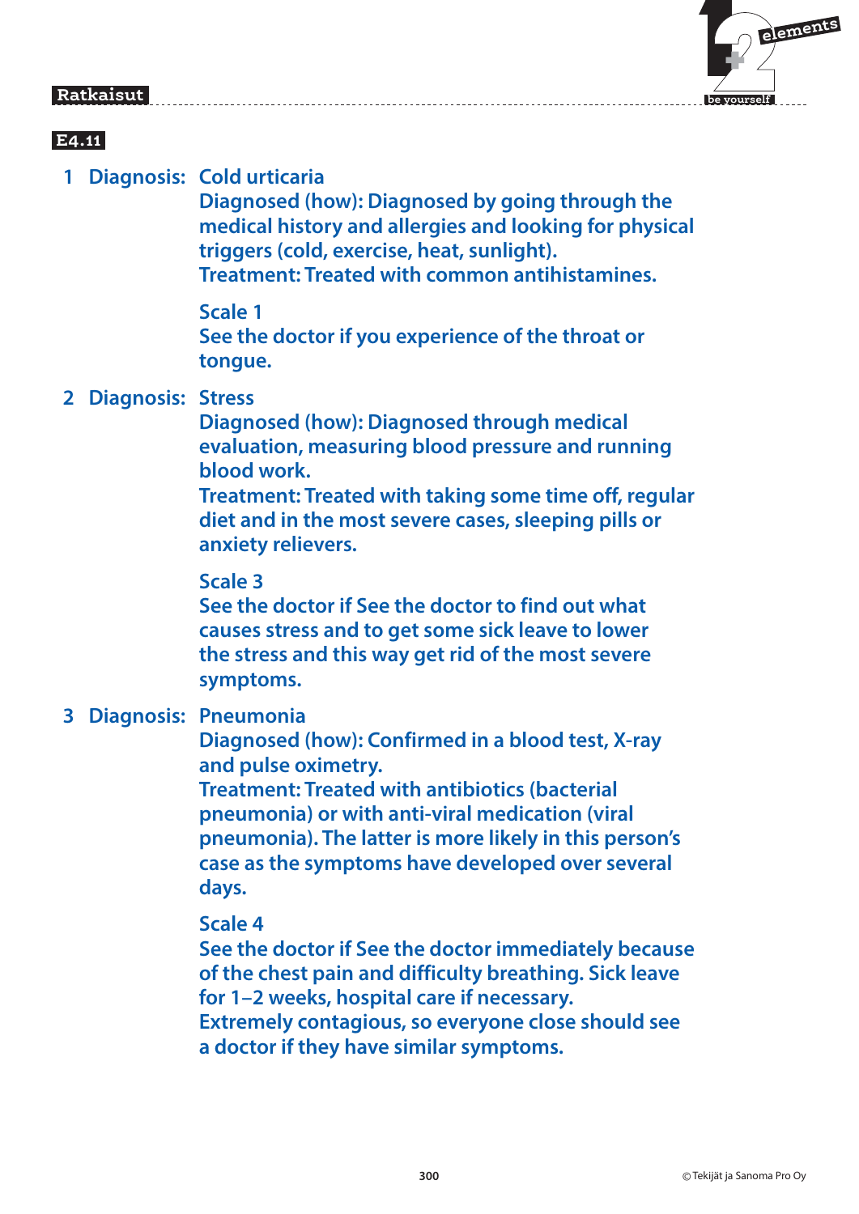Ratkaisut

**E4.11**

1 **Diagnosis:** Cold urticaria
Diagnosed (how): Diagnosed by going through the medical history and allergies and looking for physical triggers (cold, exercise, heat, sunlight).
Treatment: Treated with common antihistamines.

Scale 1
See the doctor if you experience of the throat or tongue.

2 **Diagnosis:** Stress
Diagnosed (how): Diagnosed through medical evaluation, measuring blood pressure and running blood work.
Treatment: Treated with taking some time off, regular diet and in the most severe cases, sleeping pills or anxiety relievers.

Scale 3
See the doctor if See the doctor to find out what causes stress and to get some sick leave to lower the stress and this way get rid of the most severe symptoms.

3 **Diagnosis:** Pneumonia
Diagnosed (how): Confirmed in a blood test, X-ray and pulse oximetry.
Treatment: Treated with antibiotics (bacterial pneumonia) or with anti-viral medication (viral pneumonia). The latter is more likely in this person's case as the symptoms have developed over several days.

Scale 4
See the doctor if See the doctor immediately because of the chest pain and difficulty breathing. Sick leave for 1–2 weeks, hospital care if necessary.
Extremely contagious, so everyone close should see a doctor if they have similar symptoms.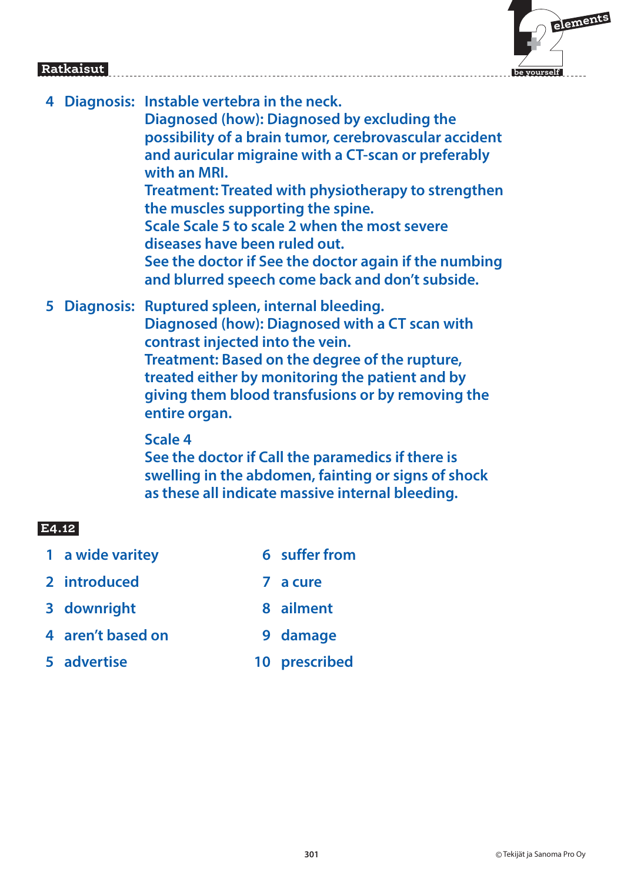4 Diagnosis: Instable vertebra in the neck.
Diagnosed (how): Diagnosed by excluding the possibility of a brain tumor, cerebrovascular accident and auricular migraine with a CT-scan or preferably with an MRI.
Treatment: Treated with physiotherapy to strengthen the muscles supporting the spine.
Scale Scale 5 to scale 2 when the most severe diseases have been ruled out.
See the doctor if See the doctor again if the numbing and blurred speech come back and don't subside.

5 Diagnosis: Ruptured spleen, internal bleeding.
Diagnosed (how): Diagnosed with a CT scan with contrast injected into the vein.
Treatment: Based on the degree of the rupture, treated either by monitoring the patient and by giving them blood transfusions or by removing the entire organ.

Scale 4
See the doctor if Call the paramedics if there is swelling in the abdomen, fainting or signs of shock as these all indicate massive internal bleeding.

**E4.12**

1 a wide varitey
2 introduced
3 downright
4 aren't based on
5 advertise
6 suffer from
7 a cure
8 ailment
9 damage
10 prescribed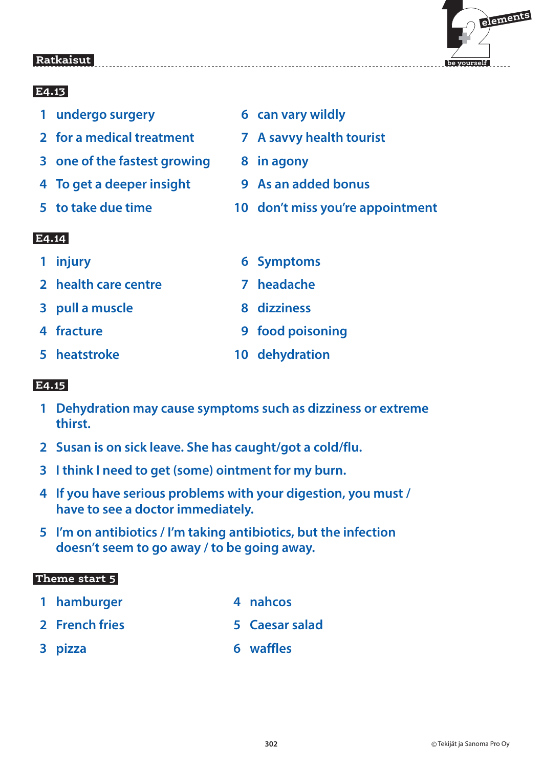## Ratkaisut

### E4.13

1 undergo surgery
2 for a medical treatment
3 one of the fastest growing
4 To get a deeper insight
5 to take due time
6 can vary wildly
7 A savvy health tourist
8 in agony
9 As an added bonus
10 don't miss you're appointment

### E4.14

1 injury
2 health care centre
3 pull a muscle
4 fracture
5 heatstroke
6 Symptoms
7 headache
8 dizziness
9 food poisoning
10 dehydration

### E4.15

1 Dehydration may cause symptoms such as dizziness or extreme thirst.
2 Susan is on sick leave. She has caught/got a cold/flu.
3 I think I need to get (some) ointment for my burn.
4 If you have serious problems with your digestion, you must / have to see a doctor immediately.
5 I'm on antibiotics / I'm taking antibiotics, but the infection doesn't seem to go away / to be going away.

### Theme start 5

1 hamburger
2 French fries
3 pizza
4 nahcos
5 Caesar salad
6 waffles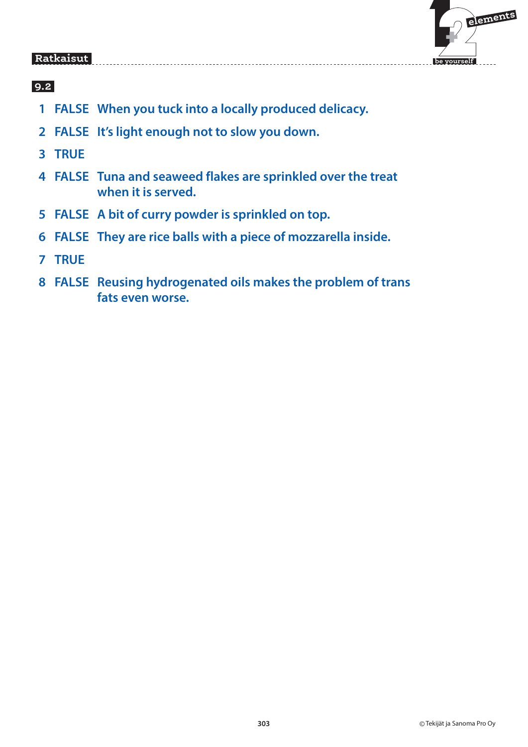Ratkaisut

## 9.2

1. FALSE When you tuck into a locally produced delicacy.
2. FALSE It's light enough not to slow you down.
3. TRUE
4. FALSE Tuna and seaweed flakes are sprinkled over the treat when it is served.
5. FALSE A bit of curry powder is sprinkled on top.
6. FALSE They are rice balls with a piece of mozzarella inside.
7. TRUE
8. FALSE Reusing hydrogenated oils makes the problem of trans fats even worse.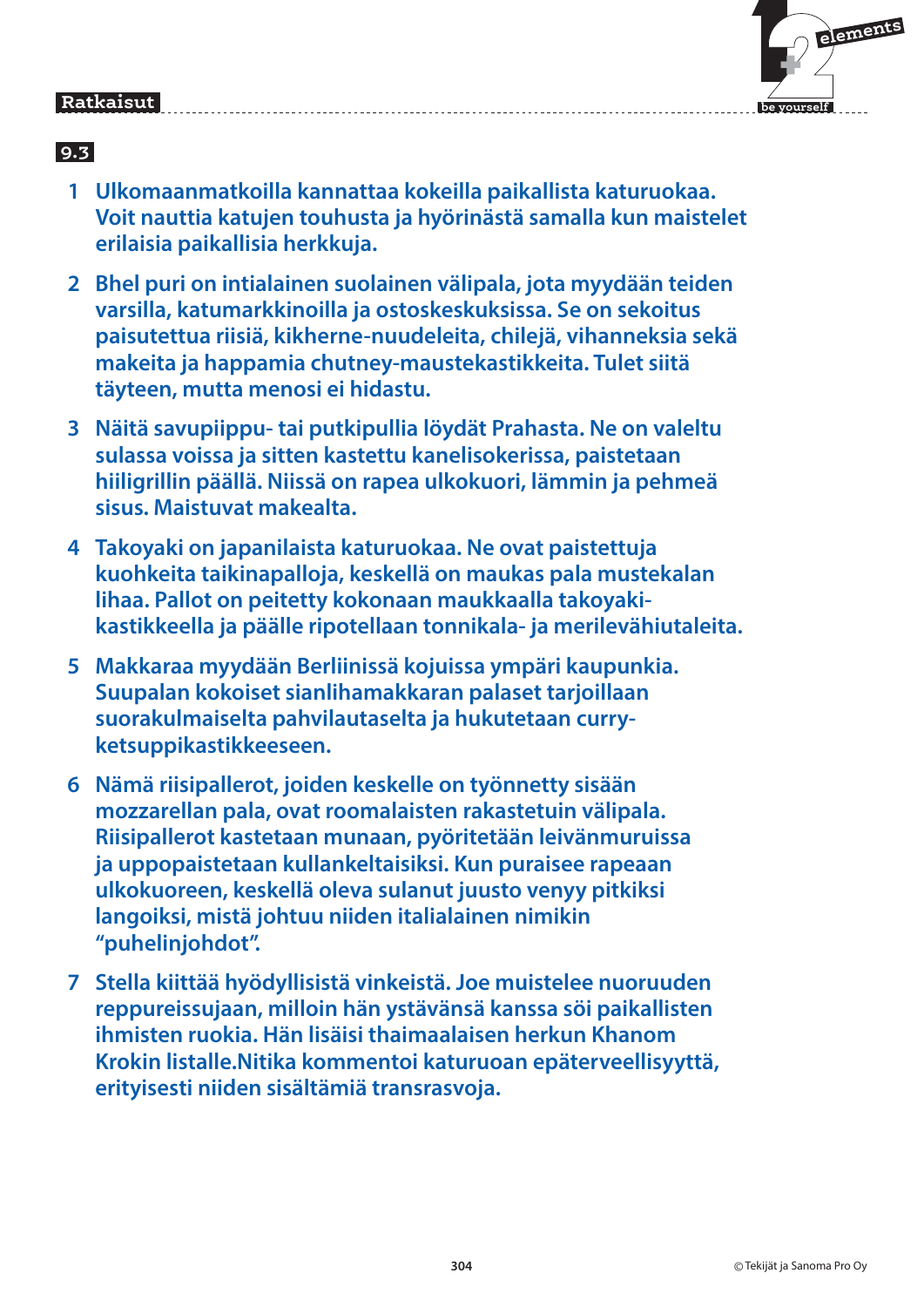Ratkaisut

## 9.3

1. **Ulkomaanmatkoilla kannattaa kokeilla paikallista katuruokaa. Voit nauttia katujen touhusta ja hyörinästä samalla kun maistelet erilaisia paikallisia herkkuja.**

2. **Bhel puri on intialainen suolainen välipala, jota myydään teiden varsilla, katumarkkinoilla ja ostoskeskuksissa. Se on sekoitus paisutettua riisiä, kikherne-nuudeleita, chilejä, vihanneksia sekä makeita ja happamia chutney-maustekastikkeita. Tulet siitä täyteen, mutta menosi ei hidastu.**

3. **Näitä savupiippu- tai putkipullia löydät Prahasta. Ne on valeltu sulassa voissa ja sitten kastettu kanelisokerissa, paistetaan hiiligrillin päällä. Niissä on rapea ulkokuori, lämmin ja pehmeä sisus. Maistuvat makealta.**

4. **Takoyaki on japanilaista katuruokaa. Ne ovat paistettuja kuohkeita taikinapalloja, keskellä on maukas pala mustekalan lihaa. Pallot on peitetty kokonaan maukkaalla takoyaki-kastikkeella ja päälle ripotellaan tonnikala- ja merilevähiutaleita.**

5. **Makkaraa myydään Berliinissä kojuissa ympäri kaupunkia. Suupalan kokoiset sianlihamakkaran palaset tarjoillaan suorakulmaiselta pahvilautaselta ja hukutetaan curry-ketsuppikastikkeeseen.**

6. **Nämä riisipallerot, joiden keskelle on työnnetty sisään mozzarellan pala, ovat roomalaisten rakastetuin välipala. Riisipallerot kastetaan munaan, pyöritetään leivänmuruissa ja uppopaistetaan kullankeltaisiksi. Kun puraisee rapeaan ulkokuoreen, keskellä oleva sulanut juusto venyy pitkiksi langoiksi, mistä johtuu niiden italialainen nimikin "puhelinjohdot".**

7. **Stella kiittää hyödyllisistä vinkeistä. Joe muistelee nuoruuden reppureissujaan, milloin hän ystävänsä kanssa söi paikallisten ihmisten ruokia. Hän lisäisi thaimaalaisen herkun Khanom Krokin listalle.Nitika kommentoi katuruoan epäterveellisyyttä, erityisesti niiden sisältämiä transrasvoja.**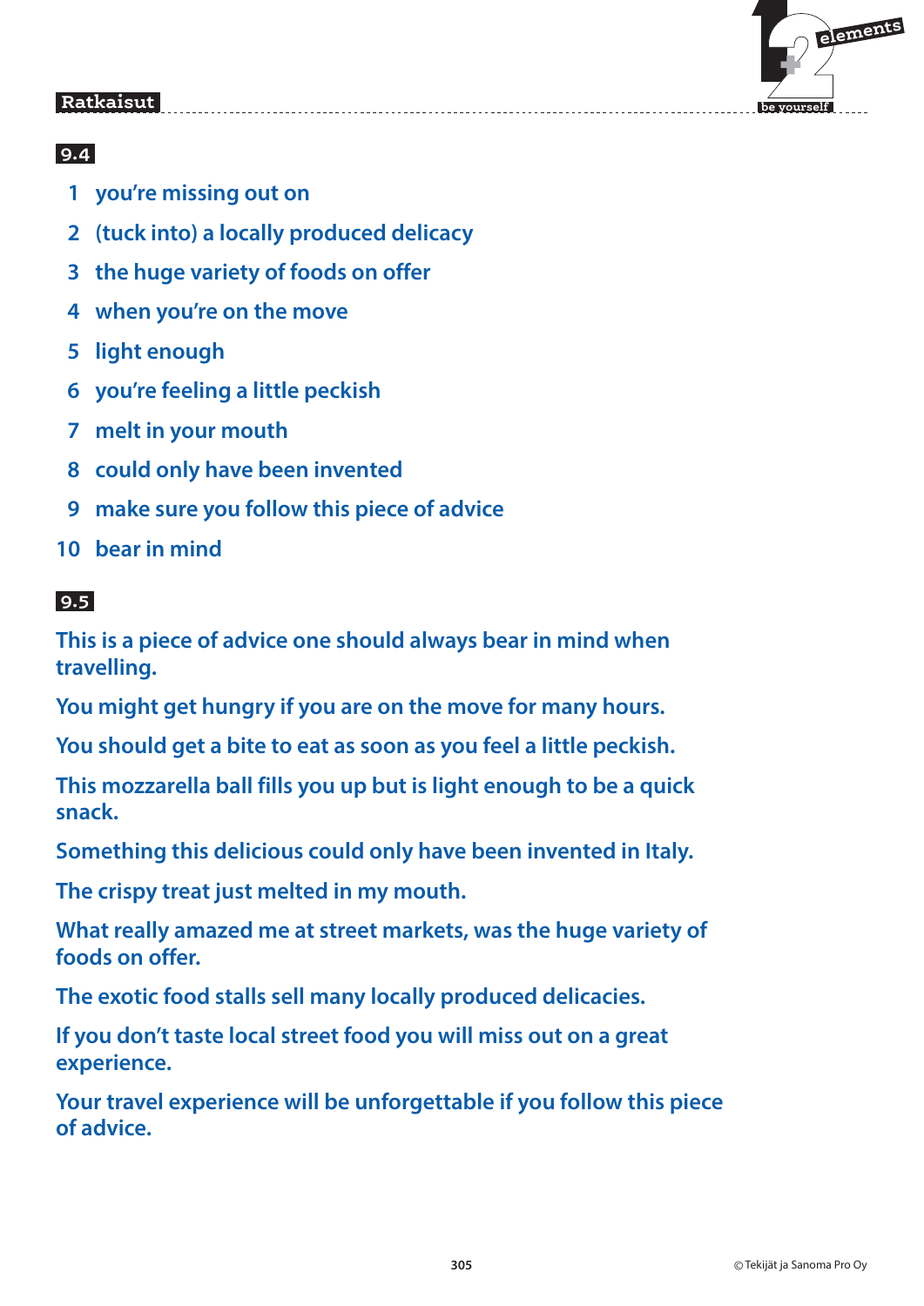**Ratkaisut**

## 9.4

1. you're missing out on
2. (tuck into) a locally produced delicacy
3. the huge variety of foods on offer
4. when you're on the move
5. light enough
6. you're feeling a little peckish
7. melt in your mouth
8. could only have been invented
9. make sure you follow this piece of advice
10. bear in mind

## 9.5

This is a piece of advice one should always bear in mind when travelling.

You might get hungry if you are on the move for many hours.

You should get a bite to eat as soon as you feel a little peckish.

This mozzarella ball fills you up but is light enough to be a quick snack.

Something this delicious could only have been invented in Italy.

The crispy treat just melted in my mouth.

What really amazed me at street markets, was the huge variety of foods on offer.

The exotic food stalls sell many locally produced delicacies.

If you don't taste local street food you will miss out on a great experience.

Your travel experience will be unforgettable if you follow this piece of advice.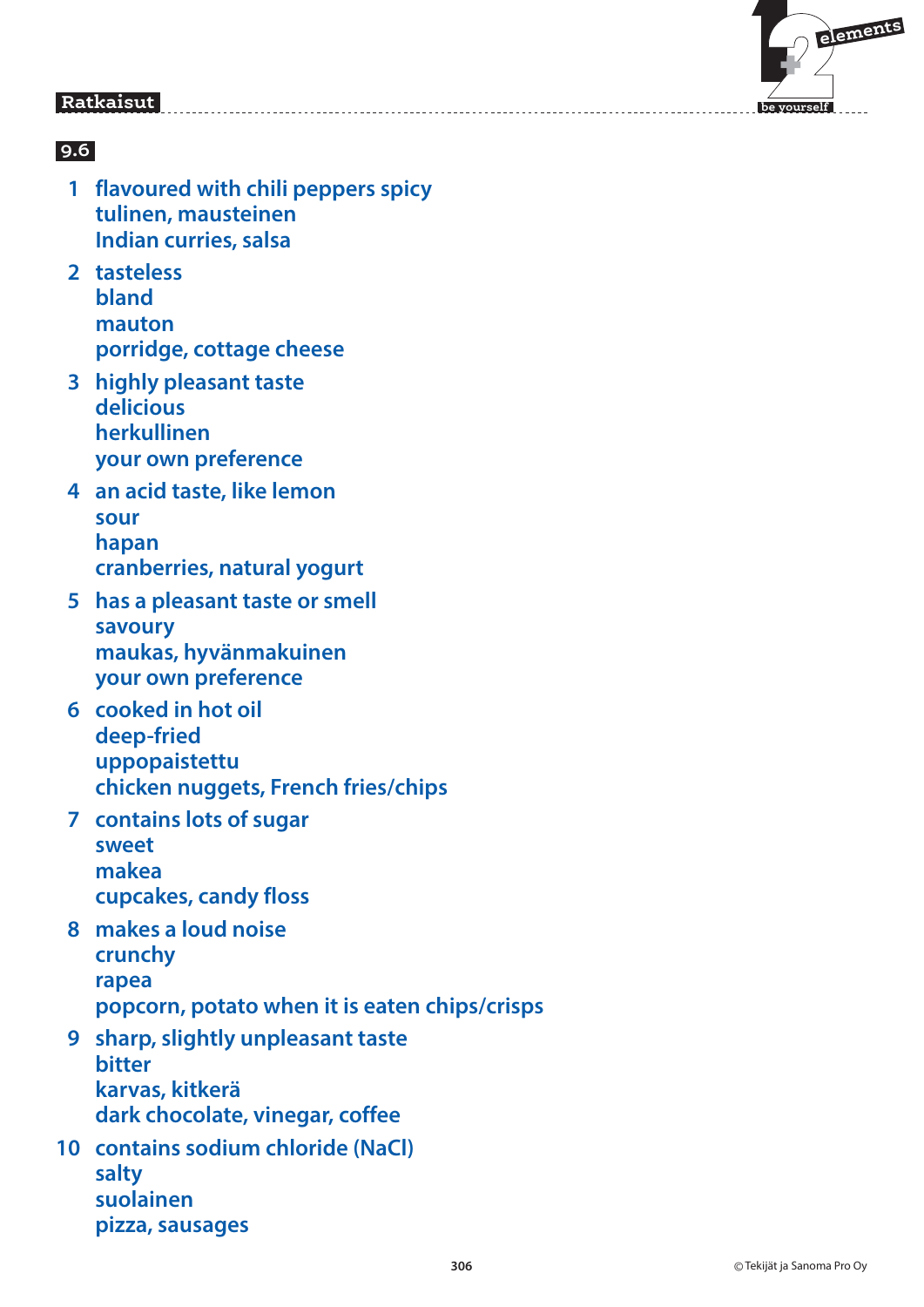## Ratkaisut

### 9.6

1. flavoured with chili peppers spicy
   tulinen, mausteinen
   Indian curries, salsa
2. tasteless
   bland
   mauton
   porridge, cottage cheese
3. highly pleasant taste
   delicious
   herkullinen
   your own preference
4. an acid taste, like lemon
   sour
   hapan
   cranberries, natural yogurt
5. has a pleasant taste or smell
   savoury
   maukas, hyvänmakuinen
   your own preference
6. cooked in hot oil
   deep-fried
   uppopaistettu
   chicken nuggets, French fries/chips
7. contains lots of sugar
   sweet
   makea
   cupcakes, candy floss
8. makes a loud noise
   crunchy
   rapea
   popcorn, potato when it is eaten chips/crisps
9. sharp, slightly unpleasant taste
   bitter
   karvas, kitkerä
   dark chocolate, vinegar, coffee
10. contains sodium chloride (NaCl)
    salty
    suolainen
    pizza, sausages

© Tekijät ja Sanoma Pro Oy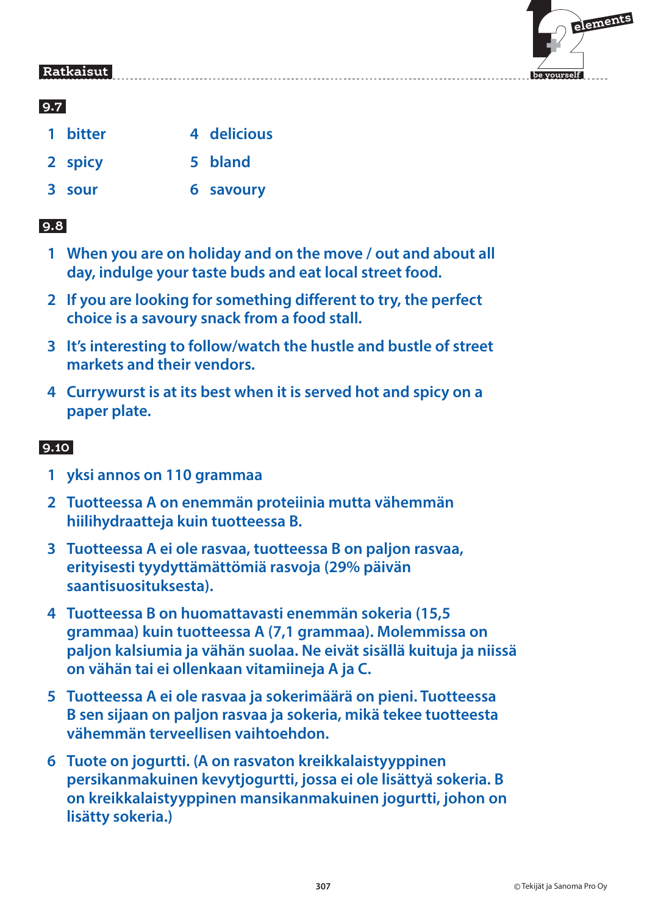**Ratkaisut**

**9.7**

1 bitter
2 spicy
3 sour
4 delicious
5 bland
6 savoury

**9.8**

1 When you are on holiday and on the move / out and about all day, indulge your taste buds and eat local street food.
2 If you are looking for something different to try, the perfect choice is a savoury snack from a food stall.
3 It's interesting to follow/watch the hustle and bustle of street markets and their vendors.
4 Currywurst is at its best when it is served hot and spicy on a paper plate.

**9.10**

1 yksi annos on 110 grammaa
2 Tuotteessa A on enemmän proteiinia mutta vähemmän hiilihydraatteja kuin tuotteessa B.
3 Tuotteessa A ei ole rasvaa, tuotteessa B on paljon rasvaa, erityisesti tyydyttämättömiä rasvoja (29% päivän saantisuosituksesta).
4 Tuotteessa B on huomattavasti enemmän sokeria (15,5 grammaa) kuin tuotteessa A (7,1 grammaa). Molemmissa on paljon kalsiumia ja vähän suolaa. Ne eivät sisällä kuituja ja niissä on vähän tai ei ollenkaan vitamiineja A ja C.
5 Tuotteessa A ei ole rasvaa ja sokerimäärä on pieni. Tuotteessa B sen sijaan on paljon rasvaa ja sokeria, mikä tekee tuotteesta vähemmän terveellisen vaihtoehdon.
6 Tuote on jogurtti. (A on rasvaton kreikkalaistyyppinen persikanmakuinen kevytjogurtti, jossa ei ole lisättyä sokeria. B on kreikkalaistyyppinen mansikanmakuinen jogurtti, johon on lisätty sokeria.)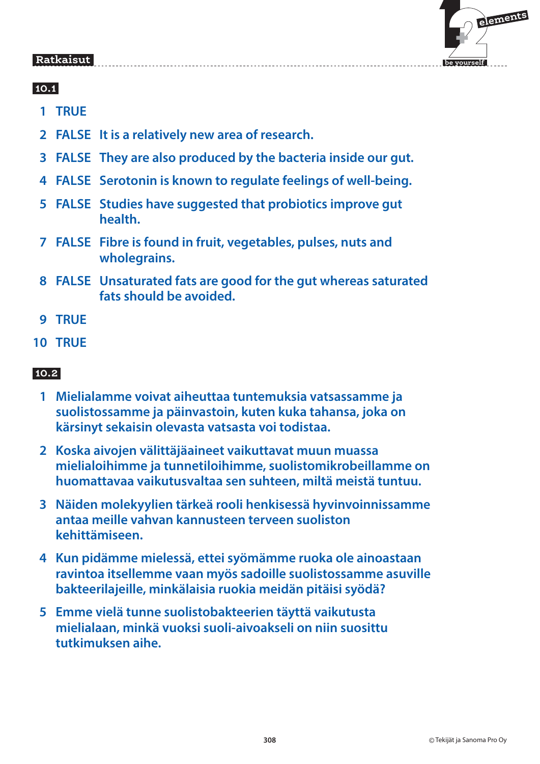**Ratkaisut**

**10.1**

1 TRUE

2 FALSE It is a relatively new area of research.

3 FALSE They are also produced by the bacteria inside our gut.

4 FALSE Serotonin is known to regulate feelings of well-being.

5 FALSE Studies have suggested that probiotics improve gut health.

7 FALSE Fibre is found in fruit, vegetables, pulses, nuts and wholegrains.

8 FALSE Unsaturated fats are good for the gut whereas saturated fats should be avoided.

9 TRUE

10 TRUE

**10.2**

1 Mielialamme voivat aiheuttaa tuntemuksia vatsassamme ja suolistossamme ja päinvastoin, kuten kuka tahansa, joka on kärsinyt sekaisin olevasta vatsasta voi todistaa.

2 Koska aivojen välittäjäaineet vaikuttavat muun muassa mielialoihimme ja tunnetiloihimme, suolistomikrobeillamme on huomattavaa vaikutusvaltaa sen suhteen, miltä meistä tuntuu.

3 Näiden molekyylien tärkeä rooli henkisessä hyvinvoinnissamme antaa meille vahvan kannusteen terveen suoliston kehittämiseen.

4 Kun pidämme mielessä, ettei syömämme ruoka ole ainoastaan ravintoa itsellemme vaan myös sadoille suolistossamme asuville bakteerilajeille, minkälaisia ruokia meidän pitäisi syödä?

5 Emme vielä tunne suolistobakteerien täyttä vaikutusta mielialaan, minkä vuoksi suoli-aivoakseli on niin suosittu tutkimuksen aihe.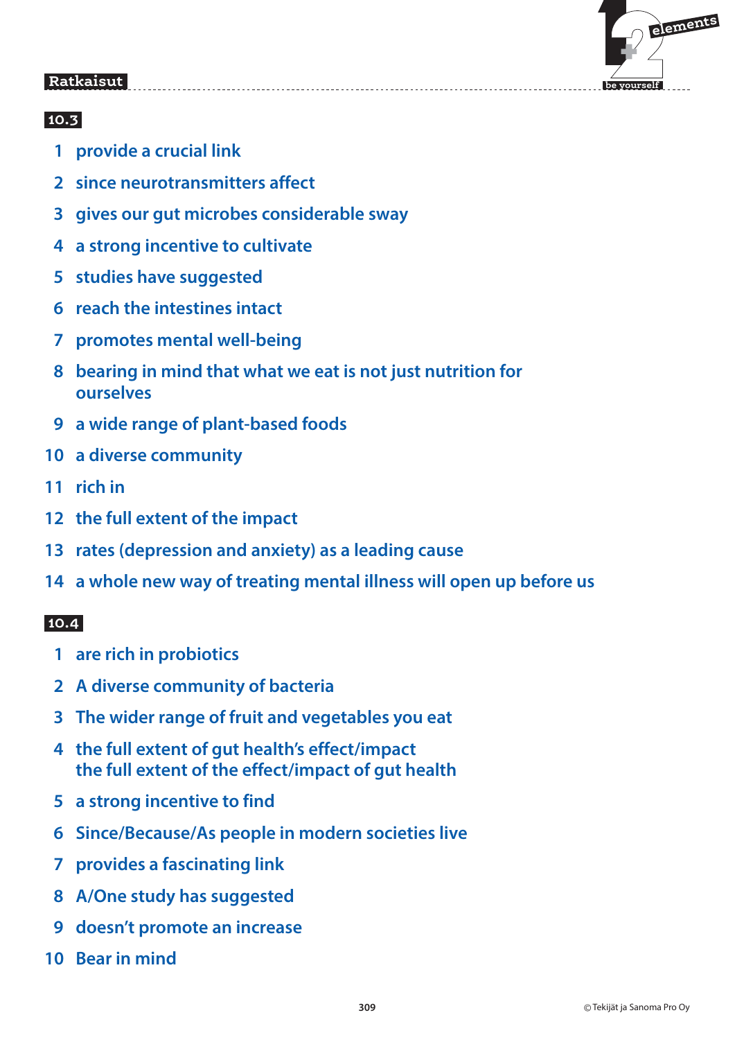## Ratkaisut

### 10.3

1. provide a crucial link
2. since neurotransmitters affect
3. gives our gut microbes considerable sway
4. a strong incentive to cultivate
5. studies have suggested
6. reach the intestines intact
7. promotes mental well-being
8. bearing in mind that what we eat is not just nutrition for ourselves
9. a wide range of plant-based foods
10. a diverse community
11. rich in
12. the full extent of the impact
13. rates (depression and anxiety) as a leading cause
14. a whole new way of treating mental illness will open up before us

### 10.4

1. are rich in probiotics
2. A diverse community of bacteria
3. The wider range of fruit and vegetables you eat
4. the full extent of gut health's effect/impact
   the full extent of the effect/impact of gut health
5. a strong incentive to find
6. Since/Because/As people in modern societies live
7. provides a fascinating link
8. A/One study has suggested
9. doesn't promote an increase
10. Bear in mind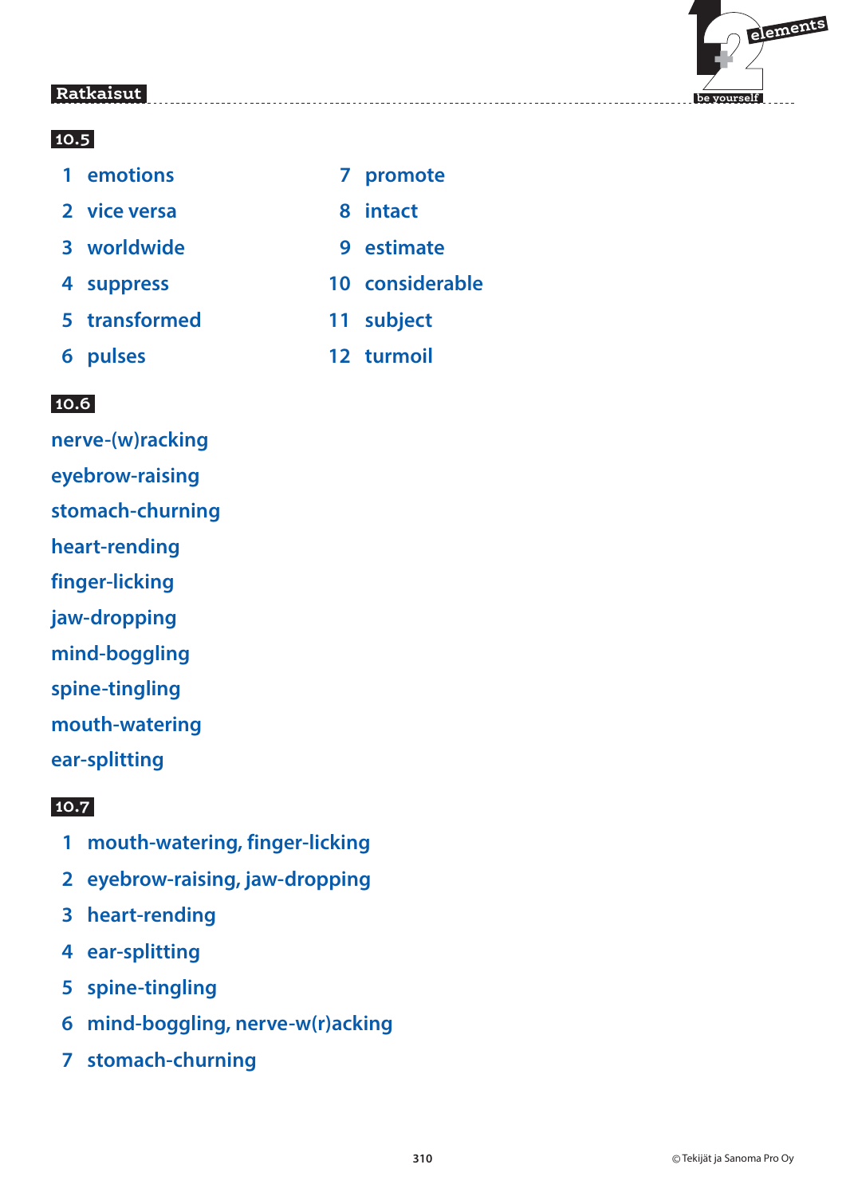## Ratkaisut

### 10.5

1. emotions
2. vice versa
3. worldwide
4. suppress
5. transformed
6. pulses
7. promote
8. intact
9. estimate
10. considerable
11. subject
12. turmoil

### 10.6

nerve-(w)racking

eyebrow-raising

stomach-churning

heart-rending

finger-licking

jaw-dropping

mind-boggling

spine-tingling

mouth-watering

ear-splitting

### 10.7

1. mouth-watering, finger-licking
2. eyebrow-raising, jaw-dropping
3. heart-rending
4. ear-splitting
5. spine-tingling
6. mind-boggling, nerve-w(r)acking
7. stomach-churning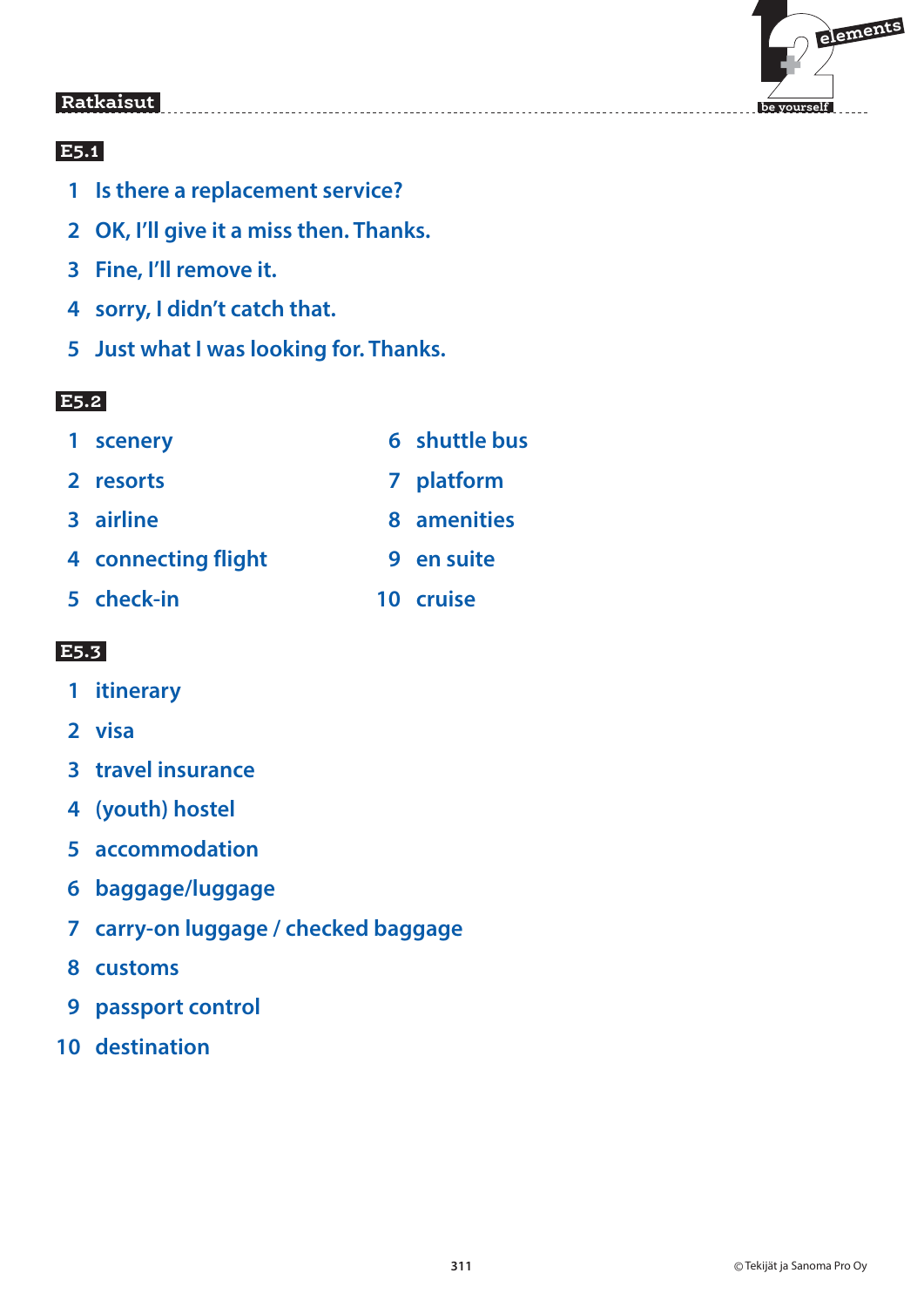## Ratkaisut

### E5.1

1. Is there a replacement service?
2. OK, I'll give it a miss then. Thanks.
3. Fine, I'll remove it.
4. sorry, I didn't catch that.
5. Just what I was looking for. Thanks.

### E5.2

1. scenery
2. resorts
3. airline
4. connecting flight
5. check-in
6. shuttle bus
7. platform
8. amenities
9. en suite
10. cruise

### E5.3

1. itinerary
2. visa
3. travel insurance
4. (youth) hostel
5. accommodation
6. baggage/luggage
7. carry-on luggage / checked baggage
8. customs
9. passport control
10. destination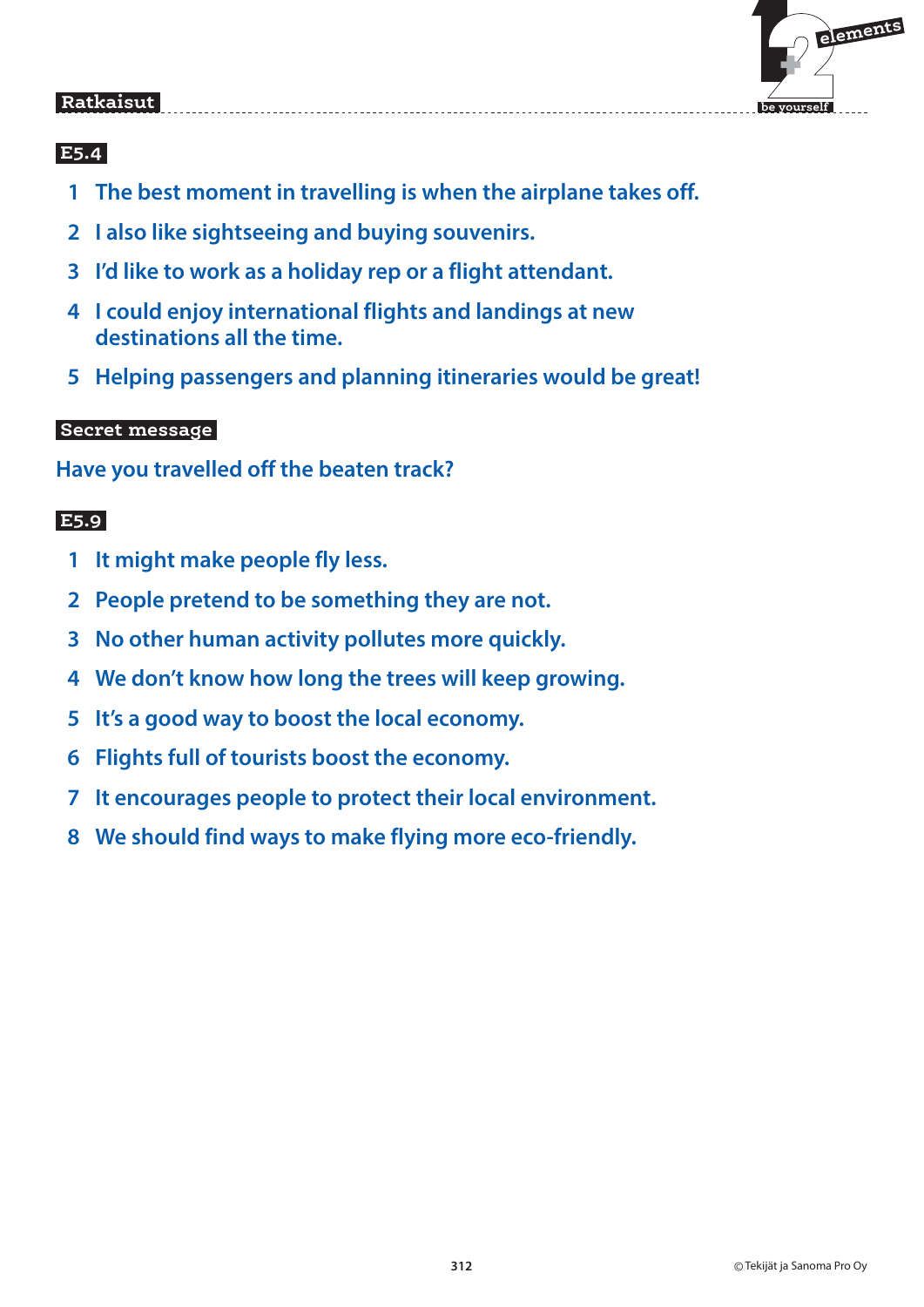## Ratkaisut

### E5.4

1. The best moment in travelling is when the airplane takes off.
2. I also like sightseeing and buying souvenirs.
3. I'd like to work as a holiday rep or a flight attendant.
4. I could enjoy international flights and landings at new destinations all the time.
5. Helping passengers and planning itineraries would be great!

### Secret message

Have you travelled off the beaten track?

### E5.9

1. It might make people fly less.
2. People pretend to be something they are not.
3. No other human activity pollutes more quickly.
4. We don't know how long the trees will keep growing.
5. It's a good way to boost the local economy.
6. Flights full of tourists boost the economy.
7. It encourages people to protect their local environment.
8. We should find ways to make flying more eco-friendly.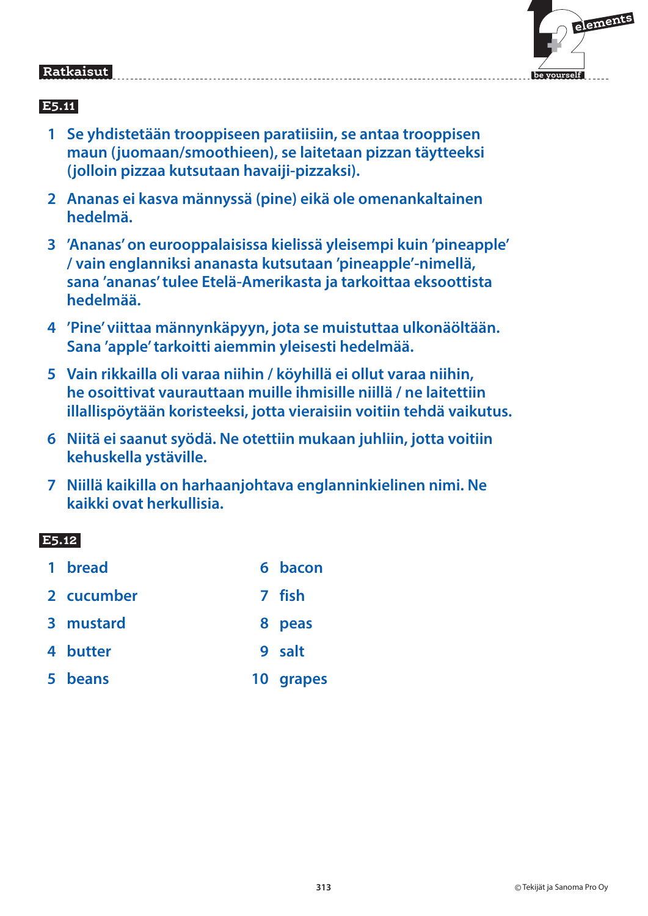**Ratkaisut**

## E5.11

1. Se yhdistetään trooppiseen paratiisiin, se antaa trooppisen maun (juomaan/smoothieen), se laitetaan pizzan täytteeksi (jolloin pizzaa kutsutaan havaiji-pizzaksi).
2. Ananas ei kasva männyssä (pine) eikä ole omenankaltainen hedelmä.
3. 'Ananas' on eurooppalaisissa kielissä yleisempi kuin 'pineapple' / vain englanniksi ananasta kutsutaan 'pineapple'-nimellä, sana 'ananas' tulee Etelä-Amerikasta ja tarkoittaa eksoottista hedelmää.
4. 'Pine' viittaa männynkäpyyn, jota se muistuttaa ulkonäöltään. Sana 'apple' tarkoitti aiemmin yleisesti hedelmää.
5. Vain rikkailla oli varaa niihin / köyhillä ei ollut varaa niihin, he osoittivat vaurauttaan muille ihmisille niillä / ne laitettiin illallispöytään koristeeksi, jotta vieraisiin voitiin tehdä vaikutus.
6. Niitä ei saanut syödä. Ne otettiin mukaan juhliin, jotta voitiin kehuskella ystäville.
7. Niillä kaikilla on harhaanjohtava englanninkielinen nimi. Ne kaikki ovat herkullisia.

## E5.12

1. bread
2. cucumber
3. mustard
4. butter
5. beans
6. bacon
7. fish
8. peas
9. salt
10. grapes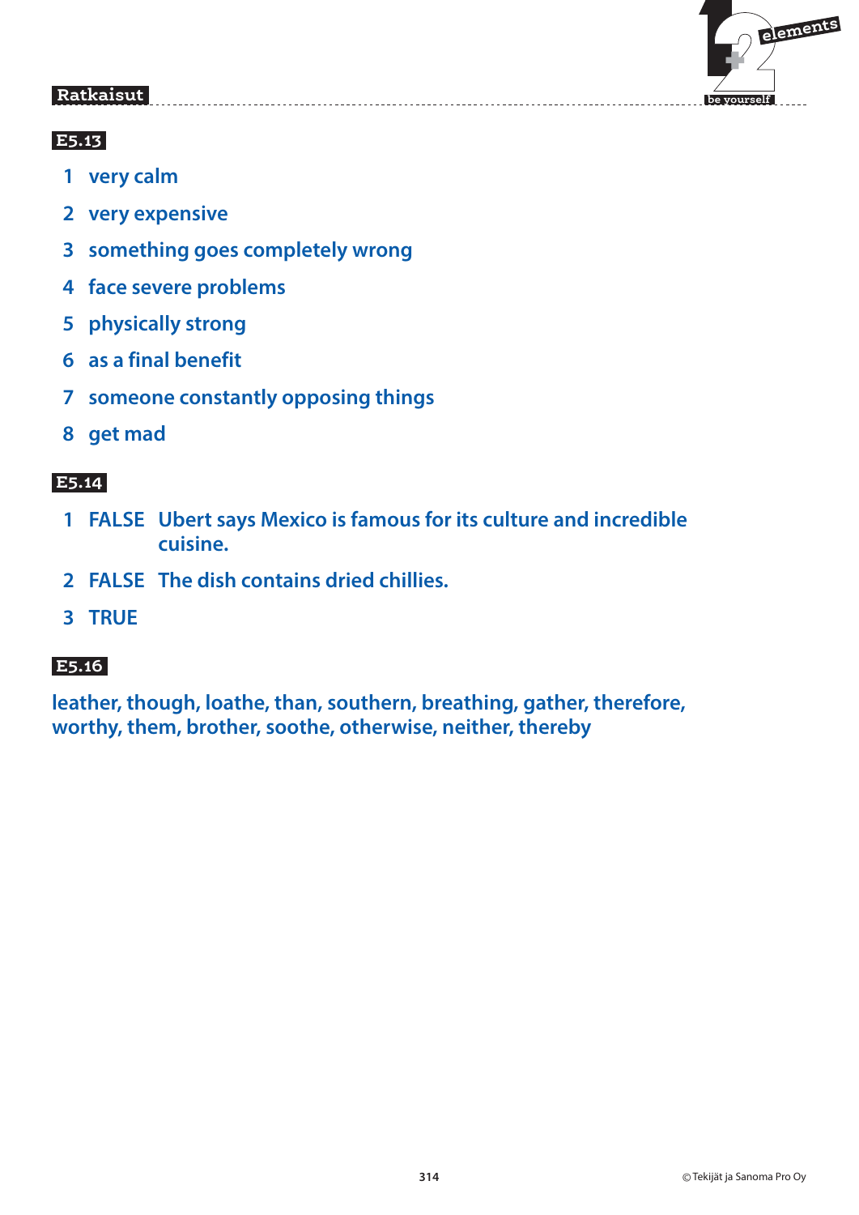**Ratkaisut**

## E5.13

1. very calm
2. very expensive
3. something goes completely wrong
4. face severe problems
5. physically strong
6. as a final benefit
7. someone constantly opposing things
8. get mad

## E5.14

1. FALSE Ubert says Mexico is famous for its culture and incredible cuisine.
2. FALSE The dish contains dried chillies.
3. TRUE

## E5.16

leather, though, loathe, than, southern, breathing, gather, therefore, worthy, them, brother, soothe, otherwise, neither, thereby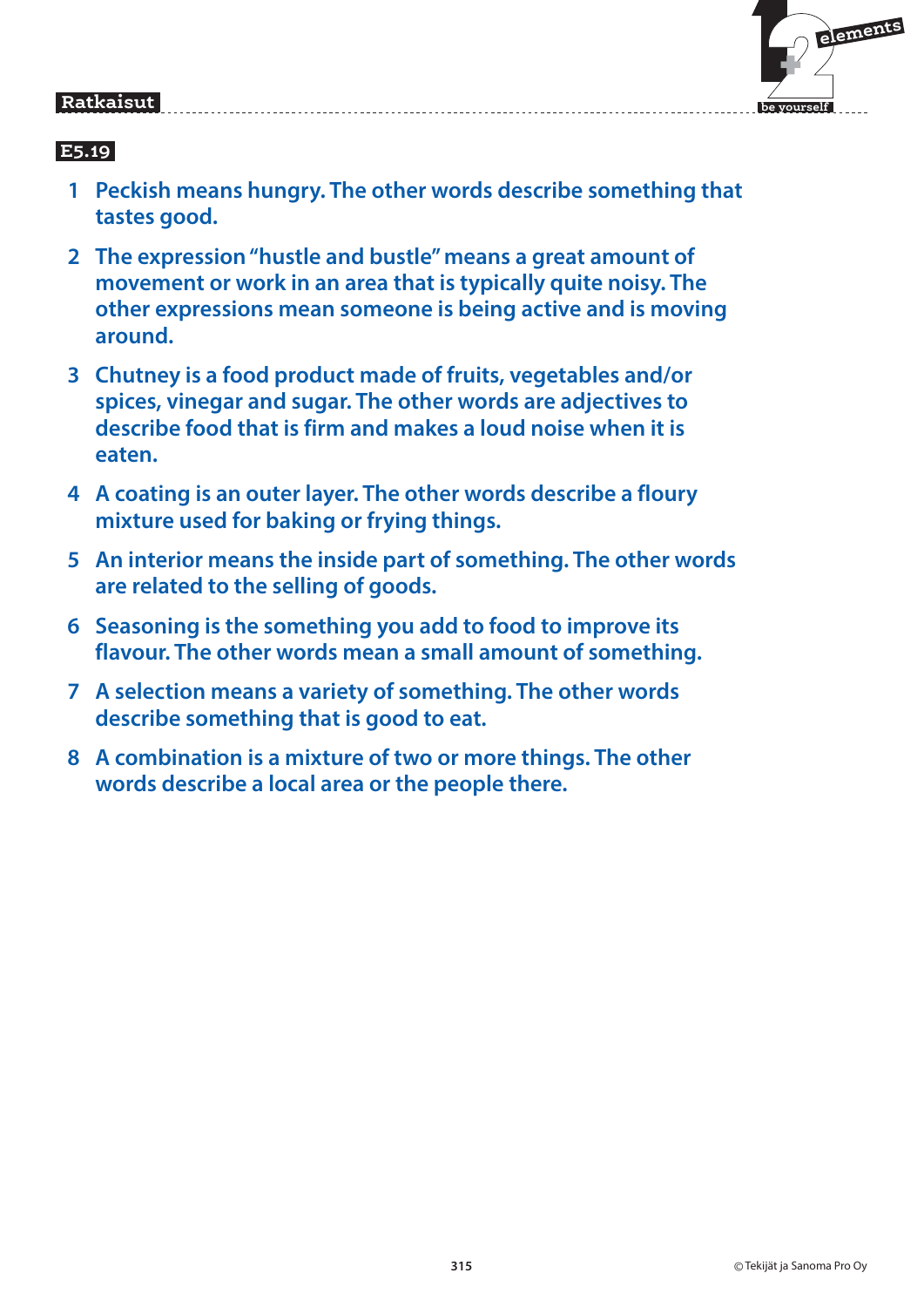Ratkaisut

**E5.19**

1. Peckish means hungry. The other words describe something that tastes good.
2. The expression "hustle and bustle" means a great amount of movement or work in an area that is typically quite noisy. The other expressions mean someone is being active and is moving around.
3. Chutney is a food product made of fruits, vegetables and/or spices, vinegar and sugar. The other words are adjectives to describe food that is firm and makes a loud noise when it is eaten.
4. A coating is an outer layer. The other words describe a floury mixture used for baking or frying things.
5. An interior means the inside part of something. The other words are related to the selling of goods.
6. Seasoning is the something you add to food to improve its flavour. The other words mean a small amount of something.
7. A selection means a variety of something. The other words describe something that is good to eat.
8. A combination is a mixture of two or more things. The other words describe a local area or the people there.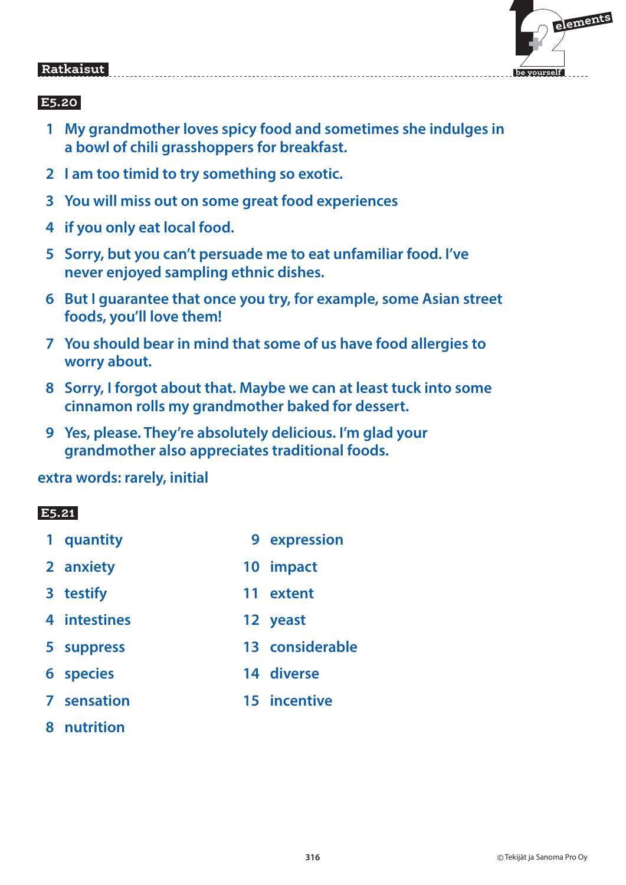**Ratkaisut**

**E5.20**

1. My grandmother loves spicy food and sometimes she indulges in a bowl of chili grasshoppers for breakfast.
2. I am too timid to try something so exotic.
3. You will miss out on some great food experiences
4. if you only eat local food.
5. Sorry, but you can't persuade me to eat unfamiliar food. I've never enjoyed sampling ethnic dishes.
6. But I guarantee that once you try, for example, some Asian street foods, you'll love them!
7. You should bear in mind that some of us have food allergies to worry about.
8. Sorry, I forgot about that. Maybe we can at least tuck into some cinnamon rolls my grandmother baked for dessert.
9. Yes, please. They're absolutely delicious. I'm glad your grandmother also appreciates traditional foods.

extra words: rarely, initial

**E5.21**

1. quantity
2. anxiety
3. testify
4. intestines
5. suppress
6. species
7. sensation
8. nutrition
9. expression
10. impact
11. extent
12. yeast
13. considerable
14. diverse
15. incentive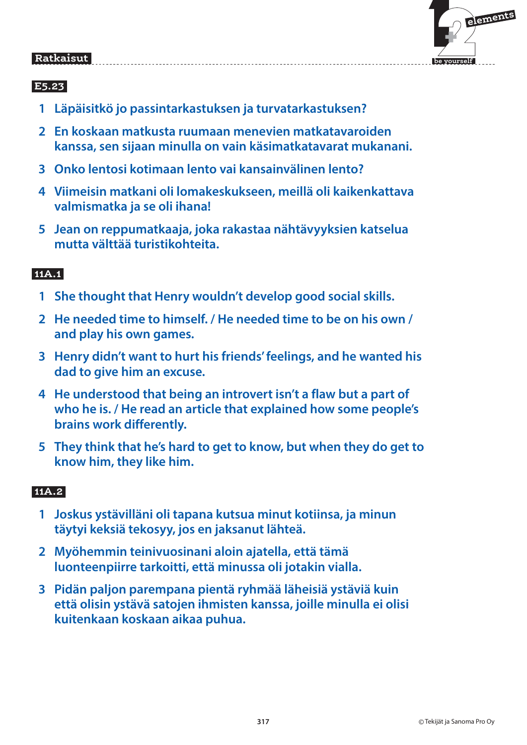**Ratkaisut**

### E5.23

1. Läpäisitkö jo passintarkastuksen ja turvatarkastuksen?
2. En koskaan matkusta ruumaan menevien matkatavaroiden kanssa, sen sijaan minulla on vain käsimatkatavarat mukanani.
3. Onko lentosi kotimaan lento vai kansainvälinen lento?
4. Viimeisin matkani oli lomakeskukseen, meillä oli kaikenkattava valmismatka ja se oli ihana!
5. Jean on reppumatkaaja, joka rakastaa nähtävyyksien katselua mutta välttää turistikohteita.

### 11A.1

1. She thought that Henry wouldn't develop good social skills.
2. He needed time to himself. / He needed time to be on his own / and play his own games.
3. Henry didn't want to hurt his friends' feelings, and he wanted his dad to give him an excuse.
4. He understood that being an introvert isn't a flaw but a part of who he is. / He read an article that explained how some people's brains work differently.
5. They think that he's hard to get to know, but when they do get to know him, they like him.

### 11A.2

1. Joskus ystävilläni oli tapana kutsua minut kotiinsa, ja minun täytyi keksiä tekosyy, jos en jaksanut lähteä.
2. Myöhemmin teinivuosinani aloin ajatella, että tämä luonteenpiirre tarkoitti, että minussa oli jotakin vialla.
3. Pidän paljon parempana pientä ryhmää läheisiä ystäviä kuin että olisin ystävä satojen ihmisten kanssa, joille minulla ei olisi kuitenkaan koskaan aikaa puhua.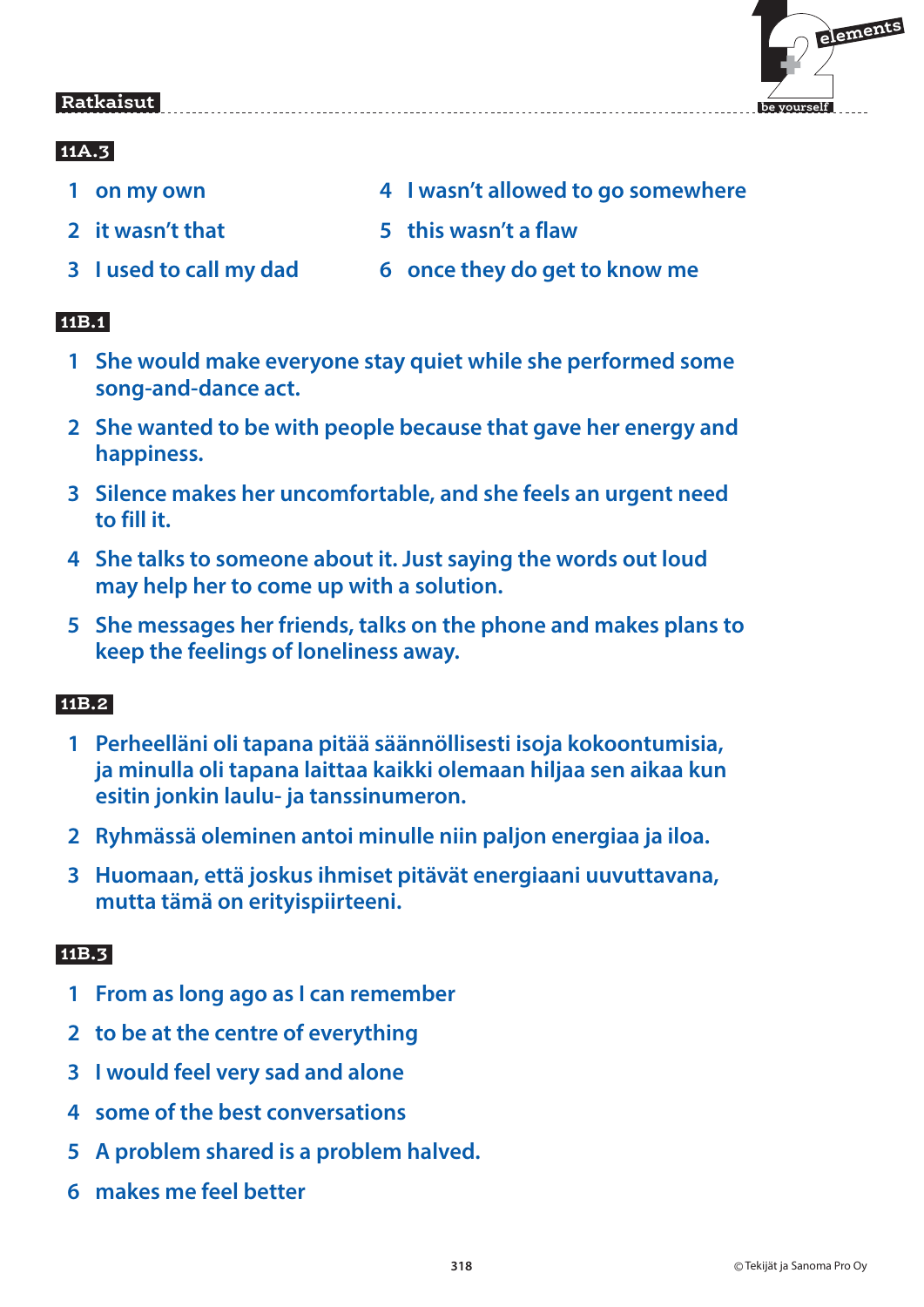## Ratkaisut

### 11A.3

1. on my own
2. it wasn't that
3. I used to call my dad
4. I wasn't allowed to go somewhere
5. this wasn't a flaw
6. once they do get to know me

### 11B.1

1. She would make everyone stay quiet while she performed some song-and-dance act.
2. She wanted to be with people because that gave her energy and happiness.
3. Silence makes her uncomfortable, and she feels an urgent need to fill it.
4. She talks to someone about it. Just saying the words out loud may help her to come up with a solution.
5. She messages her friends, talks on the phone and makes plans to keep the feelings of loneliness away.

### 11B.2

1. Perheelläni oli tapana pitää säännöllisesti isoja kokoontumisia, ja minulla oli tapana laittaa kaikki olemaan hiljaa sen aikaa kun esitin jonkin laulu- ja tanssinumeron.
2. Ryhmässä oleminen antoi minulle niin paljon energiaa ja iloa.
3. Huomaan, että joskus ihmiset pitävät energiaani uuvuttavana, mutta tämä on erityispiirteeni.

### 11B.3

1. From as long ago as I can remember
2. to be at the centre of everything
3. I would feel very sad and alone
4. some of the best conversations
5. A problem shared is a problem halved.
6. makes me feel better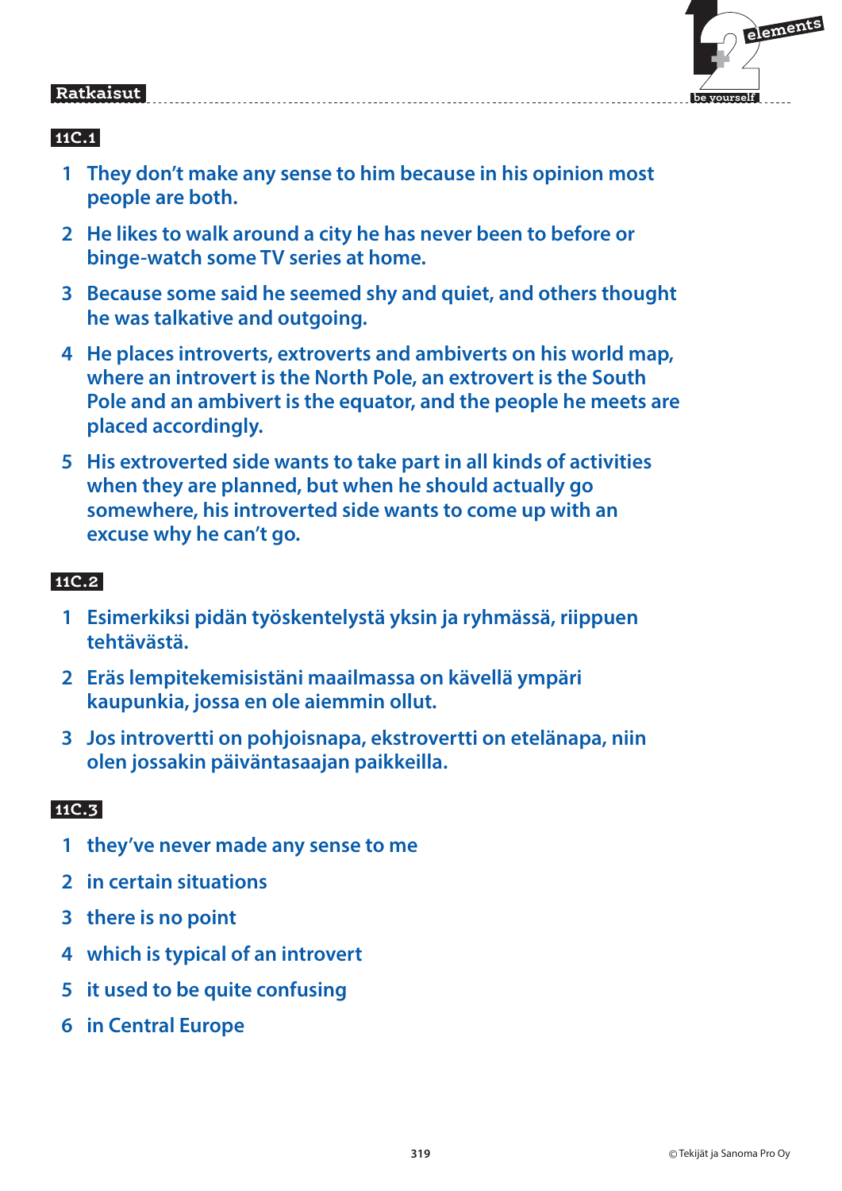## Ratkaisut

### 11C.1

1. They don't make any sense to him because in his opinion most people are both.
2. He likes to walk around a city he has never been to before or binge-watch some TV series at home.
3. Because some said he seemed shy and quiet, and others thought he was talkative and outgoing.
4. He places introverts, extroverts and ambiverts on his world map, where an introvert is the North Pole, an extrovert is the South Pole and an ambivert is the equator, and the people he meets are placed accordingly.
5. His extroverted side wants to take part in all kinds of activities when they are planned, but when he should actually go somewhere, his introverted side wants to come up with an excuse why he can't go.

### 11C.2

1. Esimerkiksi pidän työskentelystä yksin ja ryhmässä, riippuen tehtävästä.
2. Eräs lempitekemisistäni maailmassa on kävellä ympäri kaupunkia, jossa en ole aiemmin ollut.
3. Jos introvertti on pohjoisnapa, ekstrovertti on etelänapa, niin olen jossakin päiväntasaajan paikkeilla.

### 11C.3

1. they've never made any sense to me
2. in certain situations
3. there is no point
4. which is typical of an introvert
5. it used to be quite confusing
6. in Central Europe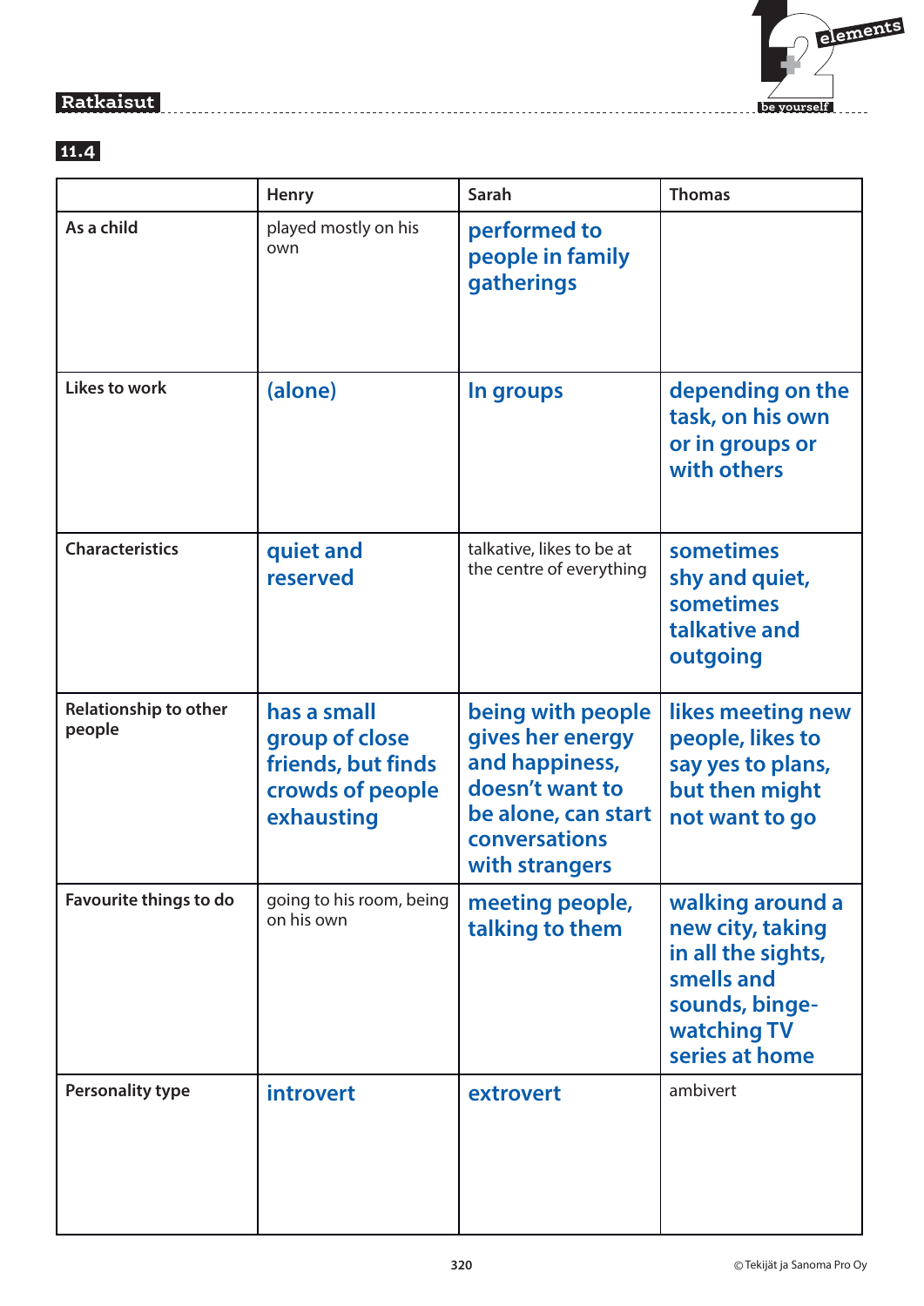**Ratkaisut**

**11.4**

| | Henry | Sarah | Thomas |
|---|---|---|---|
| As a child | played mostly on his own | performed to people in family gatherings | |
| Likes to work | (alone) | In groups | depending on the task, on his own or in groups or with others |
| Characteristics | quiet and reserved | talkative, likes to be at the centre of everything | sometimes shy and quiet, sometimes talkative and outgoing |
| Relationship to other people | has a small group of close friends, but finds crowds of people exhausting | being with people gives her energy and happiness, doesn't want to be alone, can start conversations with strangers | likes meeting new people, likes to say yes to plans, but then might not want to go |
| Favourite things to do | going to his room, being on his own | meeting people, talking to them | walking around a new city, taking in all the sights, smells and sounds, binge-watching TV series at home |
| Personality type | introvert | extrovert | ambivert |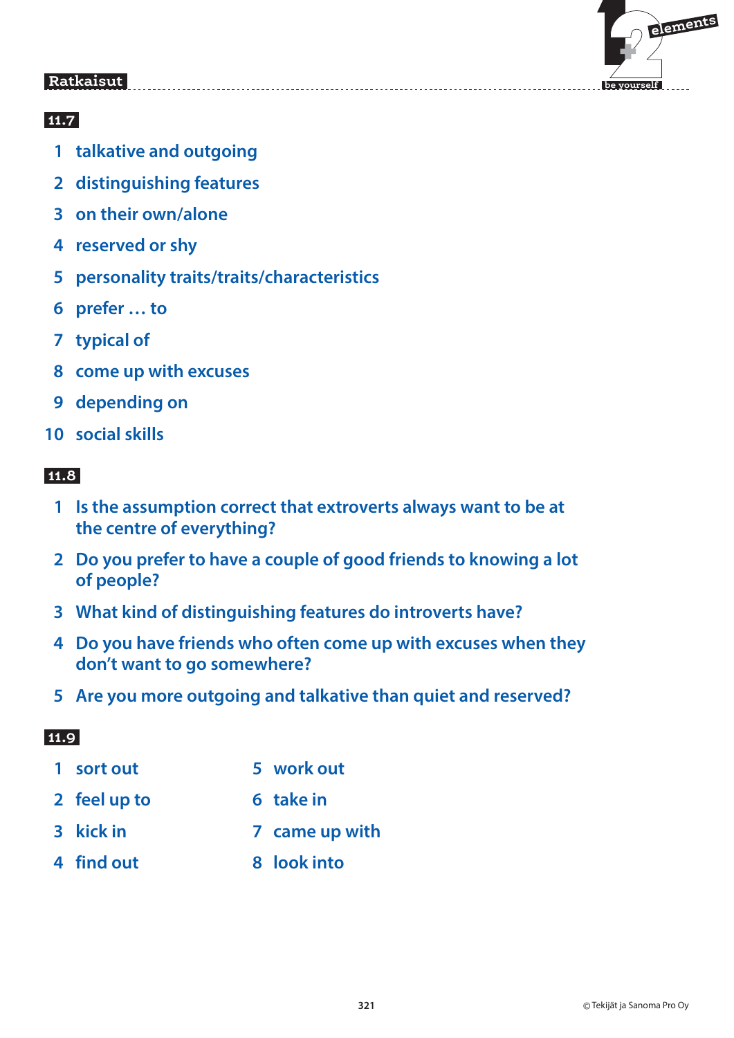Ratkaisut

## 11.7

1. talkative and outgoing
2. distinguishing features
3. on their own/alone
4. reserved or shy
5. personality traits/traits/characteristics
6. prefer … to
7. typical of
8. come up with excuses
9. depending on
10. social skills

## 11.8

1. Is the assumption correct that extroverts always want to be at the centre of everything?
2. Do you prefer to have a couple of good friends to knowing a lot of people?
3. What kind of distinguishing features do introverts have?
4. Do you have friends who often come up with excuses when they don't want to go somewhere?
5. Are you more outgoing and talkative than quiet and reserved?

## 11.9

1. sort out
2. feel up to
3. kick in
4. find out
5. work out
6. take in
7. came up with
8. look into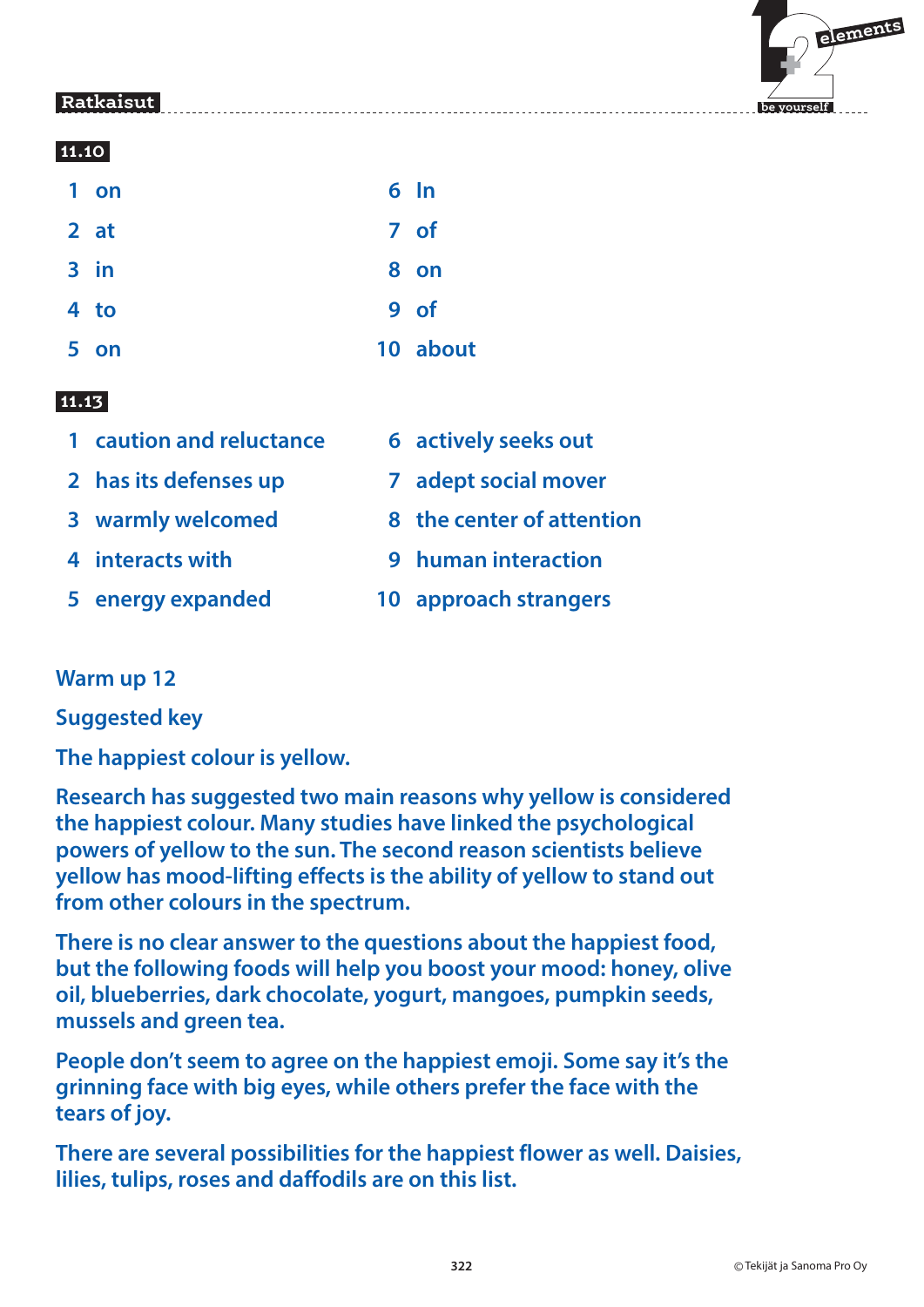## 11.10

1. on
2. at
3. in
4. to
5. on
6. In
7. of
8. on
9. of
10. about

## 11.13

1. caution and reluctance
2. has its defenses up
3. warmly welcomed
4. interacts with
5. energy expanded
6. actively seeks out
7. adept social mover
8. the center of attention
9. human interaction
10. approach strangers

## Warm up 12

Suggested key

The happiest colour is yellow.

Research has suggested two main reasons why yellow is considered the happiest colour. Many studies have linked the psychological powers of yellow to the sun. The second reason scientists believe yellow has mood-lifting effects is the ability of yellow to stand out from other colours in the spectrum.

There is no clear answer to the questions about the happiest food, but the following foods will help you boost your mood: honey, olive oil, blueberries, dark chocolate, yogurt, mangoes, pumpkin seeds, mussels and green tea.

People don't seem to agree on the happiest emoji. Some say it's the grinning face with big eyes, while others prefer the face with the tears of joy.

There are several possibilities for the happiest flower as well. Daisies, lilies, tulips, roses and daffodils are on this list.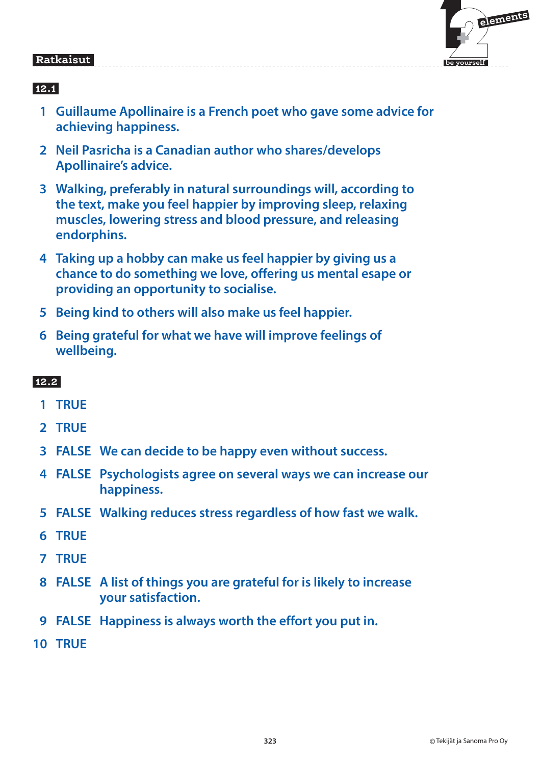**Ratkaisut**

**12.1**

1. Guillaume Apollinaire is a French poet who gave some advice for achieving happiness.
2. Neil Pasricha is a Canadian author who shares/develops Apollinaire's advice.
3. Walking, preferably in natural surroundings will, according to the text, make you feel happier by improving sleep, relaxing muscles, lowering stress and blood pressure, and releasing endorphins.
4. Taking up a hobby can make us feel happier by giving us a chance to do something we love, offering us mental esape or providing an opportunity to socialise.
5. Being kind to others will also make us feel happier.
6. Being grateful for what we have will improve feelings of wellbeing.

**12.2**

1. TRUE
2. TRUE
3. FALSE We can decide to be happy even without success.
4. FALSE Psychologists agree on several ways we can increase our happiness.
5. FALSE Walking reduces stress regardless of how fast we walk.
6. TRUE
7. TRUE
8. FALSE A list of things you are grateful for is likely to increase your satisfaction.
9. FALSE Happiness is always worth the effort you put in.
10. TRUE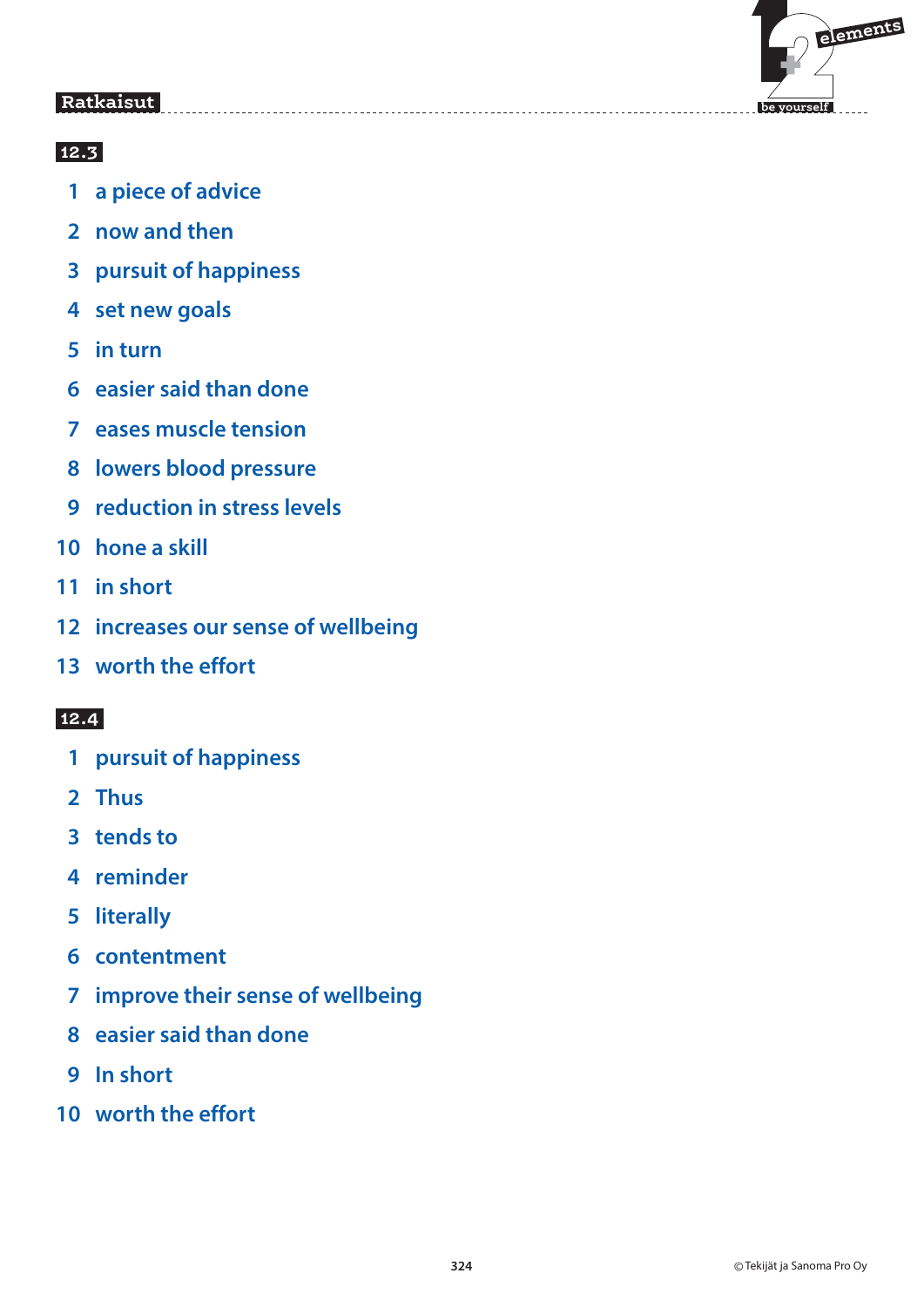**Ratkaisut**

**12.3**

1. a piece of advice
2. now and then
3. pursuit of happiness
4. set new goals
5. in turn
6. easier said than done
7. eases muscle tension
8. lowers blood pressure
9. reduction in stress levels
10. hone a skill
11. in short
12. increases our sense of wellbeing
13. worth the effort

**12.4**

1. pursuit of happiness
2. Thus
3. tends to
4. reminder
5. literally
6. contentment
7. improve their sense of wellbeing
8. easier said than done
9. In short
10. worth the effort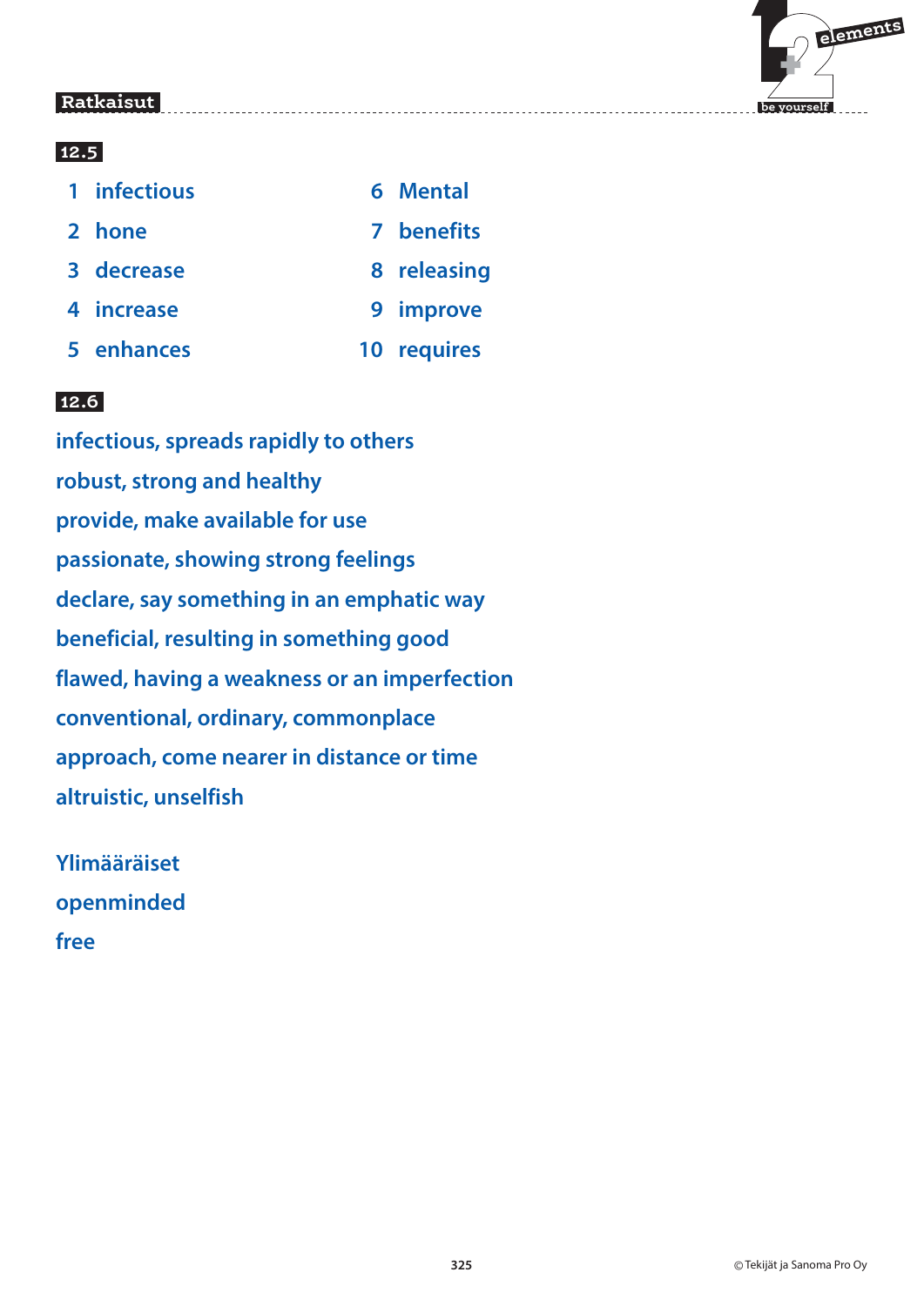## Ratkaisut

### 12.5

1. infectious
2. hone
3. decrease
4. increase
5. enhances
6. Mental
7. benefits
8. releasing
9. improve
10. requires

### 12.6

infectious, spreads rapidly to others

robust, strong and healthy

provide, make available for use

passionate, showing strong feelings

declare, say something in an emphatic way

beneficial, resulting in something good

flawed, having a weakness or an imperfection

conventional, ordinary, commonplace

approach, come nearer in distance or time

altruistic, unselfish

Ylimääräiset

openminded

free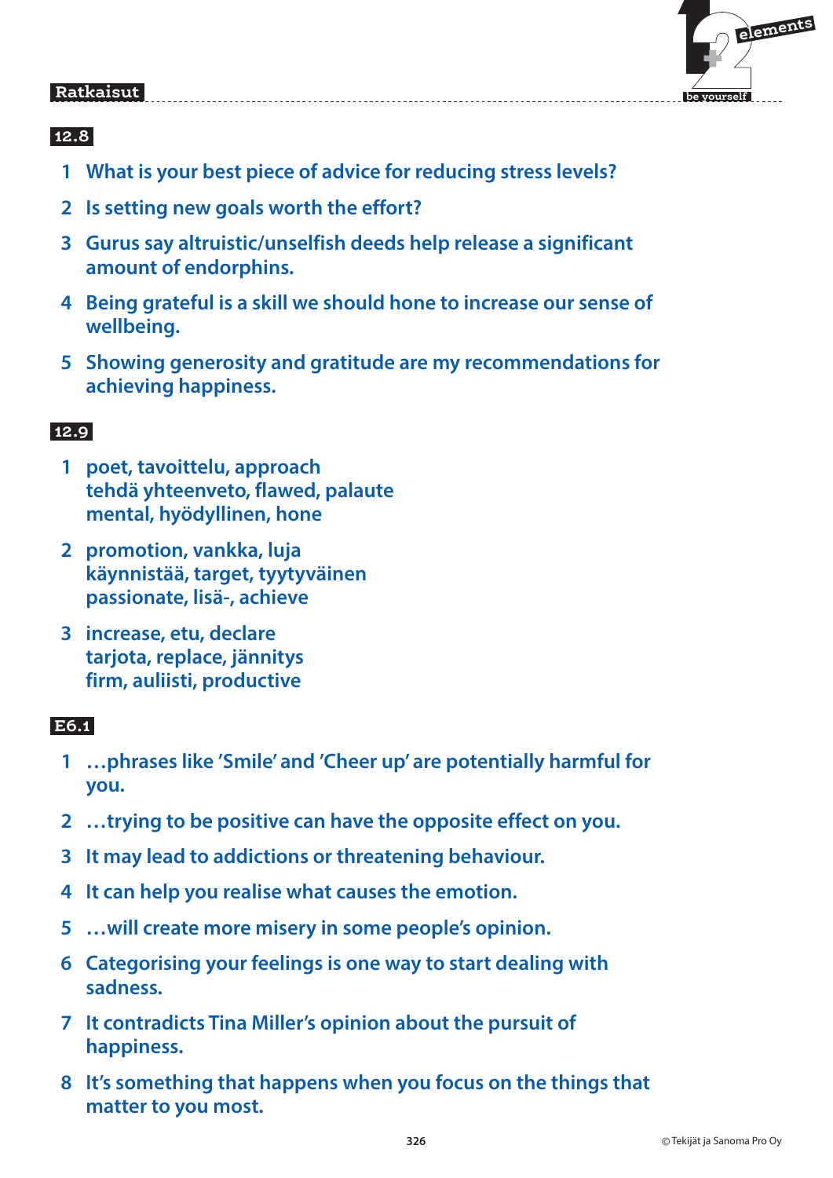## 12.8

1. What is your best piece of advice for reducing stress levels?
2. Is setting new goals worth the effort?
3. Gurus say altruistic/unselfish deeds help release a significant amount of endorphins.
4. Being grateful is a skill we should hone to increase our sense of wellbeing.
5. Showing generosity and gratitude are my recommendations for achieving happiness.

## 12.9

1. poet, tavoittelu, approach
   tehdä yhteenveto, flawed, palaute
   mental, hyödyllinen, hone
2. promotion, vankka, luja
   käynnistää, target, tyytyväinen
   passionate, lisä-, achieve
3. increase, etu, declare
   tarjota, replace, jännitys
   firm, auliisti, productive

## E6.1

1. …phrases like 'Smile' and 'Cheer up' are potentially harmful for you.
2. …trying to be positive can have the opposite effect on you.
3. It may lead to addictions or threatening behaviour.
4. It can help you realise what causes the emotion.
5. …will create more misery in some people's opinion.
6. Categorising your feelings is one way to start dealing with sadness.
7. It contradicts Tina Miller's opinion about the pursuit of happiness.
8. It's something that happens when you focus on the things that matter to you most.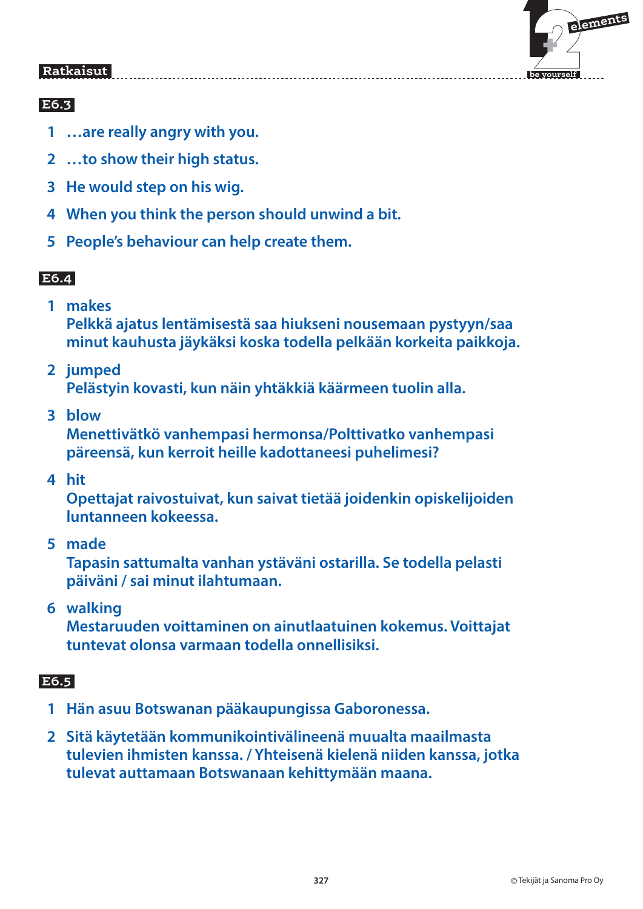## Ratkaisut

### E6.3

1. …are really angry with you.
2. …to show their high status.
3. He would step on his wig.
4. When you think the person should unwind a bit.
5. People's behaviour can help create them.

### E6.4

1. makes
   Pelkkä ajatus lentämisestä saa hiukseni nousemaan pystyyn/saa minut kauhusta jäykäksi koska todella pelkään korkeita paikkoja.
2. jumped
   Pelästyin kovasti, kun näin yhtäkkiä käärmeen tuolin alla.
3. blow
   Menettivätkö vanhempasi hermonsa/Polttivatko vanhempasi päreensä, kun kerroit heille kadottaneesi puhelimesi?
4. hit
   Opettajat raivostuivat, kun saivat tietää joidenkin opiskelijoiden luntanneen kokeessa.
5. made
   Tapasin sattumalta vanhan ystäväni ostarilla. Se todella pelasti päiväni / sai minut ilahtumaan.
6. walking
   Mestaruuden voittaminen on ainutlaatuinen kokemus. Voittajat tuntevat olonsa varmaan todella onnellisiksi.

### E6.5

1. Hän asuu Botswanan pääkaupungissa Gaboronessa.
2. Sitä käytetään kommunikointivälineenä muualta maailmasta tulevien ihmisten kanssa. / Yhteisenä kielenä niiden kanssa, jotka tulevat auttamaan Botswanaan kehittymään maana.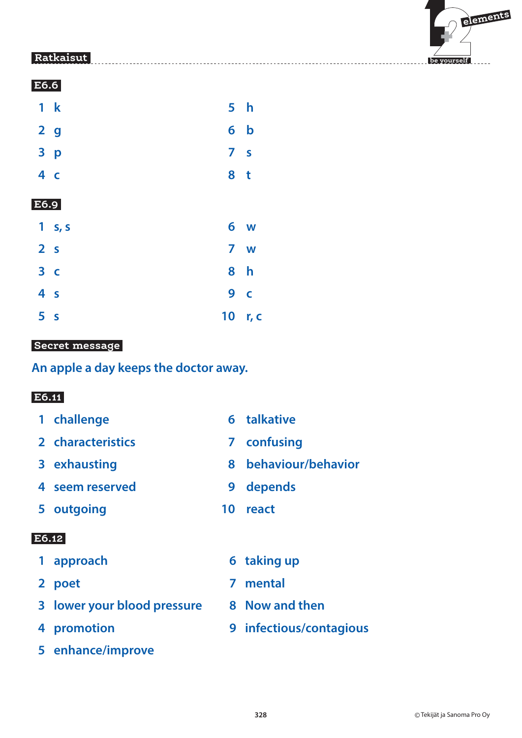## Ratkaisut

### E6.6

1 k
2 g
3 p
4 c
5 h
6 b
7 s
8 t

### E6.9

1 s, s
2 s
3 c
4 s
5 s
6 w
7 w
8 h
9 c
10 r, c

### Secret message

An apple a day keeps the doctor away.

### E6.11

1 challenge
2 characteristics
3 exhausting
4 seem reserved
5 outgoing
6 talkative
7 confusing
8 behaviour/behavior
9 depends
10 react

### E6.12

1 approach
2 poet
3 lower your blood pressure
4 promotion
5 enhance/improve
6 taking up
7 mental
8 Now and then
9 infectious/contagious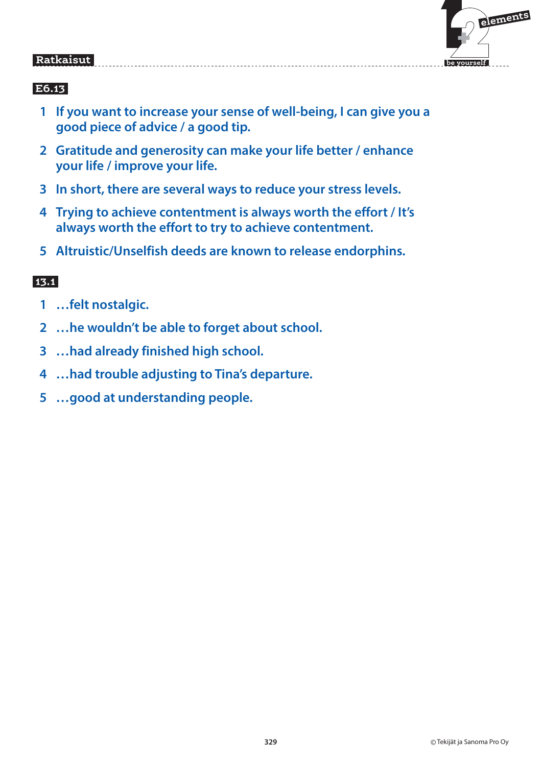Ratkaisut

## E6.13

1. If you want to increase your sense of well-being, I can give you a good piece of advice / a good tip.
2. Gratitude and generosity can make your life better / enhance your life / improve your life.
3. In short, there are several ways to reduce your stress levels.
4. Trying to achieve contentment is always worth the effort / It's always worth the effort to try to achieve contentment.
5. Altruistic/Unselfish deeds are known to release endorphins.

## 13.1

1. …felt nostalgic.
2. …he wouldn't be able to forget about school.
3. …had already finished high school.
4. …had trouble adjusting to Tina's departure.
5. …good at understanding people.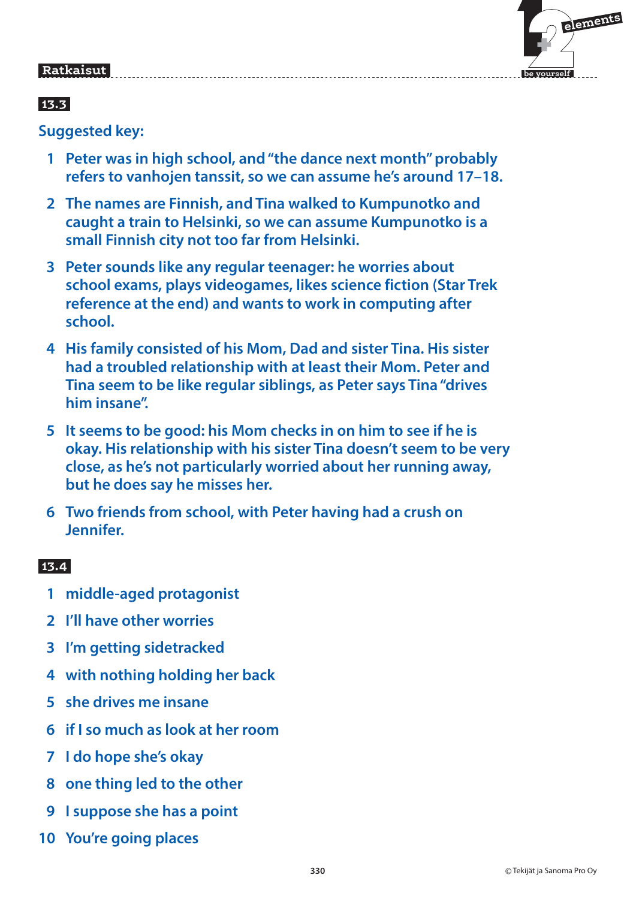## 13.3

**Suggested key:**

1. Peter was in high school, and "the dance next month" probably refers to vanhojen tanssit, so we can assume he's around 17–18.
2. The names are Finnish, and Tina walked to Kumpunotko and caught a train to Helsinki, so we can assume Kumpunotko is a small Finnish city not too far from Helsinki.
3. Peter sounds like any regular teenager: he worries about school exams, plays videogames, likes science fiction (Star Trek reference at the end) and wants to work in computing after school.
4. His family consisted of his Mom, Dad and sister Tina. His sister had a troubled relationship with at least their Mom. Peter and Tina seem to be like regular siblings, as Peter says Tina "drives him insane".
5. It seems to be good: his Mom checks in on him to see if he is okay. His relationship with his sister Tina doesn't seem to be very close, as he's not particularly worried about her running away, but he does say he misses her.
6. Two friends from school, with Peter having had a crush on Jennifer.

## 13.4

1. middle-aged protagonist
2. I'll have other worries
3. I'm getting sidetracked
4. with nothing holding her back
5. she drives me insane
6. if I so much as look at her room
7. I do hope she's okay
8. one thing led to the other
9. I suppose she has a point
10. You're going places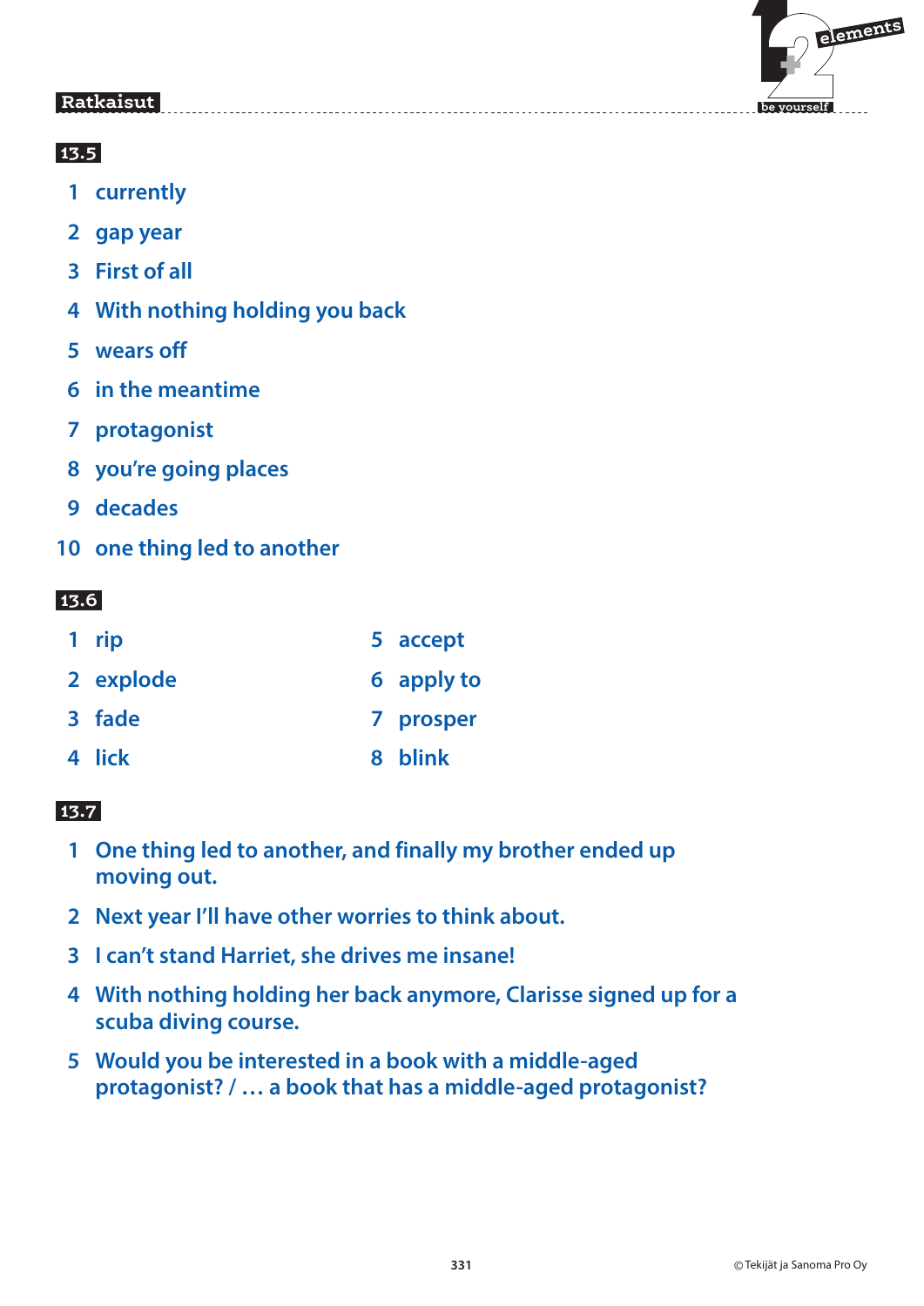## Ratkaisut

### 13.5

1. currently
2. gap year
3. First of all
4. With nothing holding you back
5. wears off
6. in the meantime
7. protagonist
8. you're going places
9. decades
10. one thing led to another

### 13.6

1. rip
2. explode
3. fade
4. lick
5. accept
6. apply to
7. prosper
8. blink

### 13.7

1. One thing led to another, and finally my brother ended up moving out.
2. Next year I'll have other worries to think about.
3. I can't stand Harriet, she drives me insane!
4. With nothing holding her back anymore, Clarisse signed up for a scuba diving course.
5. Would you be interested in a book with a middle-aged protagonist? / … a book that has a middle-aged protagonist?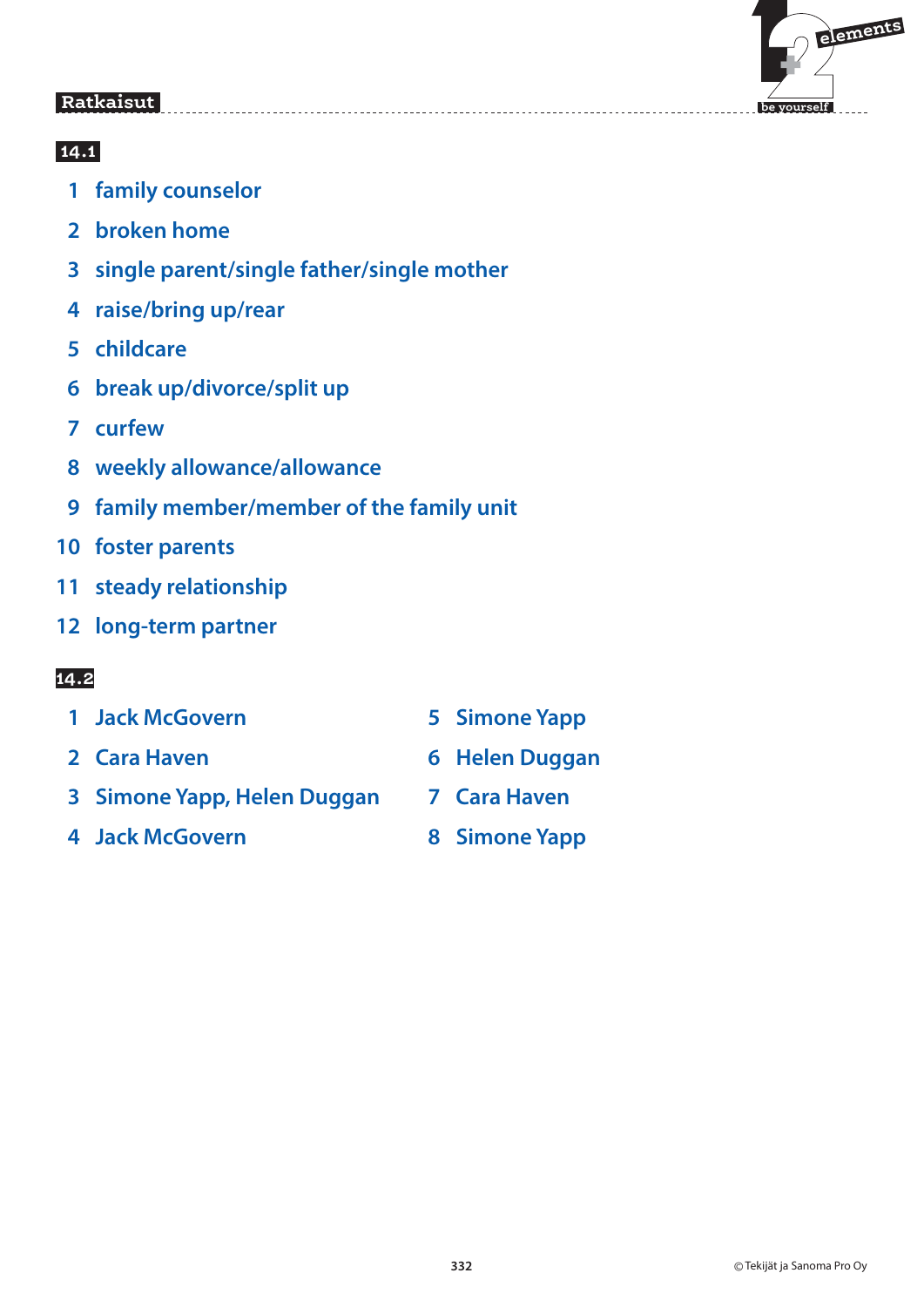## Ratkaisut

### 14.1

1. family counselor
2. broken home
3. single parent/single father/single mother
4. raise/bring up/rear
5. childcare
6. break up/divorce/split up
7. curfew
8. weekly allowance/allowance
9. family member/member of the family unit
10. foster parents
11. steady relationship
12. long-term partner

### 14.2

1. Jack McGovern
2. Cara Haven
3. Simone Yapp, Helen Duggan
4. Jack McGovern
5. Simone Yapp
6. Helen Duggan
7. Cara Haven
8. Simone Yapp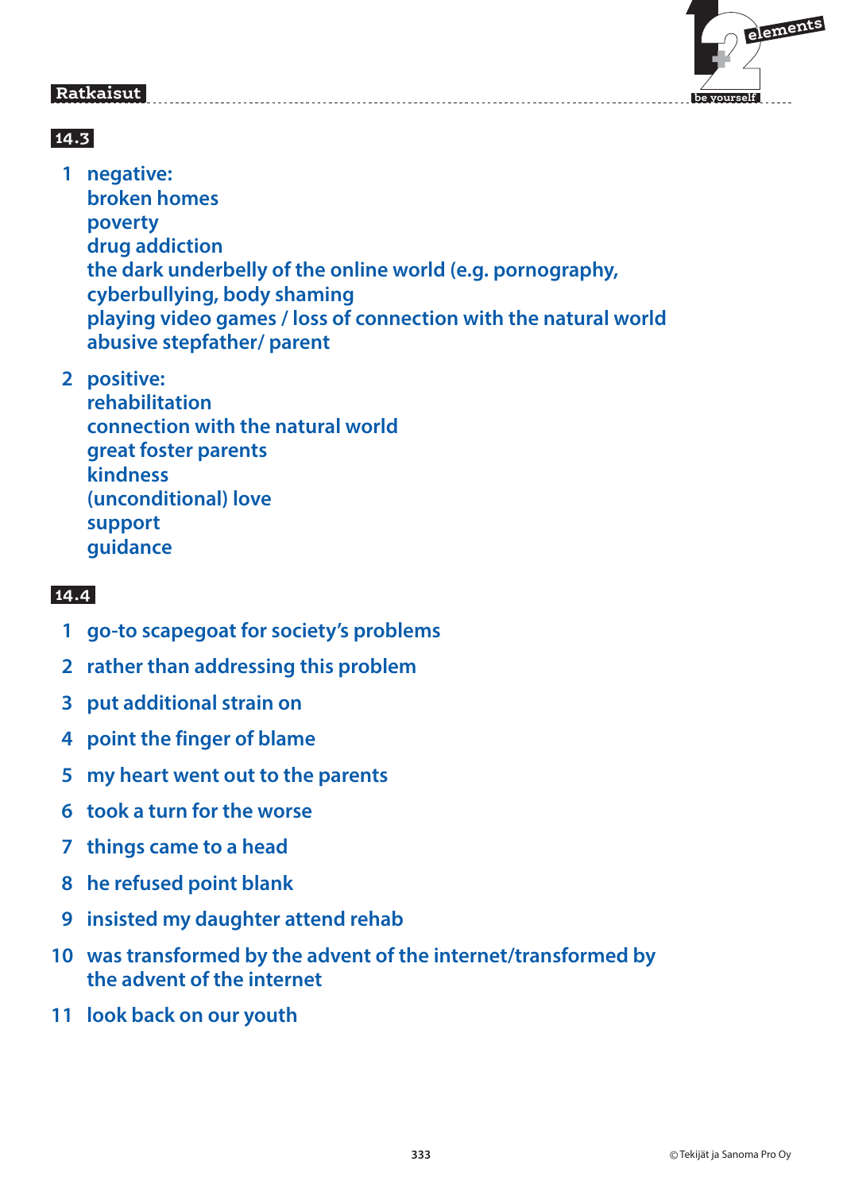Ratkaisut

## 14.3

1. negative:
   broken homes
   poverty
   drug addiction
   the dark underbelly of the online world (e.g. pornography, cyberbullying, body shaming
   playing video games / loss of connection with the natural world
   abusive stepfather/ parent

2. positive:
   rehabilitation
   connection with the natural world
   great foster parents
   kindness
   (unconditional) love
   support
   guidance

## 14.4

1. go-to scapegoat for society's problems
2. rather than addressing this problem
3. put additional strain on
4. point the finger of blame
5. my heart went out to the parents
6. took a turn for the worse
7. things came to a head
8. he refused point blank
9. insisted my daughter attend rehab
10. was transformed by the advent of the internet/transformed by the advent of the internet
11. look back on our youth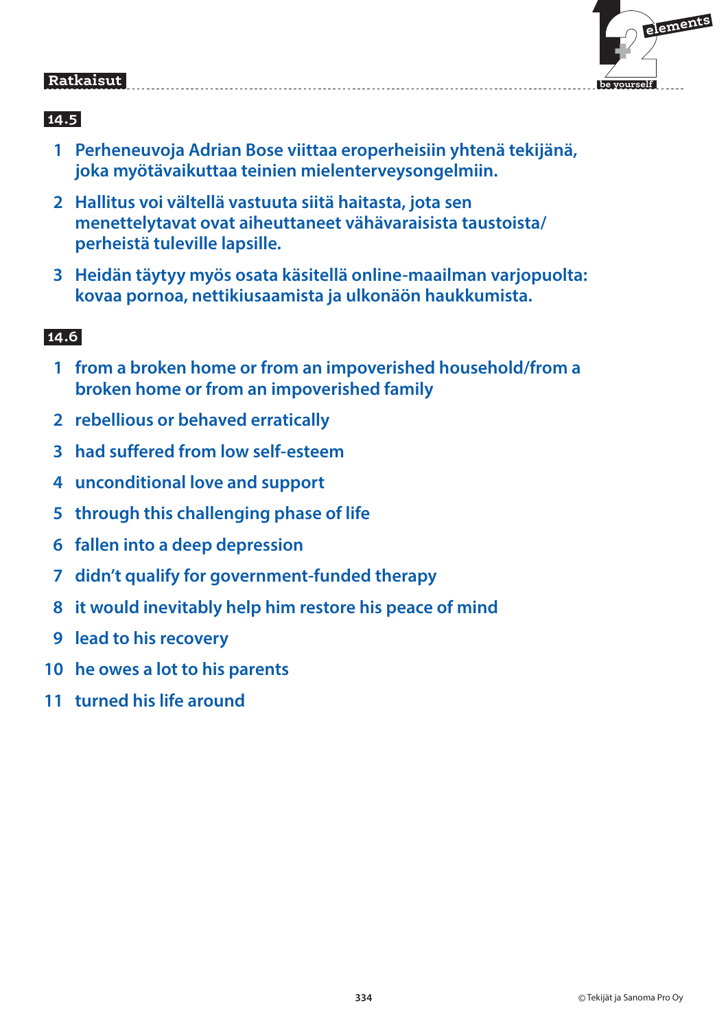## Ratkaisut

### 14.5

1. Perheneuvoja Adrian Bose viittaa eroperheisiin yhtenä tekijänä, joka myötävaikuttaa teinien mielenterveysongelmiin.
2. Hallitus voi vältellä vastuuta siitä haitasta, jota sen menettelytavat ovat aiheuttaneet vähävaraisista taustoista/perheistä tuleville lapsille.
3. Heidän täytyy myös osata käsitellä online-maailman varjopuolta: kovaa pornoa, nettikiusaamista ja ulkonäön haukkumista.

### 14.6

1. from a broken home or from an impoverished household/from a broken home or from an impoverished family
2. rebellious or behaved erratically
3. had suffered from low self-esteem
4. unconditional love and support
5. through this challenging phase of life
6. fallen into a deep depression
7. didn't qualify for government-funded therapy
8. it would inevitably help him restore his peace of mind
9. lead to his recovery
10. he owes a lot to his parents
11. turned his life around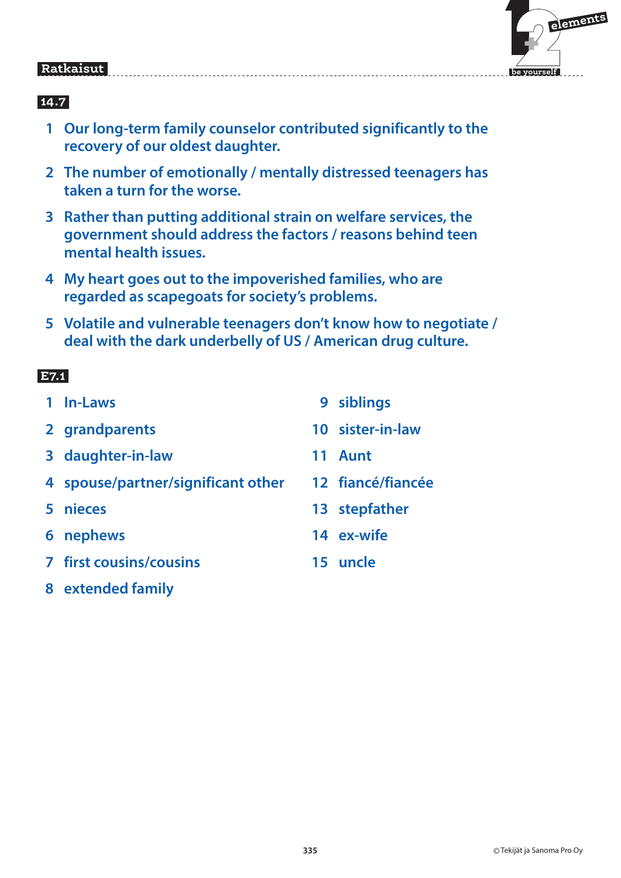**Ratkaisut**

## 14.7

1. Our long-term family counselor contributed significantly to the recovery of our oldest daughter.
2. The number of emotionally / mentally distressed teenagers has taken a turn for the worse.
3. Rather than putting additional strain on welfare services, the government should address the factors / reasons behind teen mental health issues.
4. My heart goes out to the impoverished families, who are regarded as scapegoats for society's problems.
5. Volatile and vulnerable teenagers don't know how to negotiate / deal with the dark underbelly of US / American drug culture.

## E7.1

1. In-Laws
2. grandparents
3. daughter-in-law
4. spouse/partner/significant other
5. nieces
6. nephews
7. first cousins/cousins
8. extended family
9. siblings
10. sister-in-law
11. Aunt
12. fiancé/fiancée
13. stepfather
14. ex-wife
15. uncle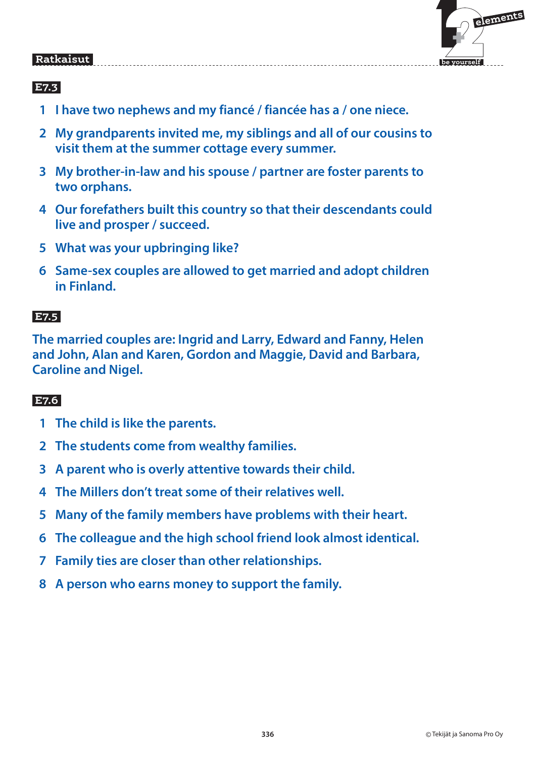## Ratkaisut

### E7.3

1. I have two nephews and my fiancé / fiancée has a / one niece.
2. My grandparents invited me, my siblings and all of our cousins to visit them at the summer cottage every summer.
3. My brother-in-law and his spouse / partner are foster parents to two orphans.
4. Our forefathers built this country so that their descendants could live and prosper / succeed.
5. What was your upbringing like?
6. Same-sex couples are allowed to get married and adopt children in Finland.

### E7.5

The married couples are: Ingrid and Larry, Edward and Fanny, Helen and John, Alan and Karen, Gordon and Maggie, David and Barbara, Caroline and Nigel.

### E7.6

1. The child is like the parents.
2. The students come from wealthy families.
3. A parent who is overly attentive towards their child.
4. The Millers don't treat some of their relatives well.
5. Many of the family members have problems with their heart.
6. The colleague and the high school friend look almost identical.
7. Family ties are closer than other relationships.
8. A person who earns money to support the family.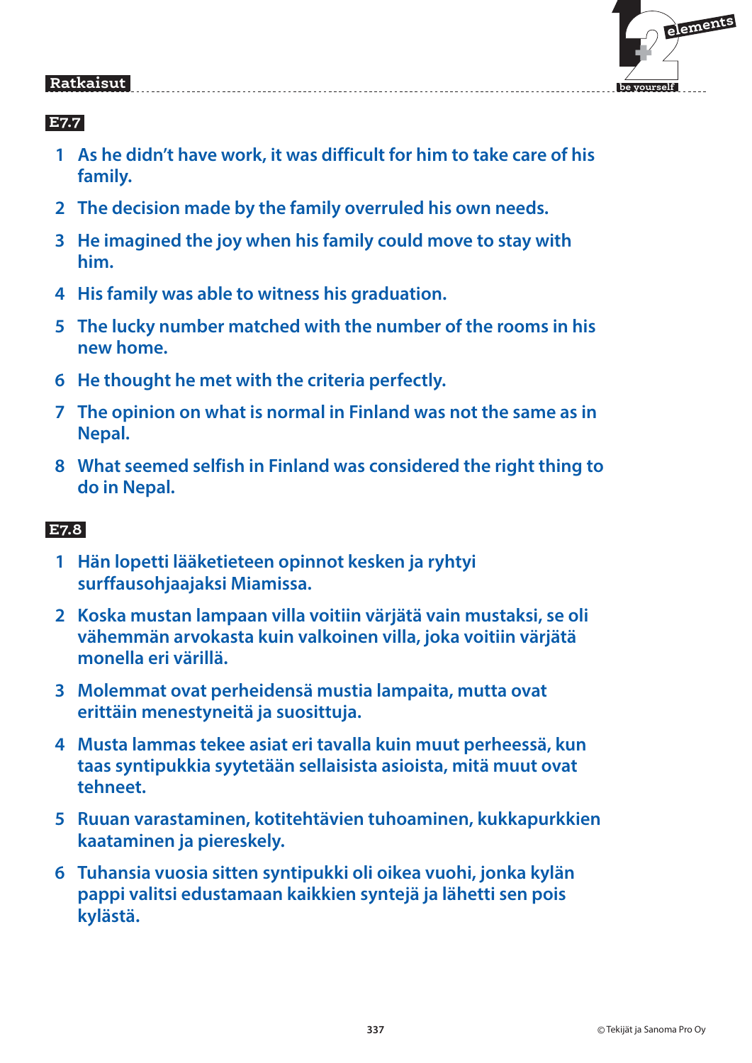## Ratkaisut

### E7.7

1. As he didn't have work, it was difficult for him to take care of his family.
2. The decision made by the family overruled his own needs.
3. He imagined the joy when his family could move to stay with him.
4. His family was able to witness his graduation.
5. The lucky number matched with the number of the rooms in his new home.
6. He thought he met with the criteria perfectly.
7. The opinion on what is normal in Finland was not the same as in Nepal.
8. What seemed selfish in Finland was considered the right thing to do in Nepal.

### E7.8

1. Hän lopetti lääketieteen opinnot kesken ja ryhtyi surffausohjaajaksi Miamissa.
2. Koska mustan lampaan villa voitiin värjätä vain mustaksi, se oli vähemmän arvokasta kuin valkoinen villa, joka voitiin värjätä monella eri värillä.
3. Molemmat ovat perheidensä mustia lampaita, mutta ovat erittäin menestyneitä ja suosittuja.
4. Musta lammas tekee asiat eri tavalla kuin muut perheessä, kun taas syntipukkia syytetään sellaisista asioista, mitä muut ovat tehneet.
5. Ruuan varastaminen, kotitehtävien tuhoaminen, kukkapurkkien kaataminen ja piereskely.
6. Tuhansia vuosia sitten syntipukki oli oikea vuohi, jonka kylän pappi valitsi edustamaan kaikkien syntejä ja lähetti sen pois kylästä.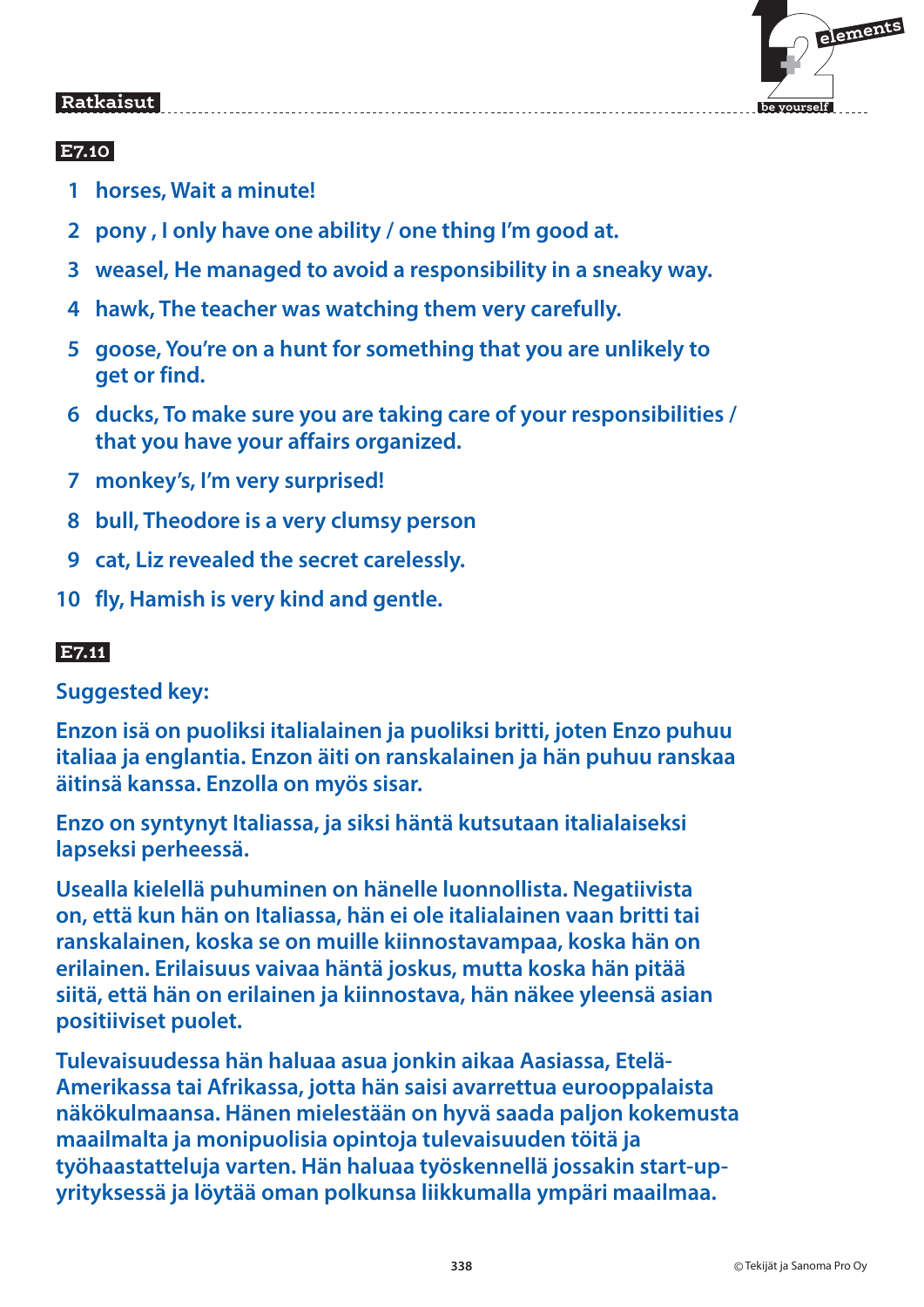## Ratkaisut

### E7.10

1. horses, Wait a minute!
2. pony , I only have one ability / one thing I'm good at.
3. weasel, He managed to avoid a responsibility in a sneaky way.
4. hawk, The teacher was watching them very carefully.
5. goose, You're on a hunt for something that you are unlikely to get or find.
6. ducks, To make sure you are taking care of your responsibilities / that you have your affairs organized.
7. monkey's, I'm very surprised!
8. bull, Theodore is a very clumsy person
9. cat, Liz revealed the secret carelessly.
10. fly, Hamish is very kind and gentle.

### E7.11

Suggested key:

Enzon isä on puoliksi italialainen ja puoliksi britti, joten Enzo puhuu italiaa ja englantia. Enzon äiti on ranskalainen ja hän puhuu ranskaa äitinsä kanssa. Enzolla on myös sisar.

Enzo on syntynyt Italiassa, ja siksi häntä kutsutaan italialaiseksi lapseksi perheessä.

Usealla kielellä puhuminen on hänelle luonnollista. Negatiivista on, että kun hän on Italiassa, hän ei ole italialainen vaan britti tai ranskalainen, koska se on muille kiinnostavampaa, koska hän on erilainen. Erilaisuus vaivaa häntä joskus, mutta koska hän pitää siitä, että hän on erilainen ja kiinnostava, hän näkee yleensä asian positiiviset puolet.

Tulevaisuudessa hän haluaa asua jonkin aikaa Aasiassa, Etelä-Amerikassa tai Afrikassa, jotta hän saisi avarrettua eurooppalaista näkökulmaansa. Hänen mielestään on hyvä saada paljon kokemusta maailmalta ja monipuolisia opintoja tulevaisuuden töitä ja työhaastatteluja varten. Hän haluaa työskennellä jossakin start-up-yrityksessä ja löytää oman polkunsa liikkumalla ympäri maailmaa.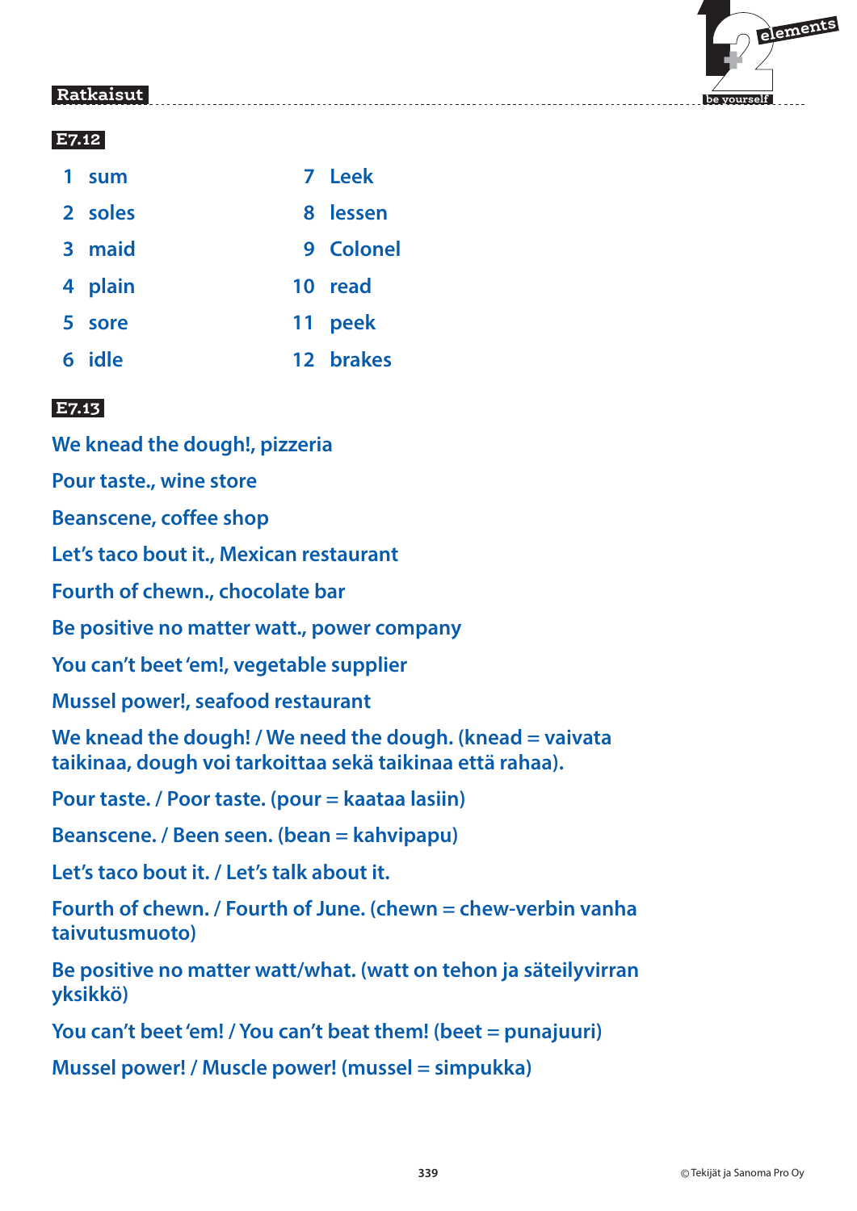## Ratkaisut

### E7.12

1. sum
2. soles
3. maid
4. plain
5. sore
6. idle
7. Leek
8. lessen
9. Colonel
10. read
11. peek
12. brakes

### E7.13

We knead the dough!, pizzeria

Pour taste., wine store

Beanscene, coffee shop

Let's taco bout it., Mexican restaurant

Fourth of chewn., chocolate bar

Be positive no matter watt., power company

You can't beet 'em!, vegetable supplier

Mussel power!, seafood restaurant

We knead the dough! / We need the dough. (knead = vaivata taikinaa, dough voi tarkoittaa sekä taikinaa että rahaa).

Pour taste. / Poor taste. (pour = kaataa lasiin)

Beanscene. / Been seen. (bean = kahvipapu)

Let's taco bout it. / Let's talk about it.

Fourth of chewn. / Fourth of June. (chewn = chew-verbin vanha taivutusmuoto)

Be positive no matter watt/what. (watt on tehon ja säteilyvirran yksikkö)

You can't beet 'em! / You can't beat them! (beet = punajuuri)

Mussel power! / Muscle power! (mussel = simpukka)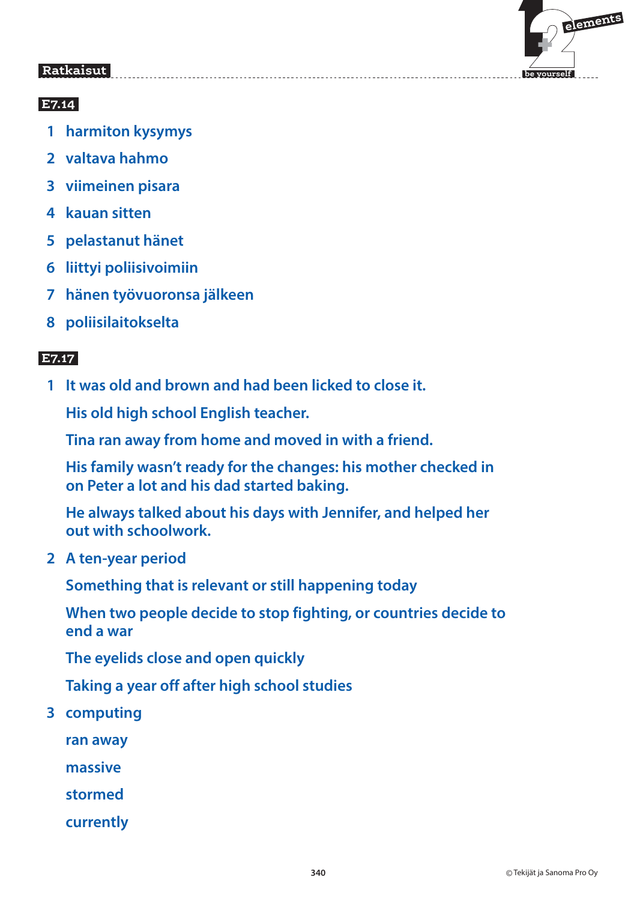## Ratkaisut

### E7.14

1. harmiton kysymys
2. valtava hahmo
3. viimeinen pisara
4. kauan sitten
5. pelastanut hänet
6. liittyi poliisivoimiin
7. hänen työvuoronsa jälkeen
8. poliisilaitokselta

### E7.17

1. It was old and brown and had been licked to close it.

   His old high school English teacher.

   Tina ran away from home and moved in with a friend.

   His family wasn't ready for the changes: his mother checked in on Peter a lot and his dad started baking.

   He always talked about his days with Jennifer, and helped her out with schoolwork.

2. A ten-year period

   Something that is relevant or still happening today

   When two people decide to stop fighting, or countries decide to end a war

   The eyelids close and open quickly

   Taking a year off after high school studies

3. computing

   ran away

   massive

   stormed

   currently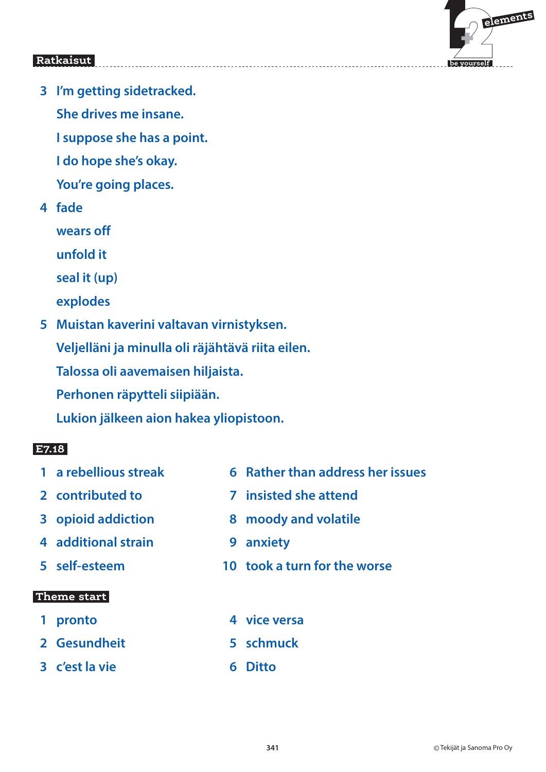3 I'm getting sidetracked.
   She drives me insane.
   I suppose she has a point.
   I do hope she's okay.
   You're going places.

4 fade
   wears off
   unfold it
   seal it (up)
   explodes

5 Muistan kaverini valtavan virnistyksen.
   Veljelläni ja minulla oli räjähtävä riita eilen.
   Talossa oli aavemaisen hiljaista.
   Perhonen räpytteli siipiään.
   Lukion jälkeen aion hakea yliopistoon.

## E7.18

1 a rebellious streak
2 contributed to
3 opioid addiction
4 additional strain
5 self-esteem
6 Rather than address her issues
7 insisted she attend
8 moody and volatile
9 anxiety
10 took a turn for the worse

## Theme start

1 pronto
2 Gesundheit
3 c'est la vie
4 vice versa
5 schmuck
6 Ditto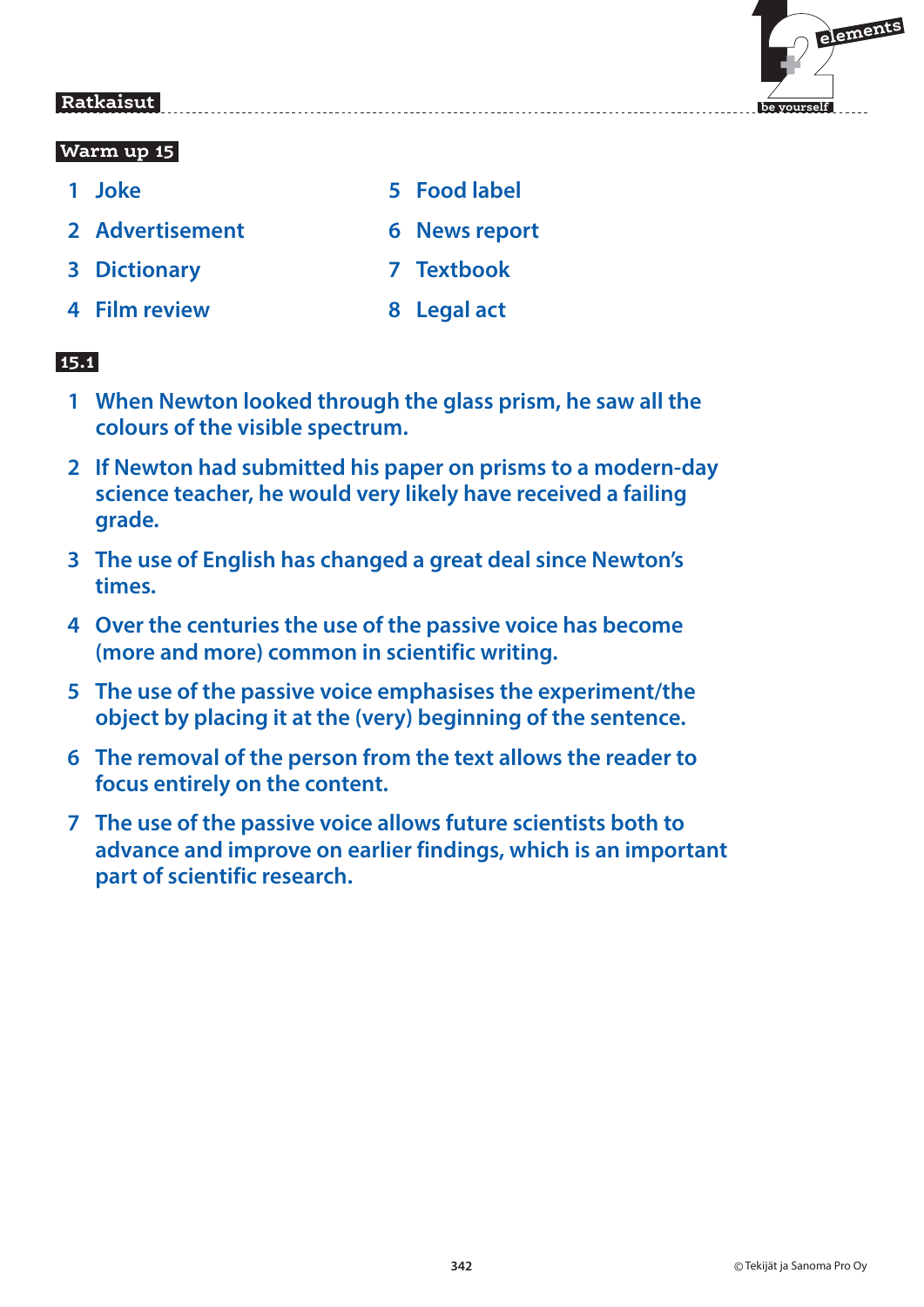## Ratkaisut

### Warm up 15

1 Joke
2 Advertisement
3 Dictionary
4 Film review
5 Food label
6 News report
7 Textbook
8 Legal act

### 15.1

1 When Newton looked through the glass prism, he saw all the colours of the visible spectrum.
2 If Newton had submitted his paper on prisms to a modern-day science teacher, he would very likely have received a failing grade.
3 The use of English has changed a great deal since Newton's times.
4 Over the centuries the use of the passive voice has become (more and more) common in scientific writing.
5 The use of the passive voice emphasises the experiment/the object by placing it at the (very) beginning of the sentence.
6 The removal of the person from the text allows the reader to focus entirely on the content.
7 The use of the passive voice allows future scientists both to advance and improve on earlier findings, which is an important part of scientific research.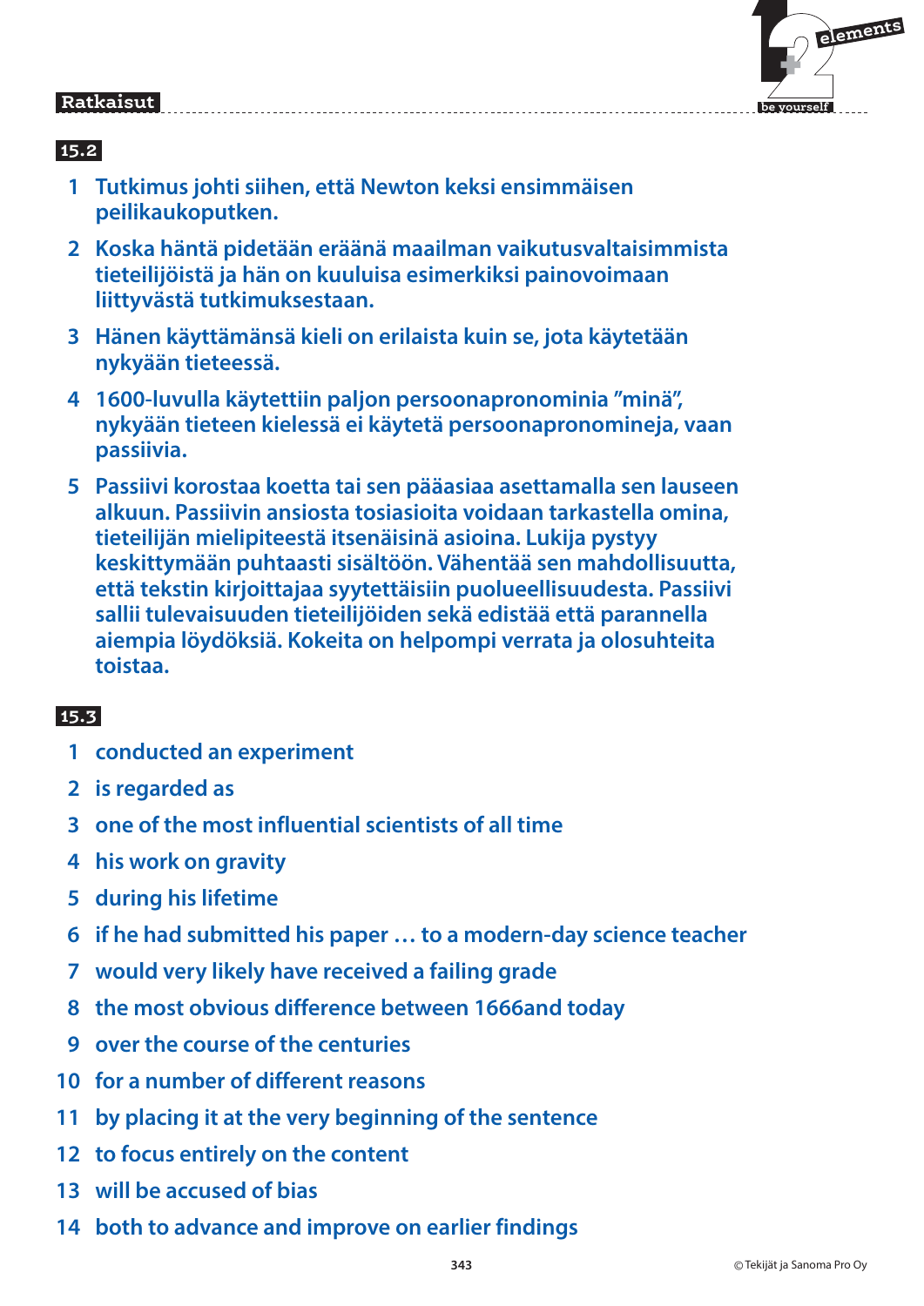## Ratkaisut

### 15.2

1. Tutkimus johti siihen, että Newton keksi ensimmäisen peilikaukoputken.
2. Koska häntä pidetään eräänä maailman vaikutusvaltaisimmista tieteilijöistä ja hän on kuuluisa esimerkiksi painovoimaan liittyvästä tutkimuksestaan.
3. Hänen käyttämänsä kieli on erilaista kuin se, jota käytetään nykyään tieteessä.
4. 1600-luvulla käytettiin paljon persoonapronominia ”minä”, nykyään tieteen kielessä ei käytetä persoonapronomineja, vaan passiivia.
5. Passiivi korostaa koetta tai sen pääasiaa asettamalla sen lauseen alkuun. Passiivin ansiosta tosiasioita voidaan tarkastella omina, tieteilijän mielipiteestä itsenäisinä asioina. Lukija pystyy keskittymään puhtaasti sisältöön. Vähentää sen mahdollisuutta, että tekstin kirjoittajaa syytettäisiin puolueellisuudesta. Passiivi sallii tulevaisuuden tieteilijöiden sekä edistää että parannella aiempia löydöksiä. Kokeita on helpompi verrata ja olosuhteita toistaa.

### 15.3

1. conducted an experiment
2. is regarded as
3. one of the most influential scientists of all time
4. his work on gravity
5. during his lifetime
6. if he had submitted his paper … to a modern-day science teacher
7. would very likely have received a failing grade
8. the most obvious difference between 1666and today
9. over the course of the centuries
10. for a number of different reasons
11. by placing it at the very beginning of the sentence
12. to focus entirely on the content
13. will be accused of bias
14. both to advance and improve on earlier findings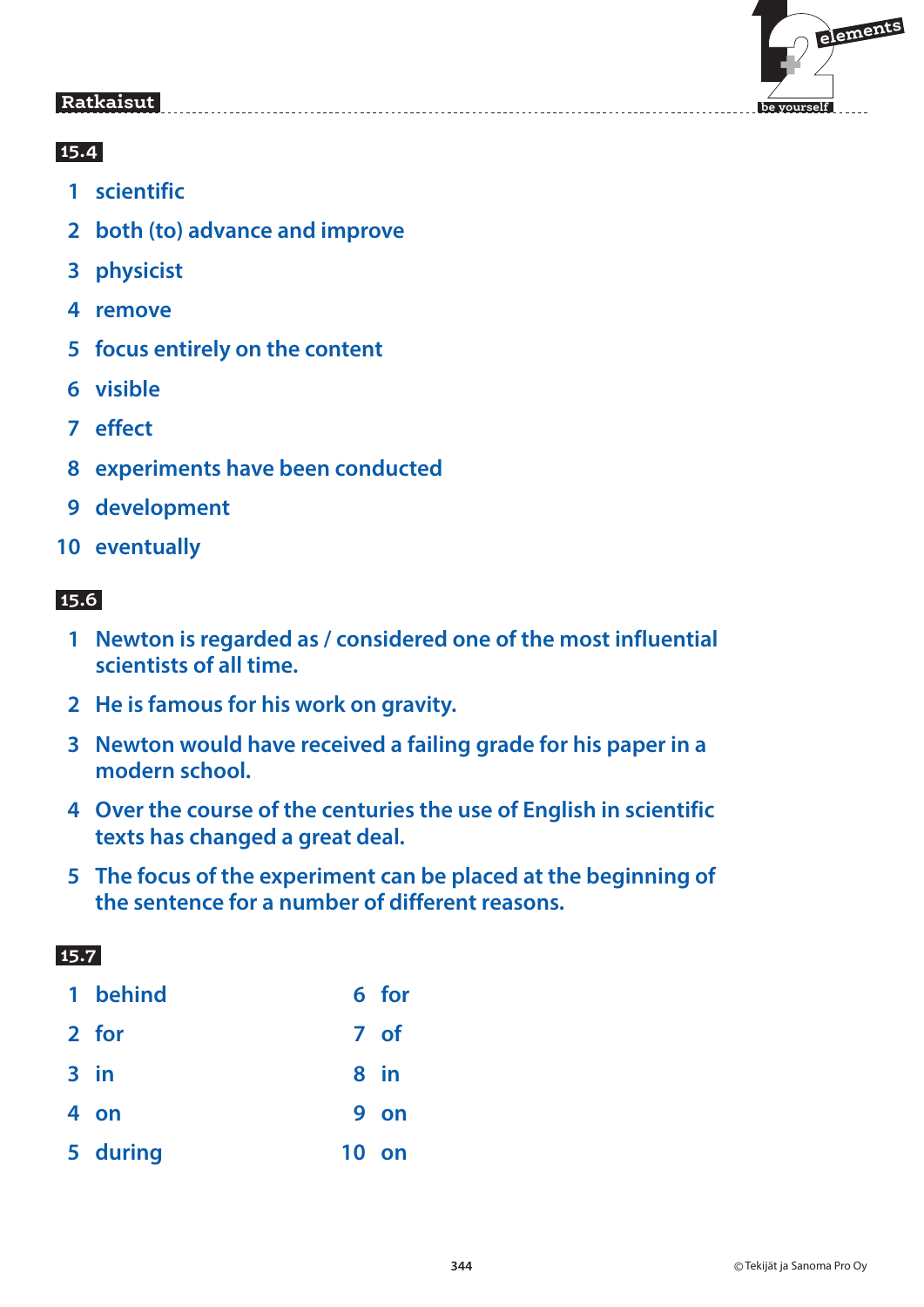## Ratkaisut

### 15.4

1. scientific
2. both (to) advance and improve
3. physicist
4. remove
5. focus entirely on the content
6. visible
7. effect
8. experiments have been conducted
9. development
10. eventually

### 15.6

1. Newton is regarded as / considered one of the most influential scientists of all time.
2. He is famous for his work on gravity.
3. Newton would have received a failing grade for his paper in a modern school.
4. Over the course of the centuries the use of English in scientific texts has changed a great deal.
5. The focus of the experiment can be placed at the beginning of the sentence for a number of different reasons.

### 15.7

1. behind
2. for
3. in
4. on
5. during
6. for
7. of
8. in
9. on
10. on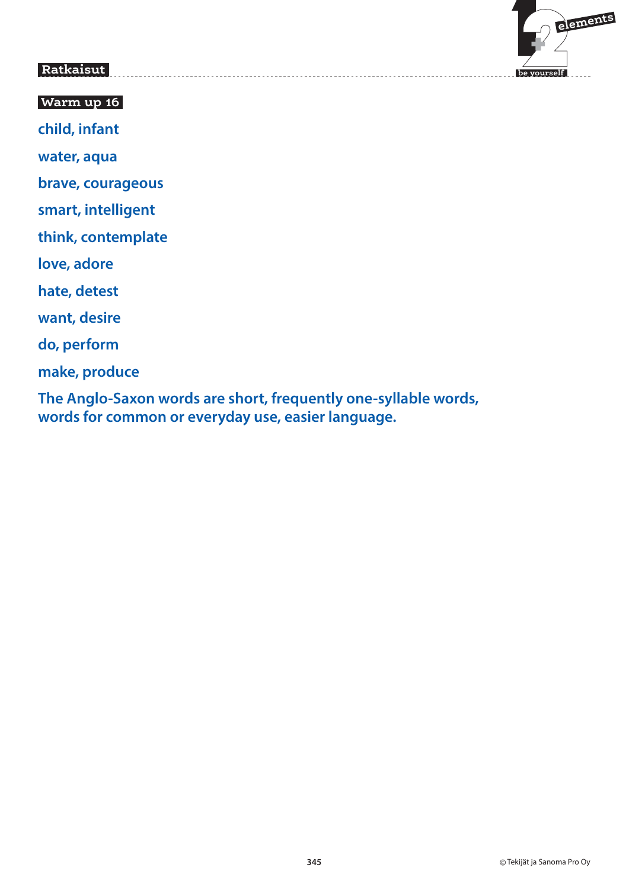## Ratkaisut

### Warm up 16

child, infant

water, aqua

brave, courageous

smart, intelligent

think, contemplate

love, adore

hate, detest

want, desire

do, perform

make, produce

The Anglo-Saxon words are short, frequently one-syllable words, words for common or everyday use, easier language.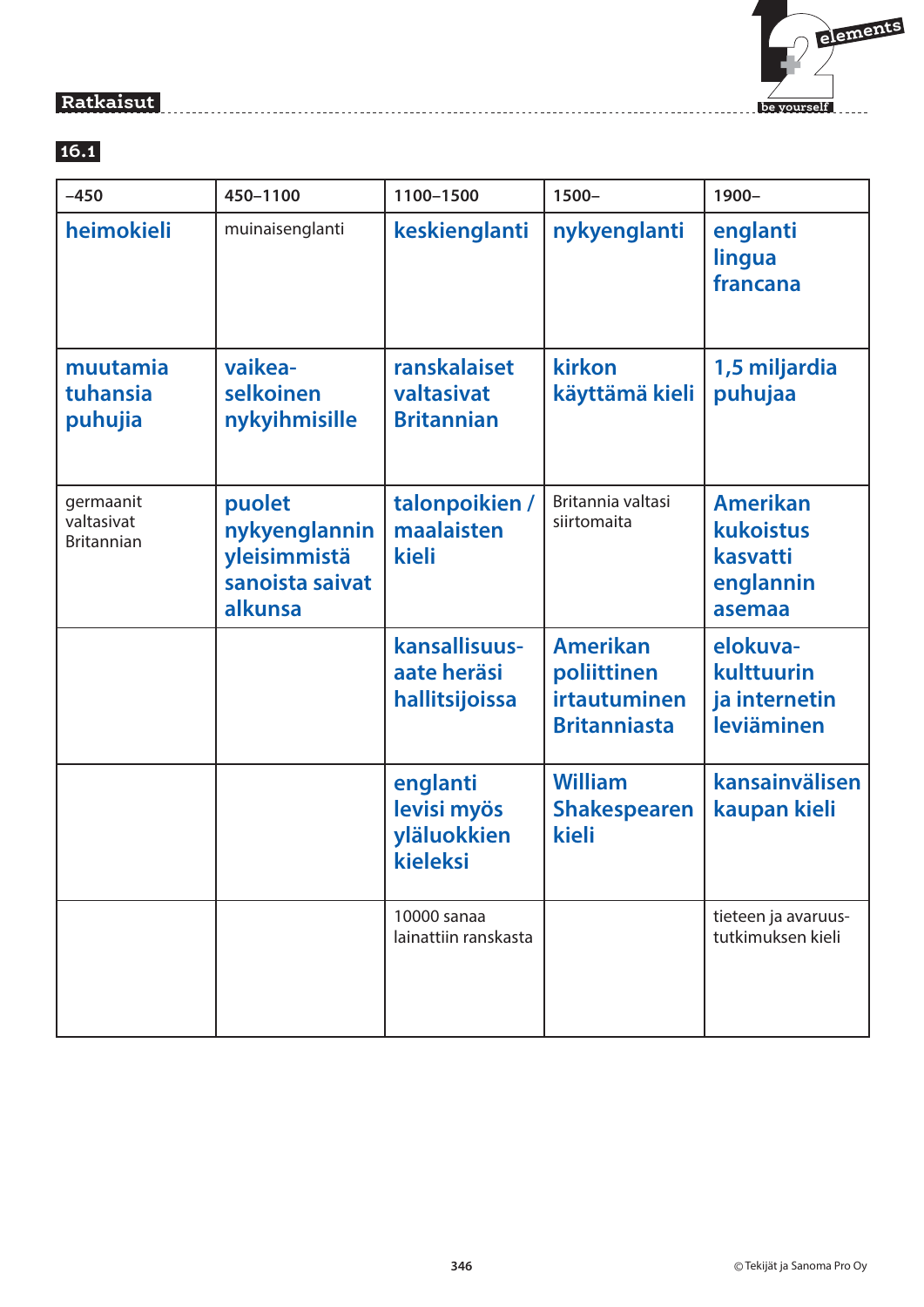Ratkaisut

**16.1**

| –450 | 450–1100 | 1100–1500 | 1500– | 1900– |
|---|---|---|---|---|
| heimokieli | muinaisenglanti | keskienglanti | nykyenglanti | englanti lingua francana |
| muutamia tuhansia puhujia | vaikea-selkoinen nykyihmisille | ranskalaiset valtasivat Britannian | kirkon käyttämä kieli | 1,5 miljardia puhujaa |
| germaanit valtasivat Britannian | puolet nykyenglannin yleisimmistä sanoista saivat alkunsa | talonpoikien / maalaisten kieli | Britannia valtasi siirtomaita | Amerikan kukoistus kasvatti englannin asemaa |
| | | kansallisuus-aate heräsi hallitsijoissa | Amerikan poliittinen irtautuminen Britanniasta | elokuva-kulttuurin ja internetin leviäminen |
| | | englanti levisi myös yläluokkien kieleksi | William Shakespearen kieli | kansainvälisen kaupan kieli |
| | | 10000 sanaa lainattiin ranskasta | | tieteen ja avaruus-tutkimuksen kieli |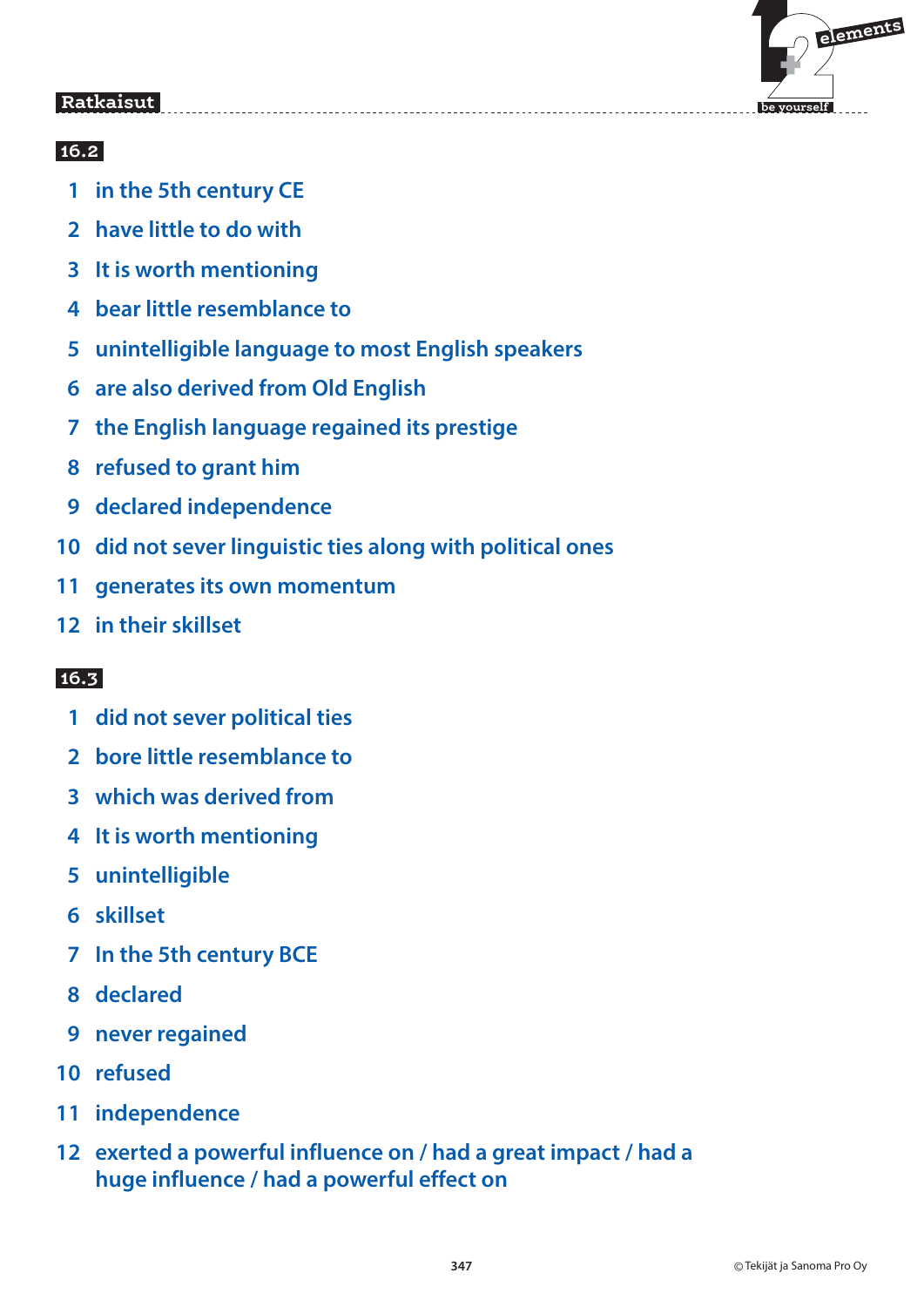**Ratkaisut**

## 16.2

1. in the 5th century CE
2. have little to do with
3. It is worth mentioning
4. bear little resemblance to
5. unintelligible language to most English speakers
6. are also derived from Old English
7. the English language regained its prestige
8. refused to grant him
9. declared independence
10. did not sever linguistic ties along with political ones
11. generates its own momentum
12. in their skillset

## 16.3

1. did not sever political ties
2. bore little resemblance to
3. which was derived from
4. It is worth mentioning
5. unintelligible
6. skillset
7. In the 5th century BCE
8. declared
9. never regained
10. refused
11. independence
12. exerted a powerful influence on / had a great impact / had a huge influence / had a powerful effect on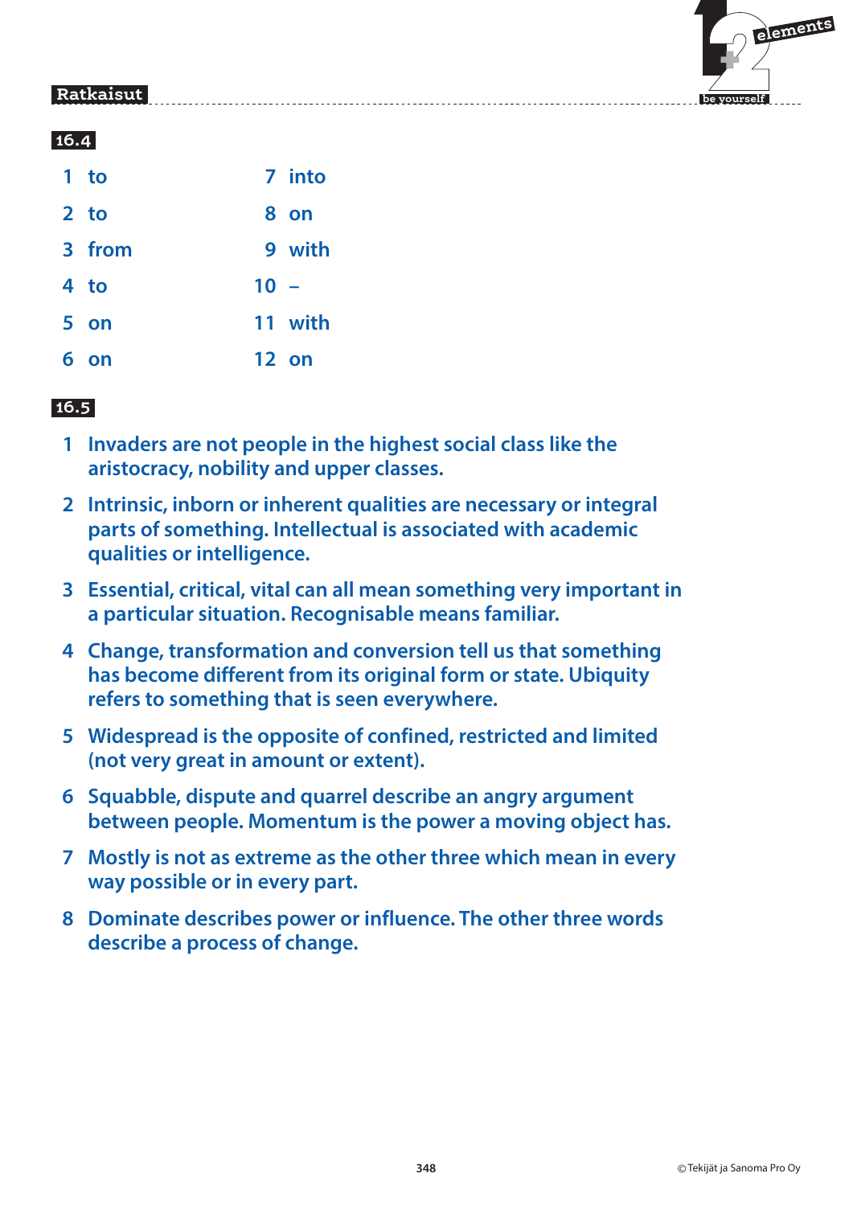Ratkaisut

## 16.4

1 to
2 to
3 from
4 to
5 on
6 on
7 into
8 on
9 with
10 –
11 with
12 on

## 16.5

1 Invaders are not people in the highest social class like the aristocracy, nobility and upper classes.

2 Intrinsic, inborn or inherent qualities are necessary or integral parts of something. Intellectual is associated with academic qualities or intelligence.

3 Essential, critical, vital can all mean something very important in a particular situation. Recognisable means familiar.

4 Change, transformation and conversion tell us that something has become different from its original form or state. Ubiquity refers to something that is seen everywhere.

5 Widespread is the opposite of confined, restricted and limited (not very great in amount or extent).

6 Squabble, dispute and quarrel describe an angry argument between people. Momentum is the power a moving object has.

7 Mostly is not as extreme as the other three which mean in every way possible or in every part.

8 Dominate describes power or influence. The other three words describe a process of change.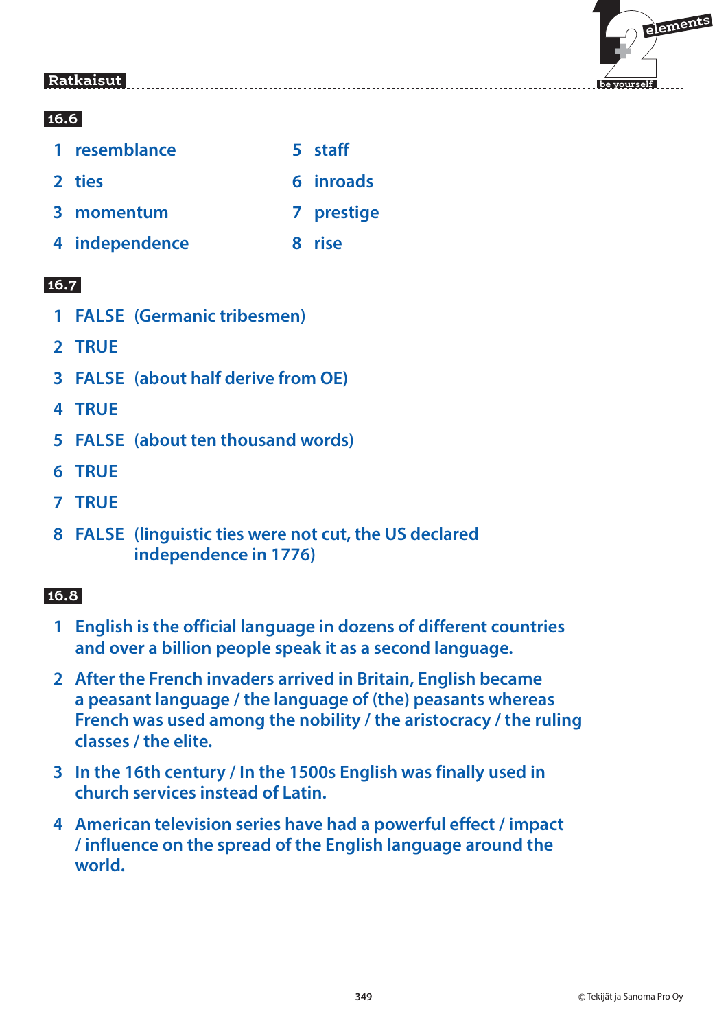## Ratkaisut

### 16.6

1 resemblance
2 ties
3 momentum
4 independence
5 staff
6 inroads
7 prestige
8 rise

### 16.7

1 FALSE (Germanic tribesmen)
2 TRUE
3 FALSE (about half derive from OE)
4 TRUE
5 FALSE (about ten thousand words)
6 TRUE
7 TRUE
8 FALSE (linguistic ties were not cut, the US declared independence in 1776)

### 16.8

1 English is the official language in dozens of different countries and over a billion people speak it as a second language.
2 After the French invaders arrived in Britain, English became a peasant language / the language of (the) peasants whereas French was used among the nobility / the aristocracy / the ruling classes / the elite.
3 In the 16th century / In the 1500s English was finally used in church services instead of Latin.
4 American television series have had a powerful effect / impact / influence on the spread of the English language around the world.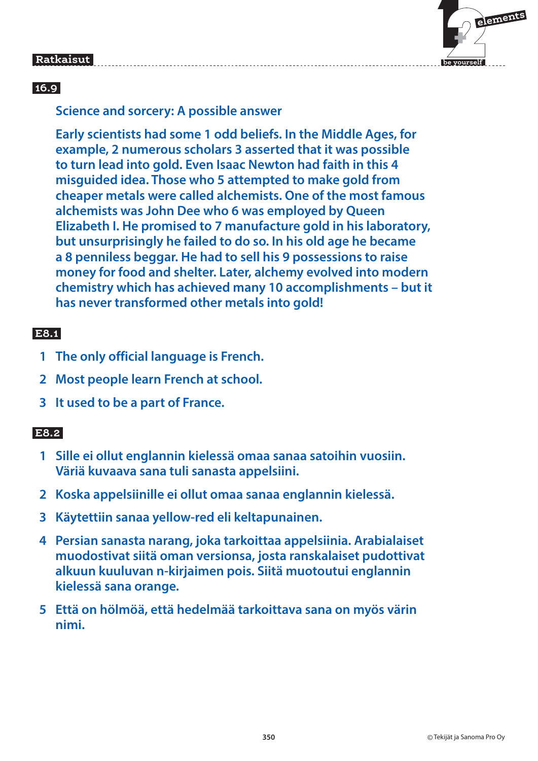## 16.9

### Science and sorcery: A possible answer

Early scientists had some 1 odd beliefs. In the Middle Ages, for example, 2 numerous scholars 3 asserted that it was possible to turn lead into gold. Even Isaac Newton had faith in this 4 misguided idea. Those who 5 attempted to make gold from cheaper metals were called alchemists. One of the most famous alchemists was John Dee who 6 was employed by Queen Elizabeth I. He promised to 7 manufacture gold in his laboratory, but unsurprisingly he failed to do so. In his old age he became a 8 penniless beggar. He had to sell his 9 possessions to raise money for food and shelter. Later, alchemy evolved into modern chemistry which has achieved many 10 accomplishments – but it has never transformed other metals into gold!

## E8.1

1 The only official language is French.

2 Most people learn French at school.

3 It used to be a part of France.

## E8.2

1 Sille ei ollut englannin kielessä omaa sanaa satoihin vuosiin. Väriä kuvaava sana tuli sanasta appelsiini.

2 Koska appelsiinille ei ollut omaa sanaa englannin kielessä.

3 Käytettiin sanaa yellow-red eli keltapunainen.

4 Persian sanasta narang, joka tarkoittaa appelsiinia. Arabialaiset muodostivat siitä oman versionsa, josta ranskalaiset pudottivat alkuun kuuluvan n-kirjaimen pois. Siitä muotoutui englannin kielessä sana orange.

5 Että on hölmöä, että hedelmää tarkoittava sana on myös värin nimi.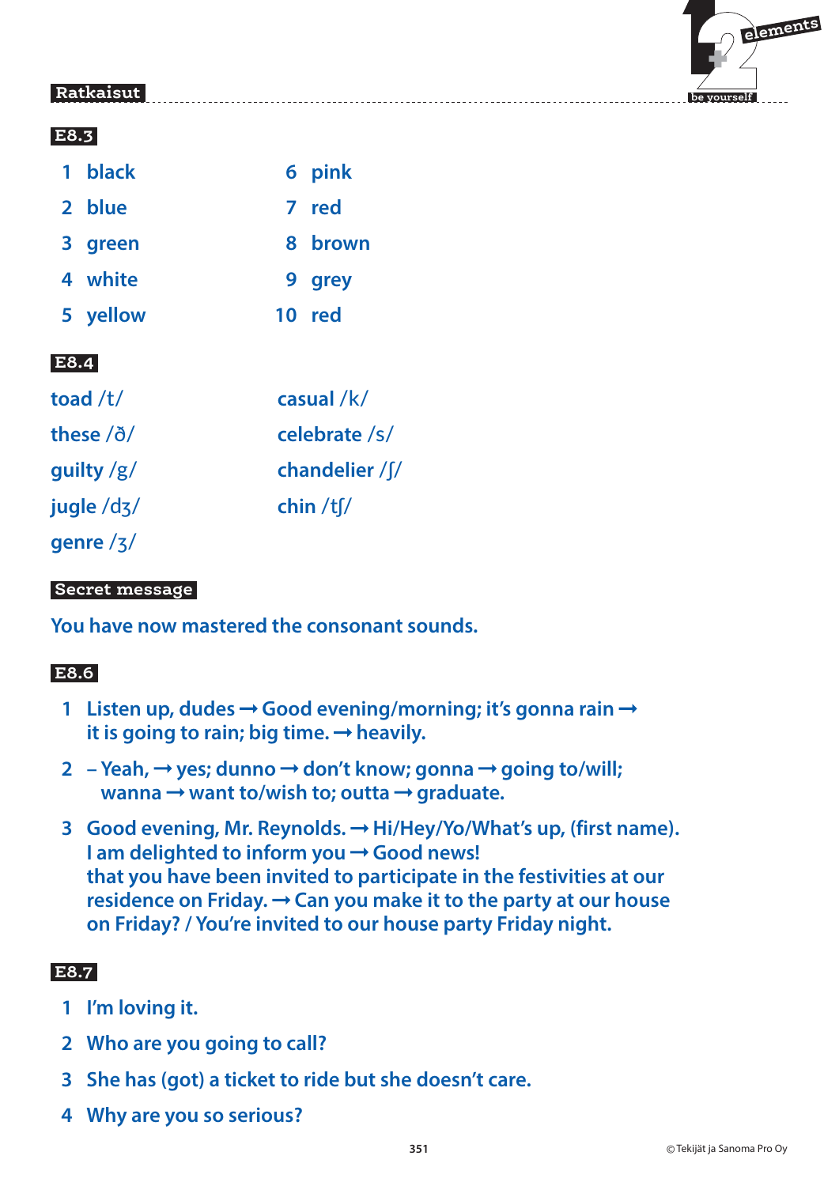## Ratkaisut

### E8.3

1 black
2 blue
3 green
4 white
5 yellow
6 pink
7 red
8 brown
9 grey
10 red

### E8.4

toad /t/
these /ð/
guilty /g/
jugle /dʒ/
genre /ʒ/
casual /k/
celebrate /s/
chandelier /ʃ/
chin /tʃ/

### Secret message

You have now mastered the consonant sounds.

### E8.6

1 Listen up, dudes → Good evening/morning; it's gonna rain → it is going to rain; big time. → heavily.

2 – Yeah, → yes; dunno → don't know; gonna → going to/will; wanna → want to/wish to; outta → graduate.

3 Good evening, Mr. Reynolds. → Hi/Hey/Yo/What's up, (first name). I am delighted to inform you → Good news! that you have been invited to participate in the festivities at our residence on Friday. → Can you make it to the party at our house on Friday? / You're invited to our house party Friday night.

### E8.7

1 I'm loving it.
2 Who are you going to call?
3 She has (got) a ticket to ride but she doesn't care.
4 Why are you so serious?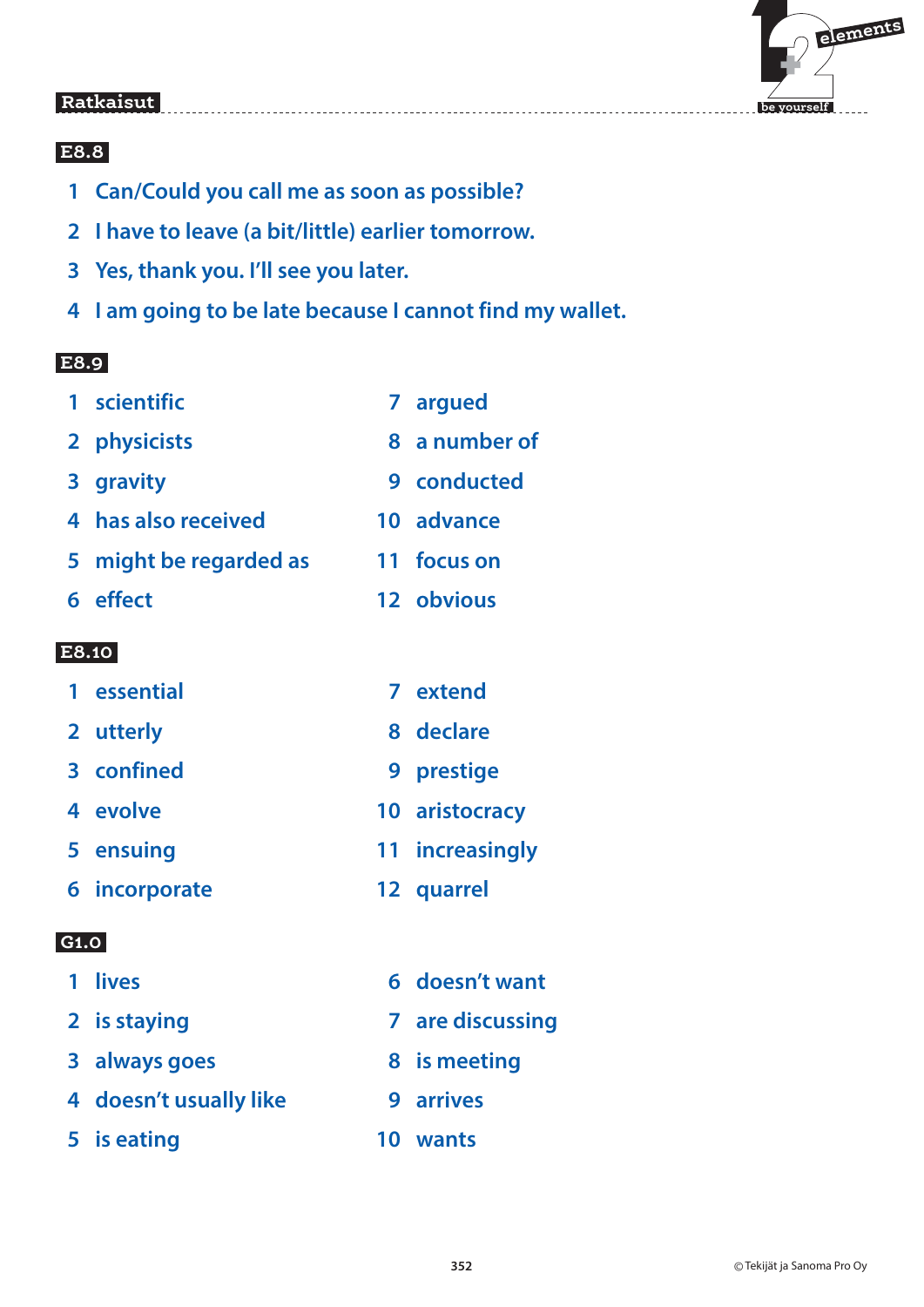Ratkaisut

## E8.8

1 Can/Could you call me as soon as possible?
2 I have to leave (a bit/little) earlier tomorrow.
3 Yes, thank you. I'll see you later.
4 I am going to be late because I cannot find my wallet.

## E8.9

1 scientific
2 physicists
3 gravity
4 has also received
5 might be regarded as
6 effect
7 argued
8 a number of
9 conducted
10 advance
11 focus on
12 obvious

## E8.10

1 essential
2 utterly
3 confined
4 evolve
5 ensuing
6 incorporate
7 extend
8 declare
9 prestige
10 aristocracy
11 increasingly
12 quarrel

## G1.0

1 lives
2 is staying
3 always goes
4 doesn't usually like
5 is eating
6 doesn't want
7 are discussing
8 is meeting
9 arrives
10 wants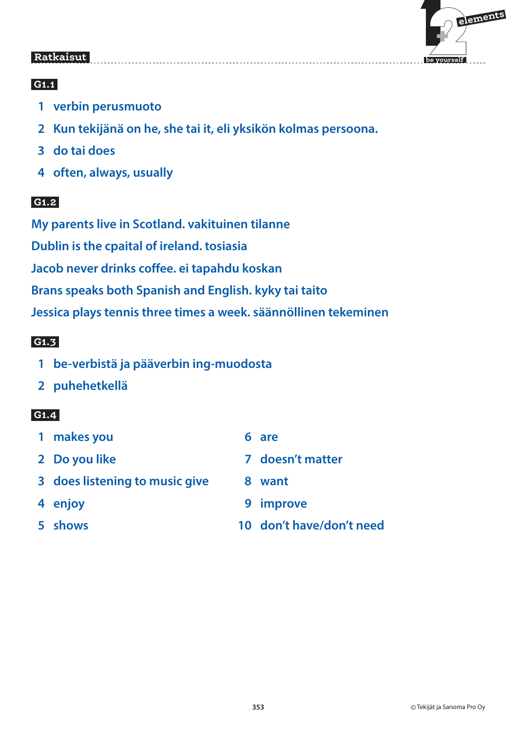## Ratkaisut

### G1.1

1 verbin perusmuoto
2 Kun tekijänä on he, she tai it, eli yksikön kolmas persoona.
3 do tai does
4 often, always, usually

### G1.2

My parents live in Scotland. vakituinen tilanne

Dublin is the cpaital of ireland. tosiasia

Jacob never drinks coffee. ei tapahdu koskan

Brans speaks both Spanish and English. kyky tai taito

Jessica plays tennis three times a week. säännöllinen tekeminen

### G1.3

1 be-verbistä ja pääverbin ing-muodosta
2 puhehetkellä

### G1.4

1 makes you
2 Do you like
3 does listening to music give
4 enjoy
5 shows
6 are
7 doesn't matter
8 want
9 improve
10 don't have/don't need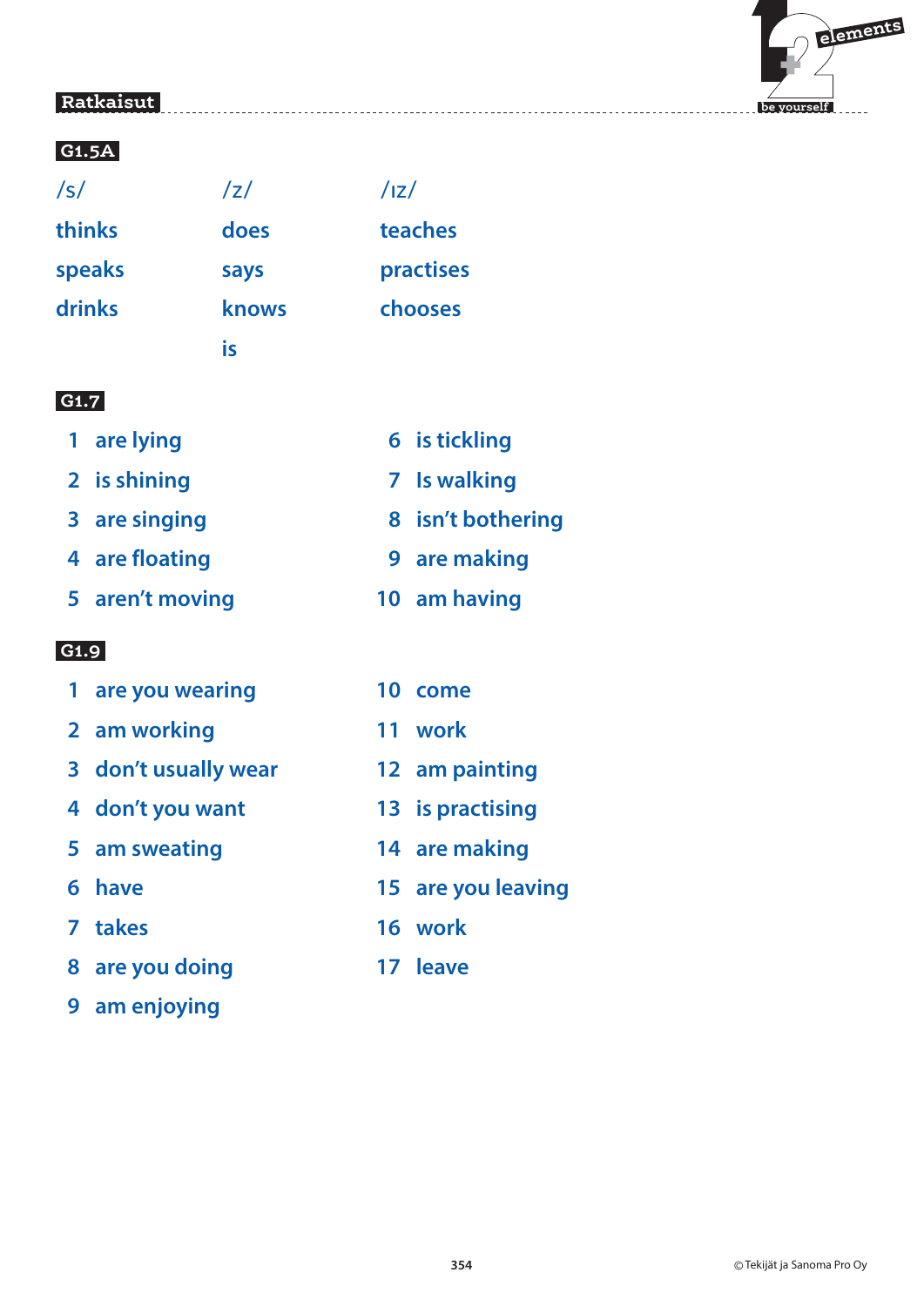## Ratkaisut

### G1.5A

| /s/ | /z/ | /ɪz/ |
|---|---|---|
| thinks | does | teaches |
| speaks | says | practises |
| drinks | knows | chooses |
| | is | |

### G1.7

1. are lying
2. is shining
3. are singing
4. are floating
5. aren't moving
6. is tickling
7. Is walking
8. isn't bothering
9. are making
10. am having

### G1.9

1. are you wearing
2. am working
3. don't usually wear
4. don't you want
5. am sweating
6. have
7. takes
8. are you doing
9. am enjoying
10. come
11. work
12. am painting
13. is practising
14. are making
15. are you leaving
16. work
17. leave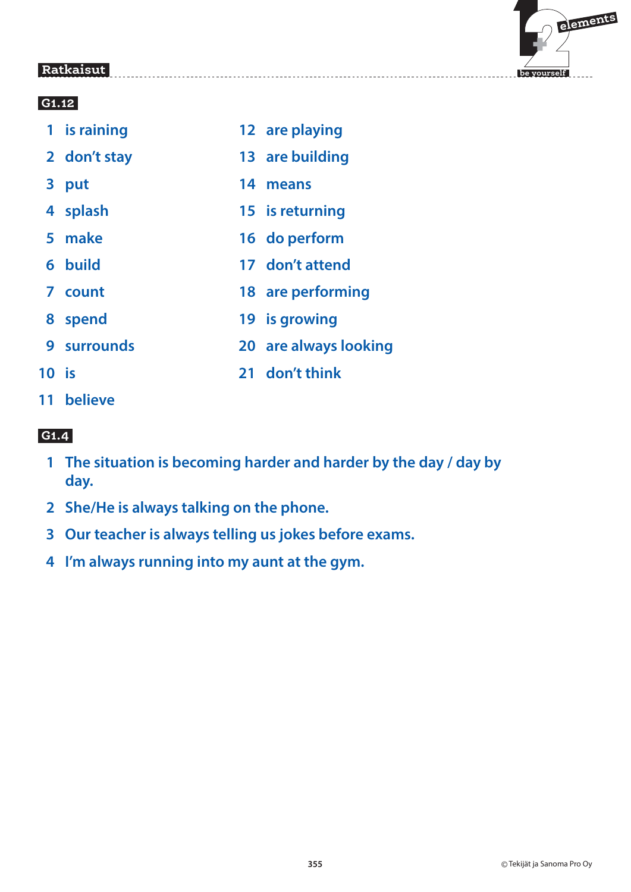## Ratkaisut

### G1.12

1. is raining
2. don't stay
3. put
4. splash
5. make
6. build
7. count
8. spend
9. surrounds
10. is
11. believe
12. are playing
13. are building
14. means
15. is returning
16. do perform
17. don't attend
18. are performing
19. is growing
20. are always looking
21. don't think

### G1.4

1. The situation is becoming harder and harder by the day / day by day.
2. She/He is always talking on the phone.
3. Our teacher is always telling us jokes before exams.
4. I'm always running into my aunt at the gym.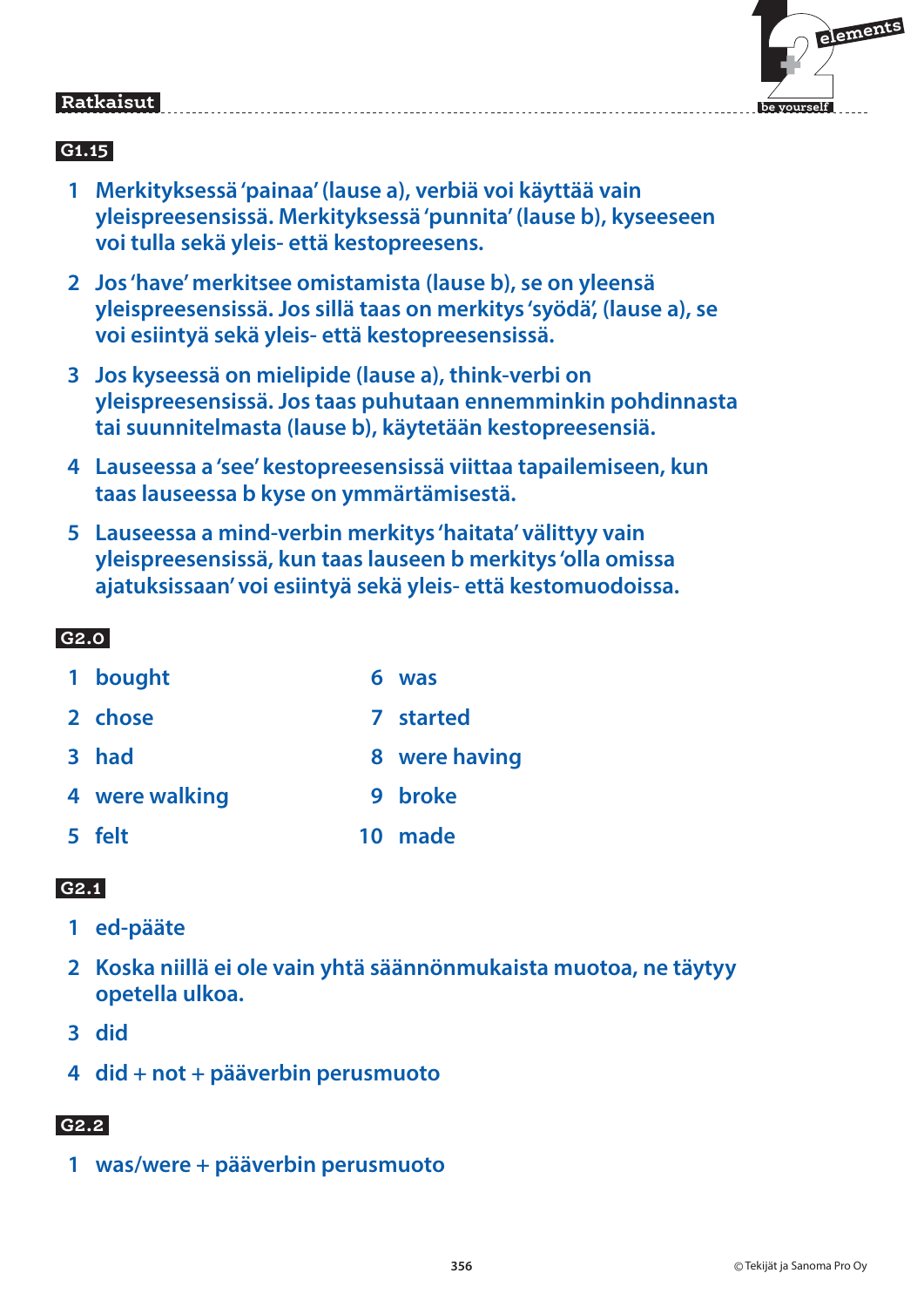## Ratkaisut

### G1.15

1. Merkityksessä 'painaa' (lause a), verbiä voi käyttää vain yleispreesensissä. Merkityksessä 'punnita' (lause b), kyseeseen voi tulla sekä yleis- että kestopreesens.
2. Jos 'have' merkitsee omistamista (lause b), se on yleensä yleispreesensissä. Jos sillä taas on merkitys 'syödä', (lause a), se voi esiintyä sekä yleis- että kestopreesensissä.
3. Jos kyseessä on mielipide (lause a), think-verbi on yleispreesensissä. Jos taas puhutaan ennemminkin pohdinnasta tai suunnitelmasta (lause b), käytetään kestopreesensiä.
4. Lauseessa a 'see' kestopreesensissä viittaa tapailemiseen, kun taas lauseessa b kyse on ymmärtämisestä.
5. Lauseessa a mind-verbin merkitys 'haitata' välittyy vain yleispreesensissä, kun taas lauseen b merkitys 'olla omissa ajatuksissaan' voi esiintyä sekä yleis- että kestomuodoissa.

### G2.0

1. bought
2. chose
3. had
4. were walking
5. felt
6. was
7. started
8. were having
9. broke
10. made

### G2.1

1. ed-pääte
2. Koska niillä ei ole vain yhtä säännönmukaista muotoa, ne täytyy opetella ulkoa.
3. did
4. did + not + pääverbin perusmuoto

### G2.2

1. was/were + pääverbin perusmuoto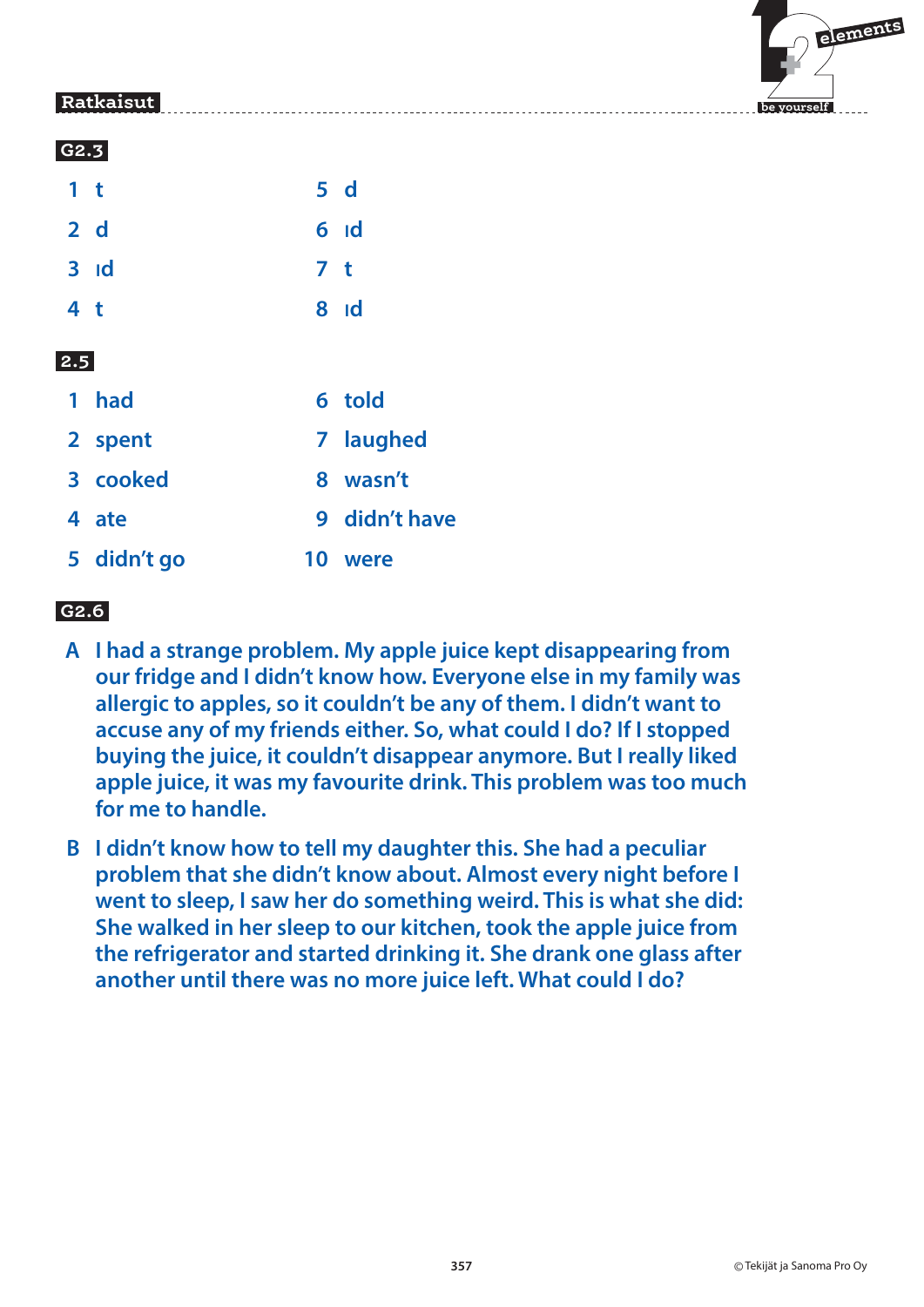**Ratkaisut**

**G2.3**

1 t
2 d
3 ɪd
4 t
5 d
6 ɪd
7 t
8 ɪd

**2.5**

1 had
2 spent
3 cooked
4 ate
5 didn't go
6 told
7 laughed
8 wasn't
9 didn't have
10 were

**G2.6**

A I had a strange problem. My apple juice kept disappearing from our fridge and I didn't know how. Everyone else in my family was allergic to apples, so it couldn't be any of them. I didn't want to accuse any of my friends either. So, what could I do? If I stopped buying the juice, it couldn't disappear anymore. But I really liked apple juice, it was my favourite drink. This problem was too much for me to handle.

B I didn't know how to tell my daughter this. She had a peculiar problem that she didn't know about. Almost every night before I went to sleep, I saw her do something weird. This is what she did: She walked in her sleep to our kitchen, took the apple juice from the refrigerator and started drinking it. She drank one glass after another until there was no more juice left. What could I do?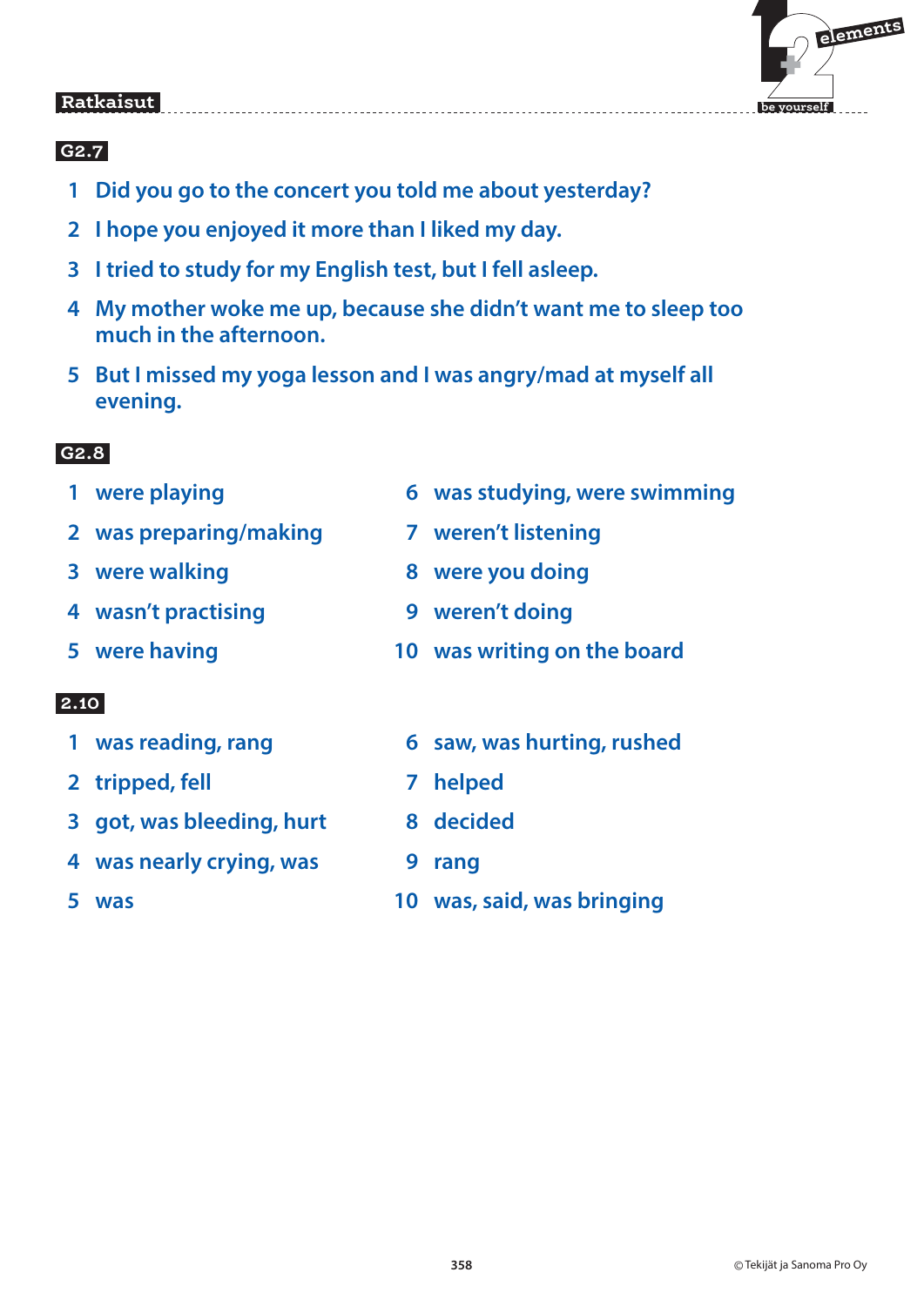**Ratkaisut**

**G2.7**

1 Did you go to the concert you told me about yesterday?
2 I hope you enjoyed it more than I liked my day.
3 I tried to study for my English test, but I fell asleep.
4 My mother woke me up, because she didn't want me to sleep too much in the afternoon.
5 But I missed my yoga lesson and I was angry/mad at myself all evening.

**G2.8**

1 were playing
2 was preparing/making
3 were walking
4 wasn't practising
5 were having
6 was studying, were swimming
7 weren't listening
8 were you doing
9 weren't doing
10 was writing on the board

**2.10**

1 was reading, rang
2 tripped, fell
3 got, was bleeding, hurt
4 was nearly crying, was
5 was
6 saw, was hurting, rushed
7 helped
8 decided
9 rang
10 was, said, was bringing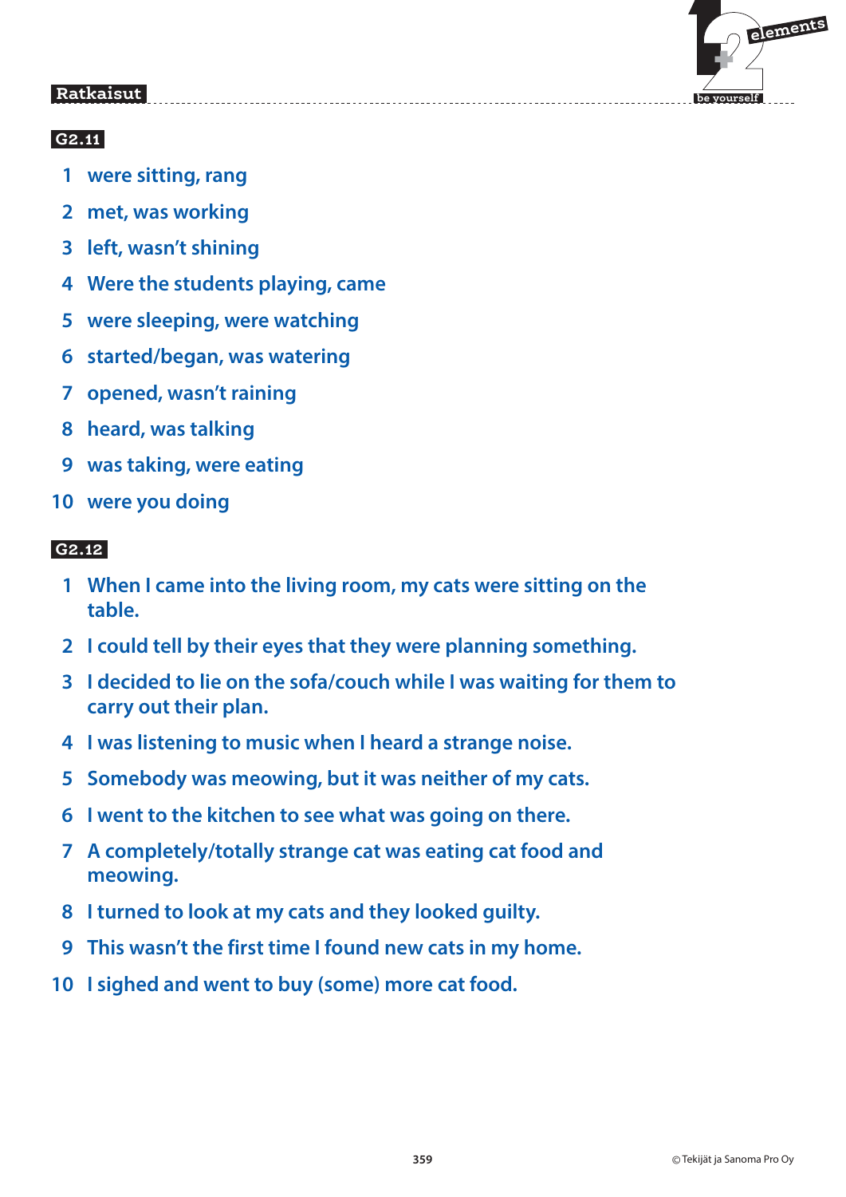Ratkaisut

## G2.11

1. were sitting, rang
2. met, was working
3. left, wasn't shining
4. Were the students playing, came
5. were sleeping, were watching
6. started/began, was watering
7. opened, wasn't raining
8. heard, was talking
9. was taking, were eating
10. were you doing

## G2.12

1. When I came into the living room, my cats were sitting on the table.
2. I could tell by their eyes that they were planning something.
3. I decided to lie on the sofa/couch while I was waiting for them to carry out their plan.
4. I was listening to music when I heard a strange noise.
5. Somebody was meowing, but it was neither of my cats.
6. I went to the kitchen to see what was going on there.
7. A completely/totally strange cat was eating cat food and meowing.
8. I turned to look at my cats and they looked guilty.
9. This wasn't the first time I found new cats in my home.
10. I sighed and went to buy (some) more cat food.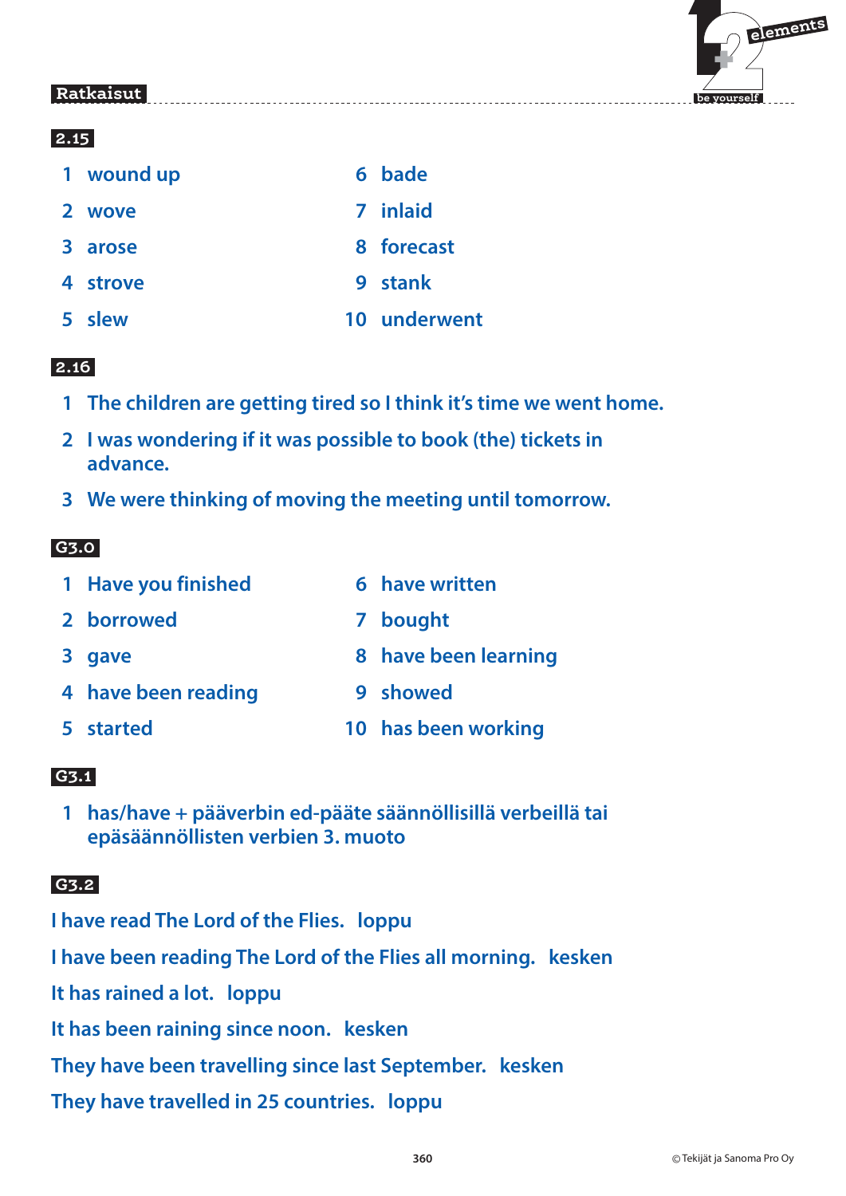## Ratkaisut

### 2.15

1. wound up
2. wove
3. arose
4. strove
5. slew
6. bade
7. inlaid
8. forecast
9. stank
10. underwent

### 2.16

1. The children are getting tired so I think it's time we went home.
2. I was wondering if it was possible to book (the) tickets in advance.
3. We were thinking of moving the meeting until tomorrow.

### G3.0

1. Have you finished
2. borrowed
3. gave
4. have been reading
5. started
6. have written
7. bought
8. have been learning
9. showed
10. has been working

### G3.1

1. has/have + pääverbin ed-pääte säännöllisillä verbeillä tai epäsäännöllisten verbien 3. muoto

### G3.2

I have read The Lord of the Flies. loppu

I have been reading The Lord of the Flies all morning. kesken

It has rained a lot. loppu

It has been raining since noon. kesken

They have been travelling since last September. kesken

They have travelled in 25 countries. loppu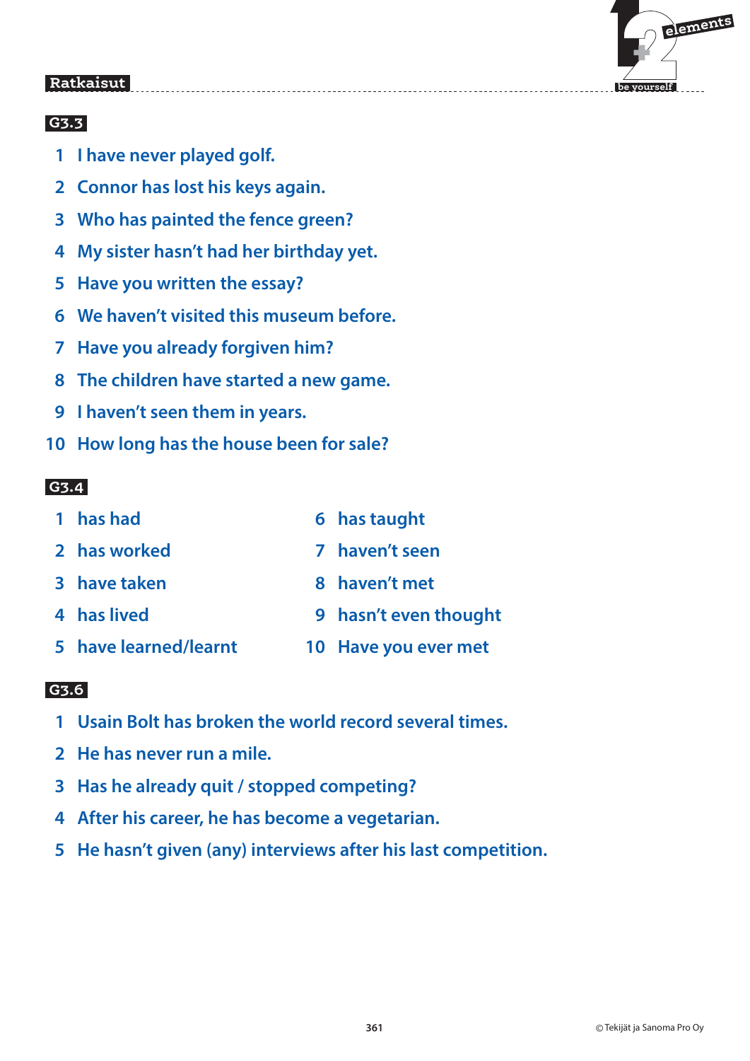Ratkaisut

## G3.3

1. I have never played golf.
2. Connor has lost his keys again.
3. Who has painted the fence green?
4. My sister hasn't had her birthday yet.
5. Have you written the essay?
6. We haven't visited this museum before.
7. Have you already forgiven him?
8. The children have started a new game.
9. I haven't seen them in years.
10. How long has the house been for sale?

## G3.4

1. has had
2. has worked
3. have taken
4. has lived
5. have learned/learnt
6. has taught
7. haven't seen
8. haven't met
9. hasn't even thought
10. Have you ever met

## G3.6

1. Usain Bolt has broken the world record several times.
2. He has never run a mile.
3. Has he already quit / stopped competing?
4. After his career, he has become a vegetarian.
5. He hasn't given (any) interviews after his last competition.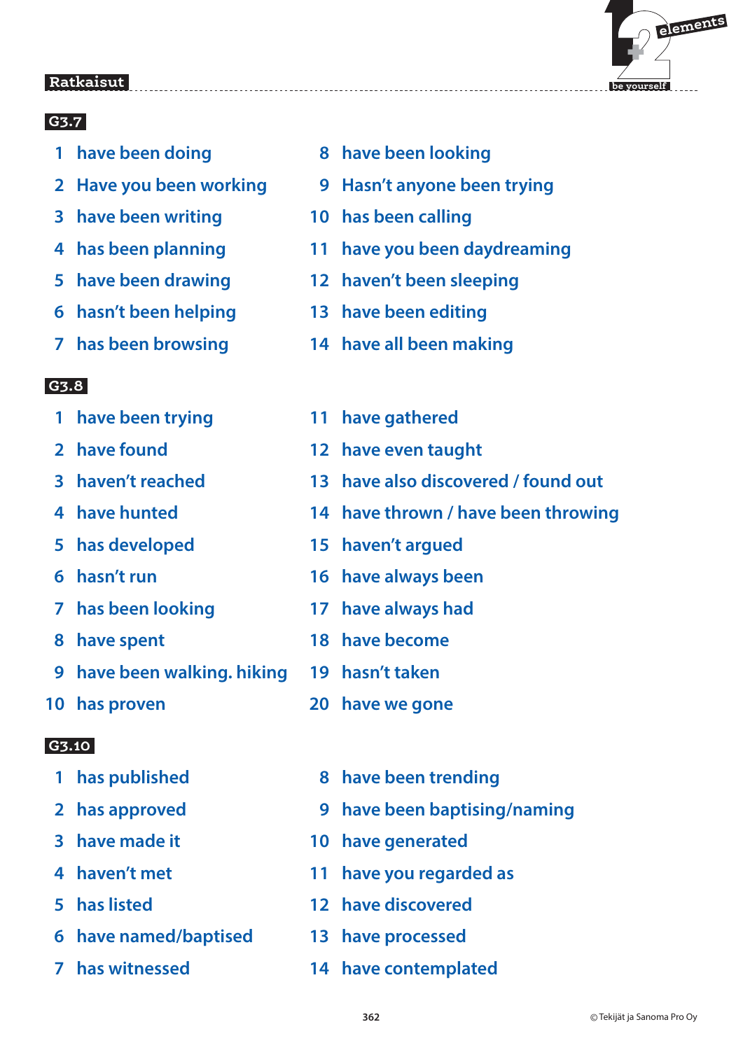## Ratkaisut

### G3.7

1. have been doing
2. Have you been working
3. have been writing
4. has been planning
5. have been drawing
6. hasn't been helping
7. has been browsing
8. have been looking
9. Hasn't anyone been trying
10. has been calling
11. have you been daydreaming
12. haven't been sleeping
13. have been editing
14. have all been making

### G3.8

1. have been trying
2. have found
3. haven't reached
4. have hunted
5. has developed
6. hasn't run
7. has been looking
8. have spent
9. have been walking. hiking
10. has proven
11. have gathered
12. have even taught
13. have also discovered / found out
14. have thrown / have been throwing
15. haven't argued
16. have always been
17. have always had
18. have become
19. hasn't taken
20. have we gone

### G3.10

1. has published
2. has approved
3. have made it
4. haven't met
5. has listed
6. have named/baptised
7. has witnessed
8. have been trending
9. have been baptising/naming
10. have generated
11. have you regarded as
12. have discovered
13. have processed
14. have contemplated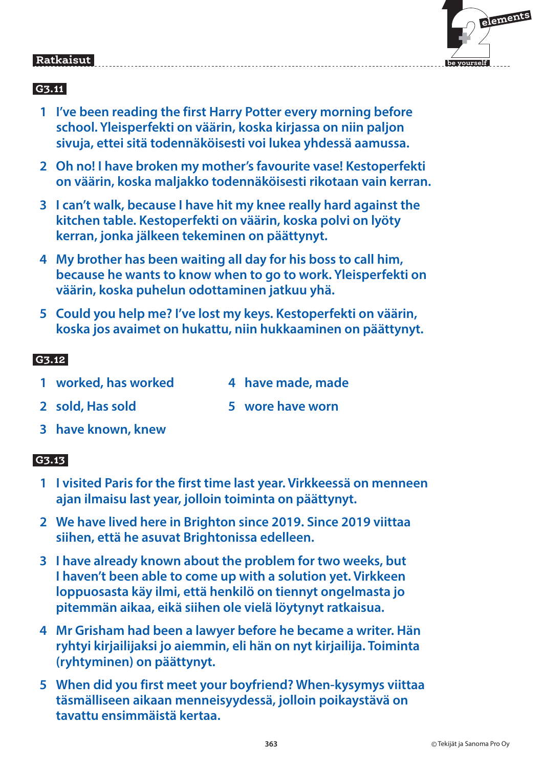**Ratkaisut**

## G3.11

1. I've been reading the first Harry Potter every morning before school. Yleisperfekti on väärin, koska kirjassa on niin paljon sivuja, ettei sitä todennäköisesti voi lukea yhdessä aamussa.
2. Oh no! I have broken my mother's favourite vase! Kestoperfekti on väärin, koska maljakko todennäköisesti rikotaan vain kerran.
3. I can't walk, because I have hit my knee really hard against the kitchen table. Kestoperfekti on väärin, koska polvi on lyöty kerran, jonka jälkeen tekeminen on päättynyt.
4. My brother has been waiting all day for his boss to call him, because he wants to know when to go to work. Yleisperfekti on väärin, koska puhelun odottaminen jatkuu yhä.
5. Could you help me? I've lost my keys. Kestoperfekti on väärin, koska jos avaimet on hukattu, niin hukkaaminen on päättynyt.

## G3.12

1. worked, has worked
2. sold, Has sold
3. have known, knew
4. have made, made
5. wore have worn

## G3.13

1. I visited Paris for the first time last year. Virkkeessä on menneen ajan ilmaisu last year, jolloin toiminta on päättynyt.
2. We have lived here in Brighton since 2019. Since 2019 viittaa siihen, että he asuvat Brightonissa edelleen.
3. I have already known about the problem for two weeks, but I haven't been able to come up with a solution yet. Virkkeen loppuosasta käy ilmi, että henkilö on tiennyt ongelmasta jo pitemmän aikaa, eikä siihen ole vielä löytynyt ratkaisua.
4. Mr Grisham had been a lawyer before he became a writer. Hän ryhtyi kirjailijaksi jo aiemmin, eli hän on nyt kirjailija. Toiminta (ryhtyminen) on päättynyt.
5. When did you first meet your boyfriend? When-kysymys viittaa täsmälliseen aikaan menneisyydessä, jolloin poikaystävä on tavattu ensimmäistä kertaa.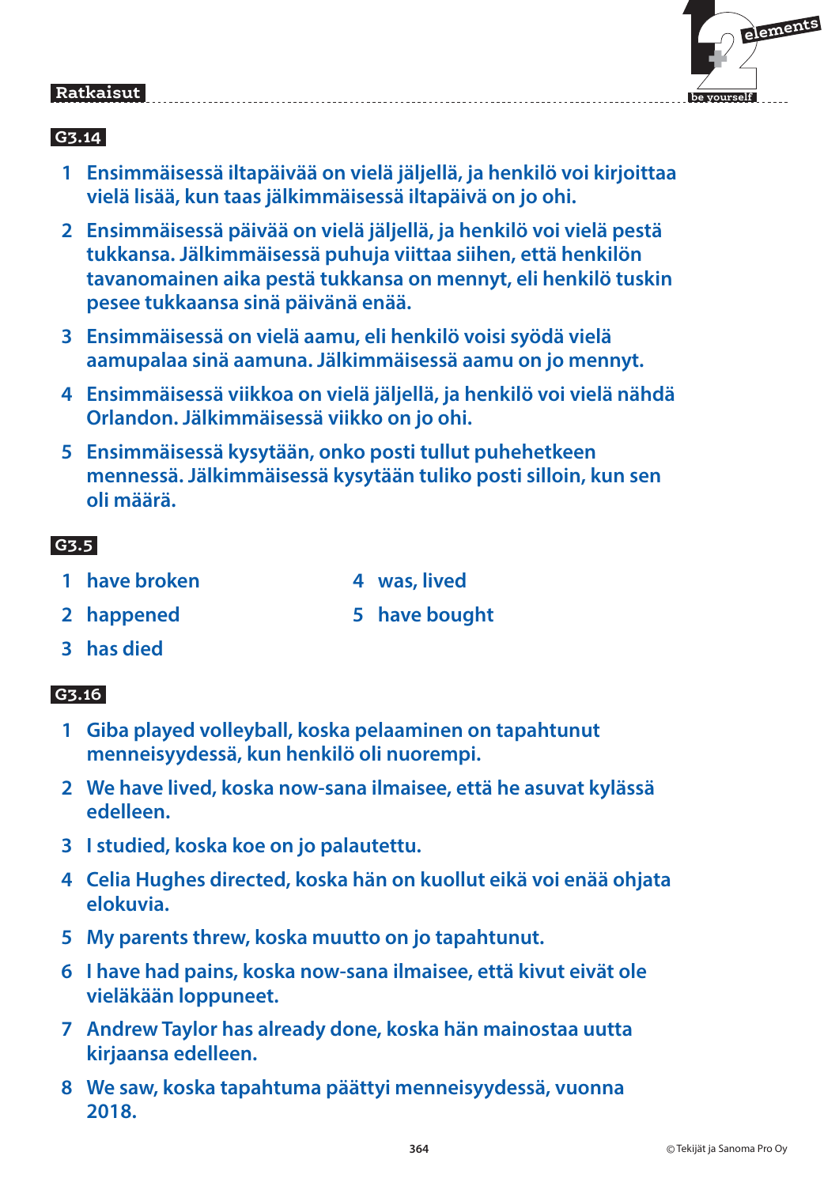Ratkaisut

## G3.14

1. Ensimmäisessä iltapäivää on vielä jäljellä, ja henkilö voi kirjoittaa vielä lisää, kun taas jälkimmäisessä iltapäivä on jo ohi.
2. Ensimmäisessä päivää on vielä jäljellä, ja henkilö voi vielä pestä tukkansa. Jälkimmäisessä puhuja viittaa siihen, että henkilön tavanomainen aika pestä tukkansa on mennyt, eli henkilö tuskin pesee tukkaansa sinä päivänä enää.
3. Ensimmäisessä on vielä aamu, eli henkilö voisi syödä vielä aamupalaa sinä aamuna. Jälkimmäisessä aamu on jo mennyt.
4. Ensimmäisessä viikkoa on vielä jäljellä, ja henkilö voi vielä nähdä Orlandon. Jälkimmäisessä viikko on jo ohi.
5. Ensimmäisessä kysytään, onko posti tullut puhehetkeen mennessä. Jälkimmäisessä kysytään tuliko posti silloin, kun sen oli määrä.

## G3.5

1. have broken
2. happened
3. has died
4. was, lived
5. have bought

## G3.16

1. Giba played volleyball, koska pelaaminen on tapahtunut menneisyydessä, kun henkilö oli nuorempi.
2. We have lived, koska now-sana ilmaisee, että he asuvat kylässä edelleen.
3. I studied, koska koe on jo palautettu.
4. Celia Hughes directed, koska hän on kuollut eikä voi enää ohjata elokuvia.
5. My parents threw, koska muutto on jo tapahtunut.
6. I have had pains, koska now-sana ilmaisee, että kivut eivät ole vieläkään loppuneet.
7. Andrew Taylor has already done, koska hän mainostaa uutta kirjaansa edelleen.
8. We saw, koska tapahtuma päättyi menneisyydessä, vuonna 2018.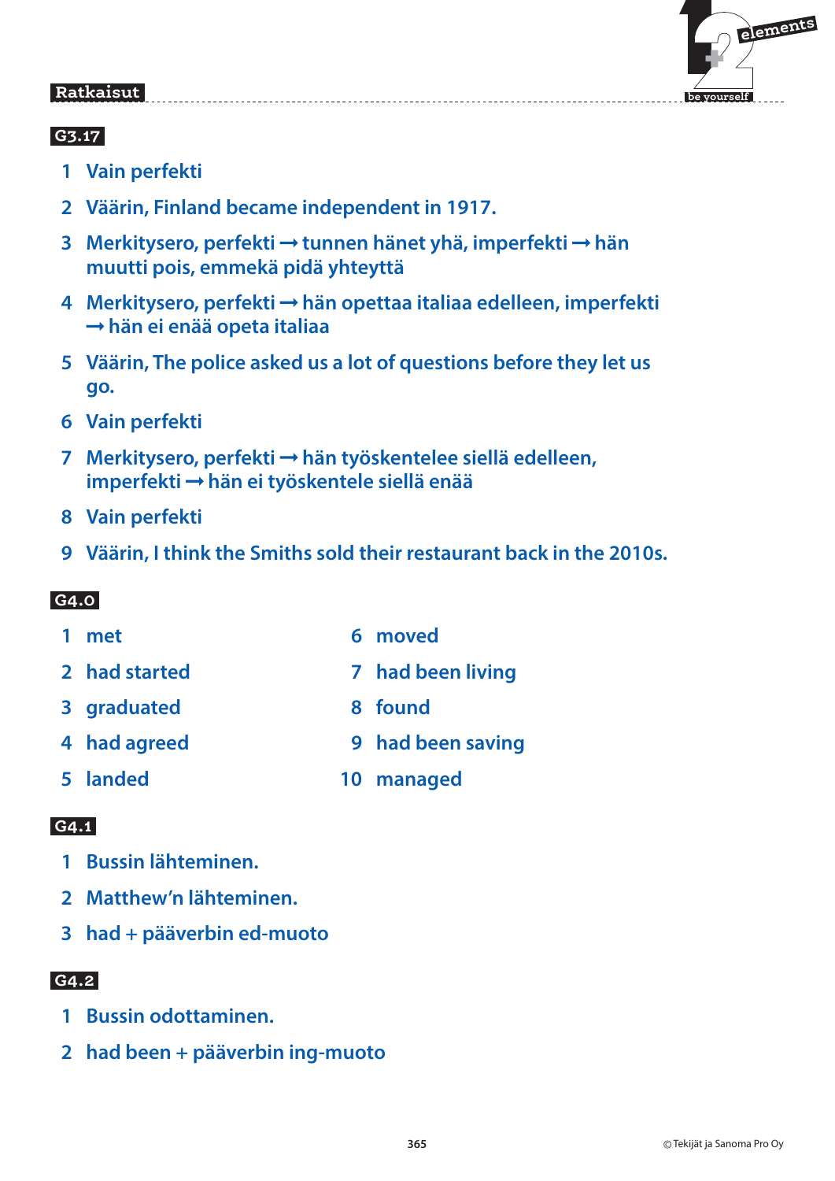## Ratkaisut

### G3.17

1. Vain perfekti
2. Väärin, Finland became independent in 1917.
3. Merkitysero, perfekti → tunnen hänet yhä, imperfekti → hän muutti pois, emmekä pidä yhteyttä
4. Merkitysero, perfekti → hän opettaa italiaa edelleen, imperfekti → hän ei enää opeta italiaa
5. Väärin, The police asked us a lot of questions before they let us go.
6. Vain perfekti
7. Merkitysero, perfekti → hän työskentelee siellä edelleen, imperfekti → hän ei työskentele siellä enää
8. Vain perfekti
9. Väärin, I think the Smiths sold their restaurant back in the 2010s.

### G4.0

1. met
2. had started
3. graduated
4. had agreed
5. landed
6. moved
7. had been living
8. found
9. had been saving
10. managed

### G4.1

1. Bussin lähteminen.
2. Matthew'n lähteminen.
3. had + pääverbin ed-muoto

### G4.2

1. Bussin odottaminen.
2. had been + pääverbin ing-muoto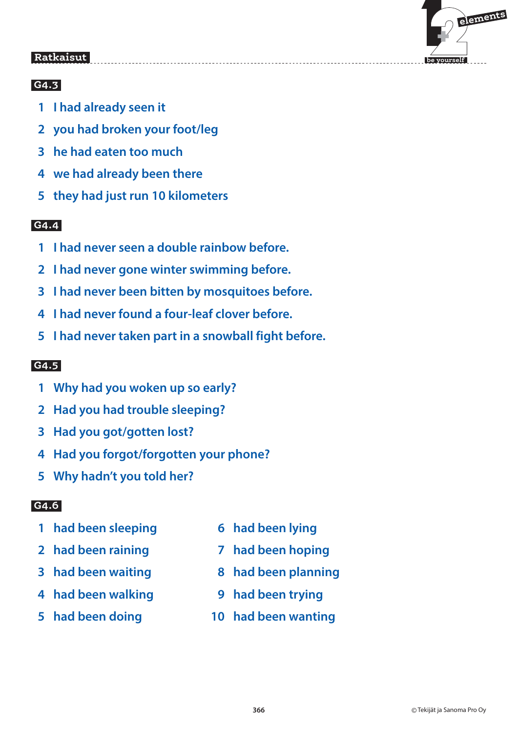## Ratkaisut

### G4.3

1. I had already seen it
2. you had broken your foot/leg
3. he had eaten too much
4. we had already been there
5. they had just run 10 kilometers

### G4.4

1. I had never seen a double rainbow before.
2. I had never gone winter swimming before.
3. I had never been bitten by mosquitoes before.
4. I had never found a four-leaf clover before.
5. I had never taken part in a snowball fight before.

### G4.5

1. Why had you woken up so early?
2. Had you had trouble sleeping?
3. Had you got/gotten lost?
4. Had you forgot/forgotten your phone?
5. Why hadn't you told her?

### G4.6

1. had been sleeping
2. had been raining
3. had been waiting
4. had been walking
5. had been doing
6. had been lying
7. had been hoping
8. had been planning
9. had been trying
10. had been wanting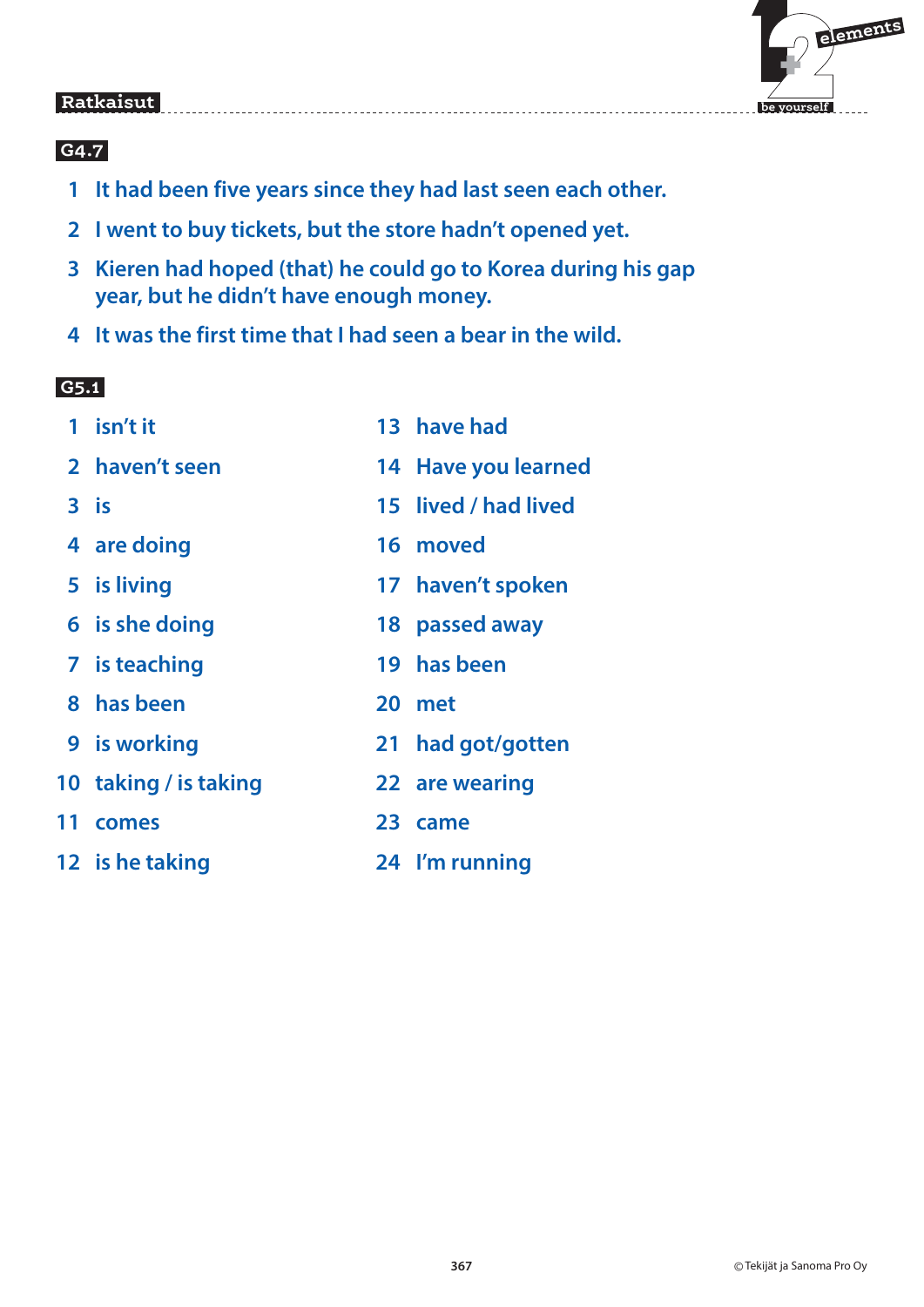## Ratkaisut

### G4.7

1. It had been five years since they had last seen each other.
2. I went to buy tickets, but the store hadn't opened yet.
3. Kieren had hoped (that) he could go to Korea during his gap year, but he didn't have enough money.
4. It was the first time that I had seen a bear in the wild.

### G5.1

1. isn't it
2. haven't seen
3. is
4. are doing
5. is living
6. is she doing
7. is teaching
8. has been
9. is working
10. taking / is taking
11. comes
12. is he taking
13. have had
14. Have you learned
15. lived / had lived
16. moved
17. haven't spoken
18. passed away
19. has been
20. met
21. had got/gotten
22. are wearing
23. came
24. I'm running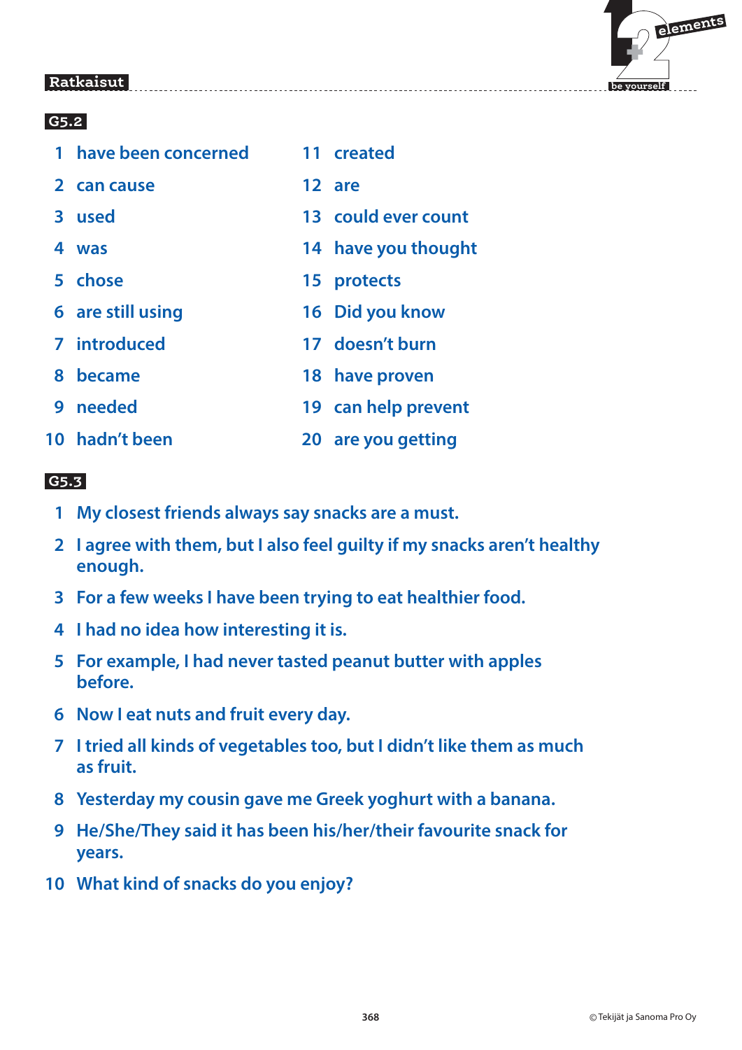## Ratkaisut

### G5.2

1. have been concerned
2. can cause
3. used
4. was
5. chose
6. are still using
7. introduced
8. became
9. needed
10. hadn't been
11. created
12. are
13. could ever count
14. have you thought
15. protects
16. Did you know
17. doesn't burn
18. have proven
19. can help prevent
20. are you getting

### G5.3

1. My closest friends always say snacks are a must.
2. I agree with them, but I also feel guilty if my snacks aren't healthy enough.
3. For a few weeks I have been trying to eat healthier food.
4. I had no idea how interesting it is.
5. For example, I had never tasted peanut butter with apples before.
6. Now I eat nuts and fruit every day.
7. I tried all kinds of vegetables too, but I didn't like them as much as fruit.
8. Yesterday my cousin gave me Greek yoghurt with a banana.
9. He/She/They said it has been his/her/their favourite snack for years.
10. What kind of snacks do you enjoy?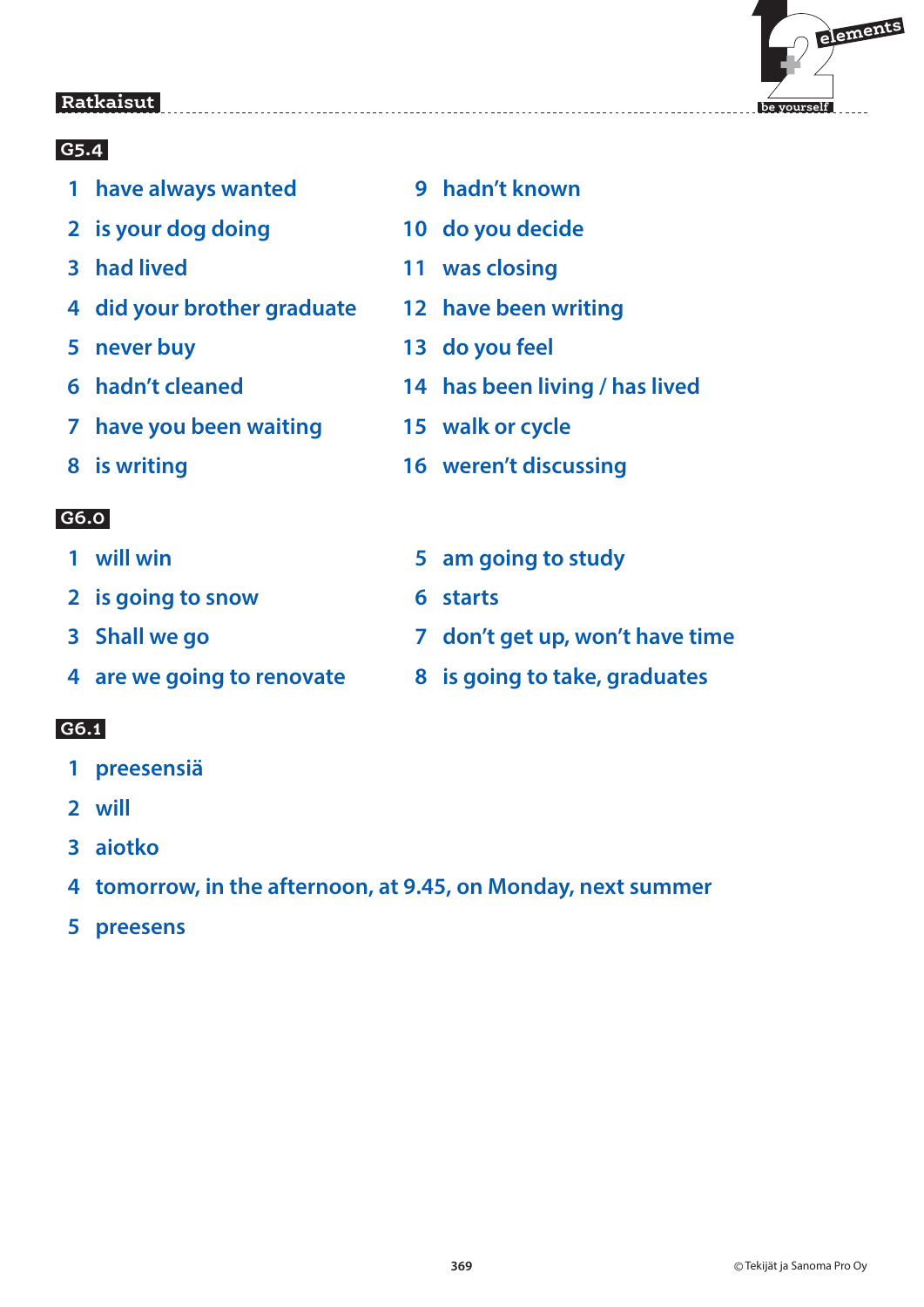## Ratkaisut

### G5.4

1 have always wanted
2 is your dog doing
3 had lived
4 did your brother graduate
5 never buy
6 hadn't cleaned
7 have you been waiting
8 is writing
9 hadn't known
10 do you decide
11 was closing
12 have been writing
13 do you feel
14 has been living / has lived
15 walk or cycle
16 weren't discussing

### G6.0

1 will win
2 is going to snow
3 Shall we go
4 are we going to renovate
5 am going to study
6 starts
7 don't get up, won't have time
8 is going to take, graduates

### G6.1

1 preesensiä
2 will
3 aiotko
4 tomorrow, in the afternoon, at 9.45, on Monday, next summer
5 preesens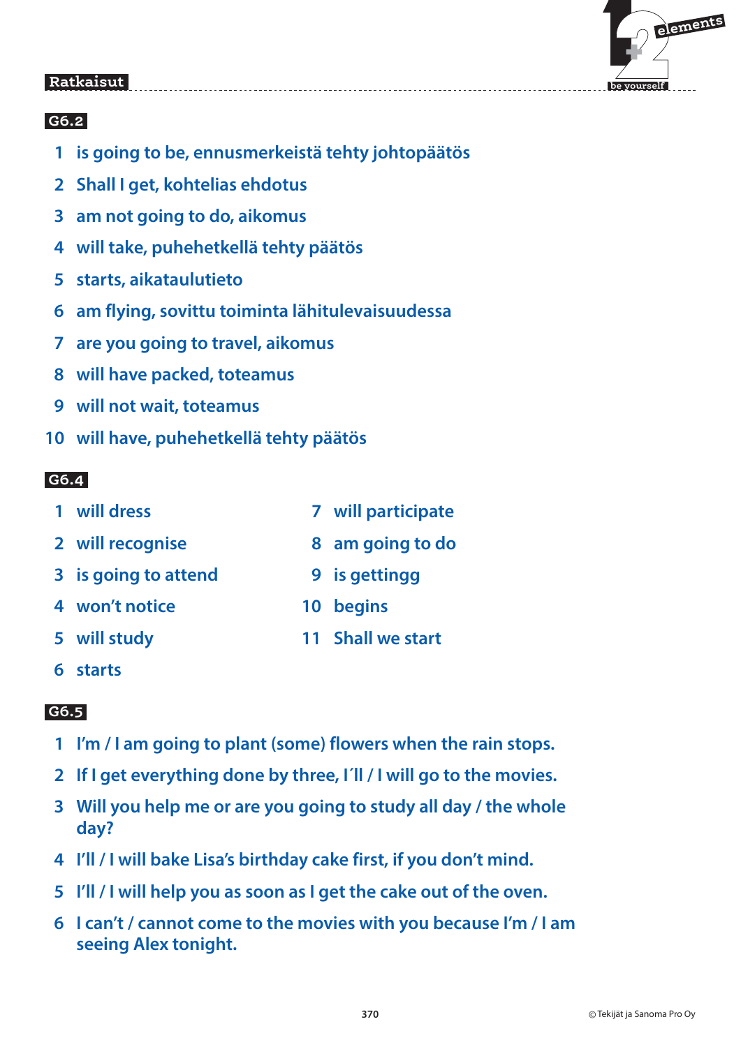## Ratkaisut

### G6.2

1. is going to be, ennusmerkeistä tehty johtopäätös
2. Shall I get, kohtelias ehdotus
3. am not going to do, aikomus
4. will take, puhehetkellä tehty päätös
5. starts, aikataulutieto
6. am flying, sovittu toiminta lähitulevaisuudessa
7. are you going to travel, aikomus
8. will have packed, toteamus
9. will not wait, toteamus
10. will have, puhehetkellä tehty päätös

### G6.4

1. will dress
2. will recognise
3. is going to attend
4. won't notice
5. will study
6. starts
7. will participate
8. am going to do
9. is gettingg
10. begins
11. Shall we start

### G6.5

1. I'm / I am going to plant (some) flowers when the rain stops.
2. If I get everything done by three, I´ll / I will go to the movies.
3. Will you help me or are you going to study all day / the whole day?
4. I'll / I will bake Lisa's birthday cake first, if you don't mind.
5. I'll / I will help you as soon as I get the cake out of the oven.
6. I can't / cannot come to the movies with you because I'm / I am seeing Alex tonight.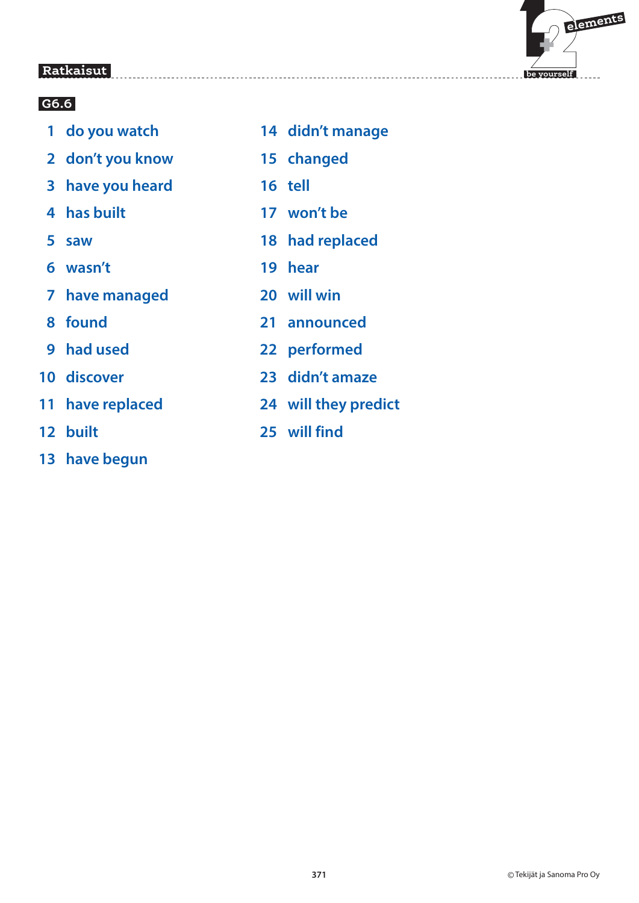Ratkaisut

## G6.6

1. do you watch
2. don't you know
3. have you heard
4. has built
5. saw
6. wasn't
7. have managed
8. found
9. had used
10. discover
11. have replaced
12. built
13. have begun
14. didn't manage
15. changed
16. tell
17. won't be
18. had replaced
19. hear
20. will win
21. announced
22. performed
23. didn't amaze
24. will they predict
25. will find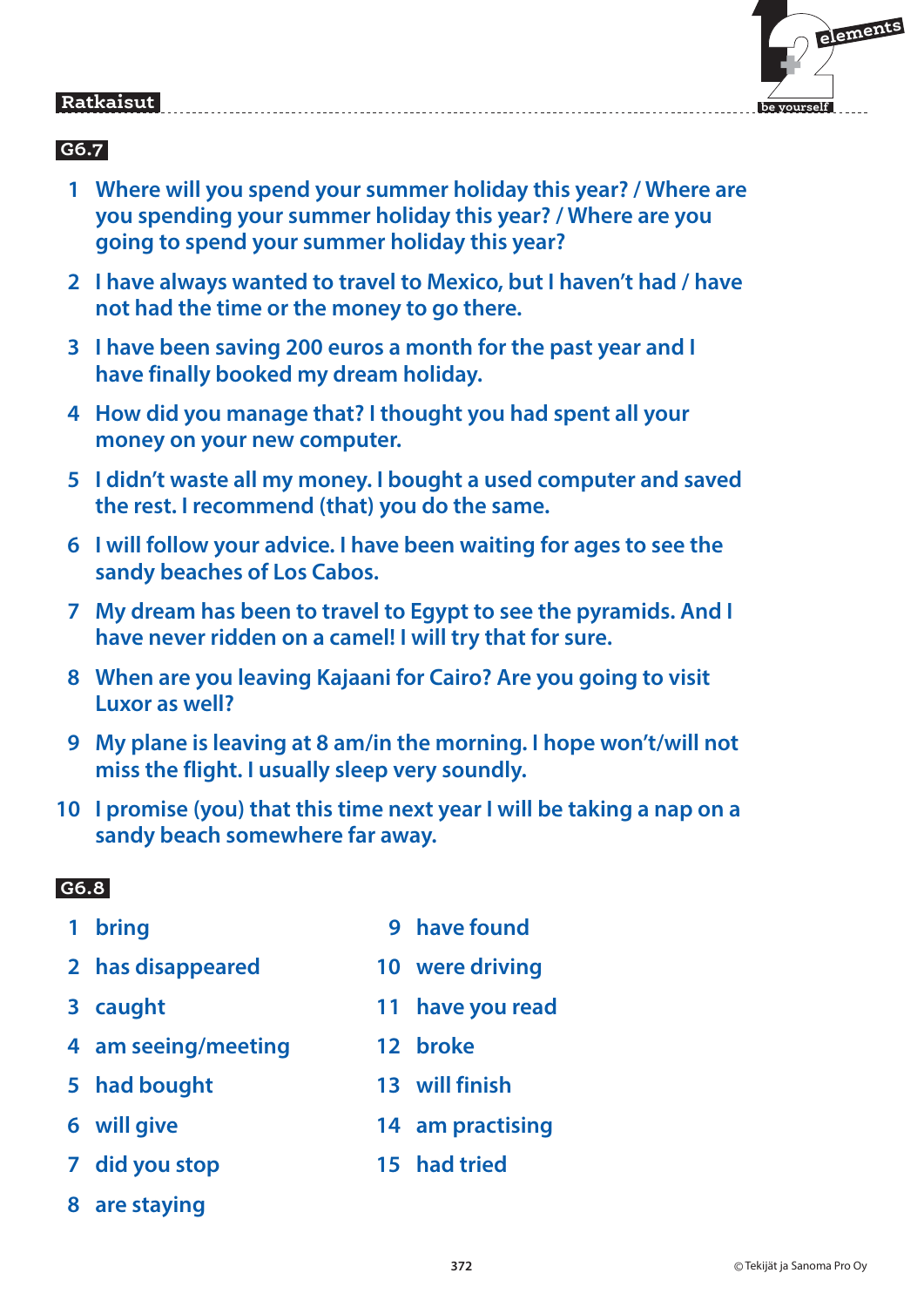## Ratkaisut

### G6.7

1. Where will you spend your summer holiday this year? / Where are you spending your summer holiday this year? / Where are you going to spend your summer holiday this year?
2. I have always wanted to travel to Mexico, but I haven't had / have not had the time or the money to go there.
3. I have been saving 200 euros a month for the past year and I have finally booked my dream holiday.
4. How did you manage that? I thought you had spent all your money on your new computer.
5. I didn't waste all my money. I bought a used computer and saved the rest. I recommend (that) you do the same.
6. I will follow your advice. I have been waiting for ages to see the sandy beaches of Los Cabos.
7. My dream has been to travel to Egypt to see the pyramids. And I have never ridden on a camel! I will try that for sure.
8. When are you leaving Kajaani for Cairo? Are you going to visit Luxor as well?
9. My plane is leaving at 8 am/in the morning. I hope won't/will not miss the flight. I usually sleep very soundly.
10. I promise (you) that this time next year I will be taking a nap on a sandy beach somewhere far away.

### G6.8

1. bring
2. has disappeared
3. caught
4. am seeing/meeting
5. had bought
6. will give
7. did you stop
8. are staying
9. have found
10. were driving
11. have you read
12. broke
13. will finish
14. am practising
15. had tried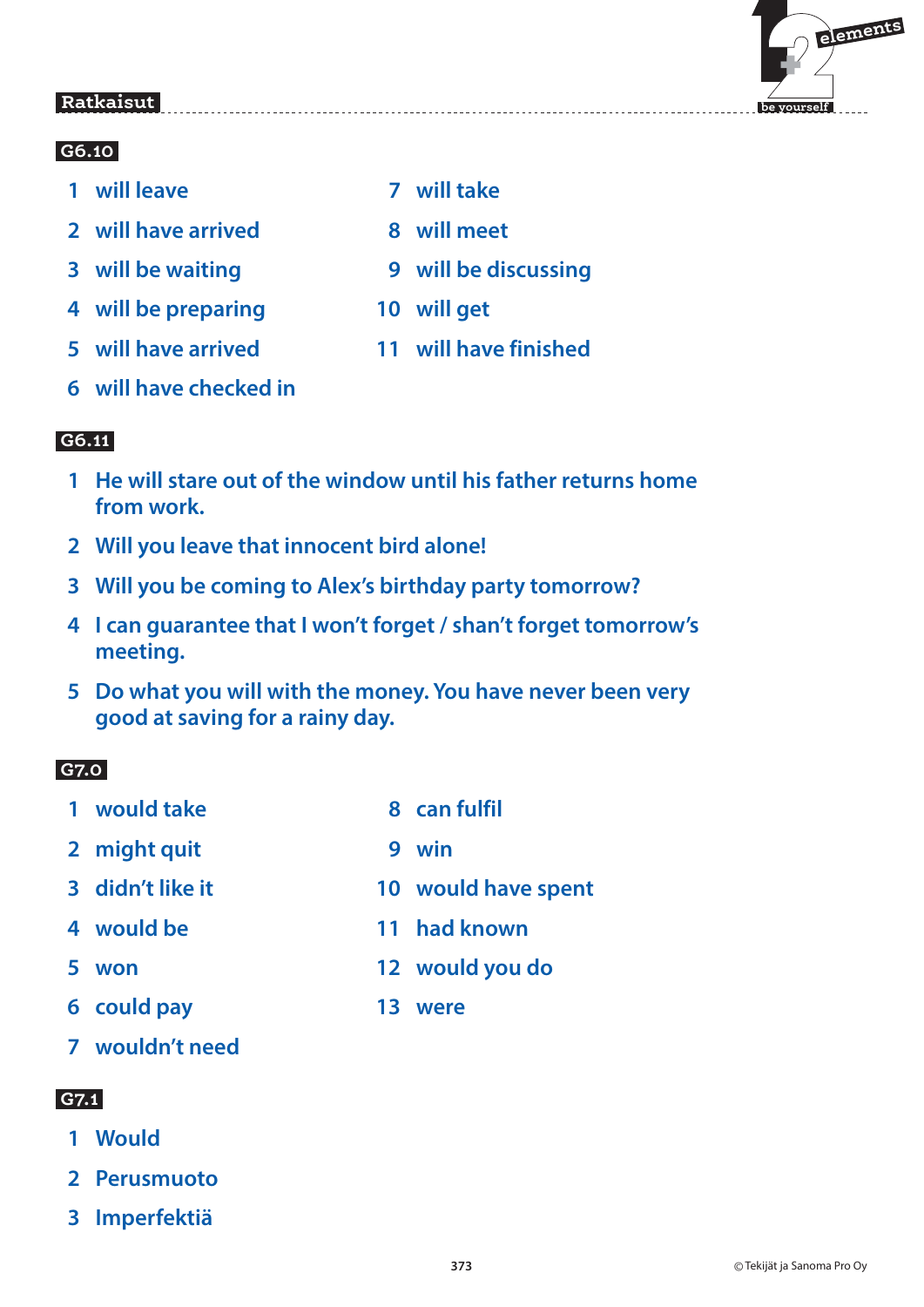## Ratkaisut

### G6.10

1. will leave
2. will have arrived
3. will be waiting
4. will be preparing
5. will have arrived
6. will have checked in
7. will take
8. will meet
9. will be discussing
10. will get
11. will have finished

### G6.11

1. He will stare out of the window until his father returns home from work.
2. Will you leave that innocent bird alone!
3. Will you be coming to Alex's birthday party tomorrow?
4. I can guarantee that I won't forget / shan't forget tomorrow's meeting.
5. Do what you will with the money. You have never been very good at saving for a rainy day.

### G7.0

1. would take
2. might quit
3. didn't like it
4. would be
5. won
6. could pay
7. wouldn't need
8. can fulfil
9. win
10. would have spent
11. had known
12. would you do
13. were

### G7.1

1. Would
2. Perusmuoto
3. Imperfektiä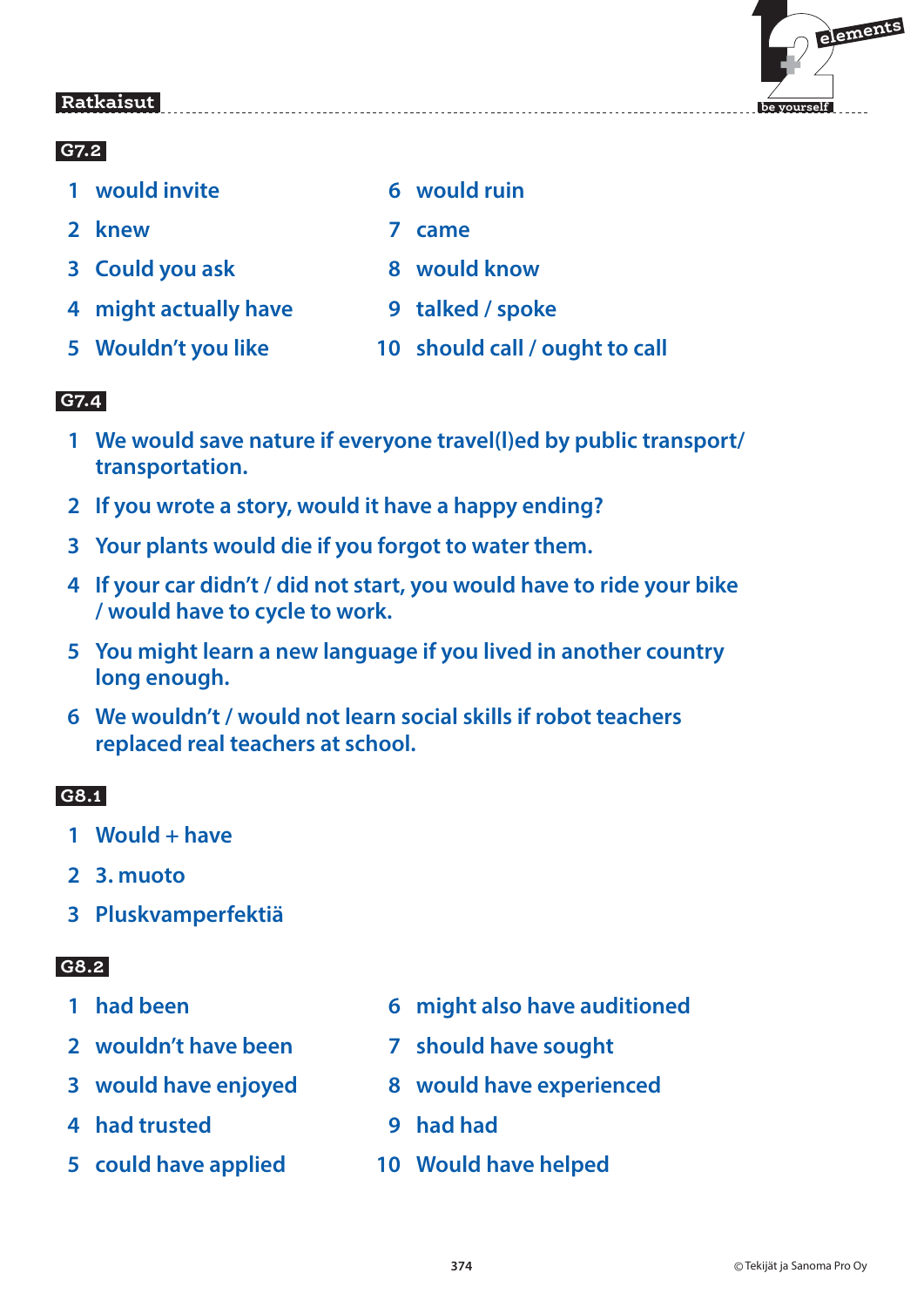## Ratkaisut

### G7.2

1. would invite
2. knew
3. Could you ask
4. might actually have
5. Wouldn't you like
6. would ruin
7. came
8. would know
9. talked / spoke
10. should call / ought to call

### G7.4

1. We would save nature if everyone travel(l)ed by public transport/ transportation.
2. If you wrote a story, would it have a happy ending?
3. Your plants would die if you forgot to water them.
4. If your car didn't / did not start, you would have to ride your bike / would have to cycle to work.
5. You might learn a new language if you lived in another country long enough.
6. We wouldn't / would not learn social skills if robot teachers replaced real teachers at school.

### G8.1

1. Would + have
2. 3. muoto
3. Pluskvamperfektiä

### G8.2

1. had been
2. wouldn't have been
3. would have enjoyed
4. had trusted
5. could have applied
6. might also have auditioned
7. should have sought
8. would have experienced
9. had had
10. Would have helped

© Tekijät ja Sanoma Pro Oy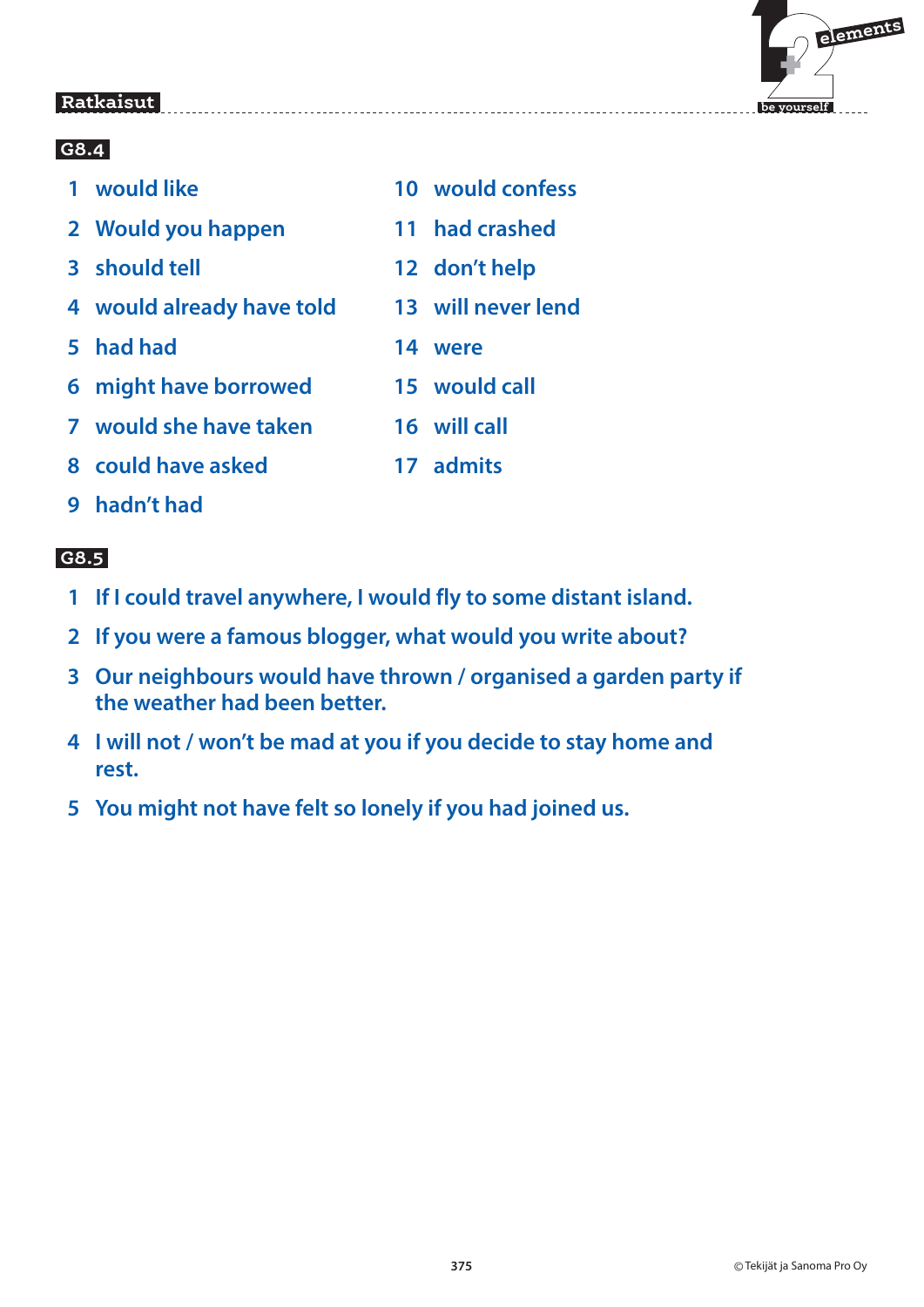**Ratkaisut**

## G8.4

1. would like
2. Would you happen
3. should tell
4. would already have told
5. had had
6. might have borrowed
7. would she have taken
8. could have asked
9. hadn't had
10. would confess
11. had crashed
12. don't help
13. will never lend
14. were
15. would call
16. will call
17. admits

## G8.5

1. If I could travel anywhere, I would fly to some distant island.
2. If you were a famous blogger, what would you write about?
3. Our neighbours would have thrown / organised a garden party if the weather had been better.
4. I will not / won't be mad at you if you decide to stay home and rest.
5. You might not have felt so lonely if you had joined us.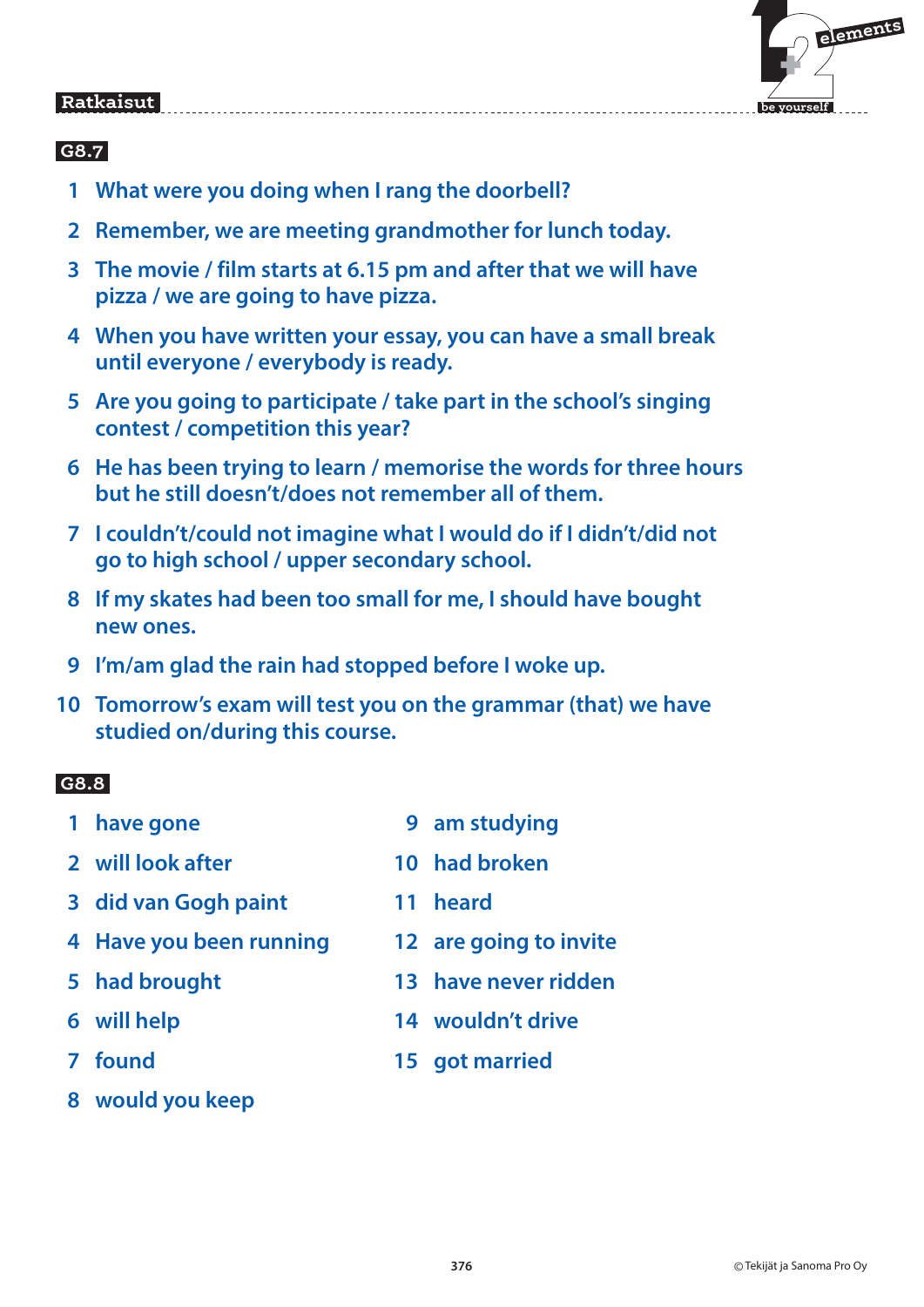## Ratkaisut

### G8.7

1. What were you doing when I rang the doorbell?
2. Remember, we are meeting grandmother for lunch today.
3. The movie / film starts at 6.15 pm and after that we will have pizza / we are going to have pizza.
4. When you have written your essay, you can have a small break until everyone / everybody is ready.
5. Are you going to participate / take part in the school's singing contest / competition this year?
6. He has been trying to learn / memorise the words for three hours but he still doesn't/does not remember all of them.
7. I couldn't/could not imagine what I would do if I didn't/did not go to high school / upper secondary school.
8. If my skates had been too small for me, I should have bought new ones.
9. I'm/am glad the rain had stopped before I woke up.
10. Tomorrow's exam will test you on the grammar (that) we have studied on/during this course.

### G8.8

1. have gone
2. will look after
3. did van Gogh paint
4. Have you been running
5. had brought
6. will help
7. found
8. would you keep
9. am studying
10. had broken
11. heard
12. are going to invite
13. have never ridden
14. wouldn't drive
15. got married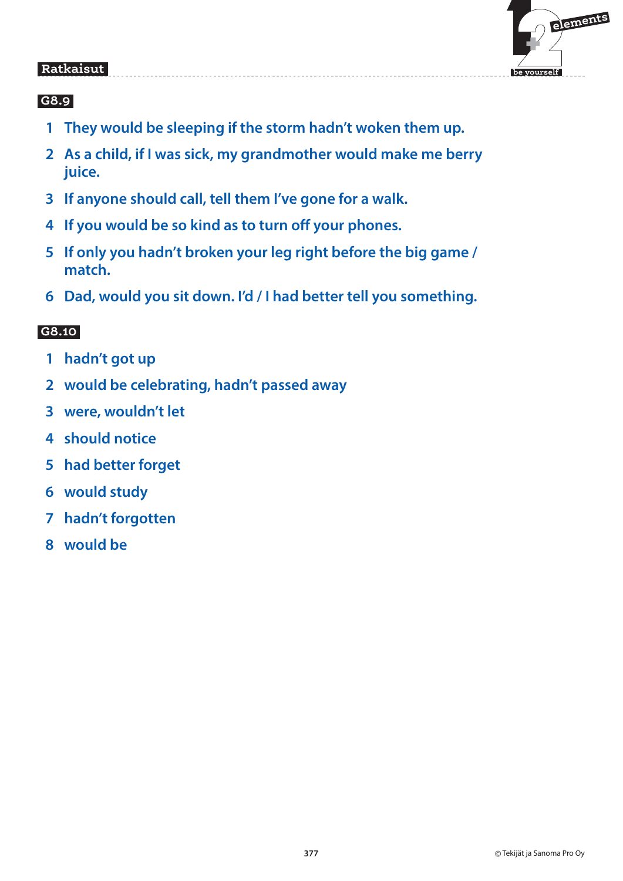## Ratkaisut

### G8.9

1. They would be sleeping if the storm hadn't woken them up.
2. As a child, if I was sick, my grandmother would make me berry juice.
3. If anyone should call, tell them I've gone for a walk.
4. If you would be so kind as to turn off your phones.
5. If only you hadn't broken your leg right before the big game / match.
6. Dad, would you sit down. I'd / I had better tell you something.

### G8.10

1. hadn't got up
2. would be celebrating, hadn't passed away
3. were, wouldn't let
4. should notice
5. had better forget
6. would study
7. hadn't forgotten
8. would be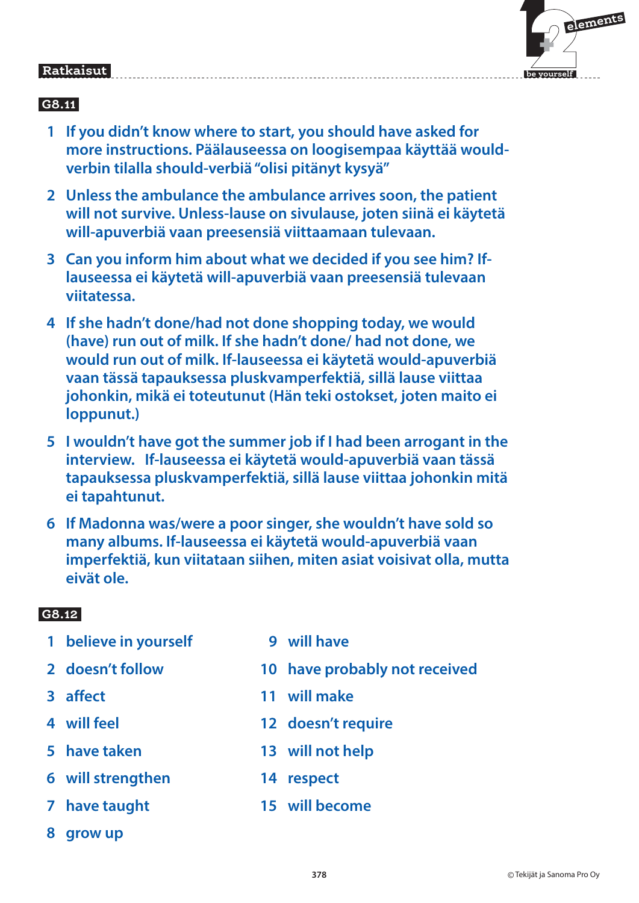Ratkaisut

## G8.11

1. If you didn't know where to start, you should have asked for more instructions. Päälauseessa on loogisempaa käyttää would-verbin tilalla should-verbiä "olisi pitänyt kysyä"
2. Unless the ambulance the ambulance arrives soon, the patient will not survive. Unless-lause on sivulause, joten siinä ei käytetä will-apuverbiä vaan preesensiä viittaamaan tulevaan.
3. Can you inform him about what we decided if you see him? If-lauseessa ei käytetä will-apuverbiä vaan preesensiä tulevaan viitatessa.
4. If she hadn't done/had not done shopping today, we would (have) run out of milk. If she hadn't done/ had not done, we would run out of milk. If-lauseessa ei käytetä would-apuverbiä vaan tässä tapauksessa pluskvamperfektiä, sillä lause viittaa johonkin, mikä ei toteutunut (Hän teki ostokset, joten maito ei loppunut.)
5. I wouldn't have got the summer job if I had been arrogant in the interview. If-lauseessa ei käytetä would-apuverbiä vaan tässä tapauksessa pluskvamperfektiä, sillä lause viittaa johonkin mitä ei tapahtunut.
6. If Madonna was/were a poor singer, she wouldn't have sold so many albums. If-lauseessa ei käytetä would-apuverbiä vaan imperfektiä, kun viitataan siihen, miten asiat voisivat olla, mutta eivät ole.

## G8.12

1. believe in yourself
2. doesn't follow
3. affect
4. will feel
5. have taken
6. will strengthen
7. have taught
8. grow up
9. will have
10. have probably not received
11. will make
12. doesn't require
13. will not help
14. respect
15. will become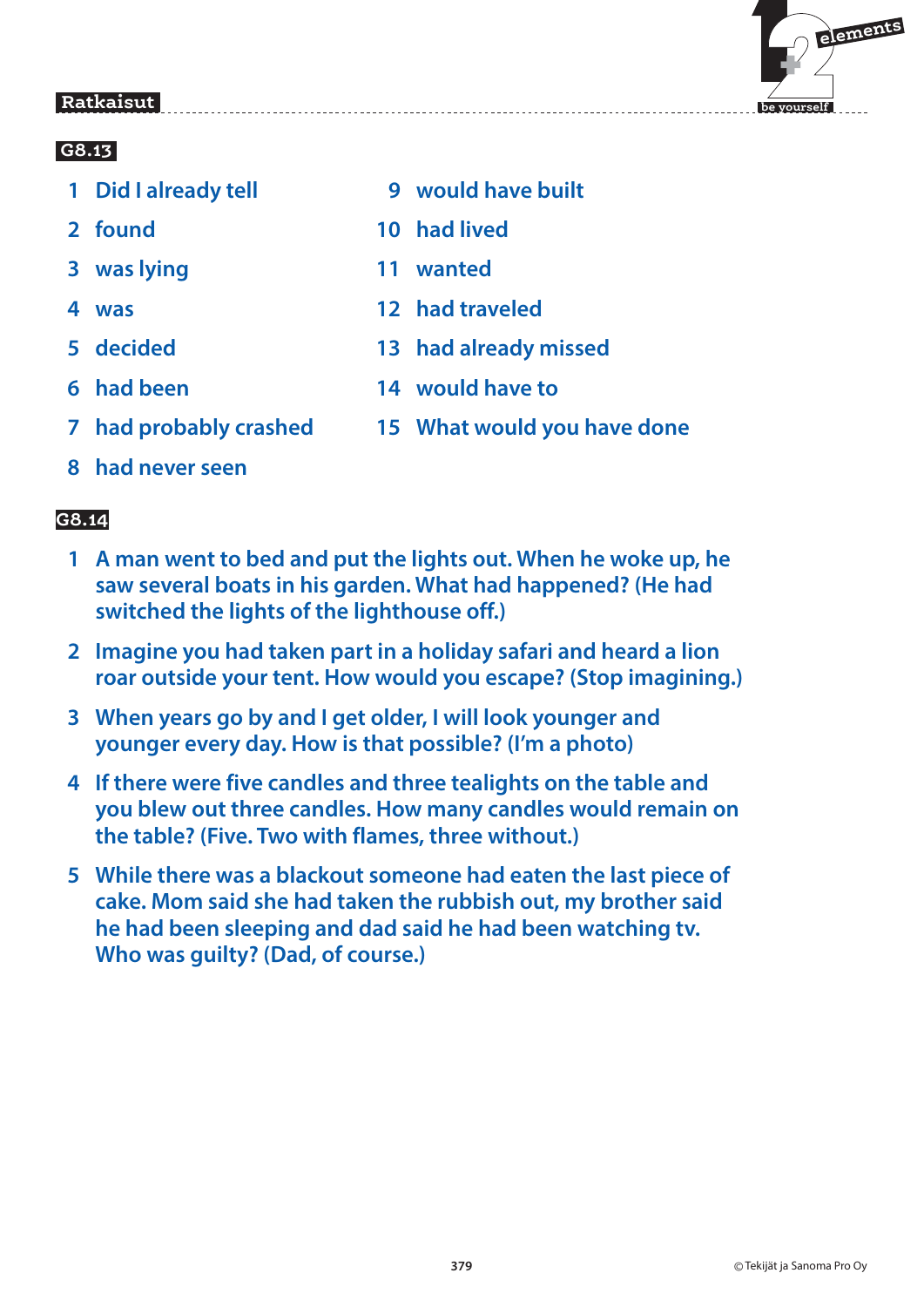Ratkaisut

## G8.13

1. Did I already tell
2. found
3. was lying
4. was
5. decided
6. had been
7. had probably crashed
8. had never seen
9. would have built
10. had lived
11. wanted
12. had traveled
13. had already missed
14. would have to
15. What would you have done

## G8.14

1. A man went to bed and put the lights out. When he woke up, he saw several boats in his garden. What had happened? (He had switched the lights of the lighthouse off.)
2. Imagine you had taken part in a holiday safari and heard a lion roar outside your tent. How would you escape? (Stop imagining.)
3. When years go by and I get older, I will look younger and younger every day. How is that possible? (I'm a photo)
4. If there were five candles and three tealights on the table and you blew out three candles. How many candles would remain on the table? (Five. Two with flames, three without.)
5. While there was a blackout someone had eaten the last piece of cake. Mom said she had taken the rubbish out, my brother said he had been sleeping and dad said he had been watching tv. Who was guilty? (Dad, of course.)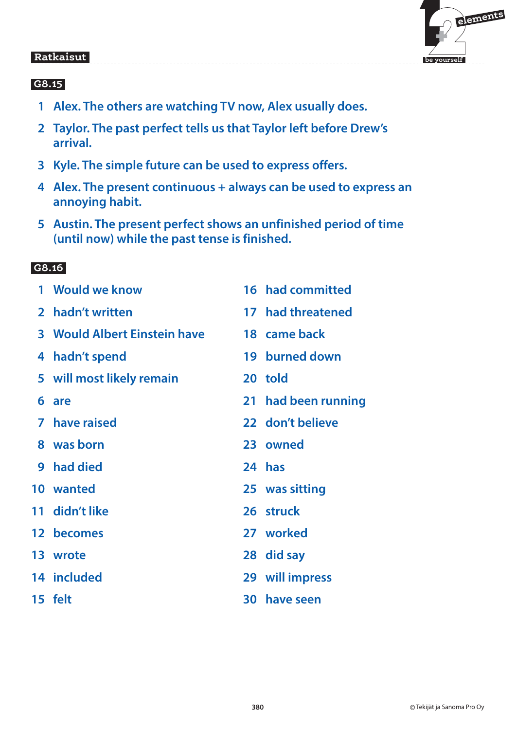Ratkaisut

## G8.15

1. Alex. The others are watching TV now, Alex usually does.
2. Taylor. The past perfect tells us that Taylor left before Drew's arrival.
3. Kyle. The simple future can be used to express offers.
4. Alex. The present continuous + always can be used to express an annoying habit.
5. Austin. The present perfect shows an unfinished period of time (until now) while the past tense is finished.

## G8.16

1. Would we know
2. hadn't written
3. Would Albert Einstein have
4. hadn't spend
5. will most likely remain
6. are
7. have raised
8. was born
9. had died
10. wanted
11. didn't like
12. becomes
13. wrote
14. included
15. felt
16. had committed
17. had threatened
18. came back
19. burned down
20. told
21. had been running
22. don't believe
23. owned
24. has
25. was sitting
26. struck
27. worked
28. did say
29. will impress
30. have seen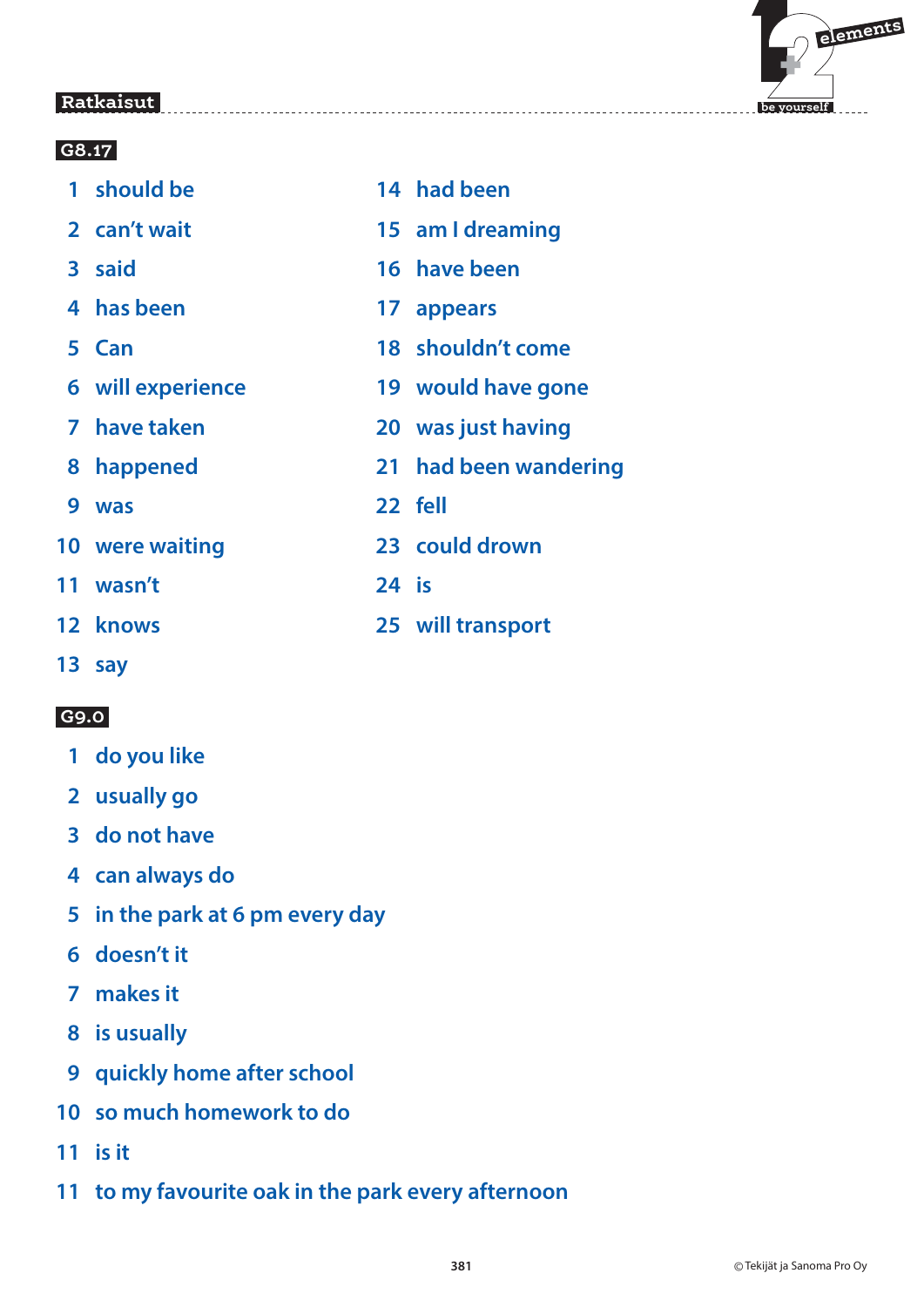## Ratkaisut

### G8.17

1 should be
2 can't wait
3 said
4 has been
5 Can
6 will experience
7 have taken
8 happened
9 was
10 were waiting
11 wasn't
12 knows
13 say
14 had been
15 am I dreaming
16 have been
17 appears
18 shouldn't come
19 would have gone
20 was just having
21 had been wandering
22 fell
23 could drown
24 is
25 will transport

### G9.0

1 do you like
2 usually go
3 do not have
4 can always do
5 in the park at 6 pm every day
6 doesn't it
7 makes it
8 is usually
9 quickly home after school
10 so much homework to do
11 is it
11 to my favourite oak in the park every afternoon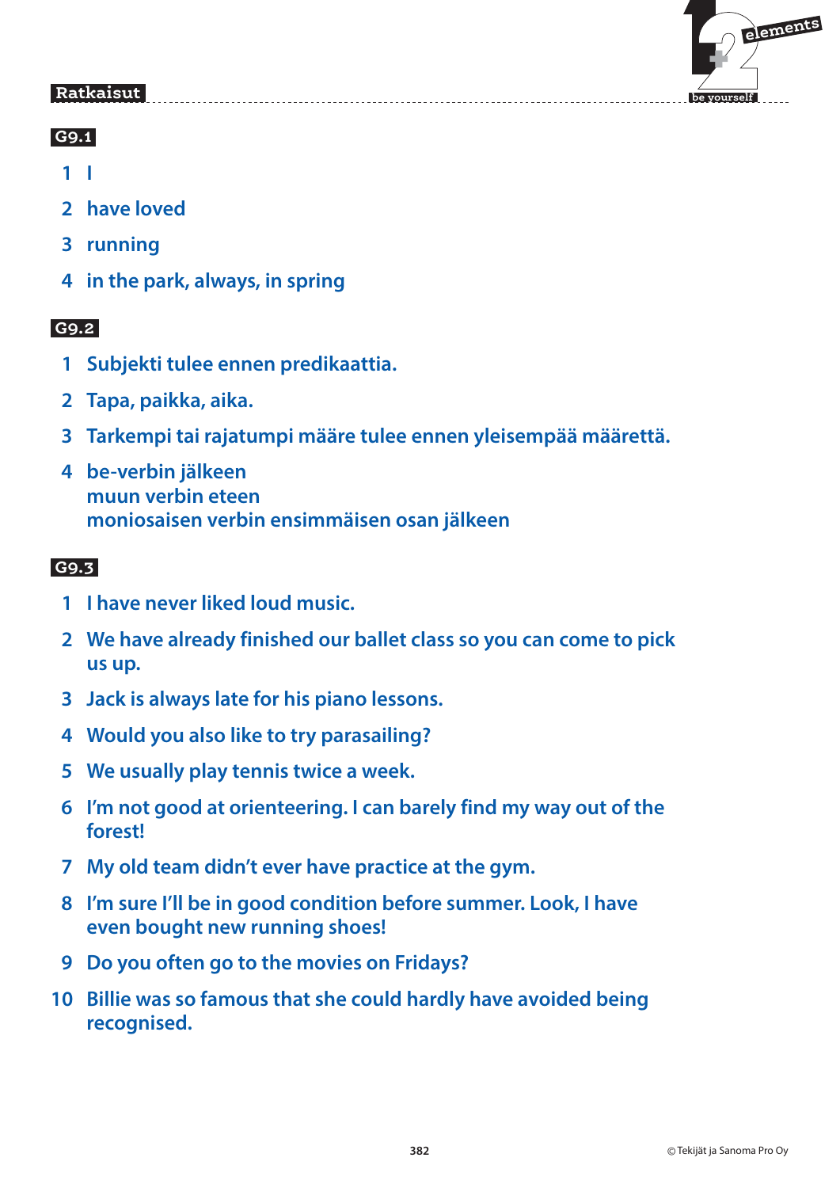## Ratkaisut

### G9.1

1. I
2. have loved
3. running
4. in the park, always, in spring

### G9.2

1. Subjekti tulee ennen predikaattia.
2. Tapa, paikka, aika.
3. Tarkempi tai rajatumpi määre tulee ennen yleisempää määrettä.
4. be-verbin jälkeen  
   muun verbin eteen  
   moniosaisen verbin ensimmäisen osan jälkeen

### G9.3

1. I have never liked loud music.
2. We have already finished our ballet class so you can come to pick us up.
3. Jack is always late for his piano lessons.
4. Would you also like to try parasailing?
5. We usually play tennis twice a week.
6. I'm not good at orienteering. I can barely find my way out of the forest!
7. My old team didn't ever have practice at the gym.
8. I'm sure I'll be in good condition before summer. Look, I have even bought new running shoes!
9. Do you often go to the movies on Fridays?
10. Billie was so famous that she could hardly have avoided being recognised.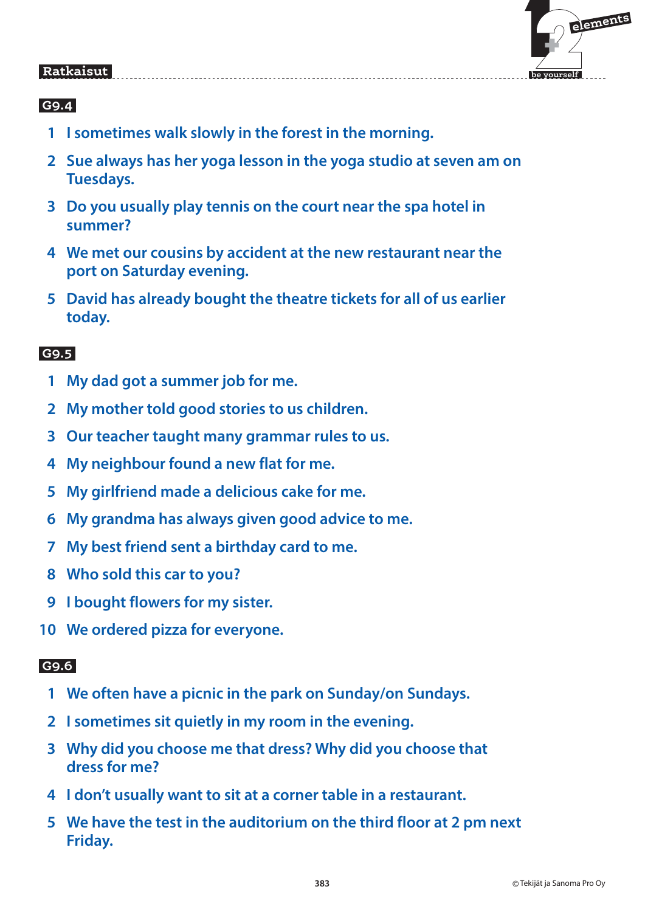## Ratkaisut

### G9.4

1. I sometimes walk slowly in the forest in the morning.
2. Sue always has her yoga lesson in the yoga studio at seven am on Tuesdays.
3. Do you usually play tennis on the court near the spa hotel in summer?
4. We met our cousins by accident at the new restaurant near the port on Saturday evening.
5. David has already bought the theatre tickets for all of us earlier today.

### G9.5

1. My dad got a summer job for me.
2. My mother told good stories to us children.
3. Our teacher taught many grammar rules to us.
4. My neighbour found a new flat for me.
5. My girlfriend made a delicious cake for me.
6. My grandma has always given good advice to me.
7. My best friend sent a birthday card to me.
8. Who sold this car to you?
9. I bought flowers for my sister.
10. We ordered pizza for everyone.

### G9.6

1. We often have a picnic in the park on Sunday/on Sundays.
2. I sometimes sit quietly in my room in the evening.
3. Why did you choose me that dress? Why did you choose that dress for me?
4. I don't usually want to sit at a corner table in a restaurant.
5. We have the test in the auditorium on the third floor at 2 pm next Friday.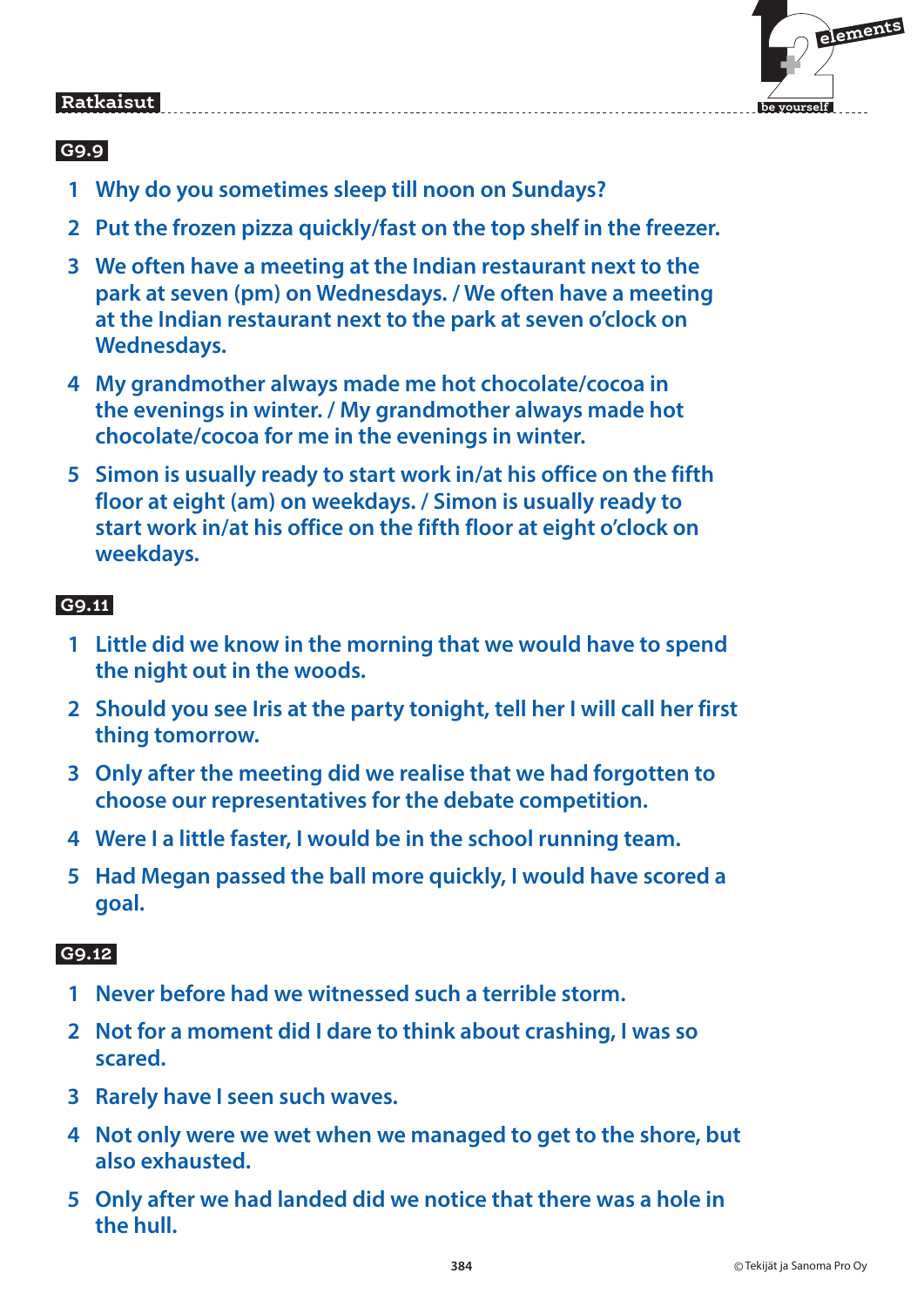Ratkaisut

## G9.9

1. Why do you sometimes sleep till noon on Sundays?
2. Put the frozen pizza quickly/fast on the top shelf in the freezer.
3. We often have a meeting at the Indian restaurant next to the park at seven (pm) on Wednesdays. / We often have a meeting at the Indian restaurant next to the park at seven o'clock on Wednesdays.
4. My grandmother always made me hot chocolate/cocoa in the evenings in winter. / My grandmother always made hot chocolate/cocoa for me in the evenings in winter.
5. Simon is usually ready to start work in/at his office on the fifth floor at eight (am) on weekdays. / Simon is usually ready to start work in/at his office on the fifth floor at eight o'clock on weekdays.

## G9.11

1. Little did we know in the morning that we would have to spend the night out in the woods.
2. Should you see Iris at the party tonight, tell her I will call her first thing tomorrow.
3. Only after the meeting did we realise that we had forgotten to choose our representatives for the debate competition.
4. Were I a little faster, I would be in the school running team.
5. Had Megan passed the ball more quickly, I would have scored a goal.

## G9.12

1. Never before had we witnessed such a terrible storm.
2. Not for a moment did I dare to think about crashing, I was so scared.
3. Rarely have I seen such waves.
4. Not only were we wet when we managed to get to the shore, but also exhausted.
5. Only after we had landed did we notice that there was a hole in the hull.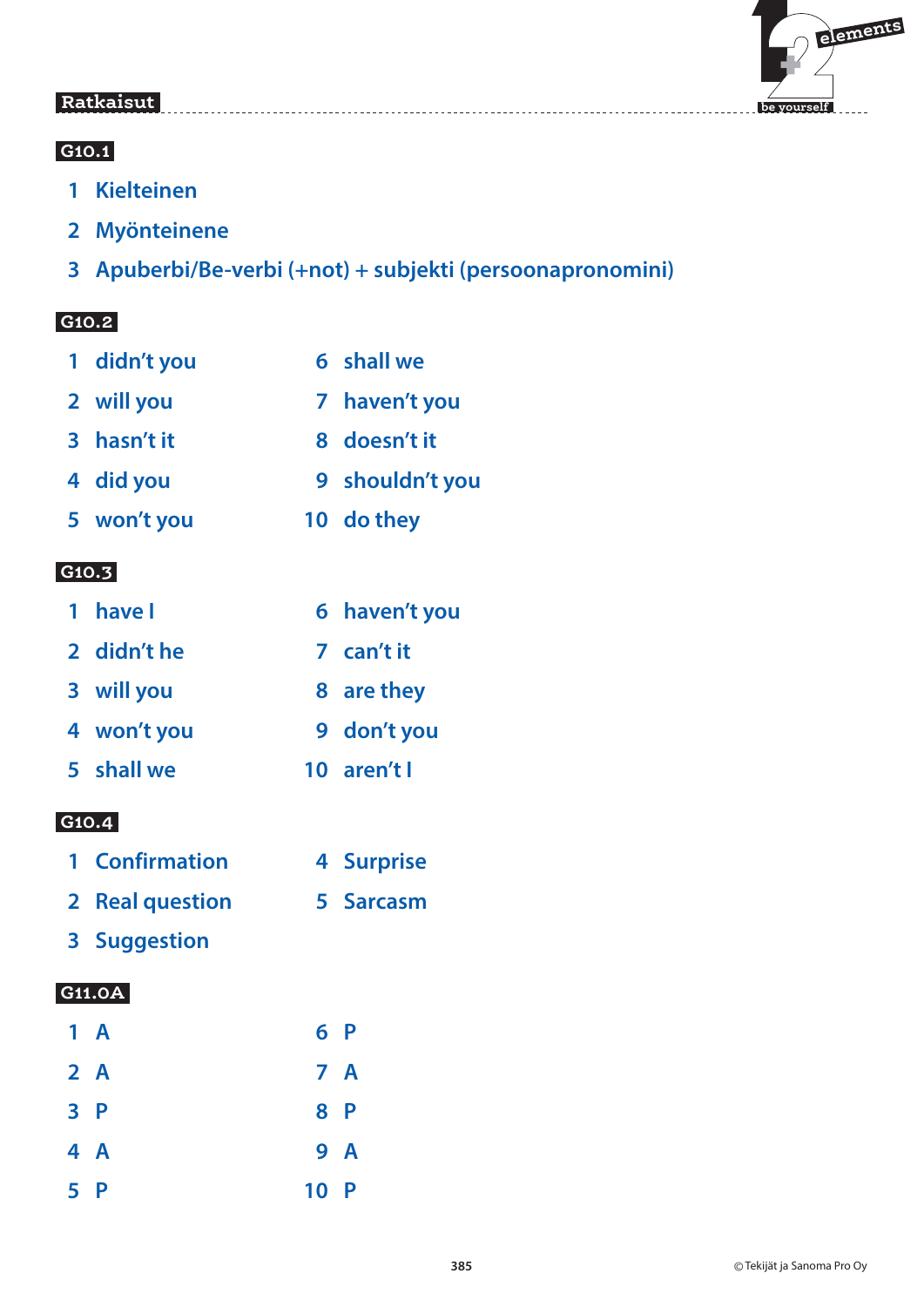## Ratkaisut

### G10.1

1 Kielteinen
2 Myönteinene
3 Apuberbi/Be-verbi (+not) + subjekti (persoonapronomini)

### G10.2

1 didn't you
2 will you
3 hasn't it
4 did you
5 won't you
6 shall we
7 haven't you
8 doesn't it
9 shouldn't you
10 do they

### G10.3

1 have I
2 didn't he
3 will you
4 won't you
5 shall we
6 haven't you
7 can't it
8 are they
9 don't you
10 aren't I

### G10.4

1 Confirmation
2 Real question
3 Suggestion
4 Surprise
5 Sarcasm

### G11.0A

1 A
2 A
3 P
4 A
5 P
6 P
7 A
8 P
9 A
10 P

© Tekijät ja Sanoma Pro Oy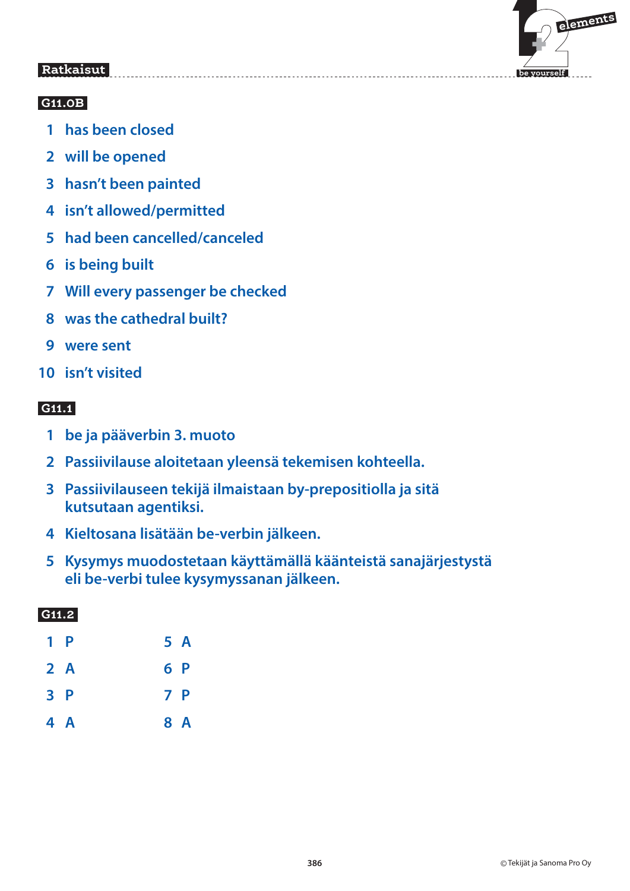## Ratkaisut

### G11.0B

1. has been closed
2. will be opened
3. hasn't been painted
4. isn't allowed/permitted
5. had been cancelled/canceled
6. is being built
7. Will every passenger be checked
8. was the cathedral built?
9. were sent
10. isn't visited

### G11.1

1. be ja pääverbin 3. muoto
2. Passiivilause aloitetaan yleensä tekemisen kohteella.
3. Passiivilauseen tekijä ilmaistaan by-prepositiolla ja sitä kutsutaan agentiksi.
4. Kieltosana lisätään be-verbin jälkeen.
5. Kysymys muodostetaan käyttämällä käänteistä sanajärjestystä eli be-verbi tulee kysymyssanan jälkeen.

### G11.2

1. P
2. A
3. P
4. A
5. A
6. P
7. P
8. A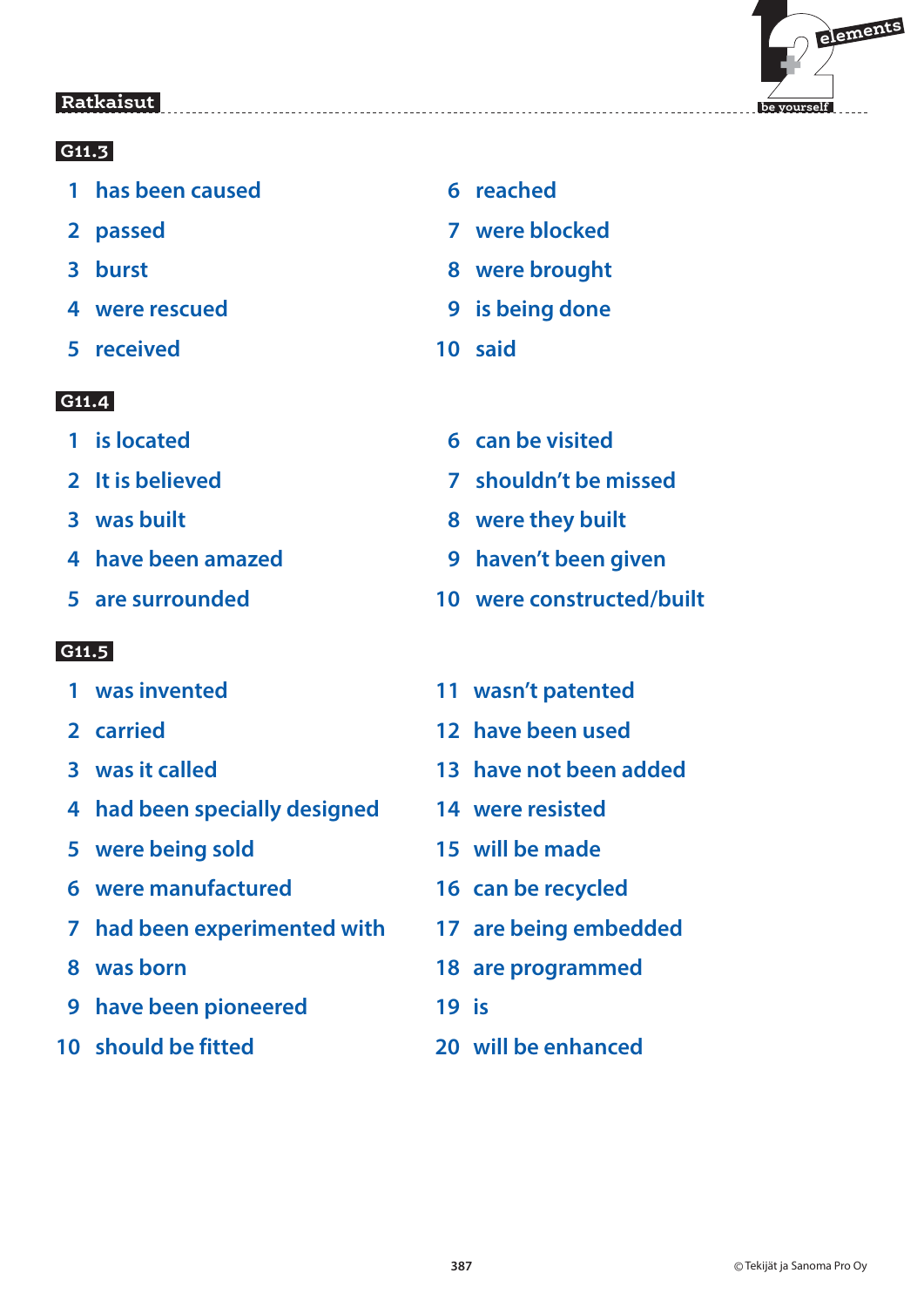## Ratkaisut

### G11.3

1. has been caused
2. passed
3. burst
4. were rescued
5. received
6. reached
7. were blocked
8. were brought
9. is being done
10. said

### G11.4

1. is located
2. It is believed
3. was built
4. have been amazed
5. are surrounded
6. can be visited
7. shouldn't be missed
8. were they built
9. haven't been given
10. were constructed/built

### G11.5

1. was invented
2. carried
3. was it called
4. had been specially designed
5. were being sold
6. were manufactured
7. had been experimented with
8. was born
9. have been pioneered
10. should be fitted
11. wasn't patented
12. have been used
13. have not been added
14. were resisted
15. will be made
16. can be recycled
17. are being embedded
18. are programmed
19. is
20. will be enhanced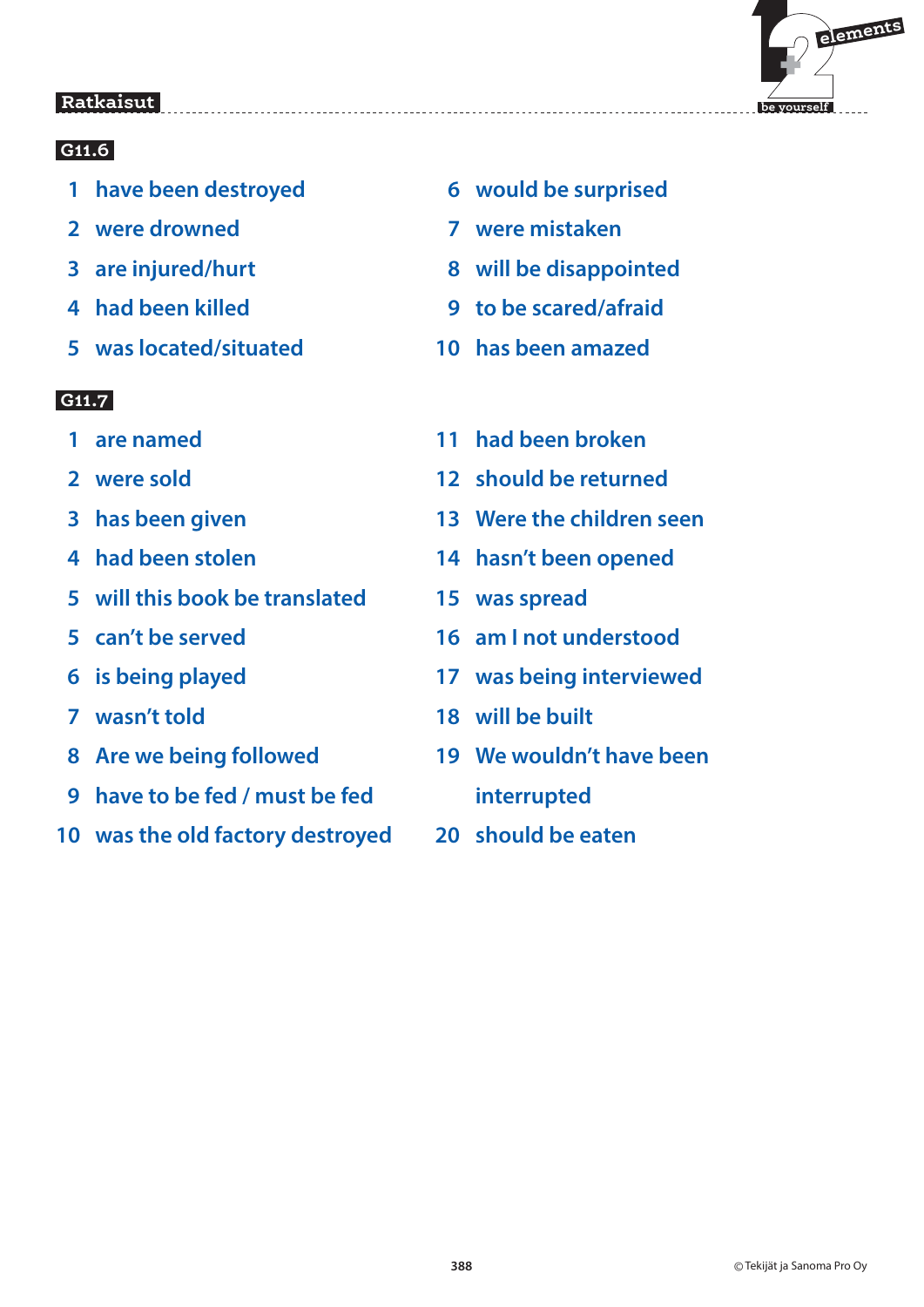**Ratkaisut**

**G11.6**

1 have been destroyed
2 were drowned
3 are injured/hurt
4 had been killed
5 was located/situated
6 would be surprised
7 were mistaken
8 will be disappointed
9 to be scared/afraid
10 has been amazed

**G11.7**

1 are named
2 were sold
3 has been given
4 had been stolen
5 will this book be translated
5 can't be served
6 is being played
7 wasn't told
8 Are we being followed
9 have to be fed / must be fed
10 was the old factory destroyed
11 had been broken
12 should be returned
13 Were the children seen
14 hasn't been opened
15 was spread
16 am I not understood
17 was being interviewed
18 will be built
19 We wouldn't have been interrupted
20 should be eaten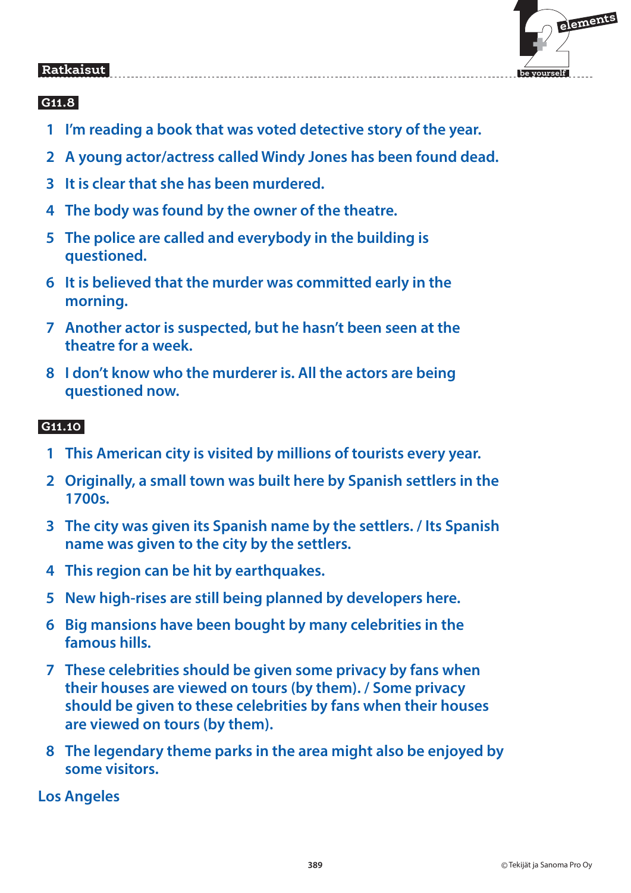**Ratkaisut**

**G11.8**

1. I'm reading a book that was voted detective story of the year.
2. A young actor/actress called Windy Jones has been found dead.
3. It is clear that she has been murdered.
4. The body was found by the owner of the theatre.
5. The police are called and everybody in the building is questioned.
6. It is believed that the murder was committed early in the morning.
7. Another actor is suspected, but he hasn't been seen at the theatre for a week.
8. I don't know who the murderer is. All the actors are being questioned now.

**G11.10**

1. This American city is visited by millions of tourists every year.
2. Originally, a small town was built here by Spanish settlers in the 1700s.
3. The city was given its Spanish name by the settlers. / Its Spanish name was given to the city by the settlers.
4. This region can be hit by earthquakes.
5. New high-rises are still being planned by developers here.
6. Big mansions have been bought by many celebrities in the famous hills.
7. These celebrities should be given some privacy by fans when their houses are viewed on tours (by them). / Some privacy should be given to these celebrities by fans when their houses are viewed on tours (by them).
8. The legendary theme parks in the area might also be enjoyed by some visitors.

Los Angeles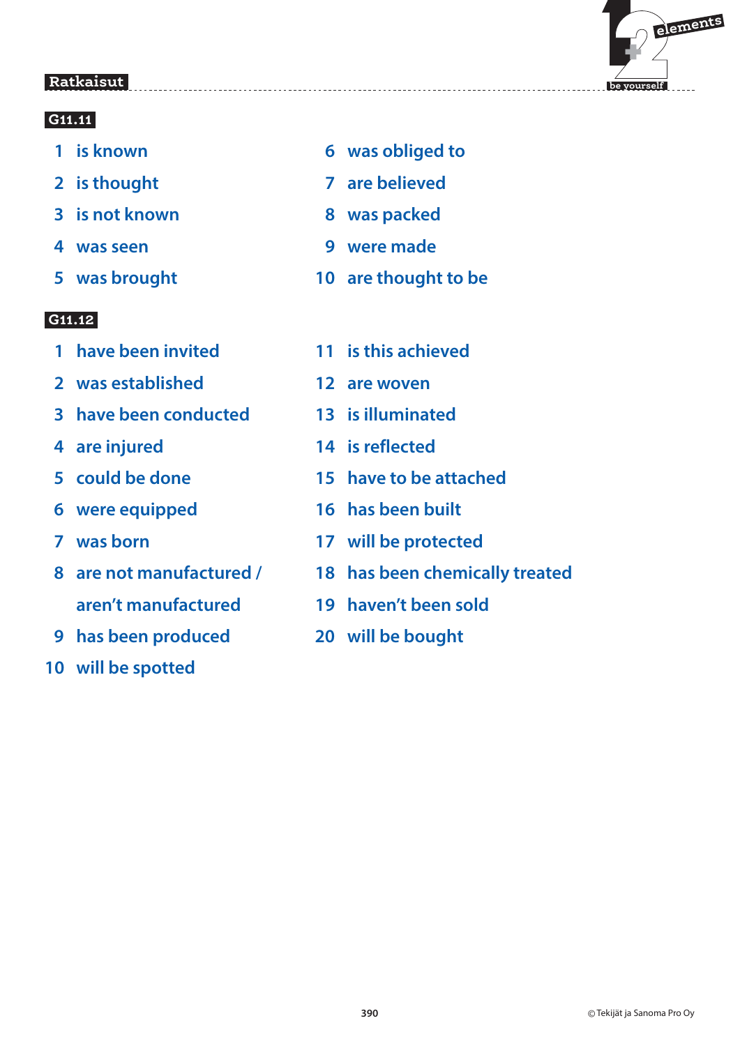## Ratkaisut

### G11.11

1. is known
2. is thought
3. is not known
4. was seen
5. was brought
6. was obliged to
7. are believed
8. was packed
9. were made
10. are thought to be

### G11.12

1. have been invited
2. was established
3. have been conducted
4. are injured
5. could be done
6. were equipped
7. was born
8. are not manufactured / aren't manufactured
9. has been produced
10. will be spotted
11. is this achieved
12. are woven
13. is illuminated
14. is reflected
15. have to be attached
16. has been built
17. will be protected
18. has been chemically treated
19. haven't been sold
20. will be bought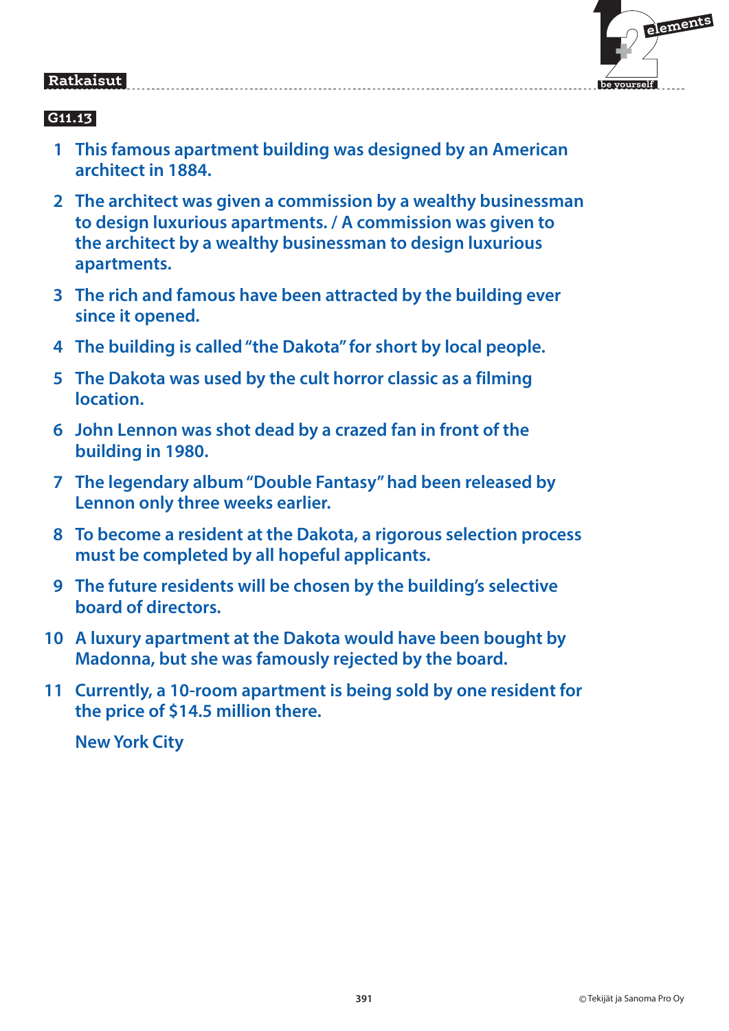**Ratkaisut**

**G11.13**

1. This famous apartment building was designed by an American architect in 1884.
2. The architect was given a commission by a wealthy businessman to design luxurious apartments. / A commission was given to the architect by a wealthy businessman to design luxurious apartments.
3. The rich and famous have been attracted by the building ever since it opened.
4. The building is called "the Dakota" for short by local people.
5. The Dakota was used by the cult horror classic as a filming location.
6. John Lennon was shot dead by a crazed fan in front of the building in 1980.
7. The legendary album "Double Fantasy" had been released by Lennon only three weeks earlier.
8. To become a resident at the Dakota, a rigorous selection process must be completed by all hopeful applicants.
9. The future residents will be chosen by the building's selective board of directors.
10. A luxury apartment at the Dakota would have been bought by Madonna, but she was famously rejected by the board.
11. Currently, a 10-room apartment is being sold by one resident for the price of $14.5 million there.

New York City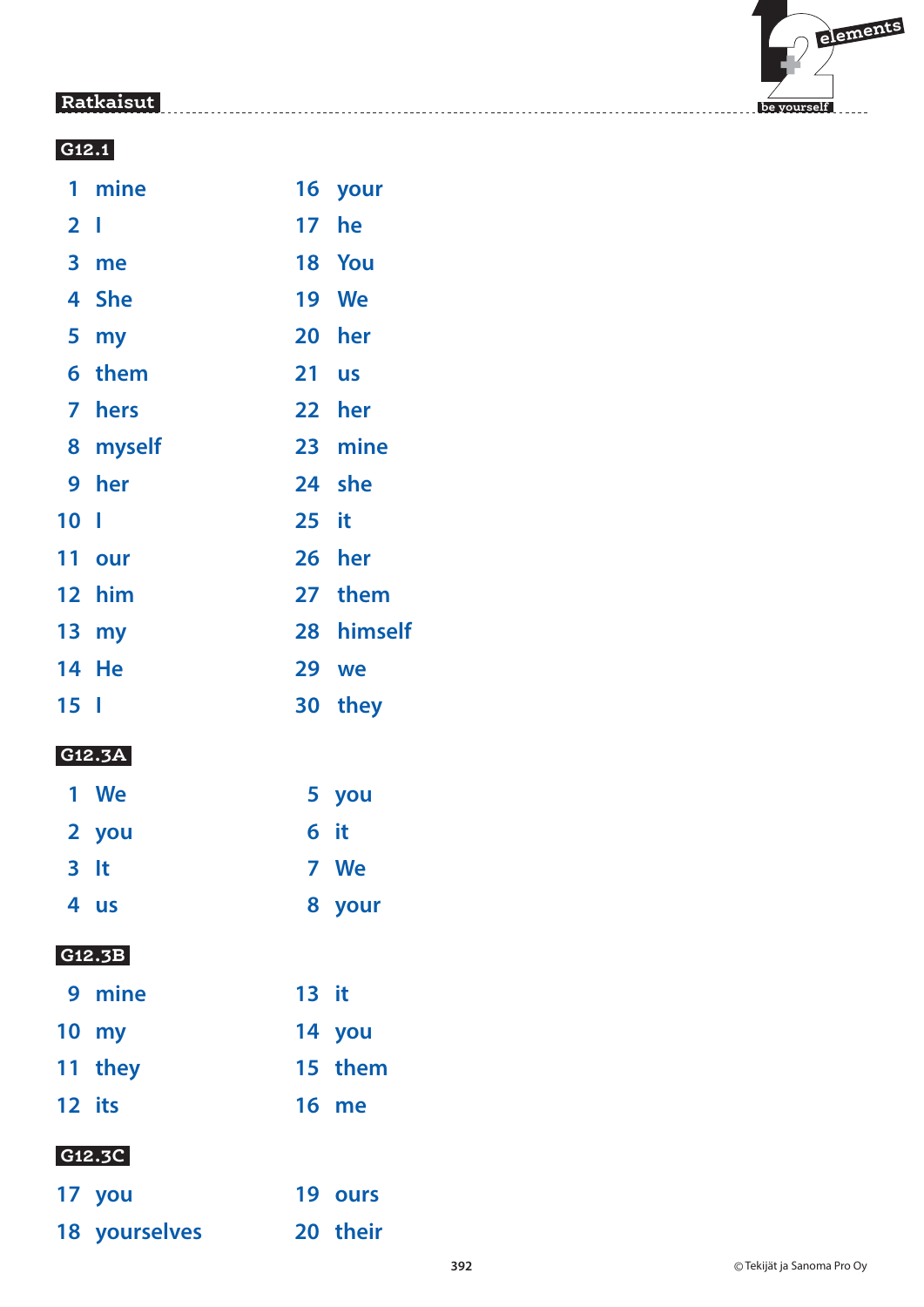## Ratkaisut

### G12.1

1 mine
2 I
3 me
4 She
5 my
6 them
7 hers
8 myself
9 her
10 I
11 our
12 him
13 my
14 He
15 I
16 your
17 he
18 You
19 We
20 her
21 us
22 her
23 mine
24 she
25 it
26 her
27 them
28 himself
29 we
30 they

### G12.3A

1 We
2 you
3 It
4 us
5 you
6 it
7 We
8 your

### G12.3B

9 mine
10 my
11 they
12 its
13 it
14 you
15 them
16 me

### G12.3C

17 you
18 yourselves
19 ours
20 their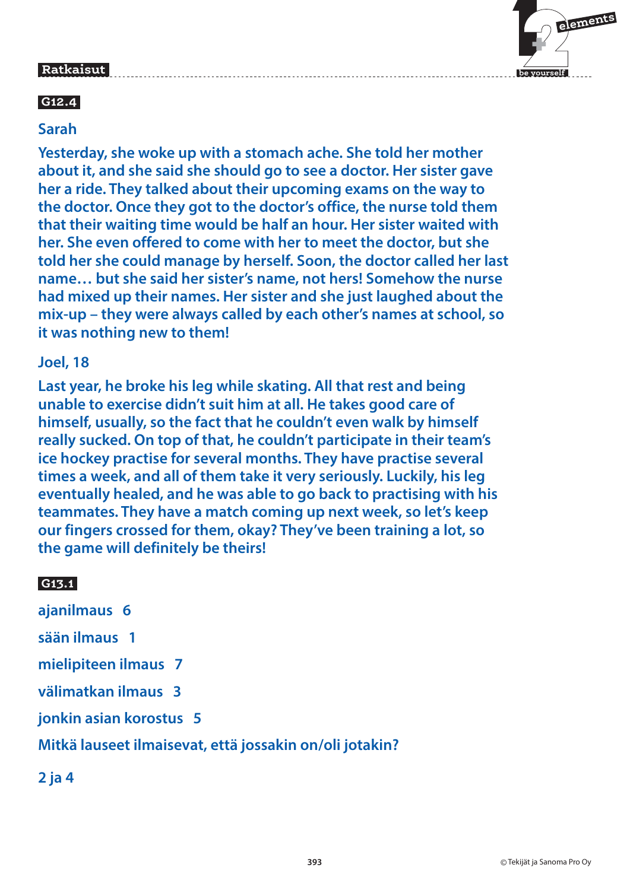**Ratkaisut**

## G12.4

### Sarah

**Yesterday, she woke up with a stomach ache. She told her mother about it, and she said she should go to see a doctor. Her sister gave her a ride. They talked about their upcoming exams on the way to the doctor. Once they got to the doctor's office, the nurse told them that their waiting time would be half an hour. Her sister waited with her. She even offered to come with her to meet the doctor, but she told her she could manage by herself. Soon, the doctor called her last name… but she said her sister's name, not hers! Somehow the nurse had mixed up their names. Her sister and she just laughed about the mix-up – they were always called by each other's names at school, so it was nothing new to them!**

### Joel, 18

**Last year, he broke his leg while skating. All that rest and being unable to exercise didn't suit him at all. He takes good care of himself, usually, so the fact that he couldn't even walk by himself really sucked. On top of that, he couldn't participate in their team's ice hockey practise for several months. They have practise several times a week, and all of them take it very seriously. Luckily, his leg eventually healed, and he was able to go back to practising with his teammates. They have a match coming up next week, so let's keep our fingers crossed for them, okay? They've been training a lot, so the game will definitely be theirs!**

## G13.1

**ajanilmaus 6**

**sään ilmaus 1**

**mielipiteen ilmaus 7**

**välimatkan ilmaus 3**

**jonkin asian korostus 5**

**Mitkä lauseet ilmaisevat, että jossakin on/oli jotakin?**

**2 ja 4**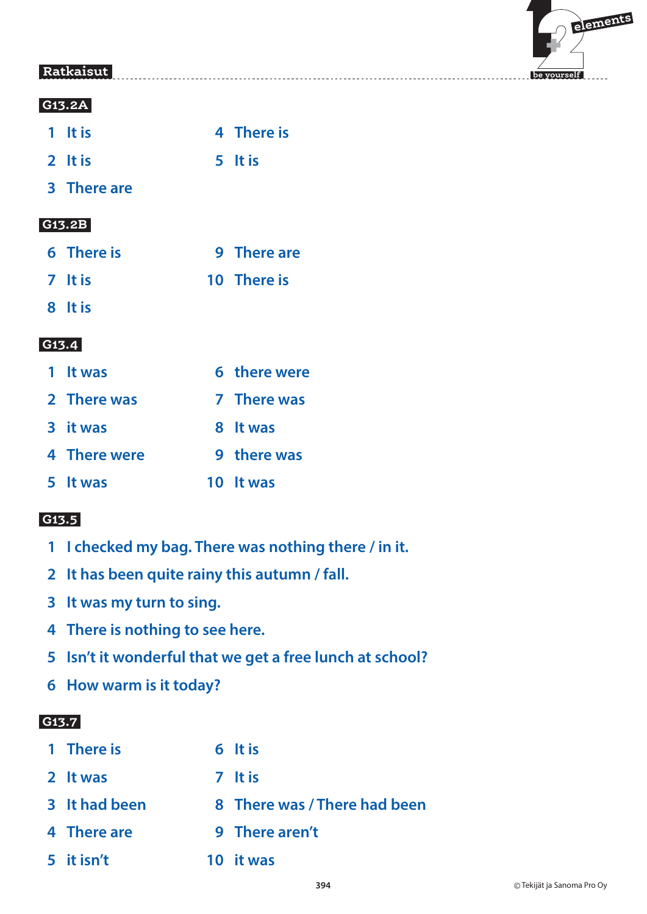## Ratkaisut

### G13.2A

1 It is
2 It is
3 There are
4 There is
5 It is

### G13.2B

6 There is
7 It is
8 It is
9 There are
10 There is

### G13.4

1 It was
2 There was
3 it was
4 There were
5 It was
6 there were
7 There was
8 It was
9 there was
10 It was

### G13.5

1 I checked my bag. There was nothing there / in it.
2 It has been quite rainy this autumn / fall.
3 It was my turn to sing.
4 There is nothing to see here.
5 Isn't it wonderful that we get a free lunch at school?
6 How warm is it today?

### G13.7

1 There is
2 It was
3 It had been
4 There are
5 it isn't
6 It is
7 It is
8 There was / There had been
9 There aren't
10 it was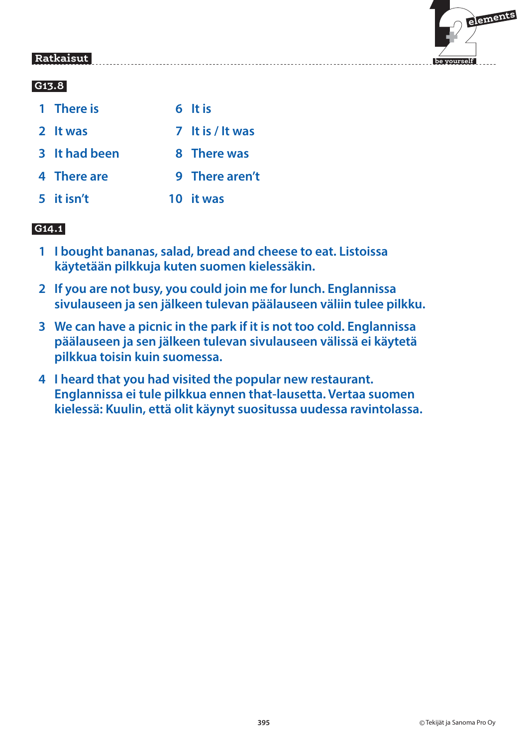## Ratkaisut

### G13.8

1 There is
2 It was
3 It had been
4 There are
5 it isn't
6 It is
7 It is / It was
8 There was
9 There aren't
10 it was

### G14.1

1 I bought bananas, salad, bread and cheese to eat. Listoissa käytetään pilkkuja kuten suomen kielessäkin.

2 If you are not busy, you could join me for lunch. Englannissa sivulauseen ja sen jälkeen tulevan päälauseen väliin tulee pilkku.

3 We can have a picnic in the park if it is not too cold. Englannissa päälauseen ja sen jälkeen tulevan sivulauseen välissä ei käytetä pilkkua toisin kuin suomessa.

4 I heard that you had visited the popular new restaurant. Englannissa ei tule pilkkua ennen that-lausetta. Vertaa suomen kielessä: Kuulin, että olit käynyt suositussa uudessa ravintolassa.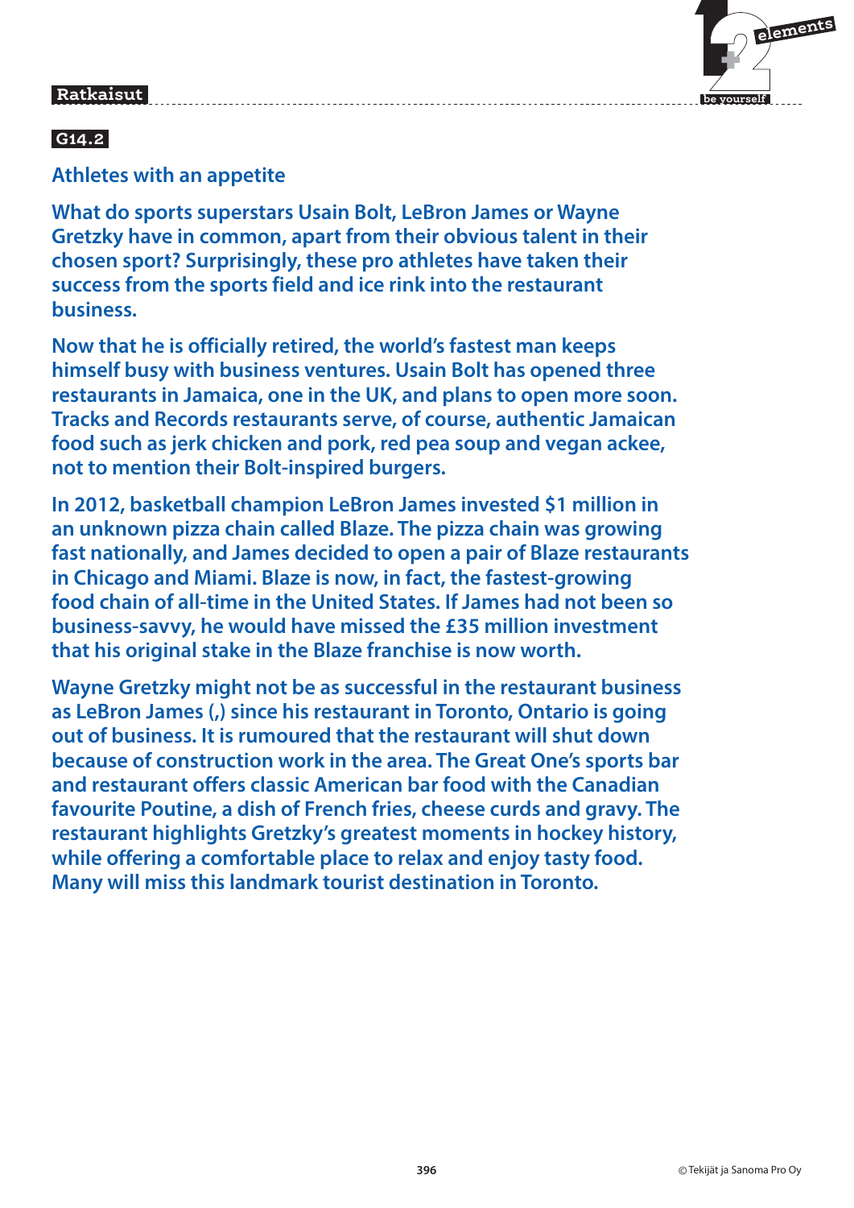Ratkaisut

G14.2

## Athletes with an appetite

**What do sports superstars Usain Bolt, LeBron James or Wayne Gretzky have in common, apart from their obvious talent in their chosen sport? Surprisingly, these pro athletes have taken their success from the sports field and ice rink into the restaurant business.**

**Now that he is officially retired, the world's fastest man keeps himself busy with business ventures. Usain Bolt has opened three restaurants in Jamaica, one in the UK, and plans to open more soon. Tracks and Records restaurants serve, of course, authentic Jamaican food such as jerk chicken and pork, red pea soup and vegan ackee, not to mention their Bolt-inspired burgers.**

**In 2012, basketball champion LeBron James invested $1 million in an unknown pizza chain called Blaze. The pizza chain was growing fast nationally, and James decided to open a pair of Blaze restaurants in Chicago and Miami. Blaze is now, in fact, the fastest-growing food chain of all-time in the United States. If James had not been so business-savvy, he would have missed the £35 million investment that his original stake in the Blaze franchise is now worth.**

**Wayne Gretzky might not be as successful in the restaurant business as LeBron James (,) since his restaurant in Toronto, Ontario is going out of business. It is rumoured that the restaurant will shut down because of construction work in the area. The Great One's sports bar and restaurant offers classic American bar food with the Canadian favourite Poutine, a dish of French fries, cheese curds and gravy. The restaurant highlights Gretzky's greatest moments in hockey history, while offering a comfortable place to relax and enjoy tasty food. Many will miss this landmark tourist destination in Toronto.**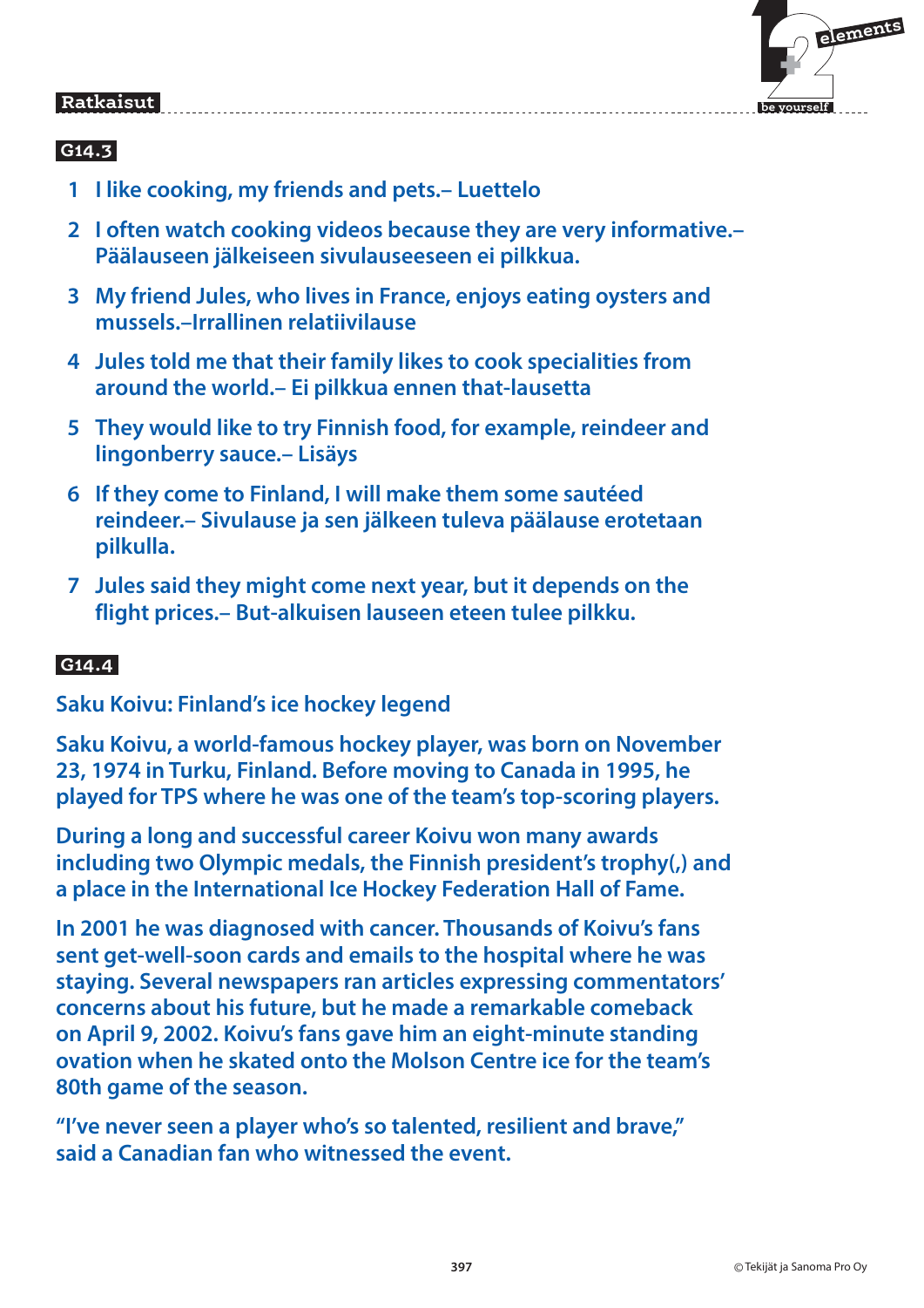**Ratkaisut**

**G14.3**

1. I like cooking, my friends and pets.– Luettelo
2. I often watch cooking videos because they are very informative.– Päälauseen jälkeiseen sivulauseeseen ei pilkkua.
3. My friend Jules, who lives in France, enjoys eating oysters and mussels.–Irrallinen relatiivilause
4. Jules told me that their family likes to cook specialities from around the world.– Ei pilkkua ennen that-lausetta
5. They would like to try Finnish food, for example, reindeer and lingonberry sauce.– Lisäys
6. If they come to Finland, I will make them some sautéed reindeer.– Sivulause ja sen jälkeen tuleva päälause erotetaan pilkulla.
7. Jules said they might come next year, but it depends on the flight prices.– But-alkuisen lauseen eteen tulee pilkku.

**G14.4**

Saku Koivu: Finland's ice hockey legend

Saku Koivu, a world-famous hockey player, was born on November 23, 1974 in Turku, Finland. Before moving to Canada in 1995, he played for TPS where he was one of the team's top-scoring players.

During a long and successful career Koivu won many awards including two Olympic medals, the Finnish president's trophy(,) and a place in the International Ice Hockey Federation Hall of Fame.

In 2001 he was diagnosed with cancer. Thousands of Koivu's fans sent get-well-soon cards and emails to the hospital where he was staying. Several newspapers ran articles expressing commentators' concerns about his future, but he made a remarkable comeback on April 9, 2002. Koivu's fans gave him an eight-minute standing ovation when he skated onto the Molson Centre ice for the team's 80th game of the season.

"I've never seen a player who's so talented, resilient and brave," said a Canadian fan who witnessed the event.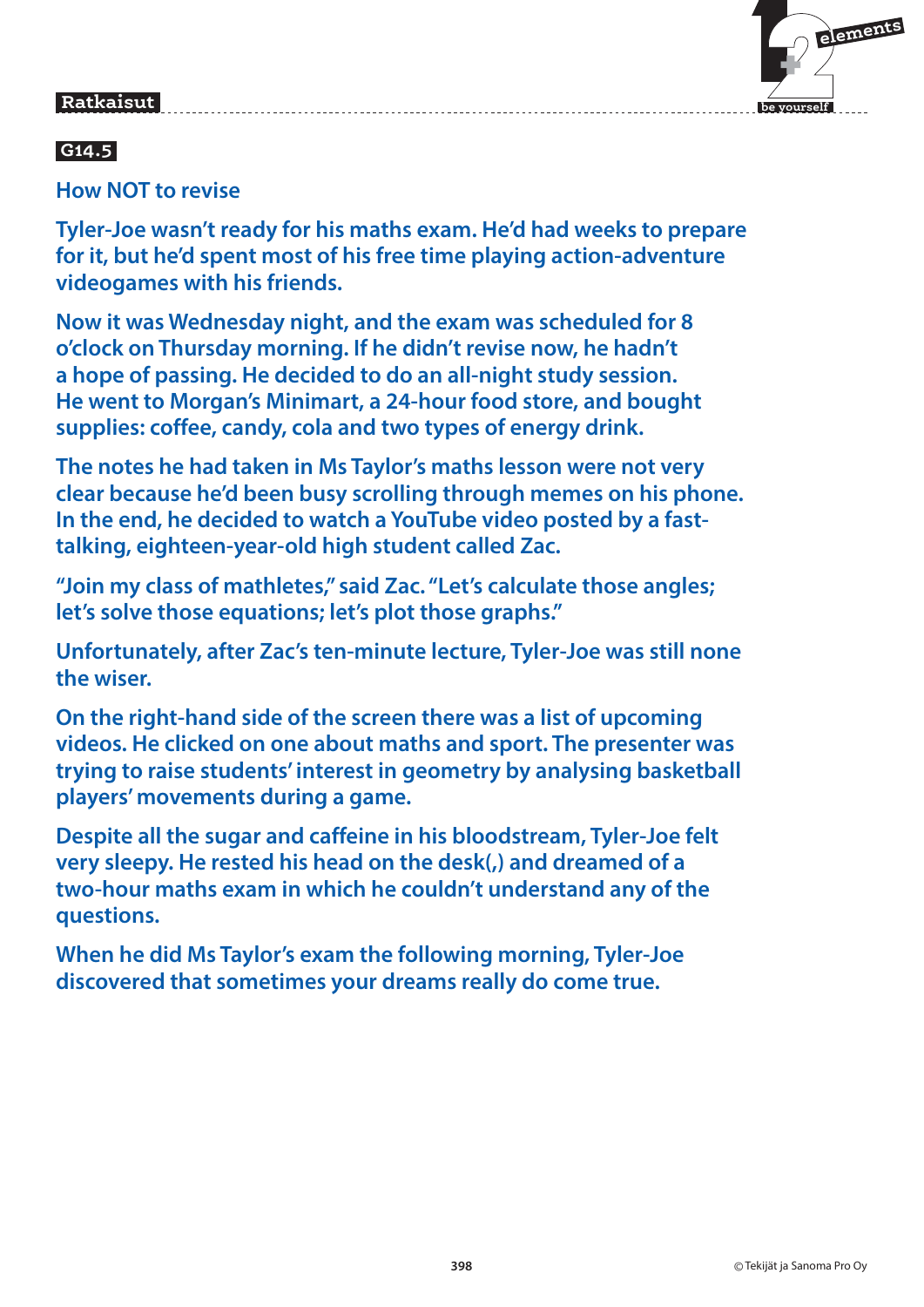**Ratkaisut**

**G14.5**

## How NOT to revise

Tyler-Joe wasn't ready for his maths exam. He'd had weeks to prepare for it, but he'd spent most of his free time playing action-adventure videogames with his friends.

Now it was Wednesday night, and the exam was scheduled for 8 o'clock on Thursday morning. If he didn't revise now, he hadn't a hope of passing. He decided to do an all-night study session. He went to Morgan's Minimart, a 24-hour food store, and bought supplies: coffee, candy, cola and two types of energy drink.

The notes he had taken in Ms Taylor's maths lesson were not very clear because he'd been busy scrolling through memes on his phone. In the end, he decided to watch a YouTube video posted by a fast-talking, eighteen-year-old high student called Zac.

"Join my class of mathletes," said Zac. "Let's calculate those angles; let's solve those equations; let's plot those graphs."

Unfortunately, after Zac's ten-minute lecture, Tyler-Joe was still none the wiser.

On the right-hand side of the screen there was a list of upcoming videos. He clicked on one about maths and sport. The presenter was trying to raise students' interest in geometry by analysing basketball players' movements during a game.

Despite all the sugar and caffeine in his bloodstream, Tyler-Joe felt very sleepy. He rested his head on the desk(,) and dreamed of a two-hour maths exam in which he couldn't understand any of the questions.

When he did Ms Taylor's exam the following morning, Tyler-Joe discovered that sometimes your dreams really do come true.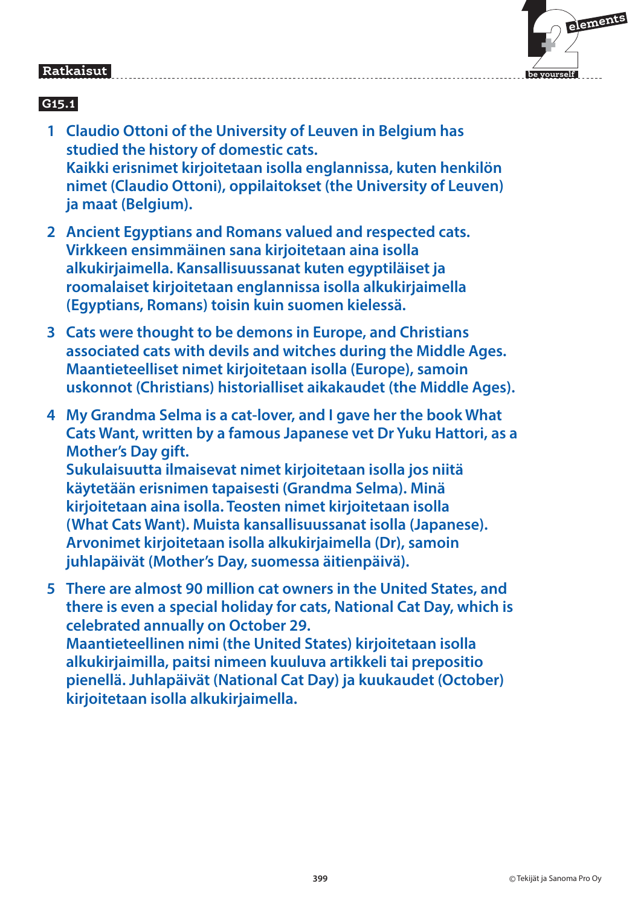**Ratkaisut**

**G15.1**

1. **Claudio Ottoni of the University of Leuven in Belgium has studied the history of domestic cats.**
   **Kaikki erisnimet kirjoitetaan isolla englannissa, kuten henkilön nimet (Claudio Ottoni), oppilaitokset (the University of Leuven) ja maat (Belgium).**

2. **Ancient Egyptians and Romans valued and respected cats.**
   **Virkkeen ensimmäinen sana kirjoitetaan aina isolla alkukirjaimella. Kansallisuussanat kuten egyptiläiset ja roomalaiset kirjoitetaan englannissa isolla alkukirjaimella (Egyptians, Romans) toisin kuin suomen kielessä.**

3. **Cats were thought to be demons in Europe, and Christians associated cats with devils and witches during the Middle Ages.**
   **Maantieteelliset nimet kirjoitetaan isolla (Europe), samoin uskonnot (Christians) historialliset aikakaudet (the Middle Ages).**

4. **My Grandma Selma is a cat-lover, and I gave her the book What Cats Want, written by a famous Japanese vet Dr Yuku Hattori, as a Mother's Day gift.**
   **Sukulaisuutta ilmaisevat nimet kirjoitetaan isolla jos niitä käytetään erisnimen tapaisesti (Grandma Selma). Minä kirjoitetaan aina isolla. Teosten nimet kirjoitetaan isolla (What Cats Want). Muista kansallisuussanat isolla (Japanese). Arvonimet kirjoitetaan isolla alkukirjaimella (Dr), samoin juhlapäivät (Mother's Day, suomessa äitienpäivä).**

5. **There are almost 90 million cat owners in the United States, and there is even a special holiday for cats, National Cat Day, which is celebrated annually on October 29.**
   **Maantieteellinen nimi (the United States) kirjoitetaan isolla alkukirjaimilla, paitsi nimeen kuuluva artikkeli tai prepositio pienellä. Juhlapäivät (National Cat Day) ja kuukaudet (October) kirjoitetaan isolla alkukirjaimella.**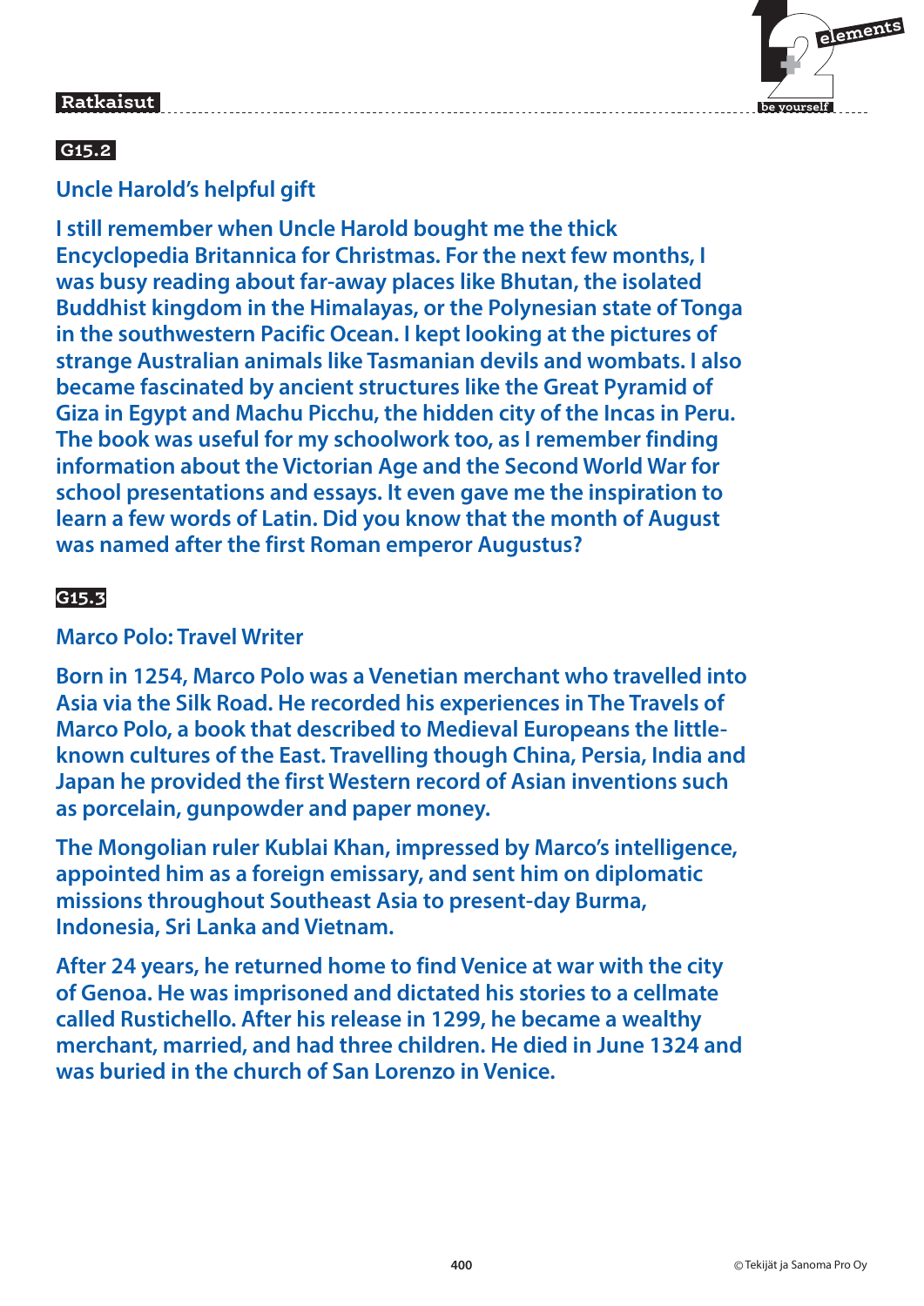**Ratkaisut**

**G15.2**

## Uncle Harold's helpful gift

I still remember when Uncle Harold bought me the thick Encyclopedia Britannica for Christmas. For the next few months, I was busy reading about far-away places like Bhutan, the isolated Buddhist kingdom in the Himalayas, or the Polynesian state of Tonga in the southwestern Pacific Ocean. I kept looking at the pictures of strange Australian animals like Tasmanian devils and wombats. I also became fascinated by ancient structures like the Great Pyramid of Giza in Egypt and Machu Picchu, the hidden city of the Incas in Peru. The book was useful for my schoolwork too, as I remember finding information about the Victorian Age and the Second World War for school presentations and essays. It even gave me the inspiration to learn a few words of Latin. Did you know that the month of August was named after the first Roman emperor Augustus?

**G15.3**

## Marco Polo: Travel Writer

Born in 1254, Marco Polo was a Venetian merchant who travelled into Asia via the Silk Road. He recorded his experiences in The Travels of Marco Polo, a book that described to Medieval Europeans the little-known cultures of the East. Travelling though China, Persia, India and Japan he provided the first Western record of Asian inventions such as porcelain, gunpowder and paper money.

The Mongolian ruler Kublai Khan, impressed by Marco's intelligence, appointed him as a foreign emissary, and sent him on diplomatic missions throughout Southeast Asia to present-day Burma, Indonesia, Sri Lanka and Vietnam.

After 24 years, he returned home to find Venice at war with the city of Genoa. He was imprisoned and dictated his stories to a cellmate called Rustichello. After his release in 1299, he became a wealthy merchant, married, and had three children. He died in June 1324 and was buried in the church of San Lorenzo in Venice.